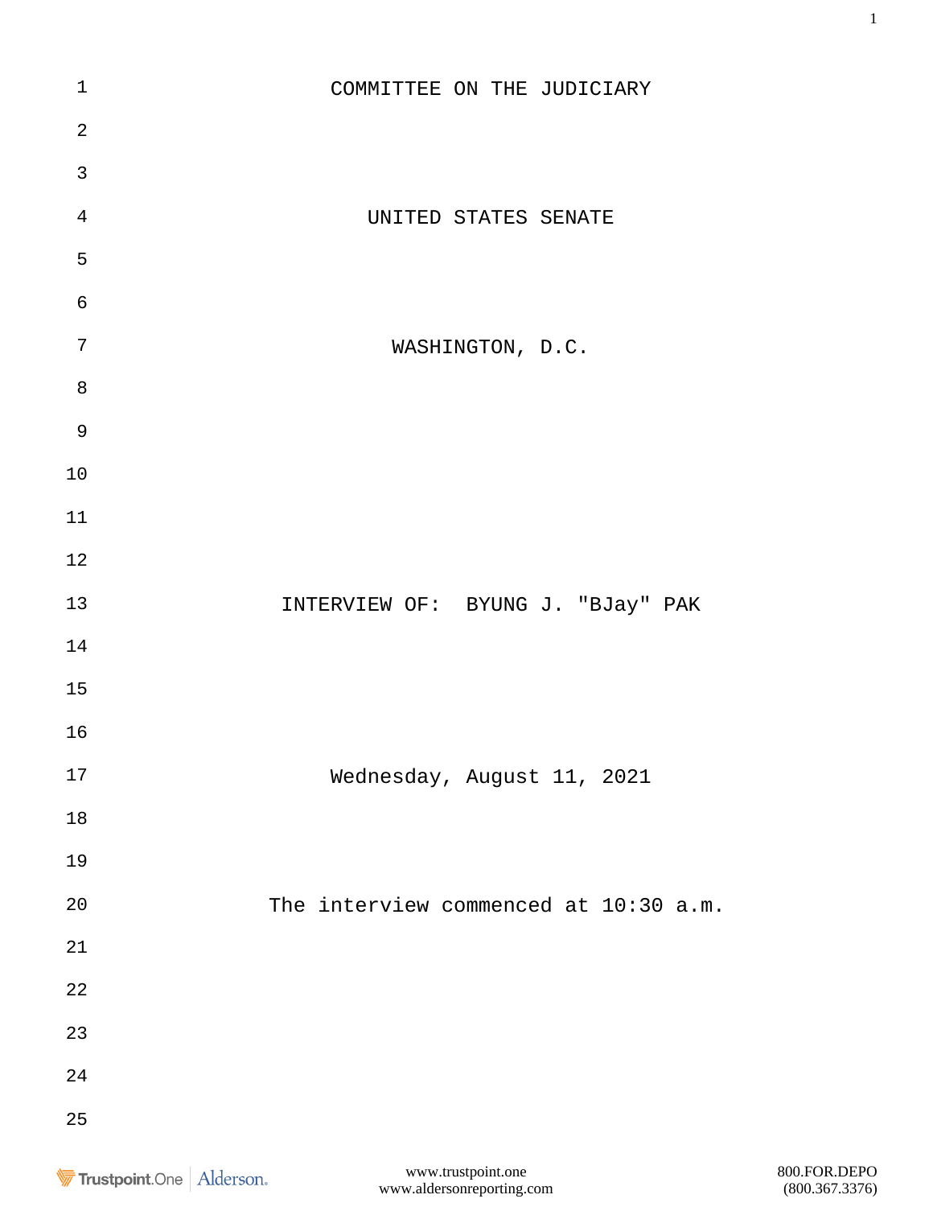COMMITTEE ON THE JUDICIARY

UNITED STATES SENATE

WASHINGTON, D.C.

INTERVIEW OF: BYUNG J. "BJay" PAK

Wednesday, August 11, 2021

The interview commenced at 10:30 a.m.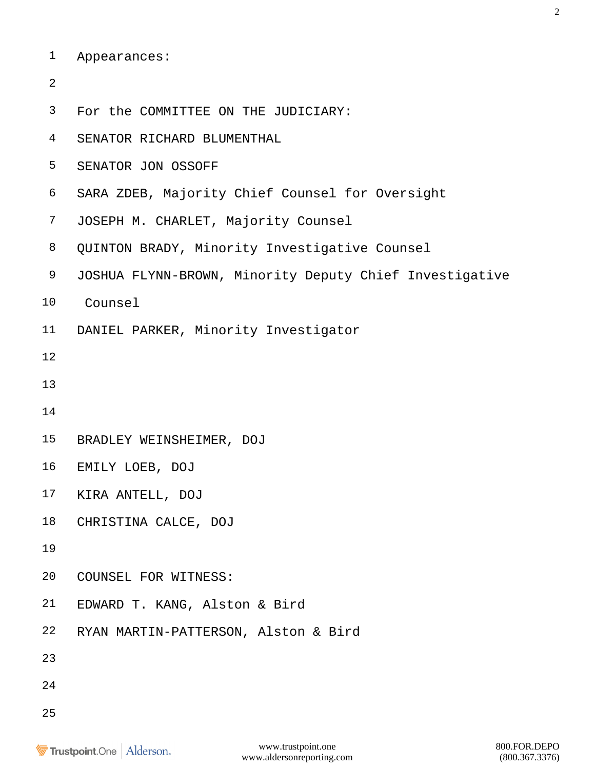Appearances:

For the COMMITTEE ON THE JUDICIARY:

SENATOR RICHARD BLUMENTHAL

SENATOR JON OSSOFF

SARA ZDEB, Majority Chief Counsel for Oversight

JOSEPH M. CHARLET, Majority Counsel

QUINTON BRADY, Minority Investigative Counsel

JOSHUA FLYNN-BROWN, Minority Deputy Chief Investigative Counsel

DANIEL PARKER, Minority Investigator

BRADLEY WEINSHEIMER, DOJ

EMILY LOEB, DOJ

KIRA ANTELL, DOJ

CHRISTINA CALCE, DOJ

COUNSEL FOR WITNESS:

EDWARD T. KANG, Alston & Bird

RYAN MARTIN-PATTERSON, Alston & Bird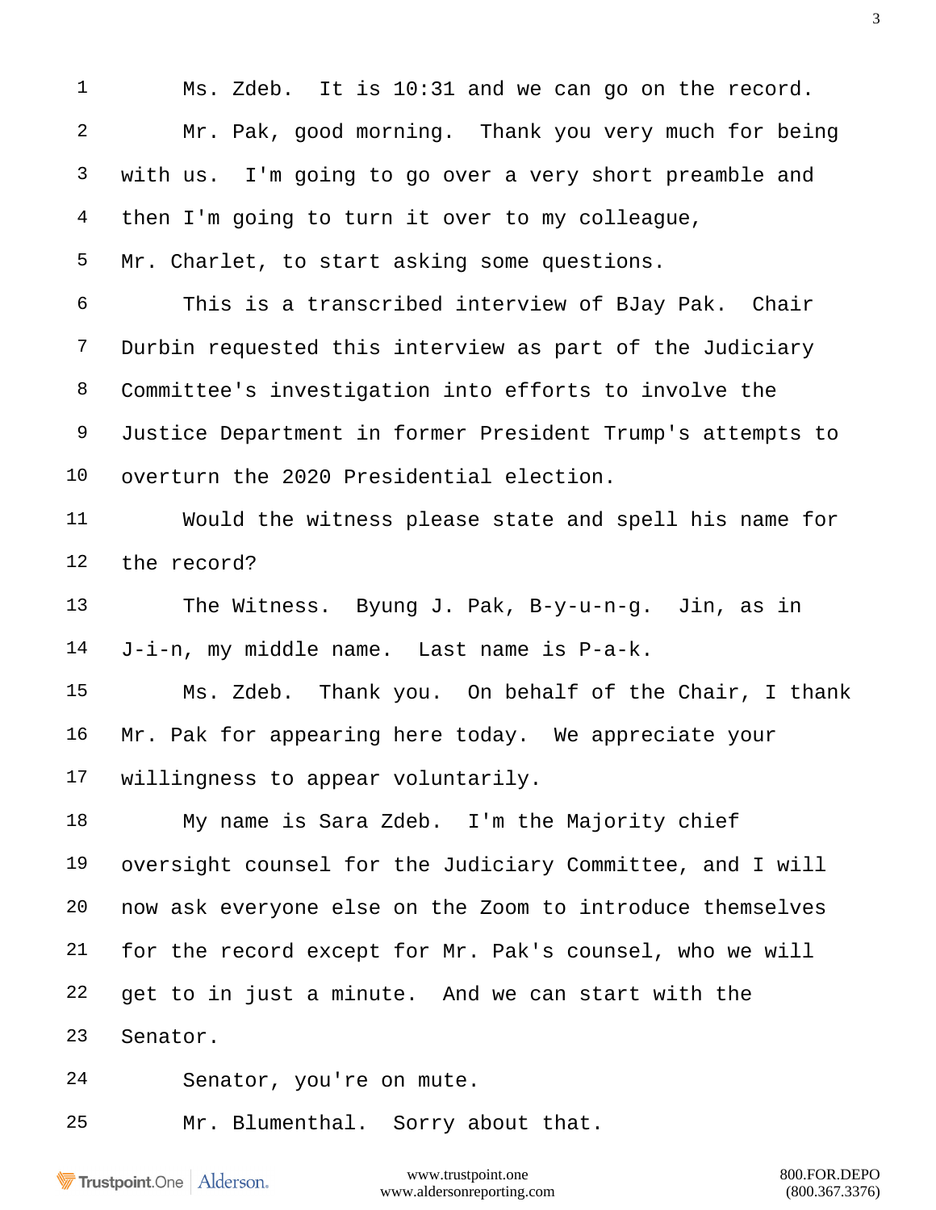Ms. Zdeb. It is 10:31 and we can go on the record.

Mr. Pak, good morning. Thank you very much for being with us. I'm going to go over a very short preamble and then I'm going to turn it over to my colleague, Mr. Charlet, to start asking some questions.

This is a transcribed interview of BJay Pak. Chair Durbin requested this interview as part of the Judiciary Committee's investigation into efforts to involve the Justice Department in former President Trump's attempts to overturn the 2020 Presidential election.

Would the witness please state and spell his name for the record?

The Witness. Byung J. Pak, B-y-u-n-g. Jin, as in J-i-n, my middle name. Last name is P-a-k.

Ms. Zdeb. Thank you. On behalf of the Chair, I thank Mr. Pak for appearing here today. We appreciate your willingness to appear voluntarily.

My name is Sara Zdeb. I'm the Majority chief oversight counsel for the Judiciary Committee, and I will now ask everyone else on the Zoom to introduce themselves for the record except for Mr. Pak's counsel, who we will get to in just a minute. And we can start with the Senator.

Senator, you're on mute.

Mr. Blumenthal. Sorry about that.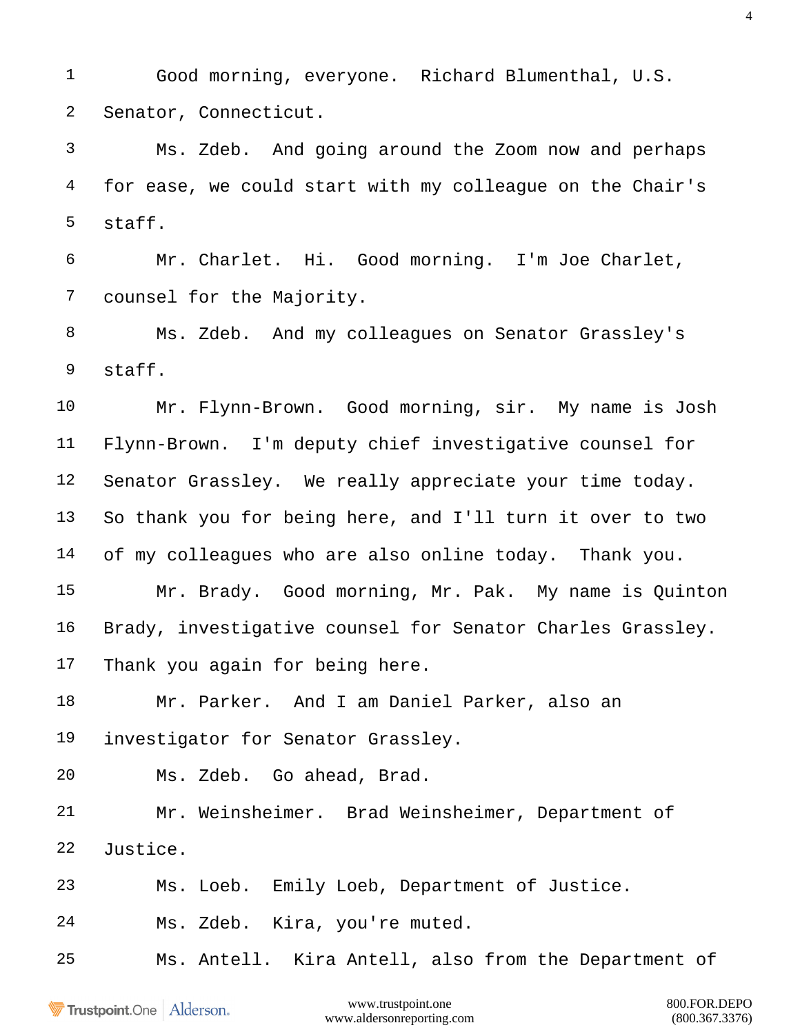1 Good morning, everyone. Richard Blumenthal, U.S.

2 Senator, Connecticut.

3 Ms. Zdeb. And going around the Zoom now and perhaps

4 for ease, we could start with my colleague on the Chair's

5 staff.

6 Mr. Charlet. Hi. Good morning. I'm Joe Charlet,

7 counsel for the Majority.

8 Ms. Zdeb. And my colleagues on Senator Grassley's

9 staff.

10 Mr. Flynn-Brown. Good morning, sir. My name is Josh

11 Flynn-Brown. I'm deputy chief investigative counsel for

12 Senator Grassley. We really appreciate your time today.

13 So thank you for being here, and I'll turn it over to two

14 of my colleagues who are also online today. Thank you.

15 Mr. Brady. Good morning, Mr. Pak. My name is Quinton

16 Brady, investigative counsel for Senator Charles Grassley.

17 Thank you again for being here.

18 Mr. Parker. And I am Daniel Parker, also an

19 investigator for Senator Grassley.

20 Ms. Zdeb. Go ahead, Brad.

21 Mr. Weinsheimer. Brad Weinsheimer, Department of

22 Justice.

23 Ms. Loeb. Emily Loeb, Department of Justice.

24 Ms. Zdeb. Kira, you're muted.

25 Ms. Antell. Kira Antell, also from the Department of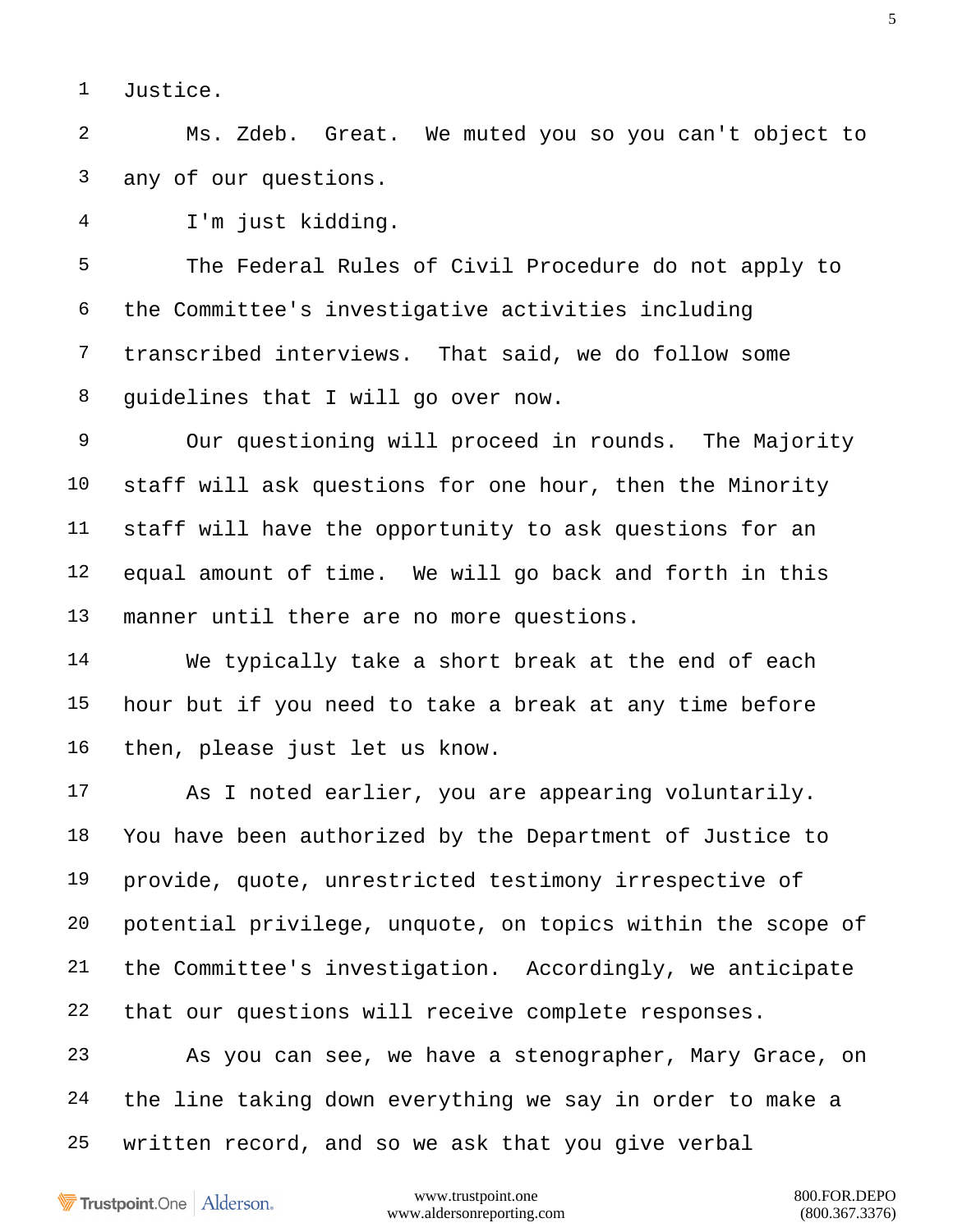Justice.

Ms. Zdeb. Great. We muted you so you can't object to any of our questions.

I'm just kidding.

The Federal Rules of Civil Procedure do not apply to the Committee's investigative activities including transcribed interviews. That said, we do follow some guidelines that I will go over now.

Our questioning will proceed in rounds. The Majority staff will ask questions for one hour, then the Minority staff will have the opportunity to ask questions for an equal amount of time. We will go back and forth in this manner until there are no more questions.

We typically take a short break at the end of each hour but if you need to take a break at any time before then, please just let us know.

As I noted earlier, you are appearing voluntarily. You have been authorized by the Department of Justice to provide, quote, unrestricted testimony irrespective of potential privilege, unquote, on topics within the scope of the Committee's investigation. Accordingly, we anticipate that our questions will receive complete responses.

As you can see, we have a stenographer, Mary Grace, on the line taking down everything we say in order to make a written record, and so we ask that you give verbal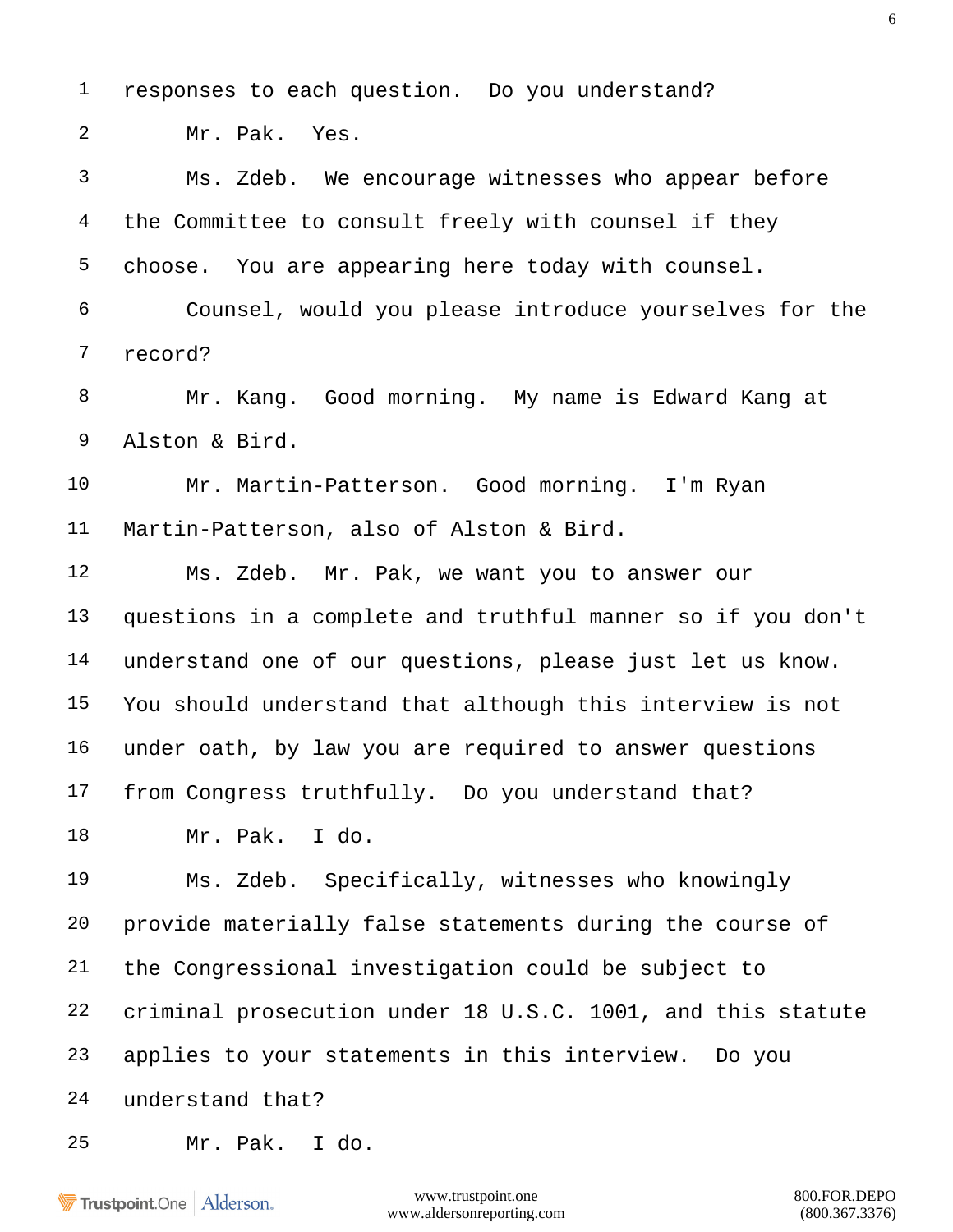responses to each question. Do you understand?

Mr. Pak. Yes.

Ms. Zdeb. We encourage witnesses who appear before the Committee to consult freely with counsel if they choose. You are appearing here today with counsel.

Counsel, would you please introduce yourselves for the record?

Mr. Kang. Good morning. My name is Edward Kang at Alston & Bird.

Mr. Martin-Patterson. Good morning. I'm Ryan Martin-Patterson, also of Alston & Bird.

Ms. Zdeb. Mr. Pak, we want you to answer our questions in a complete and truthful manner so if you don't understand one of our questions, please just let us know. You should understand that although this interview is not under oath, by law you are required to answer questions from Congress truthfully. Do you understand that?

Mr. Pak. I do.

Ms. Zdeb. Specifically, witnesses who knowingly provide materially false statements during the course of the Congressional investigation could be subject to criminal prosecution under 18 U.S.C. 1001, and this statute applies to your statements in this interview. Do you understand that?

Mr. Pak. I do.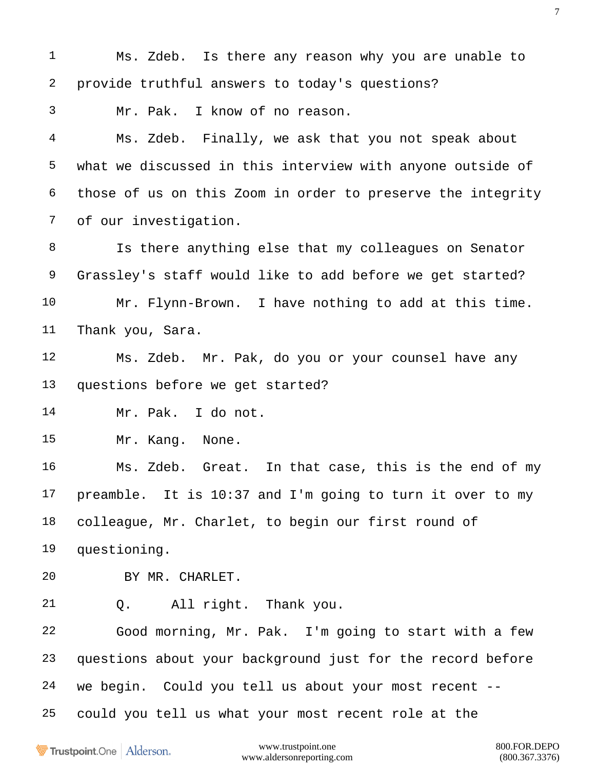Ms. Zdeb. Is there any reason why you are unable to provide truthful answers to today's questions?

Mr. Pak. I know of no reason.

Ms. Zdeb. Finally, we ask that you not speak about what we discussed in this interview with anyone outside of those of us on this Zoom in order to preserve the integrity of our investigation.

Is there anything else that my colleagues on Senator Grassley's staff would like to add before we get started?

Mr. Flynn-Brown. I have nothing to add at this time. Thank you, Sara.

Ms. Zdeb. Mr. Pak, do you or your counsel have any questions before we get started?

Mr. Pak. I do not.

Mr. Kang. None.

Ms. Zdeb. Great. In that case, this is the end of my preamble. It is 10:37 and I'm going to turn it over to my colleague, Mr. Charlet, to begin our first round of questioning.

BY MR. CHARLET.

Q. All right. Thank you.

Good morning, Mr. Pak. I'm going to start with a few questions about your background just for the record before we begin. Could you tell us about your most recent -- could you tell us what your most recent role at the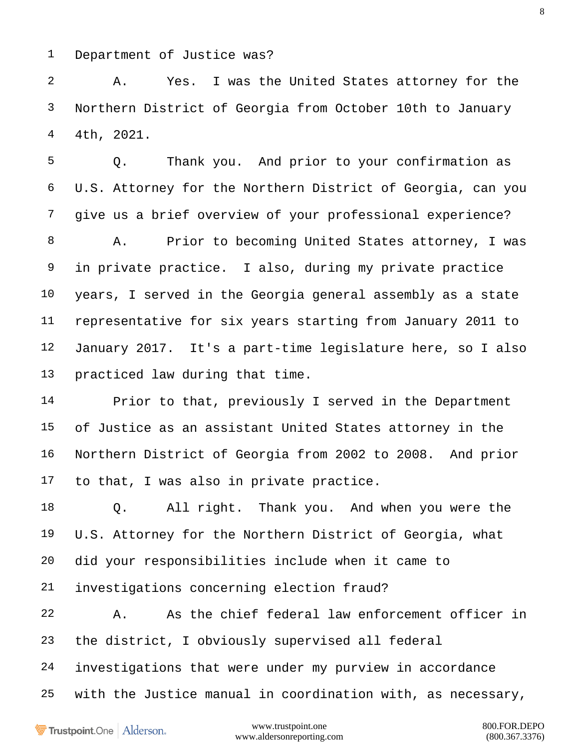1 Department of Justice was?

2 A. Yes. I was the United States attorney for the

3 Northern District of Georgia from October 10th to January

4 4th, 2021.

5 Q. Thank you. And prior to your confirmation as

6 U.S. Attorney for the Northern District of Georgia, can you

7 give us a brief overview of your professional experience?

8 A. Prior to becoming United States attorney, I was

9 in private practice. I also, during my private practice

10 years, I served in the Georgia general assembly as a state

11 representative for six years starting from January 2011 to

12 January 2017. It's a part-time legislature here, so I also

13 practiced law during that time.

14 Prior to that, previously I served in the Department

15 of Justice as an assistant United States attorney in the

16 Northern District of Georgia from 2002 to 2008. And prior

17 to that, I was also in private practice.

18 Q. All right. Thank you. And when you were the

19 U.S. Attorney for the Northern District of Georgia, what

20 did your responsibilities include when it came to

21 investigations concerning election fraud?

22 A. As the chief federal law enforcement officer in

23 the district, I obviously supervised all federal

24 investigations that were under my purview in accordance

25 with the Justice manual in coordination with, as necessary,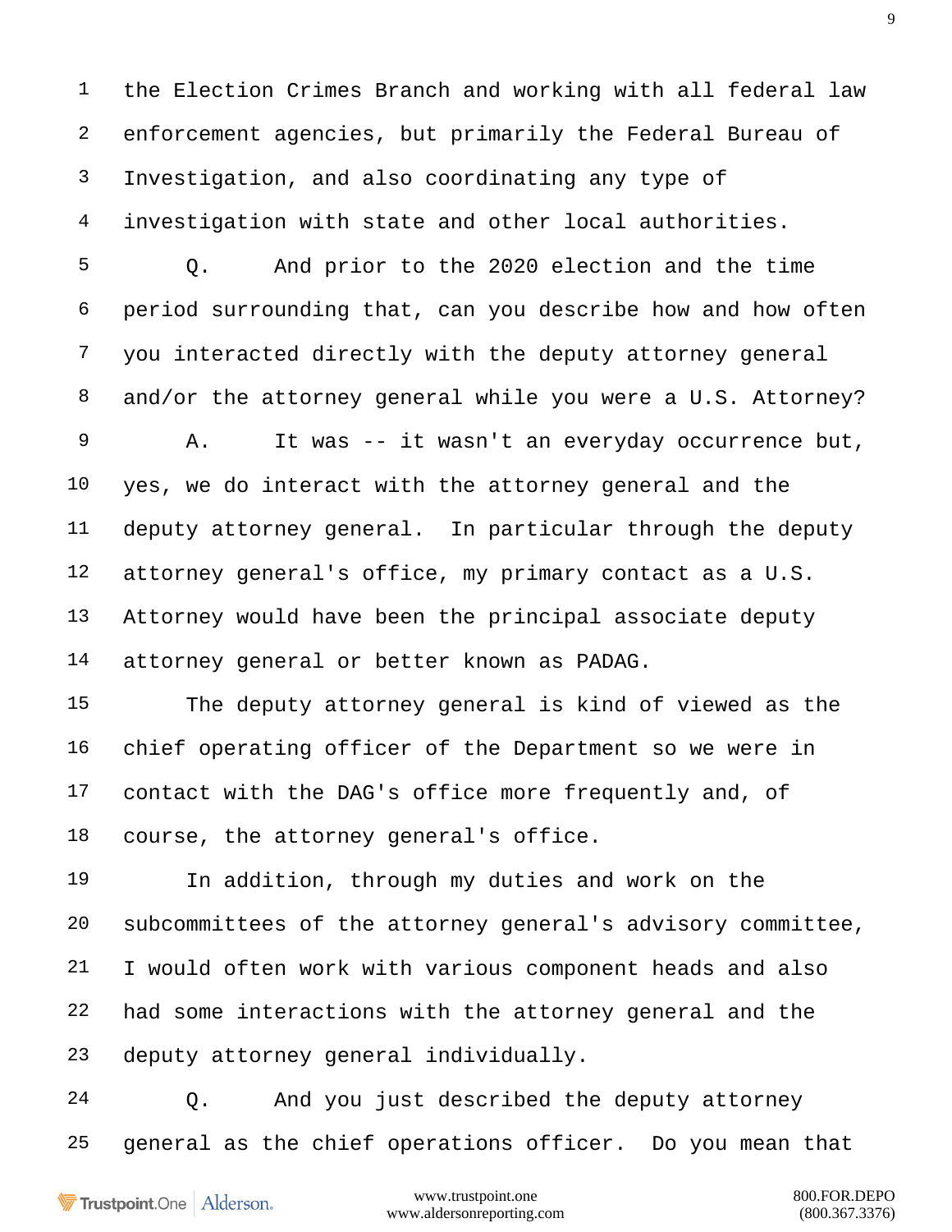1 the Election Crimes Branch and working with all federal law
2 enforcement agencies, but primarily the Federal Bureau of
3 Investigation, and also coordinating any type of
4 investigation with state and other local authorities.
5 Q. And prior to the 2020 election and the time
6 period surrounding that, can you describe how and how often
7 you interacted directly with the deputy attorney general
8 and/or the attorney general while you were a U.S. Attorney?
9 A. It was -- it wasn't an everyday occurrence but,
10 yes, we do interact with the attorney general and the
11 deputy attorney general. In particular through the deputy
12 attorney general's office, my primary contact as a U.S.
13 Attorney would have been the principal associate deputy
14 attorney general or better known as PADAG.
15 The deputy attorney general is kind of viewed as the
16 chief operating officer of the Department so we were in
17 contact with the DAG's office more frequently and, of
18 course, the attorney general's office.
19 In addition, through my duties and work on the
20 subcommittees of the attorney general's advisory committee,
21 I would often work with various component heads and also
22 had some interactions with the attorney general and the
23 deputy attorney general individually.
24 Q. And you just described the deputy attorney
25 general as the chief operations officer. Do you mean that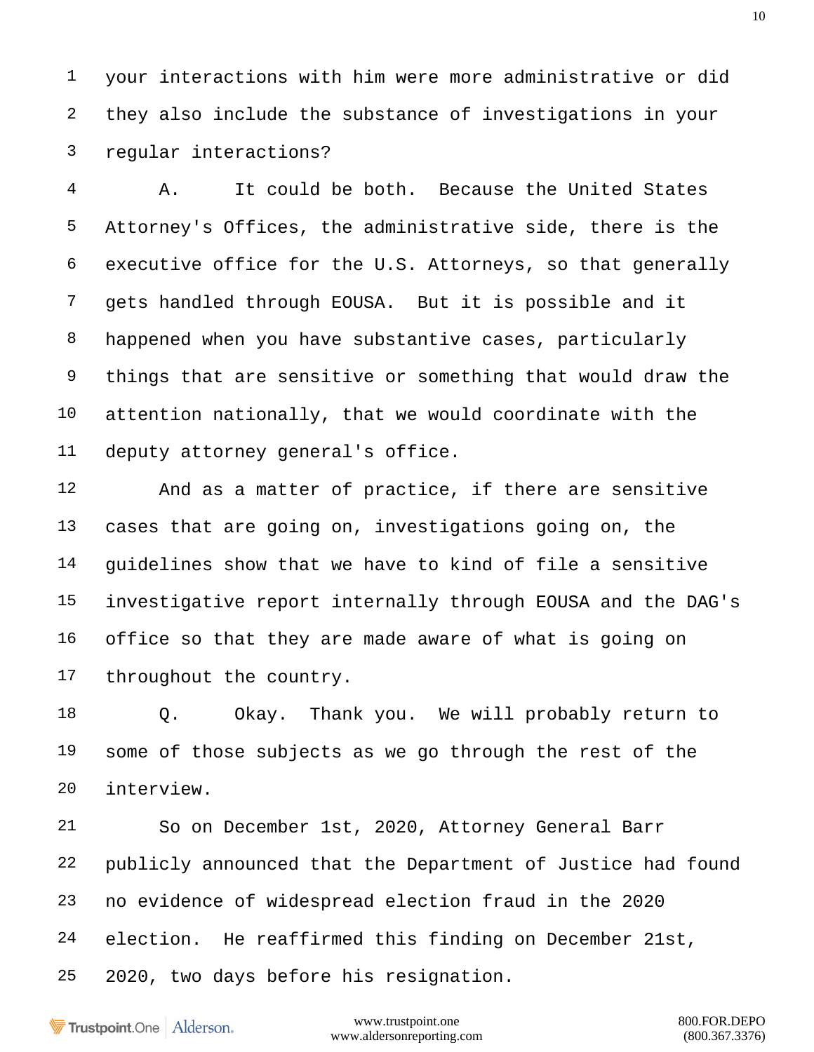your interactions with him were more administrative or did they also include the substance of investigations in your regular interactions?

A. It could be both. Because the United States Attorney's Offices, the administrative side, there is the executive office for the U.S. Attorneys, so that generally gets handled through EOUSA. But it is possible and it happened when you have substantive cases, particularly things that are sensitive or something that would draw the attention nationally, that we would coordinate with the deputy attorney general's office.

And as a matter of practice, if there are sensitive cases that are going on, investigations going on, the guidelines show that we have to kind of file a sensitive investigative report internally through EOUSA and the DAG's office so that they are made aware of what is going on throughout the country.

Q. Okay. Thank you. We will probably return to some of those subjects as we go through the rest of the interview.

So on December 1st, 2020, Attorney General Barr publicly announced that the Department of Justice had found no evidence of widespread election fraud in the 2020 election. He reaffirmed this finding on December 21st, 2020, two days before his resignation.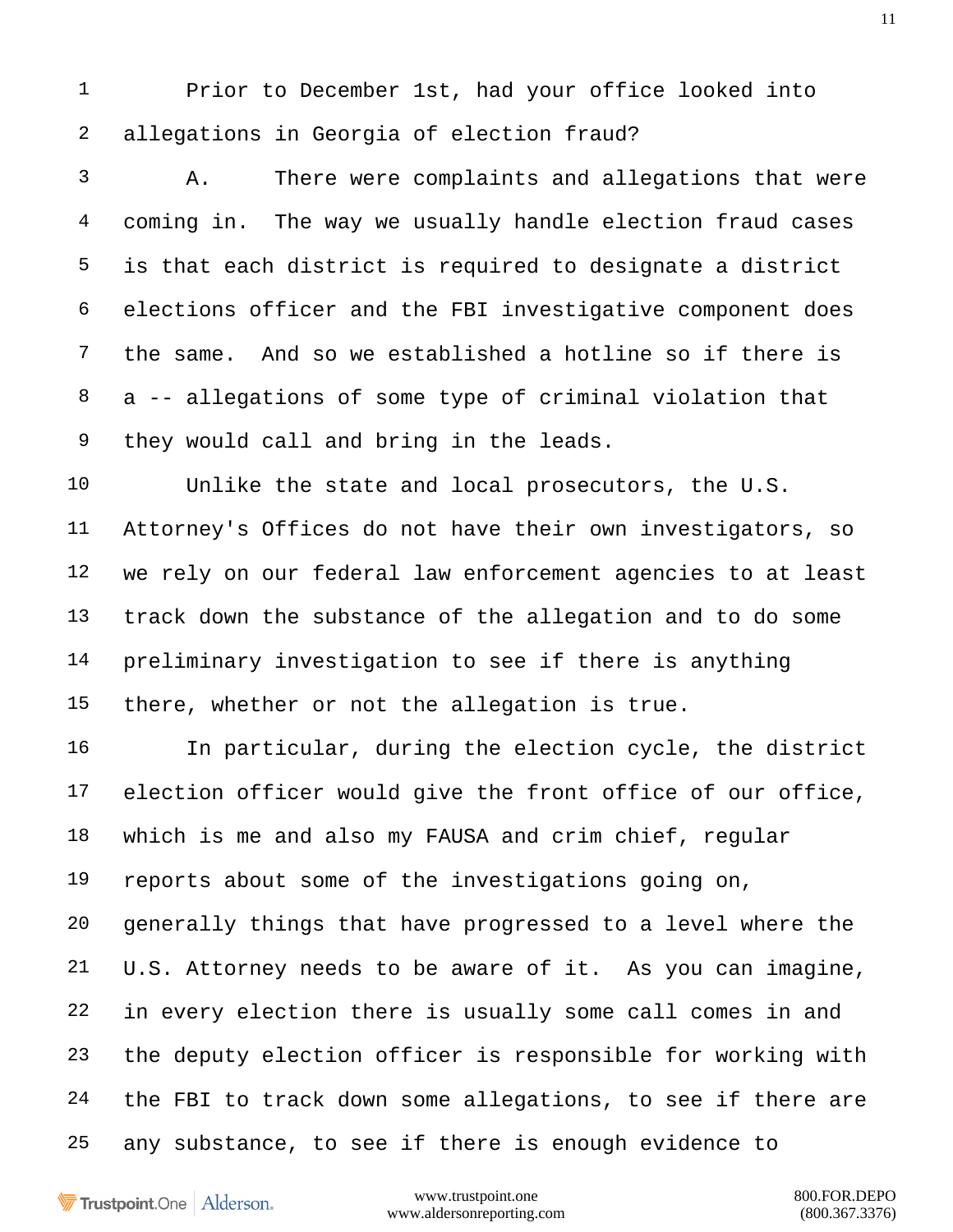Prior to December 1st, had your office looked into allegations in Georgia of election fraud?

A. There were complaints and allegations that were coming in. The way we usually handle election fraud cases is that each district is required to designate a district elections officer and the FBI investigative component does the same. And so we established a hotline so if there is a -- allegations of some type of criminal violation that they would call and bring in the leads.

Unlike the state and local prosecutors, the U.S. Attorney's Offices do not have their own investigators, so we rely on our federal law enforcement agencies to at least track down the substance of the allegation and to do some preliminary investigation to see if there is anything there, whether or not the allegation is true.

In particular, during the election cycle, the district election officer would give the front office of our office, which is me and also my FAUSA and crim chief, regular reports about some of the investigations going on, generally things that have progressed to a level where the U.S. Attorney needs to be aware of it. As you can imagine, in every election there is usually some call comes in and the deputy election officer is responsible for working with the FBI to track down some allegations, to see if there are any substance, to see if there is enough evidence to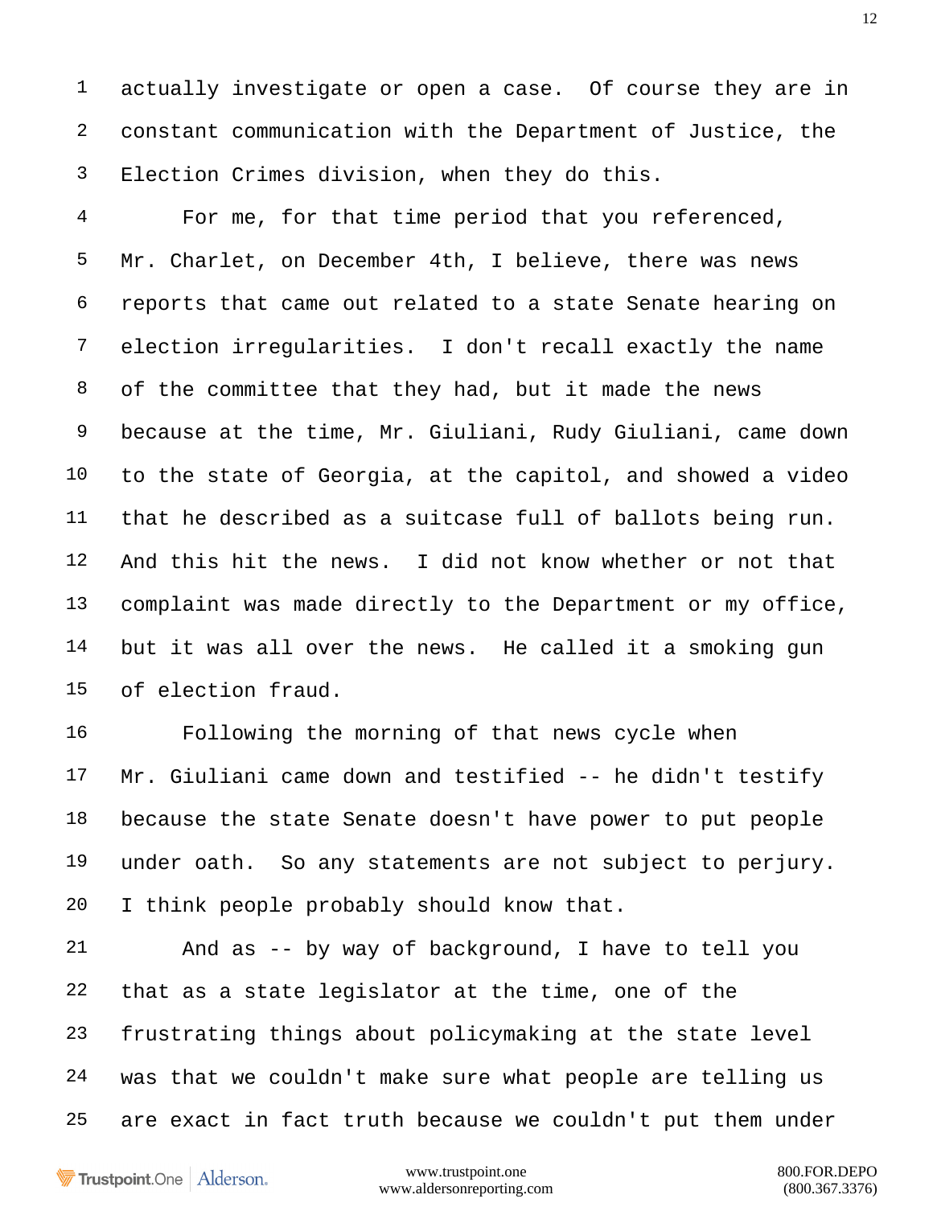actually investigate or open a case. Of course they are in constant communication with the Department of Justice, the Election Crimes division, when they do this.

For me, for that time period that you referenced, Mr. Charlet, on December 4th, I believe, there was news reports that came out related to a state Senate hearing on election irregularities. I don't recall exactly the name of the committee that they had, but it made the news because at the time, Mr. Giuliani, Rudy Giuliani, came down to the state of Georgia, at the capitol, and showed a video that he described as a suitcase full of ballots being run. And this hit the news. I did not know whether or not that complaint was made directly to the Department or my office, but it was all over the news. He called it a smoking gun of election fraud.

Following the morning of that news cycle when Mr. Giuliani came down and testified -- he didn't testify because the state Senate doesn't have power to put people under oath. So any statements are not subject to perjury. I think people probably should know that.

And as -- by way of background, I have to tell you that as a state legislator at the time, one of the frustrating things about policymaking at the state level was that we couldn't make sure what people are telling us are exact in fact truth because we couldn't put them under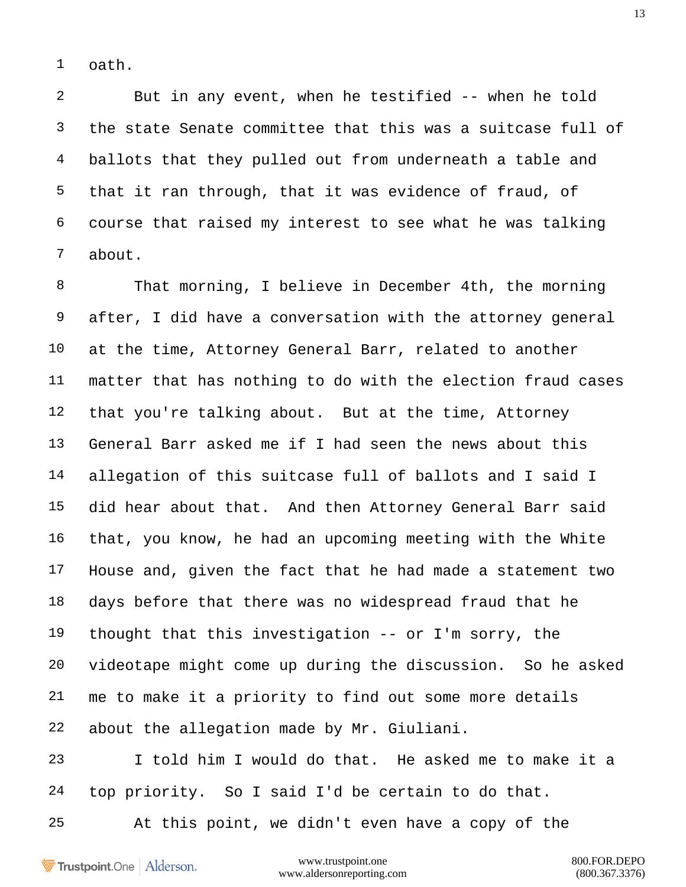oath.

But in any event, when he testified -- when he told the state Senate committee that this was a suitcase full of ballots that they pulled out from underneath a table and that it ran through, that it was evidence of fraud, of course that raised my interest to see what he was talking about.

That morning, I believe in December 4th, the morning after, I did have a conversation with the attorney general at the time, Attorney General Barr, related to another matter that has nothing to do with the election fraud cases that you're talking about. But at the time, Attorney General Barr asked me if I had seen the news about this allegation of this suitcase full of ballots and I said I did hear about that. And then Attorney General Barr said that, you know, he had an upcoming meeting with the White House and, given the fact that he had made a statement two days before that there was no widespread fraud that he thought that this investigation -- or I'm sorry, the videotape might come up during the discussion. So he asked me to make it a priority to find out some more details about the allegation made by Mr. Giuliani.

I told him I would do that. He asked me to make it a top priority. So I said I'd be certain to do that.

At this point, we didn't even have a copy of the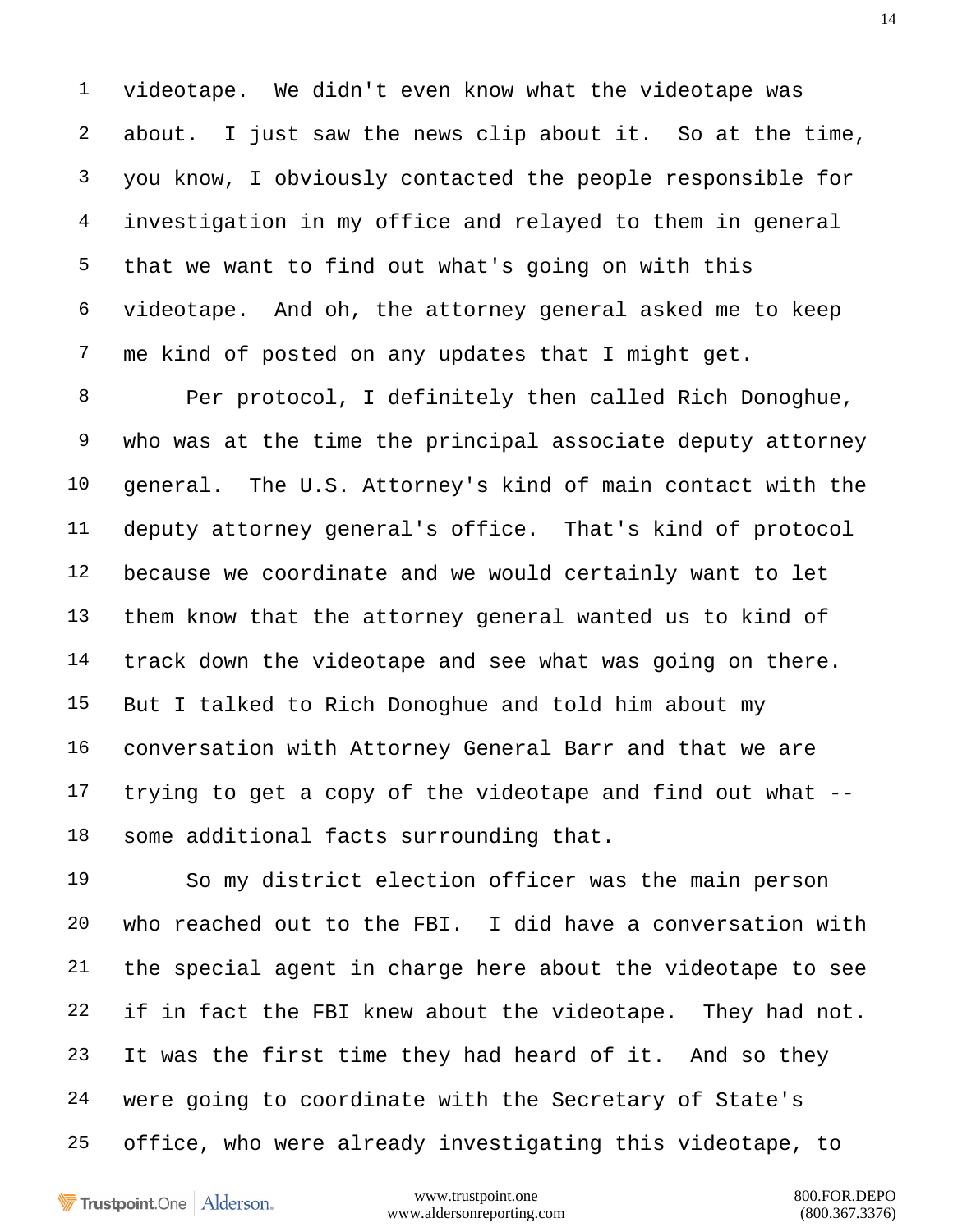videotape. We didn't even know what the videotape was about. I just saw the news clip about it. So at the time, you know, I obviously contacted the people responsible for investigation in my office and relayed to them in general that we want to find out what's going on with this videotape. And oh, the attorney general asked me to keep me kind of posted on any updates that I might get.

Per protocol, I definitely then called Rich Donoghue, who was at the time the principal associate deputy attorney general. The U.S. Attorney's kind of main contact with the deputy attorney general's office. That's kind of protocol because we coordinate and we would certainly want to let them know that the attorney general wanted us to kind of track down the videotape and see what was going on there. But I talked to Rich Donoghue and told him about my conversation with Attorney General Barr and that we are trying to get a copy of the videotape and find out what -- some additional facts surrounding that.

So my district election officer was the main person who reached out to the FBI. I did have a conversation with the special agent in charge here about the videotape to see if in fact the FBI knew about the videotape. They had not. It was the first time they had heard of it. And so they were going to coordinate with the Secretary of State's office, who were already investigating this videotape, to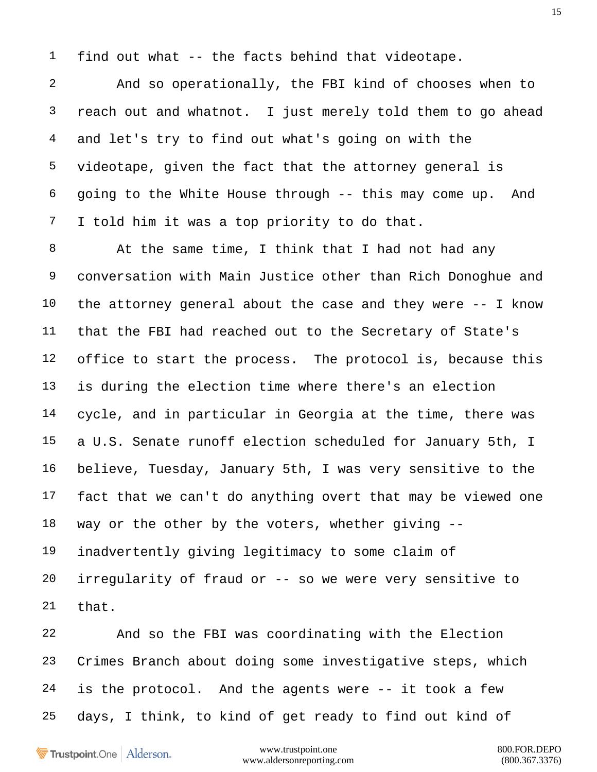find out what -- the facts behind that videotape.

And so operationally, the FBI kind of chooses when to reach out and whatnot. I just merely told them to go ahead and let's try to find out what's going on with the videotape, given the fact that the attorney general is going to the White House through -- this may come up. And I told him it was a top priority to do that.

At the same time, I think that I had not had any conversation with Main Justice other than Rich Donoghue and the attorney general about the case and they were -- I know that the FBI had reached out to the Secretary of State's office to start the process. The protocol is, because this is during the election time where there's an election cycle, and in particular in Georgia at the time, there was a U.S. Senate runoff election scheduled for January 5th, I believe, Tuesday, January 5th, I was very sensitive to the fact that we can't do anything overt that may be viewed one way or the other by the voters, whether giving -- inadvertently giving legitimacy to some claim of irregularity of fraud or -- so we were very sensitive to that.

And so the FBI was coordinating with the Election Crimes Branch about doing some investigative steps, which is the protocol. And the agents were -- it took a few days, I think, to kind of get ready to find out kind of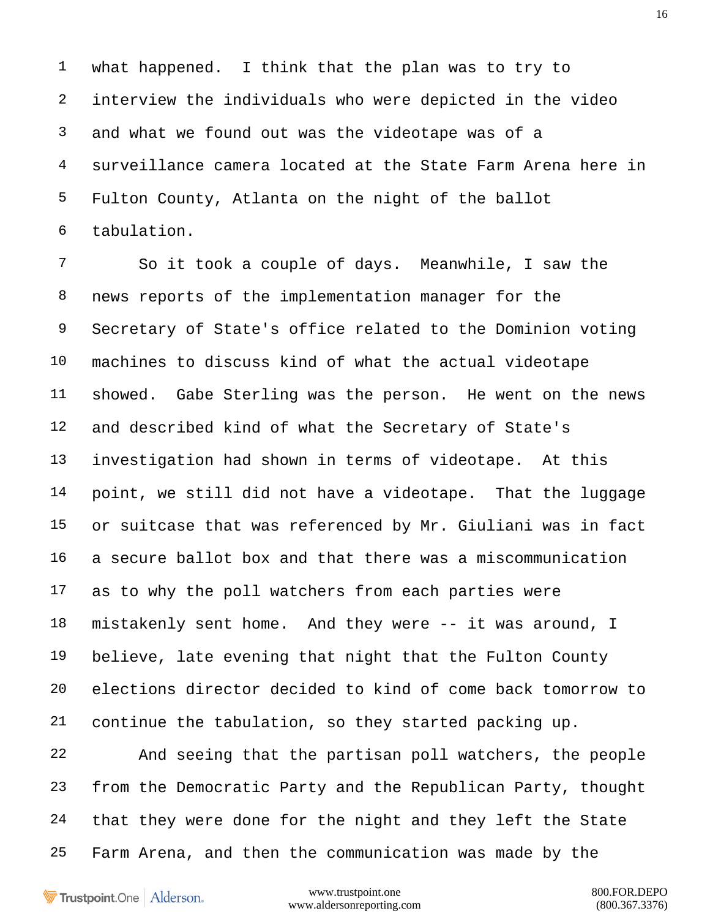1 what happened. I think that the plan was to try to
2 interview the individuals who were depicted in the video
3 and what we found out was the videotape was of a
4 surveillance camera located at the State Farm Arena here in
5 Fulton County, Atlanta on the night of the ballot
6 tabulation.

7 So it took a couple of days. Meanwhile, I saw the
8 news reports of the implementation manager for the
9 Secretary of State's office related to the Dominion voting
10 machines to discuss kind of what the actual videotape
11 showed. Gabe Sterling was the person. He went on the news
12 and described kind of what the Secretary of State's
13 investigation had shown in terms of videotape. At this
14 point, we still did not have a videotape. That the luggage
15 or suitcase that was referenced by Mr. Giuliani was in fact
16 a secure ballot box and that there was a miscommunication
17 as to why the poll watchers from each parties were
18 mistakenly sent home. And they were -- it was around, I
19 believe, late evening that night that the Fulton County
20 elections director decided to kind of come back tomorrow to
21 continue the tabulation, so they started packing up.

22 And seeing that the partisan poll watchers, the people
23 from the Democratic Party and the Republican Party, thought
24 that they were done for the night and they left the State
25 Farm Arena, and then the communication was made by the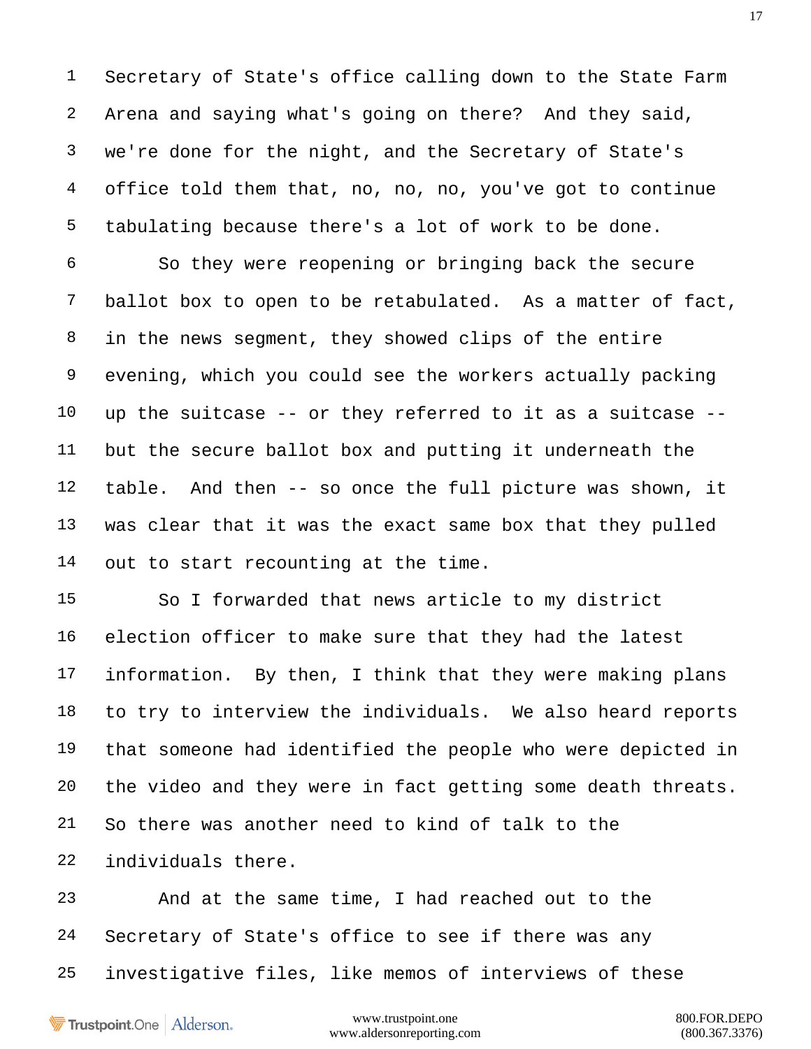Secretary of State's office calling down to the State Farm Arena and saying what's going on there? And they said, we're done for the night, and the Secretary of State's office told them that, no, no, no, you've got to continue tabulating because there's a lot of work to be done.

So they were reopening or bringing back the secure ballot box to open to be retabulated. As a matter of fact, in the news segment, they showed clips of the entire evening, which you could see the workers actually packing up the suitcase -- or they referred to it as a suitcase -- but the secure ballot box and putting it underneath the table. And then -- so once the full picture was shown, it was clear that it was the exact same box that they pulled out to start recounting at the time.

So I forwarded that news article to my district election officer to make sure that they had the latest information. By then, I think that they were making plans to try to interview the individuals. We also heard reports that someone had identified the people who were depicted in the video and they were in fact getting some death threats. So there was another need to kind of talk to the individuals there.

And at the same time, I had reached out to the Secretary of State's office to see if there was any investigative files, like memos of interviews of these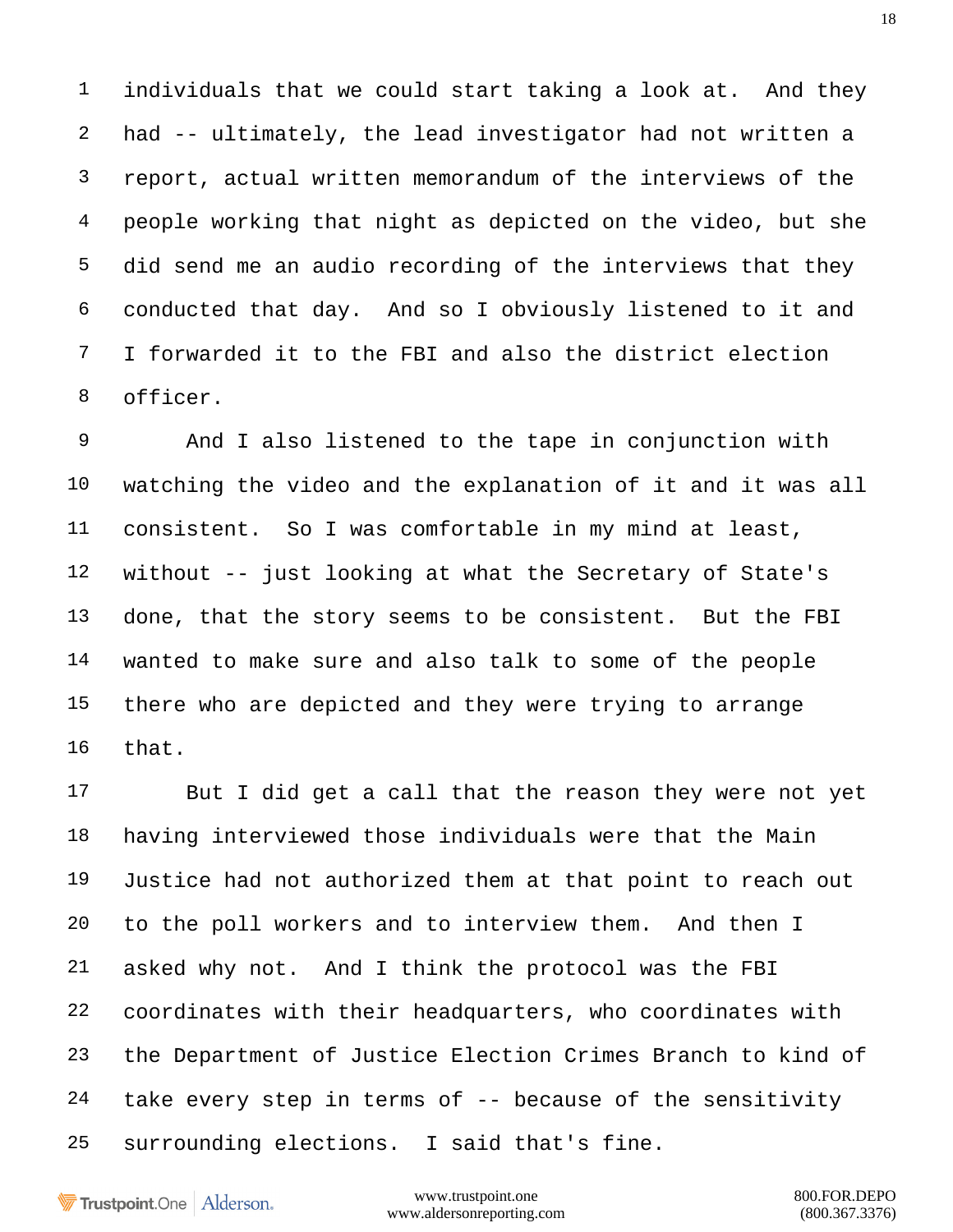individuals that we could start taking a look at. And they had -- ultimately, the lead investigator had not written a report, actual written memorandum of the interviews of the people working that night as depicted on the video, but she did send me an audio recording of the interviews that they conducted that day. And so I obviously listened to it and I forwarded it to the FBI and also the district election officer.

And I also listened to the tape in conjunction with watching the video and the explanation of it and it was all consistent. So I was comfortable in my mind at least, without -- just looking at what the Secretary of State's done, that the story seems to be consistent. But the FBI wanted to make sure and also talk to some of the people there who are depicted and they were trying to arrange that.

But I did get a call that the reason they were not yet having interviewed those individuals were that the Main Justice had not authorized them at that point to reach out to the poll workers and to interview them. And then I asked why not. And I think the protocol was the FBI coordinates with their headquarters, who coordinates with the Department of Justice Election Crimes Branch to kind of take every step in terms of -- because of the sensitivity surrounding elections. I said that's fine.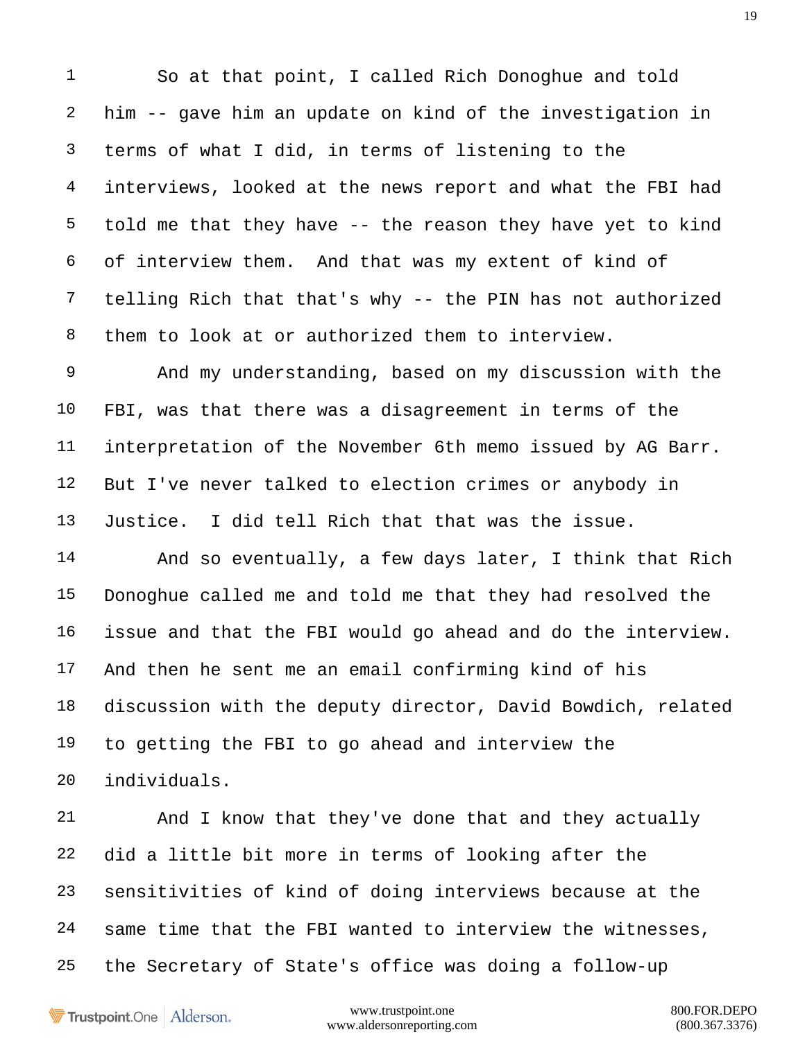So at that point, I called Rich Donoghue and told him -- gave him an update on kind of the investigation in terms of what I did, in terms of listening to the interviews, looked at the news report and what the FBI had told me that they have -- the reason they have yet to kind of interview them. And that was my extent of kind of telling Rich that that's why -- the PIN has not authorized them to look at or authorized them to interview.

And my understanding, based on my discussion with the FBI, was that there was a disagreement in terms of the interpretation of the November 6th memo issued by AG Barr. But I've never talked to election crimes or anybody in Justice. I did tell Rich that that was the issue.

And so eventually, a few days later, I think that Rich Donoghue called me and told me that they had resolved the issue and that the FBI would go ahead and do the interview. And then he sent me an email confirming kind of his discussion with the deputy director, David Bowdich, related to getting the FBI to go ahead and interview the individuals.

And I know that they've done that and they actually did a little bit more in terms of looking after the sensitivities of kind of doing interviews because at the same time that the FBI wanted to interview the witnesses, the Secretary of State's office was doing a follow-up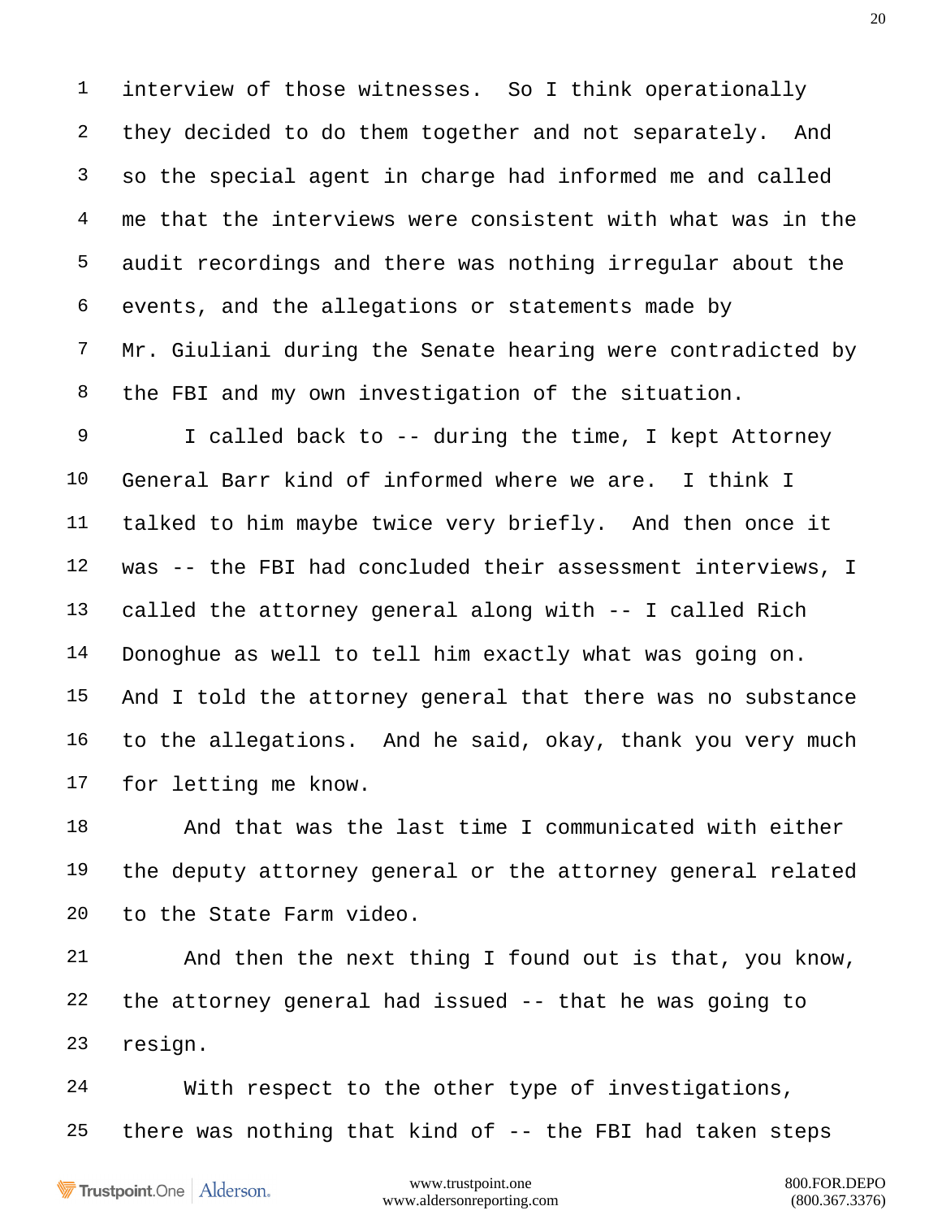interview of those witnesses. So I think operationally they decided to do them together and not separately. And so the special agent in charge had informed me and called me that the interviews were consistent with what was in the audit recordings and there was nothing irregular about the events, and the allegations or statements made by Mr. Giuliani during the Senate hearing were contradicted by the FBI and my own investigation of the situation.

I called back to -- during the time, I kept Attorney General Barr kind of informed where we are. I think I talked to him maybe twice very briefly. And then once it was -- the FBI had concluded their assessment interviews, I called the attorney general along with -- I called Rich Donoghue as well to tell him exactly what was going on. And I told the attorney general that there was no substance to the allegations. And he said, okay, thank you very much for letting me know.

And that was the last time I communicated with either the deputy attorney general or the attorney general related to the State Farm video.

And then the next thing I found out is that, you know, the attorney general had issued -- that he was going to resign.

With respect to the other type of investigations, there was nothing that kind of -- the FBI had taken steps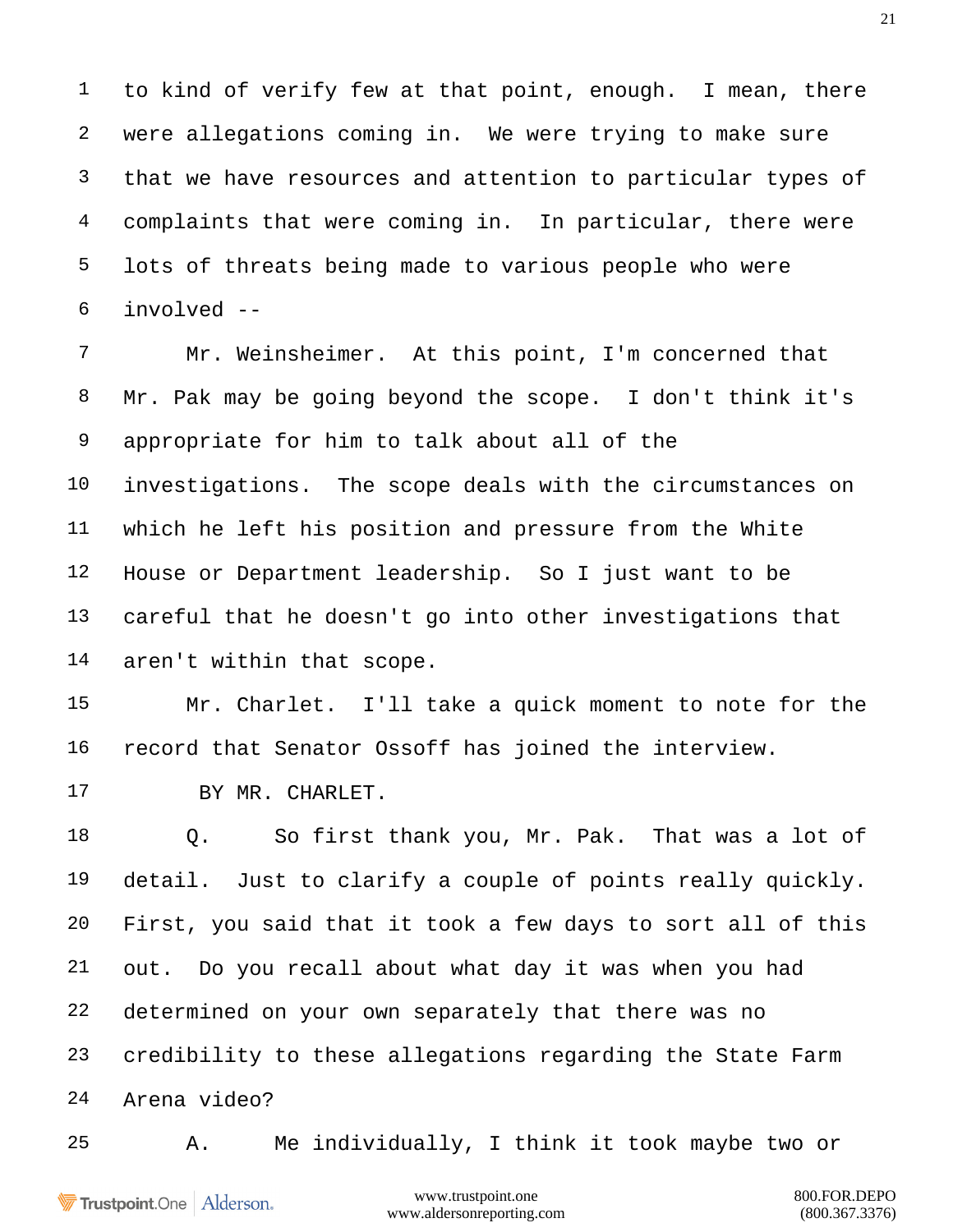to kind of verify few at that point, enough. I mean, there were allegations coming in. We were trying to make sure that we have resources and attention to particular types of complaints that were coming in. In particular, there were lots of threats being made to various people who were involved --

Mr. Weinsheimer. At this point, I'm concerned that Mr. Pak may be going beyond the scope. I don't think it's appropriate for him to talk about all of the investigations. The scope deals with the circumstances on which he left his position and pressure from the White House or Department leadership. So I just want to be careful that he doesn't go into other investigations that aren't within that scope.

Mr. Charlet. I'll take a quick moment to note for the record that Senator Ossoff has joined the interview.

BY MR. CHARLET.

Q. So first thank you, Mr. Pak. That was a lot of detail. Just to clarify a couple of points really quickly. First, you said that it took a few days to sort all of this out. Do you recall about what day it was when you had determined on your own separately that there was no credibility to these allegations regarding the State Farm Arena video?

A. Me individually, I think it took maybe two or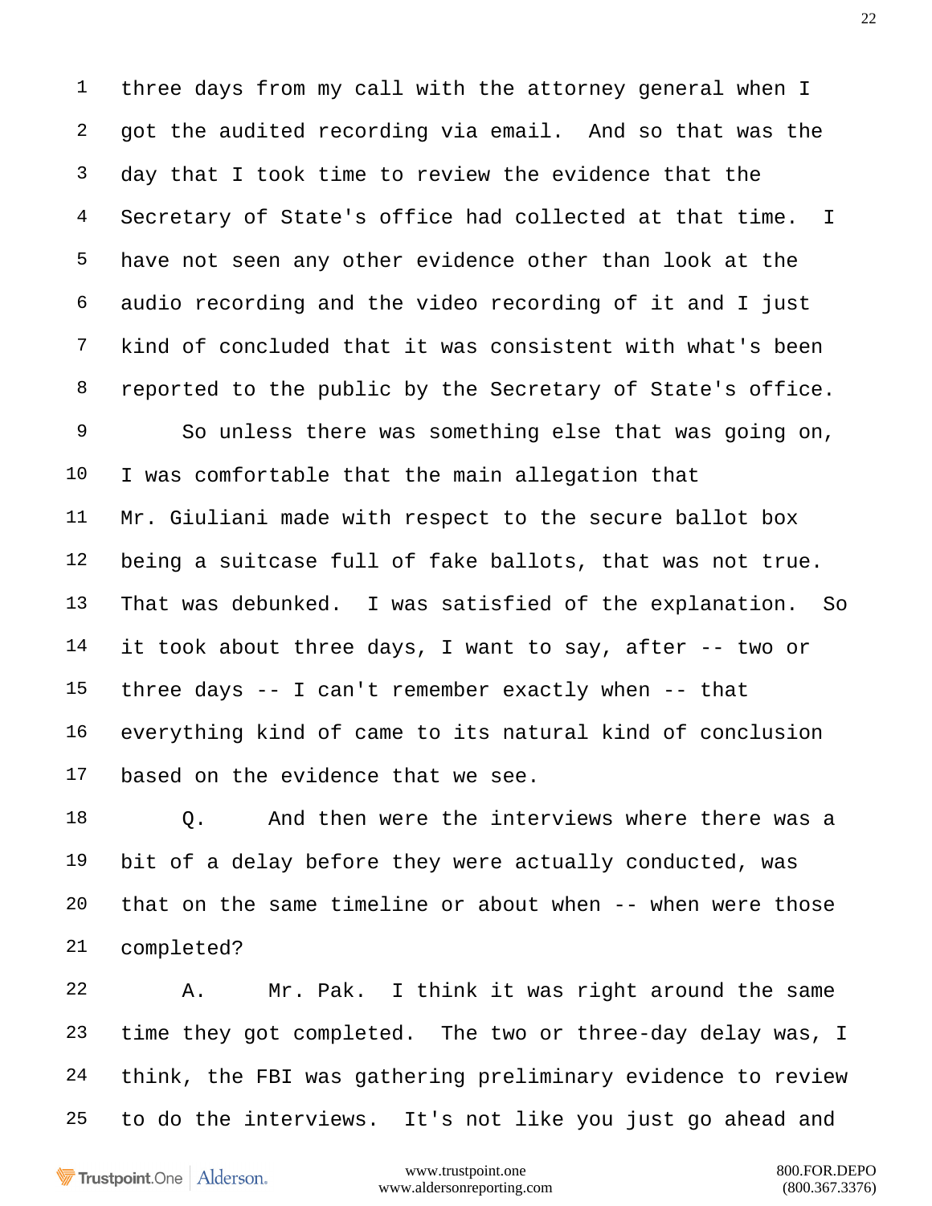three days from my call with the attorney general when I got the audited recording via email. And so that was the day that I took time to review the evidence that the Secretary of State's office had collected at that time. I have not seen any other evidence other than look at the audio recording and the video recording of it and I just kind of concluded that it was consistent with what's been reported to the public by the Secretary of State's office.

So unless there was something else that was going on, I was comfortable that the main allegation that Mr. Giuliani made with respect to the secure ballot box being a suitcase full of fake ballots, that was not true. That was debunked. I was satisfied of the explanation. So it took about three days, I want to say, after -- two or three days -- I can't remember exactly when -- that everything kind of came to its natural kind of conclusion based on the evidence that we see.

Q. And then were the interviews where there was a bit of a delay before they were actually conducted, was that on the same timeline or about when -- when were those completed?

A. Mr. Pak. I think it was right around the same time they got completed. The two or three-day delay was, I think, the FBI was gathering preliminary evidence to review to do the interviews. It's not like you just go ahead and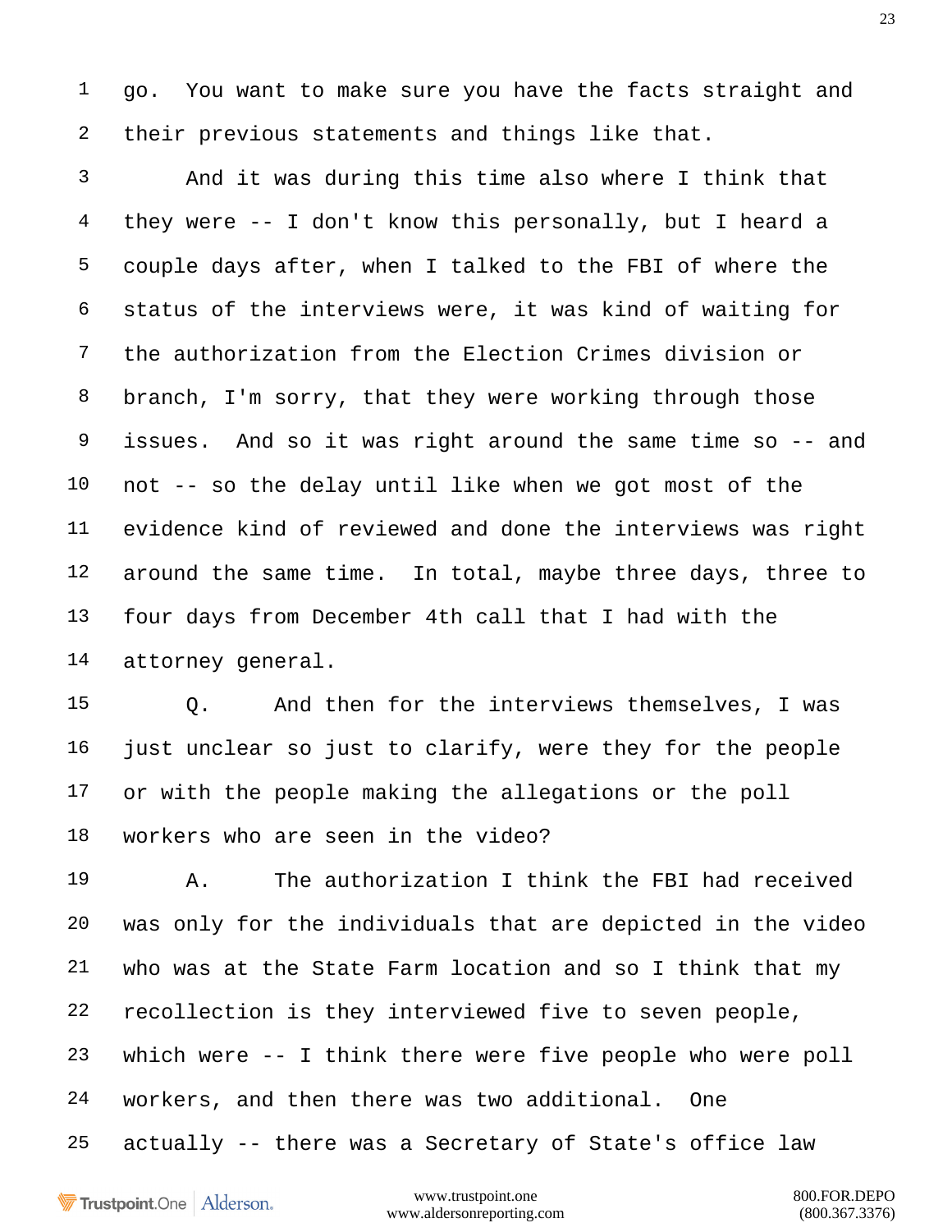1 go. You want to make sure you have the facts straight and
2 their previous statements and things like that.

3 And it was during this time also where I think that
4 they were -- I don't know this personally, but I heard a
5 couple days after, when I talked to the FBI of where the
6 status of the interviews were, it was kind of waiting for
7 the authorization from the Election Crimes division or
8 branch, I'm sorry, that they were working through those
9 issues. And so it was right around the same time so -- and
10 not -- so the delay until like when we got most of the
11 evidence kind of reviewed and done the interviews was right
12 around the same time. In total, maybe three days, three to
13 four days from December 4th call that I had with the
14 attorney general.

15 Q. And then for the interviews themselves, I was
16 just unclear so just to clarify, were they for the people
17 or with the people making the allegations or the poll
18 workers who are seen in the video?

19 A. The authorization I think the FBI had received
20 was only for the individuals that are depicted in the video
21 who was at the State Farm location and so I think that my
22 recollection is they interviewed five to seven people,
23 which were -- I think there were five people who were poll
24 workers, and then there was two additional. One
25 actually -- there was a Secretary of State's office law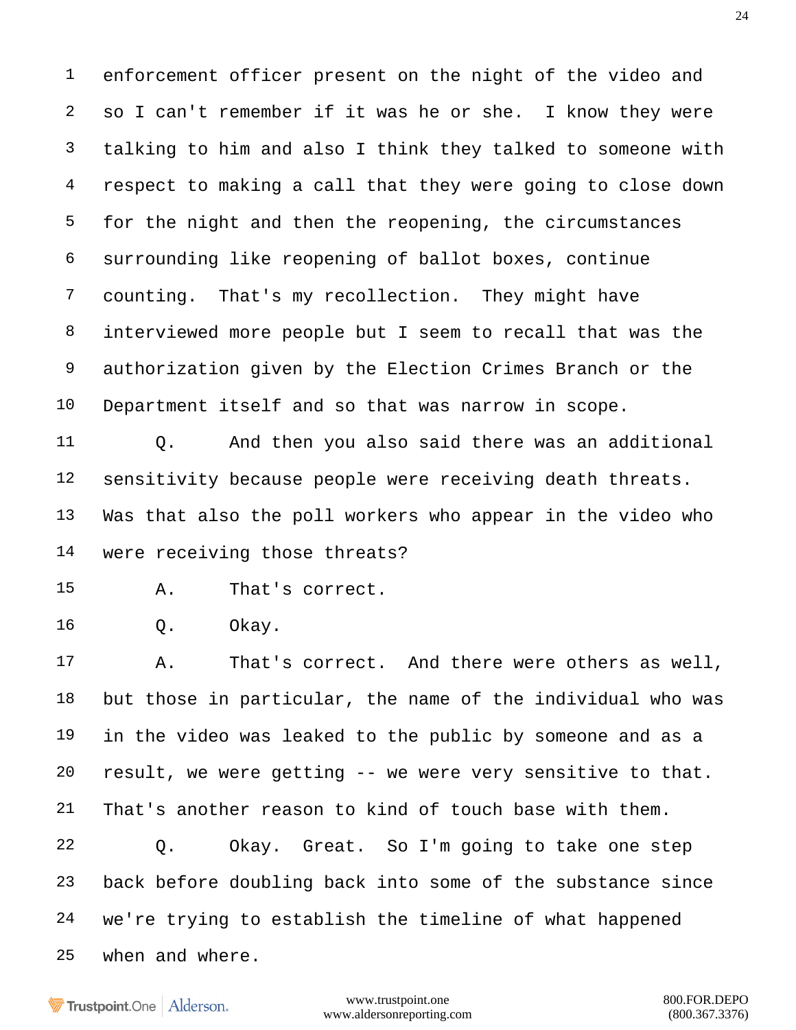1 enforcement officer present on the night of the video and
2 so I can't remember if it was he or she. I know they were
3 talking to him and also I think they talked to someone with
4 respect to making a call that they were going to close down
5 for the night and then the reopening, the circumstances
6 surrounding like reopening of ballot boxes, continue
7 counting. That's my recollection. They might have
8 interviewed more people but I seem to recall that was the
9 authorization given by the Election Crimes Branch or the
10 Department itself and so that was narrow in scope.

11 Q. And then you also said there was an additional
12 sensitivity because people were receiving death threats.
13 Was that also the poll workers who appear in the video who
14 were receiving those threats?

15 A. That's correct.

16 Q. Okay.

17 A. That's correct. And there were others as well,
18 but those in particular, the name of the individual who was
19 in the video was leaked to the public by someone and as a
20 result, we were getting -- we were very sensitive to that.
21 That's another reason to kind of touch base with them.

22 Q. Okay. Great. So I'm going to take one step
23 back before doubling back into some of the substance since
24 we're trying to establish the timeline of what happened
25 when and where.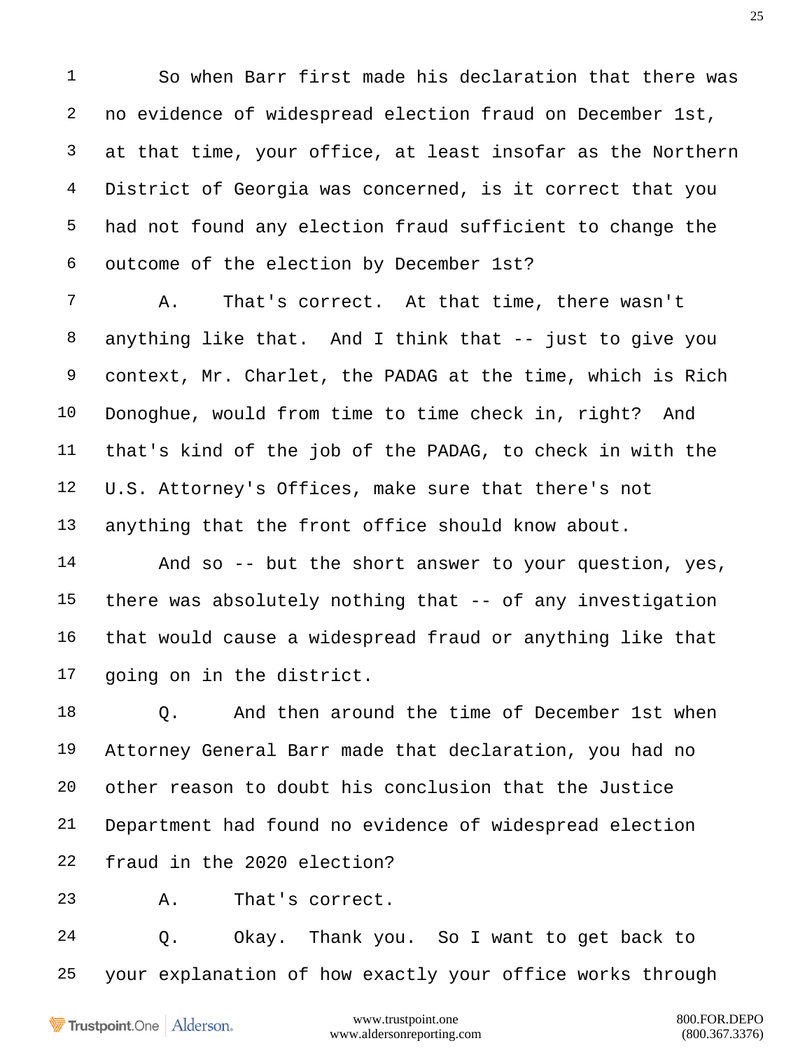1 So when Barr first made his declaration that there was
2 no evidence of widespread election fraud on December 1st,
3 at that time, your office, at least insofar as the Northern
4 District of Georgia was concerned, is it correct that you
5 had not found any election fraud sufficient to change the
6 outcome of the election by December 1st?
7 A. That's correct. At that time, there wasn't
8 anything like that. And I think that -- just to give you
9 context, Mr. Charlet, the PADAG at the time, which is Rich
10 Donoghue, would from time to time check in, right? And
11 that's kind of the job of the PADAG, to check in with the
12 U.S. Attorney's Offices, make sure that there's not
13 anything that the front office should know about.
14 And so -- but the short answer to your question, yes,
15 there was absolutely nothing that -- of any investigation
16 that would cause a widespread fraud or anything like that
17 going on in the district.
18 Q. And then around the time of December 1st when
19 Attorney General Barr made that declaration, you had no
20 other reason to doubt his conclusion that the Justice
21 Department had found no evidence of widespread election
22 fraud in the 2020 election?
23 A. That's correct.
24 Q. Okay. Thank you. So I want to get back to
25 your explanation of how exactly your office works through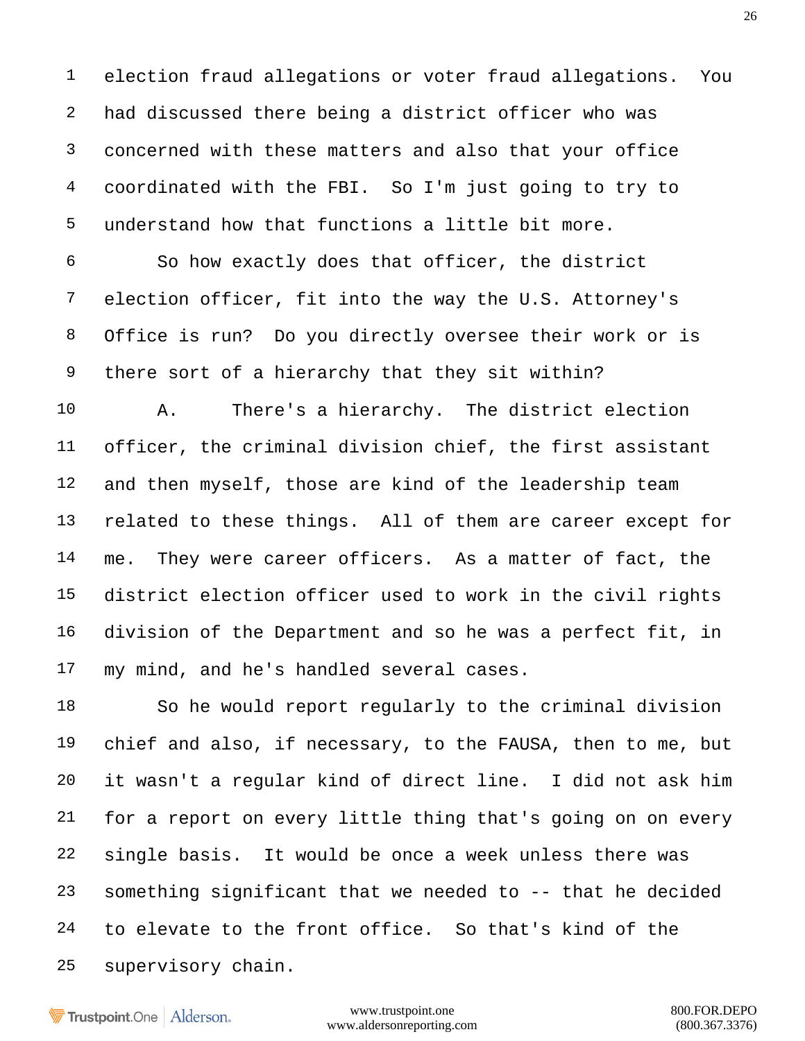election fraud allegations or voter fraud allegations. You had discussed there being a district officer who was concerned with these matters and also that your office coordinated with the FBI. So I'm just going to try to understand how that functions a little bit more.

So how exactly does that officer, the district election officer, fit into the way the U.S. Attorney's Office is run? Do you directly oversee their work or is there sort of a hierarchy that they sit within?

A. There's a hierarchy. The district election officer, the criminal division chief, the first assistant and then myself, those are kind of the leadership team related to these things. All of them are career except for me. They were career officers. As a matter of fact, the district election officer used to work in the civil rights division of the Department and so he was a perfect fit, in my mind, and he's handled several cases.

So he would report regularly to the criminal division chief and also, if necessary, to the FAUSA, then to me, but it wasn't a regular kind of direct line. I did not ask him for a report on every little thing that's going on on every single basis. It would be once a week unless there was something significant that we needed to -- that he decided to elevate to the front office. So that's kind of the supervisory chain.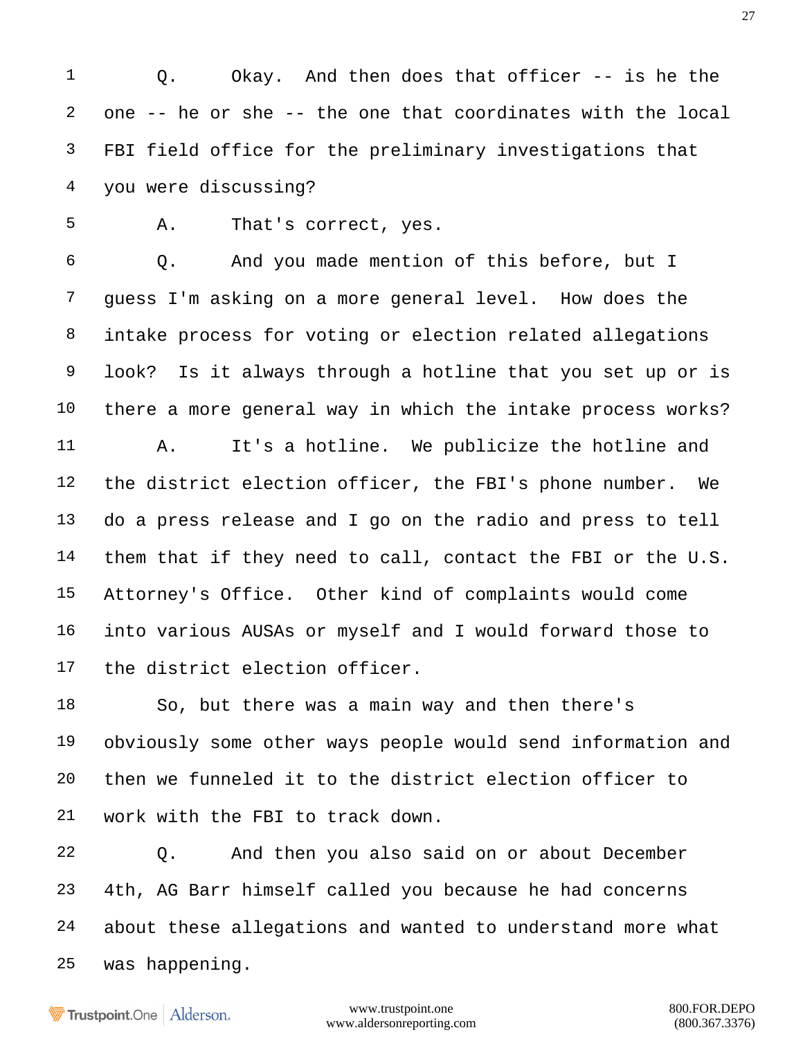Q. Okay. And then does that officer -- is he the one -- he or she -- the one that coordinates with the local FBI field office for the preliminary investigations that you were discussing?

A. That's correct, yes.

Q. And you made mention of this before, but I guess I'm asking on a more general level. How does the intake process for voting or election related allegations look? Is it always through a hotline that you set up or is there a more general way in which the intake process works?

A. It's a hotline. We publicize the hotline and the district election officer, the FBI's phone number. We do a press release and I go on the radio and press to tell them that if they need to call, contact the FBI or the U.S. Attorney's Office. Other kind of complaints would come into various AUSAs or myself and I would forward those to the district election officer.

So, but there was a main way and then there's obviously some other ways people would send information and then we funneled it to the district election officer to work with the FBI to track down.

Q. And then you also said on or about December 4th, AG Barr himself called you because he had concerns about these allegations and wanted to understand more what was happening.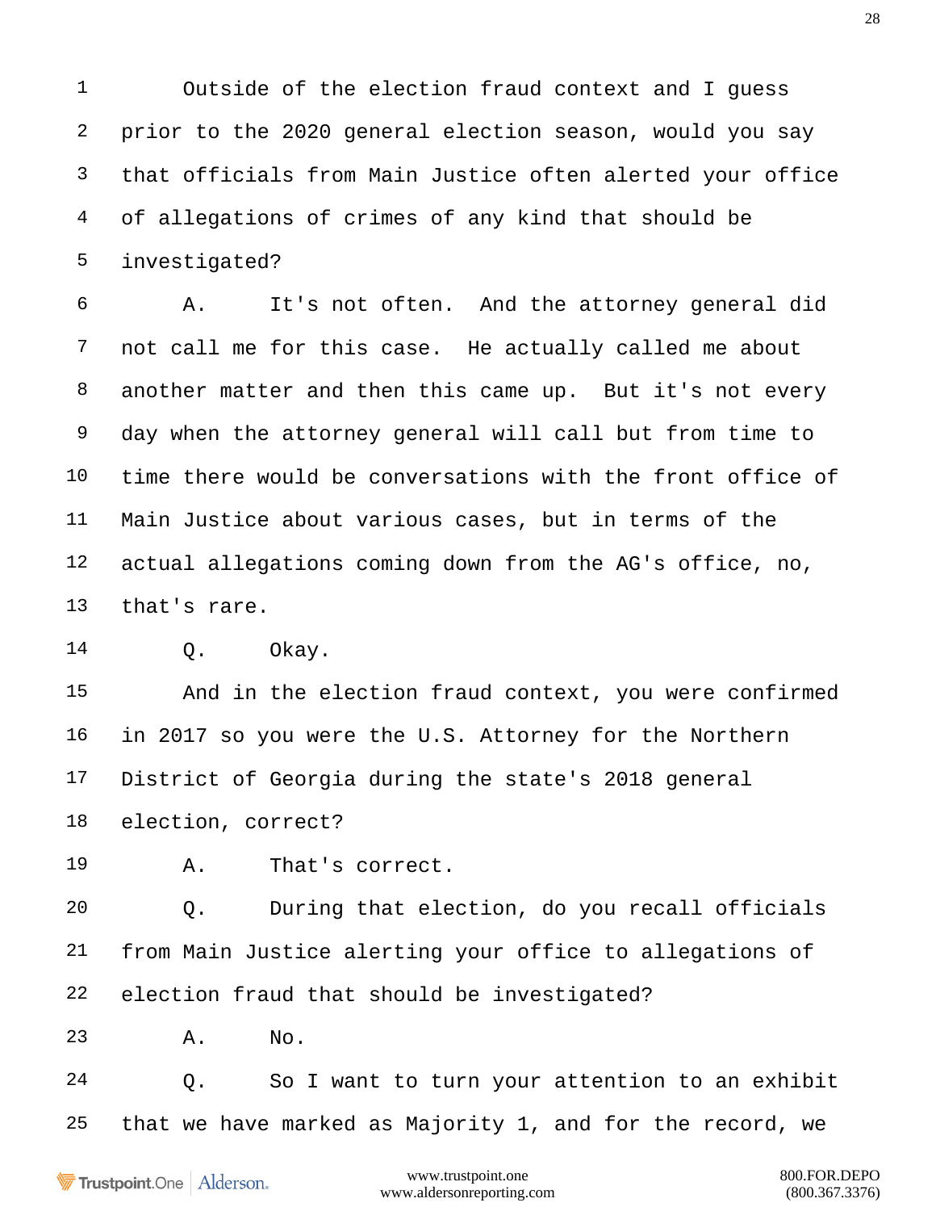Outside of the election fraud context and I guess prior to the 2020 general election season, would you say that officials from Main Justice often alerted your office of allegations of crimes of any kind that should be investigated?

A. It's not often. And the attorney general did not call me for this case. He actually called me about another matter and then this came up. But it's not every day when the attorney general will call but from time to time there would be conversations with the front office of Main Justice about various cases, but in terms of the actual allegations coming down from the AG's office, no, that's rare.

Q. Okay.

And in the election fraud context, you were confirmed in 2017 so you were the U.S. Attorney for the Northern District of Georgia during the state's 2018 general election, correct?

A. That's correct.

Q. During that election, do you recall officials from Main Justice alerting your office to allegations of election fraud that should be investigated?

A. No.

Q. So I want to turn your attention to an exhibit that we have marked as Majority 1, and for the record, we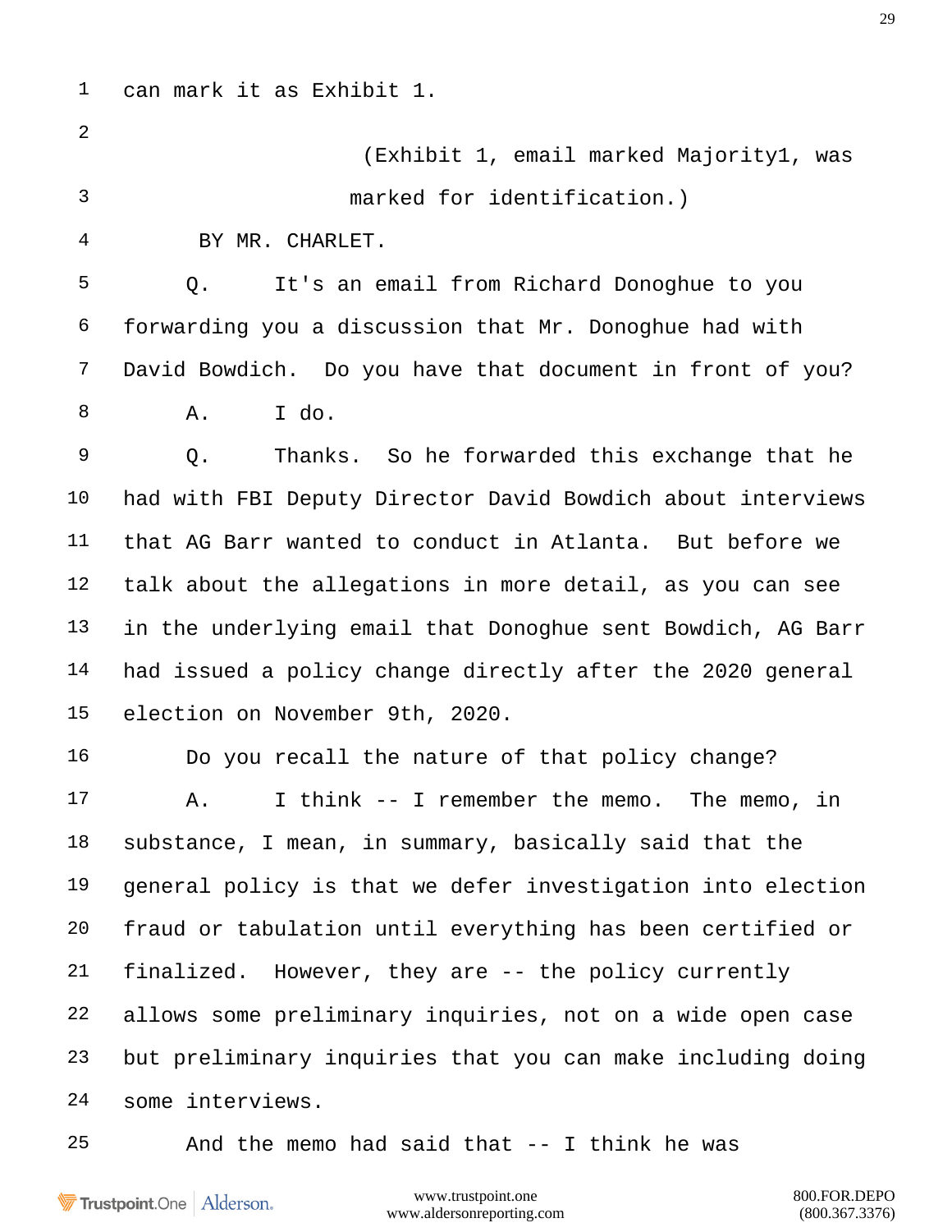1 can mark it as Exhibit 1.

2 (Exhibit 1, email marked Majority1, was

3 marked for identification.)

4 BY MR. CHARLET.

5 Q. It's an email from Richard Donoghue to you

6 forwarding you a discussion that Mr. Donoghue had with

7 David Bowdich. Do you have that document in front of you?

8 A. I do.

9 Q. Thanks. So he forwarded this exchange that he

10 had with FBI Deputy Director David Bowdich about interviews

11 that AG Barr wanted to conduct in Atlanta. But before we

12 talk about the allegations in more detail, as you can see

13 in the underlying email that Donoghue sent Bowdich, AG Barr

14 had issued a policy change directly after the 2020 general

15 election on November 9th, 2020.

16 Do you recall the nature of that policy change?

17 A. I think -- I remember the memo. The memo, in

18 substance, I mean, in summary, basically said that the

19 general policy is that we defer investigation into election

20 fraud or tabulation until everything has been certified or

21 finalized. However, they are -- the policy currently

22 allows some preliminary inquiries, not on a wide open case

23 but preliminary inquiries that you can make including doing

24 some interviews.

25 And the memo had said that -- I think he was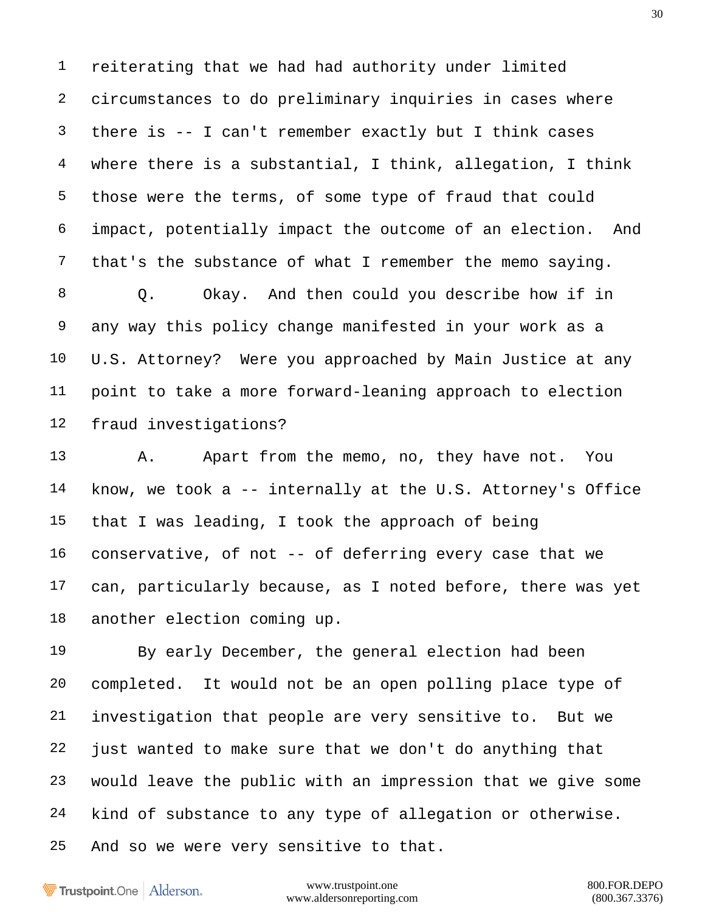reiterating that we had had authority under limited circumstances to do preliminary inquiries in cases where there is -- I can't remember exactly but I think cases where there is a substantial, I think, allegation, I think those were the terms, of some type of fraud that could impact, potentially impact the outcome of an election. And that's the substance of what I remember the memo saying.

Q. Okay. And then could you describe how if in any way this policy change manifested in your work as a U.S. Attorney? Were you approached by Main Justice at any point to take a more forward-leaning approach to election fraud investigations?

A. Apart from the memo, no, they have not. You know, we took a -- internally at the U.S. Attorney's Office that I was leading, I took the approach of being conservative, of not -- of deferring every case that we can, particularly because, as I noted before, there was yet another election coming up.

By early December, the general election had been completed. It would not be an open polling place type of investigation that people are very sensitive to. But we just wanted to make sure that we don't do anything that would leave the public with an impression that we give some kind of substance to any type of allegation or otherwise. And so we were very sensitive to that.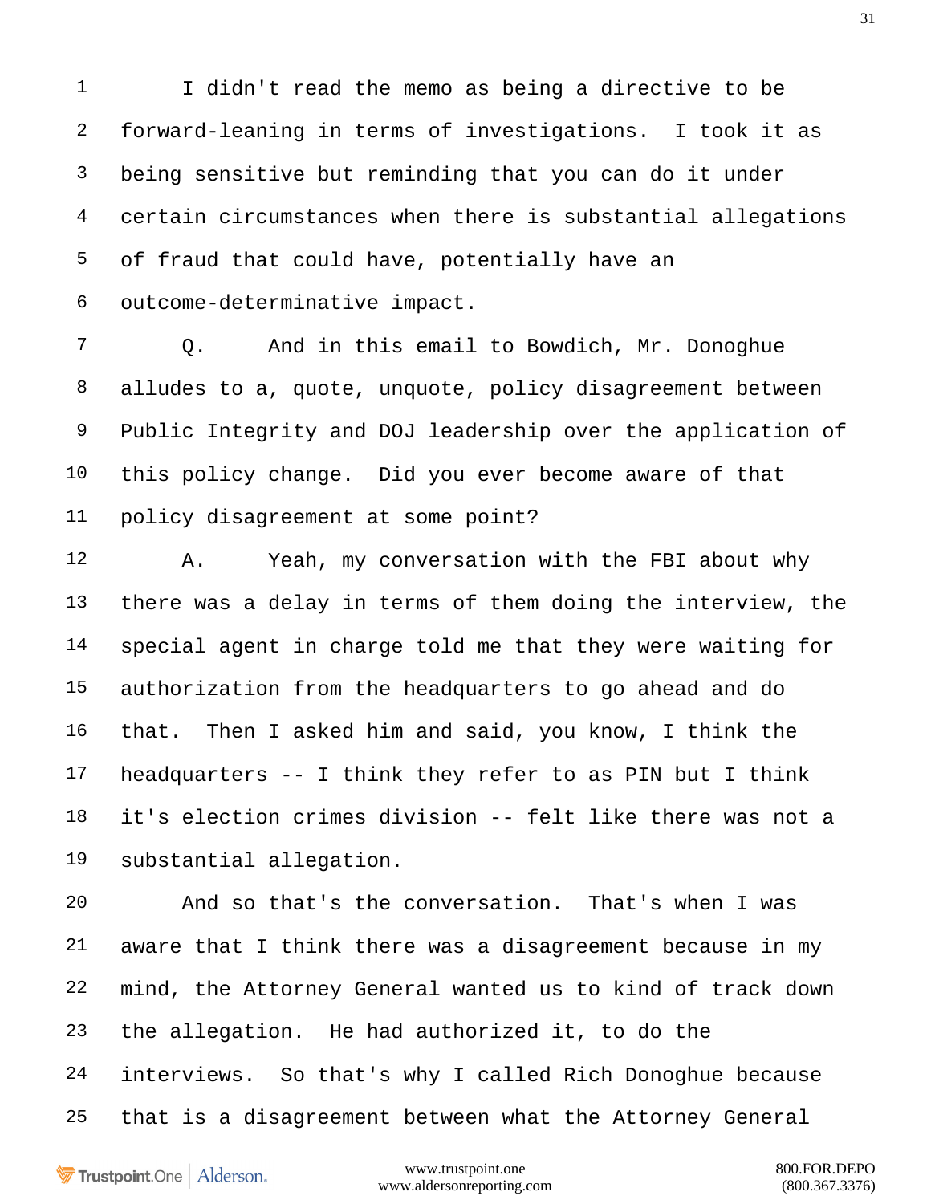1 I didn't read the memo as being a directive to be
2 forward-leaning in terms of investigations. I took it as
3 being sensitive but reminding that you can do it under
4 certain circumstances when there is substantial allegations
5 of fraud that could have, potentially have an
6 outcome-determinative impact.

7 Q. And in this email to Bowdich, Mr. Donoghue
8 alludes to a, quote, unquote, policy disagreement between
9 Public Integrity and DOJ leadership over the application of
10 this policy change. Did you ever become aware of that
11 policy disagreement at some point?

12 A. Yeah, my conversation with the FBI about why
13 there was a delay in terms of them doing the interview, the
14 special agent in charge told me that they were waiting for
15 authorization from the headquarters to go ahead and do
16 that. Then I asked him and said, you know, I think the
17 headquarters -- I think they refer to as PIN but I think
18 it's election crimes division -- felt like there was not a
19 substantial allegation.

20 And so that's the conversation. That's when I was
21 aware that I think there was a disagreement because in my
22 mind, the Attorney General wanted us to kind of track down
23 the allegation. He had authorized it, to do the
24 interviews. So that's why I called Rich Donoghue because
25 that is a disagreement between what the Attorney General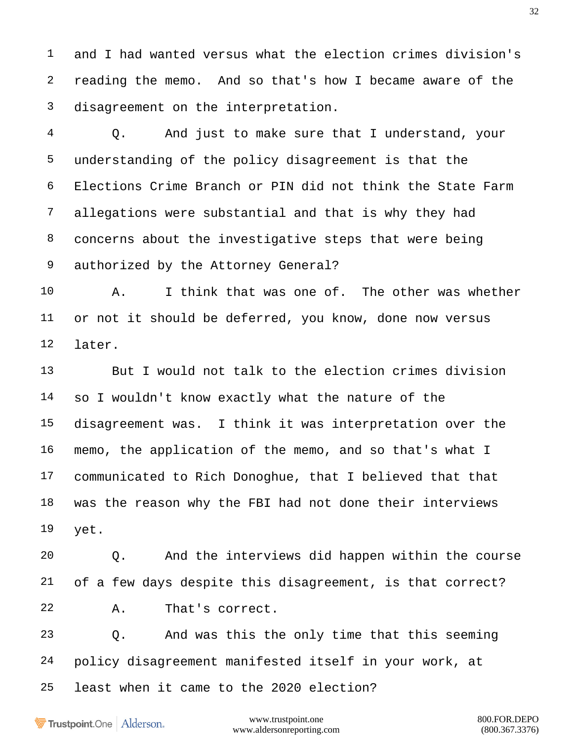1 and I had wanted versus what the election crimes division's

2 reading the memo. And so that's how I became aware of the

3 disagreement on the interpretation.

4 Q. And just to make sure that I understand, your

5 understanding of the policy disagreement is that the

6 Elections Crime Branch or PIN did not think the State Farm

7 allegations were substantial and that is why they had

8 concerns about the investigative steps that were being

9 authorized by the Attorney General?

10 A. I think that was one of. The other was whether

11 or not it should be deferred, you know, done now versus

12 later.

13 But I would not talk to the election crimes division

14 so I wouldn't know exactly what the nature of the

15 disagreement was. I think it was interpretation over the

16 memo, the application of the memo, and so that's what I

17 communicated to Rich Donoghue, that I believed that that

18 was the reason why the FBI had not done their interviews

19 yet.

20 Q. And the interviews did happen within the course

21 of a few days despite this disagreement, is that correct?

22 A. That's correct.

23 Q. And was this the only time that this seeming

24 policy disagreement manifested itself in your work, at

25 least when it came to the 2020 election?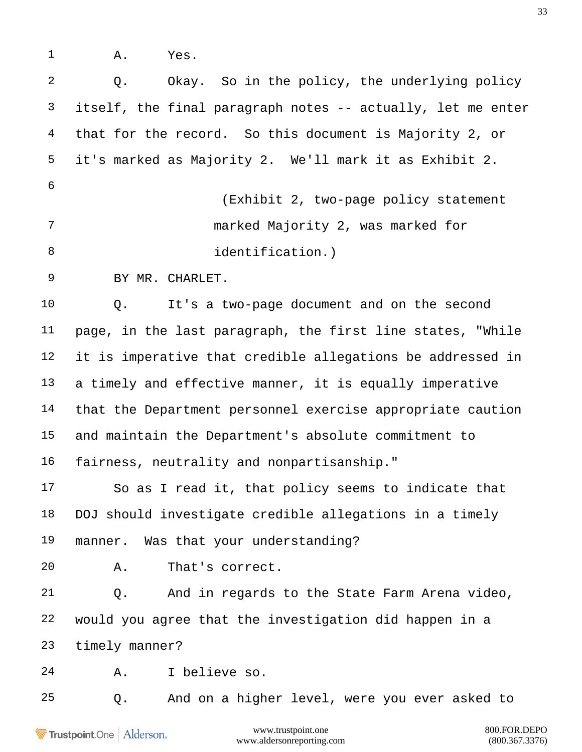1 A. Yes.

2 Q. Okay. So in the policy, the underlying policy

3 itself, the final paragraph notes -- actually, let me enter

4 that for the record. So this document is Majority 2, or

5 it's marked as Majority 2. We'll mark it as Exhibit 2.

6 (Exhibit 2, two-page policy statement

7 marked Majority 2, was marked for

8 identification.)

9 BY MR. CHARLET.

10 Q. It's a two-page document and on the second

11 page, in the last paragraph, the first line states, "While

12 it is imperative that credible allegations be addressed in

13 a timely and effective manner, it is equally imperative

14 that the Department personnel exercise appropriate caution

15 and maintain the Department's absolute commitment to

16 fairness, neutrality and nonpartisanship."

17 So as I read it, that policy seems to indicate that

18 DOJ should investigate credible allegations in a timely

19 manner. Was that your understanding?

20 A. That's correct.

21 Q. And in regards to the State Farm Arena video,

22 would you agree that the investigation did happen in a

23 timely manner?

24 A. I believe so.

25 Q. And on a higher level, were you ever asked to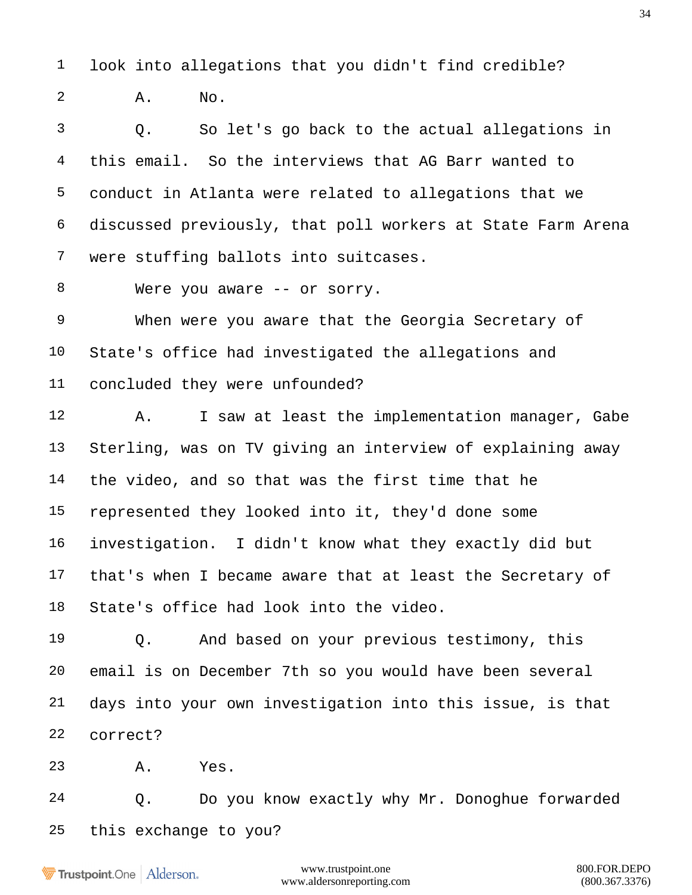1 look into allegations that you didn't find credible?

2 A. No.

3 Q. So let's go back to the actual allegations in

4 this email. So the interviews that AG Barr wanted to

5 conduct in Atlanta were related to allegations that we

6 discussed previously, that poll workers at State Farm Arena

7 were stuffing ballots into suitcases.

8 Were you aware -- or sorry.

9 When were you aware that the Georgia Secretary of

10 State's office had investigated the allegations and

11 concluded they were unfounded?

12 A. I saw at least the implementation manager, Gabe

13 Sterling, was on TV giving an interview of explaining away

14 the video, and so that was the first time that he

15 represented they looked into it, they'd done some

16 investigation. I didn't know what they exactly did but

17 that's when I became aware that at least the Secretary of

18 State's office had look into the video.

19 Q. And based on your previous testimony, this

20 email is on December 7th so you would have been several

21 days into your own investigation into this issue, is that

22 correct?

23 A. Yes.

24 Q. Do you know exactly why Mr. Donoghue forwarded

25 this exchange to you?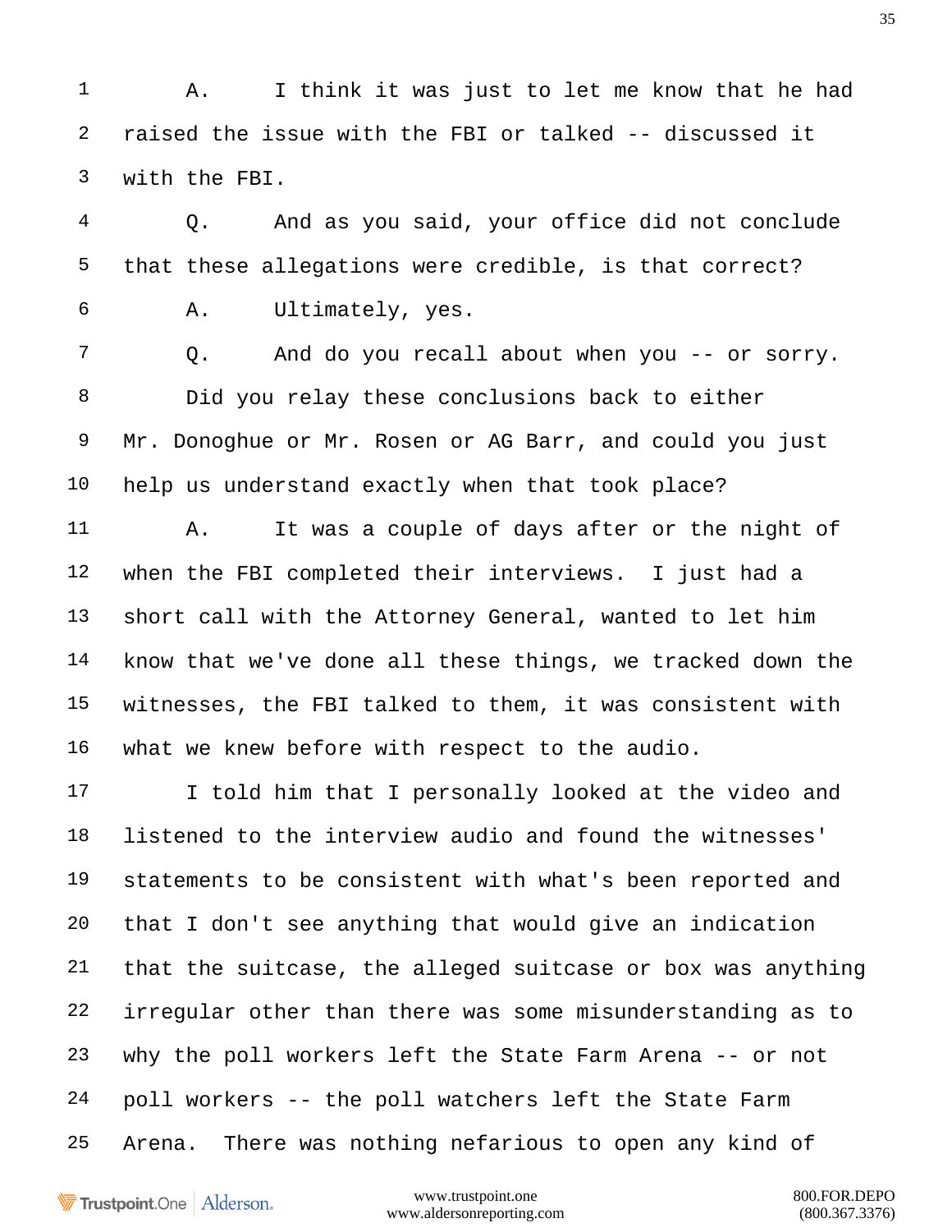1 A. I think it was just to let me know that he had
2 raised the issue with the FBI or talked -- discussed it
3 with the FBI.
4 Q. And as you said, your office did not conclude
5 that these allegations were credible, is that correct?
6 A. Ultimately, yes.
7 Q. And do you recall about when you -- or sorry.
8 Did you relay these conclusions back to either
9 Mr. Donoghue or Mr. Rosen or AG Barr, and could you just
10 help us understand exactly when that took place?
11 A. It was a couple of days after or the night of
12 when the FBI completed their interviews. I just had a
13 short call with the Attorney General, wanted to let him
14 know that we've done all these things, we tracked down the
15 witnesses, the FBI talked to them, it was consistent with
16 what we knew before with respect to the audio.
17 I told him that I personally looked at the video and
18 listened to the interview audio and found the witnesses'
19 statements to be consistent with what's been reported and
20 that I don't see anything that would give an indication
21 that the suitcase, the alleged suitcase or box was anything
22 irregular other than there was some misunderstanding as to
23 why the poll workers left the State Farm Arena -- or not
24 poll workers -- the poll watchers left the State Farm
25 Arena. There was nothing nefarious to open any kind of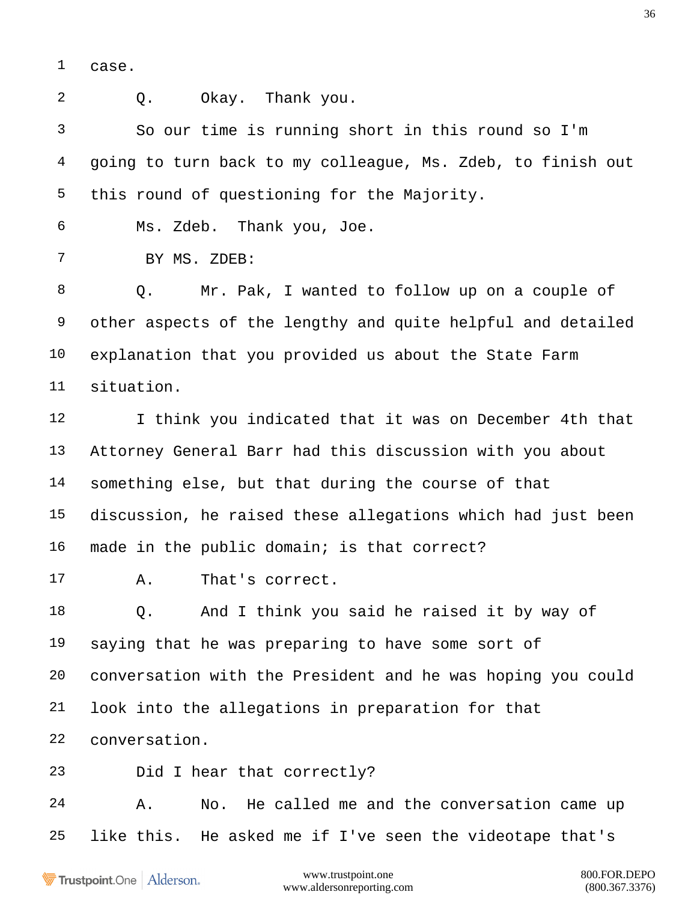1 case.

2 Q. Okay. Thank you.

3 So our time is running short in this round so I'm

4 going to turn back to my colleague, Ms. Zdeb, to finish out

5 this round of questioning for the Majority.

6 Ms. Zdeb. Thank you, Joe.

7 BY MS. ZDEB:

8 Q. Mr. Pak, I wanted to follow up on a couple of

9 other aspects of the lengthy and quite helpful and detailed

10 explanation that you provided us about the State Farm

11 situation.

12 I think you indicated that it was on December 4th that

13 Attorney General Barr had this discussion with you about

14 something else, but that during the course of that

15 discussion, he raised these allegations which had just been

16 made in the public domain; is that correct?

17 A. That's correct.

18 Q. And I think you said he raised it by way of

19 saying that he was preparing to have some sort of

20 conversation with the President and he was hoping you could

21 look into the allegations in preparation for that

22 conversation.

23 Did I hear that correctly?

24 A. No. He called me and the conversation came up

25 like this. He asked me if I've seen the videotape that's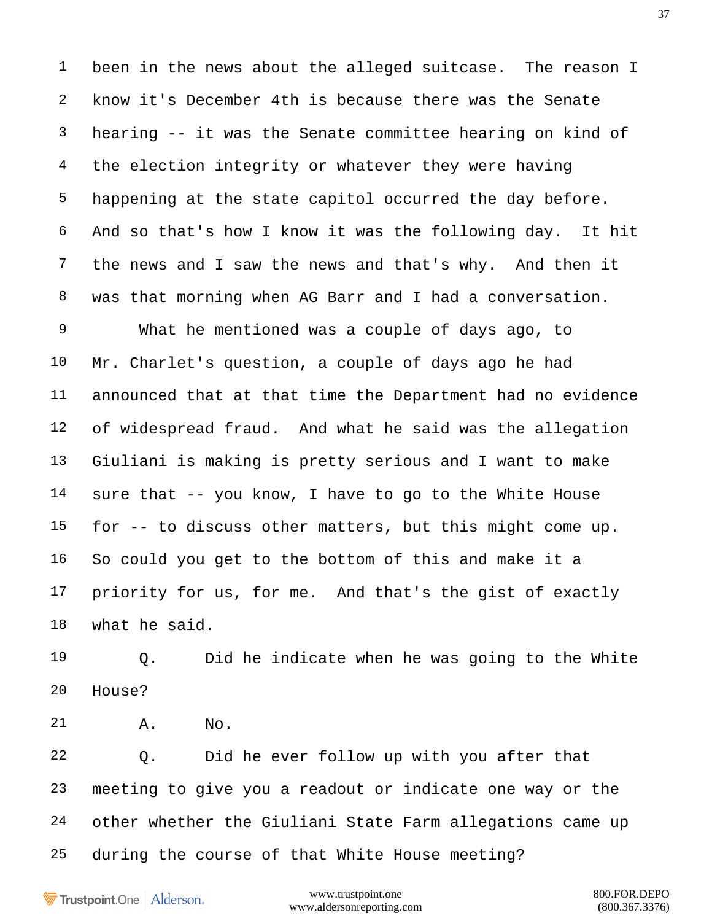1 been in the news about the alleged suitcase. The reason I
2 know it's December 4th is because there was the Senate
3 hearing -- it was the Senate committee hearing on kind of
4 the election integrity or whatever they were having
5 happening at the state capitol occurred the day before.
6 And so that's how I know it was the following day. It hit
7 the news and I saw the news and that's why. And then it
8 was that morning when AG Barr and I had a conversation.
9 What he mentioned was a couple of days ago, to
10 Mr. Charlet's question, a couple of days ago he had
11 announced that at that time the Department had no evidence
12 of widespread fraud. And what he said was the allegation
13 Giuliani is making is pretty serious and I want to make
14 sure that -- you know, I have to go to the White House
15 for -- to discuss other matters, but this might come up.
16 So could you get to the bottom of this and make it a
17 priority for us, for me. And that's the gist of exactly
18 what he said.
19 Q. Did he indicate when he was going to the White
20 House?
21 A. No.
22 Q. Did he ever follow up with you after that
23 meeting to give you a readout or indicate one way or the
24 other whether the Giuliani State Farm allegations came up
25 during the course of that White House meeting?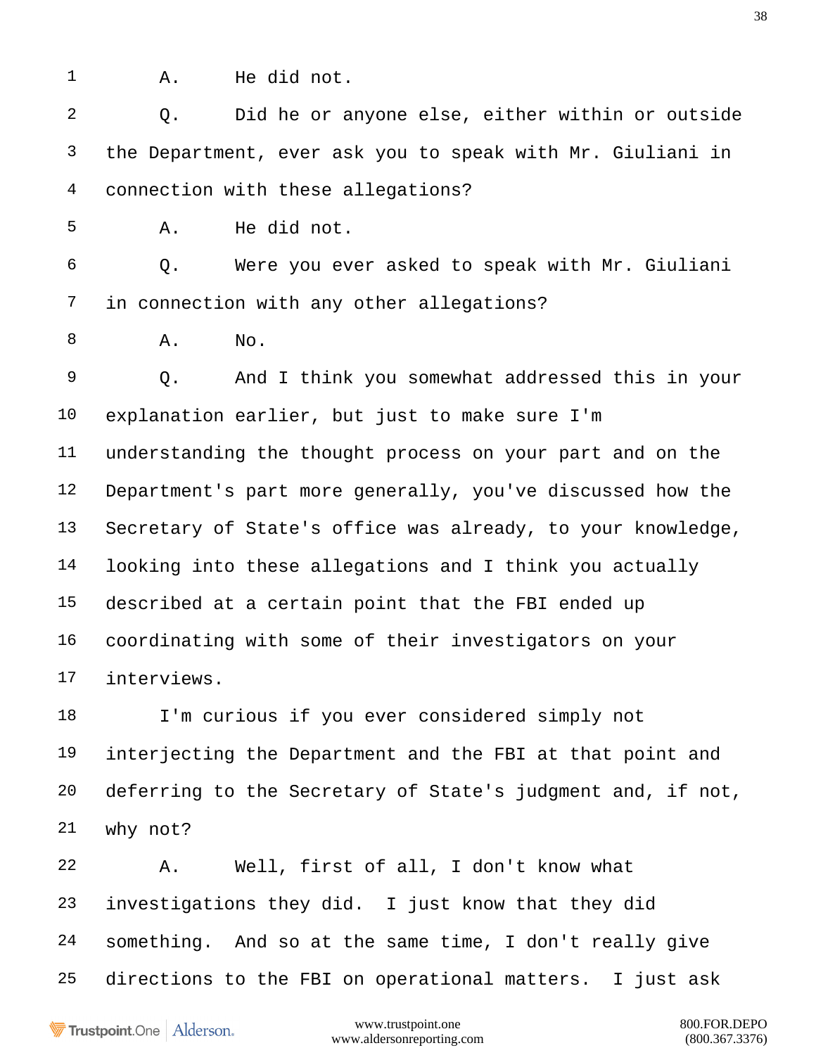1 A. He did not.

2 Q. Did he or anyone else, either within or outside

3 the Department, ever ask you to speak with Mr. Giuliani in

4 connection with these allegations?

5 A. He did not.

6 Q. Were you ever asked to speak with Mr. Giuliani

7 in connection with any other allegations?

8 A. No.

9 Q. And I think you somewhat addressed this in your

10 explanation earlier, but just to make sure I'm

11 understanding the thought process on your part and on the

12 Department's part more generally, you've discussed how the

13 Secretary of State's office was already, to your knowledge,

14 looking into these allegations and I think you actually

15 described at a certain point that the FBI ended up

16 coordinating with some of their investigators on your

17 interviews.

18 I'm curious if you ever considered simply not

19 interjecting the Department and the FBI at that point and

20 deferring to the Secretary of State's judgment and, if not,

21 why not?

22 A. Well, first of all, I don't know what

23 investigations they did. I just know that they did

24 something. And so at the same time, I don't really give

25 directions to the FBI on operational matters. I just ask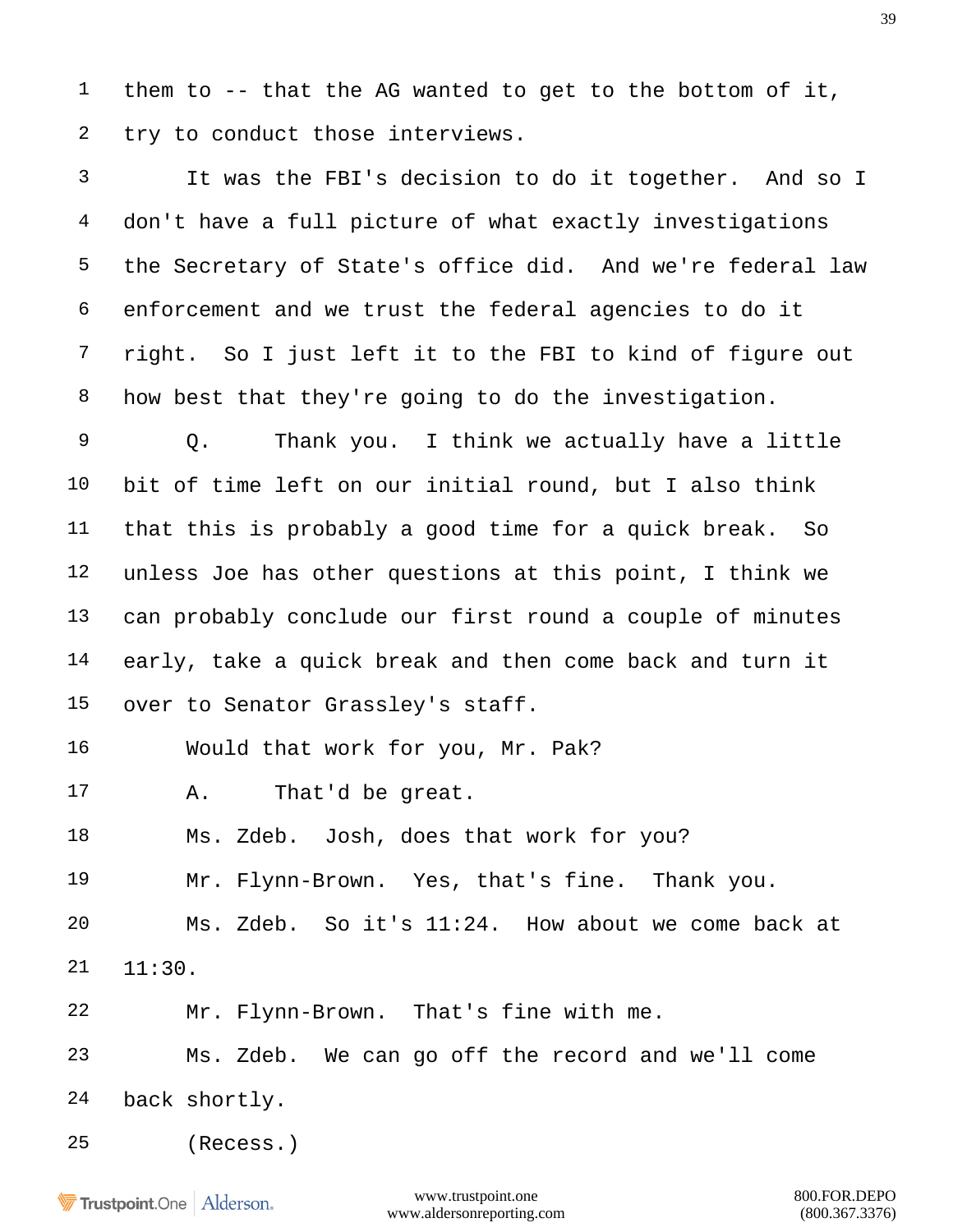them to -- that the AG wanted to get to the bottom of it, try to conduct those interviews.

It was the FBI's decision to do it together. And so I don't have a full picture of what exactly investigations the Secretary of State's office did. And we're federal law enforcement and we trust the federal agencies to do it right. So I just left it to the FBI to kind of figure out how best that they're going to do the investigation.

Q. Thank you. I think we actually have a little bit of time left on our initial round, but I also think that this is probably a good time for a quick break. So unless Joe has other questions at this point, I think we can probably conclude our first round a couple of minutes early, take a quick break and then come back and turn it over to Senator Grassley's staff.

Would that work for you, Mr. Pak?

A. That'd be great.

Ms. Zdeb. Josh, does that work for you?

Mr. Flynn-Brown. Yes, that's fine. Thank you.

Ms. Zdeb. So it's 11:24. How about we come back at 11:30.

Mr. Flynn-Brown. That's fine with me.

Ms. Zdeb. We can go off the record and we'll come back shortly.

(Recess.)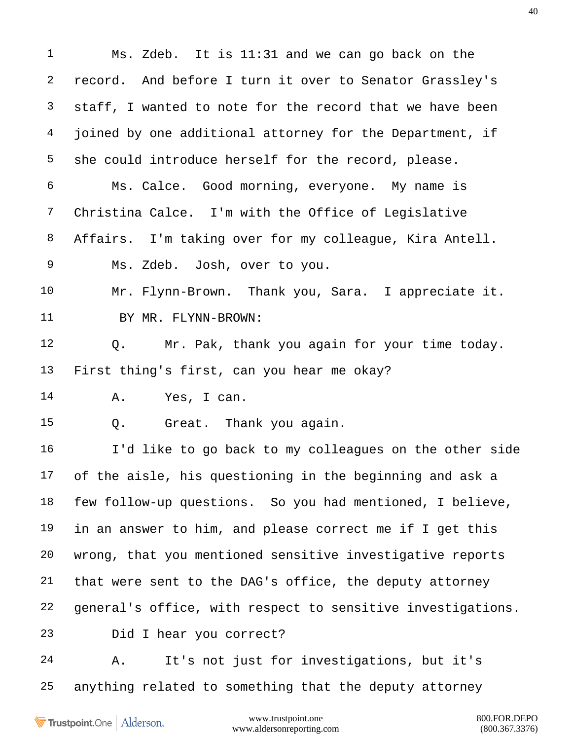Ms. Zdeb. It is 11:31 and we can go back on the record. And before I turn it over to Senator Grassley's staff, I wanted to note for the record that we have been joined by one additional attorney for the Department, if she could introduce herself for the record, please.

Ms. Calce. Good morning, everyone. My name is Christina Calce. I'm with the Office of Legislative Affairs. I'm taking over for my colleague, Kira Antell.

Ms. Zdeb. Josh, over to you.

Mr. Flynn-Brown. Thank you, Sara. I appreciate it.

BY MR. FLYNN-BROWN:

Q. Mr. Pak, thank you again for your time today. First thing's first, can you hear me okay?

A. Yes, I can.

Q. Great. Thank you again.

I'd like to go back to my colleagues on the other side of the aisle, his questioning in the beginning and ask a few follow-up questions. So you had mentioned, I believe, in an answer to him, and please correct me if I get this wrong, that you mentioned sensitive investigative reports that were sent to the DAG's office, the deputy attorney general's office, with respect to sensitive investigations.

Did I hear you correct?

A. It's not just for investigations, but it's anything related to something that the deputy attorney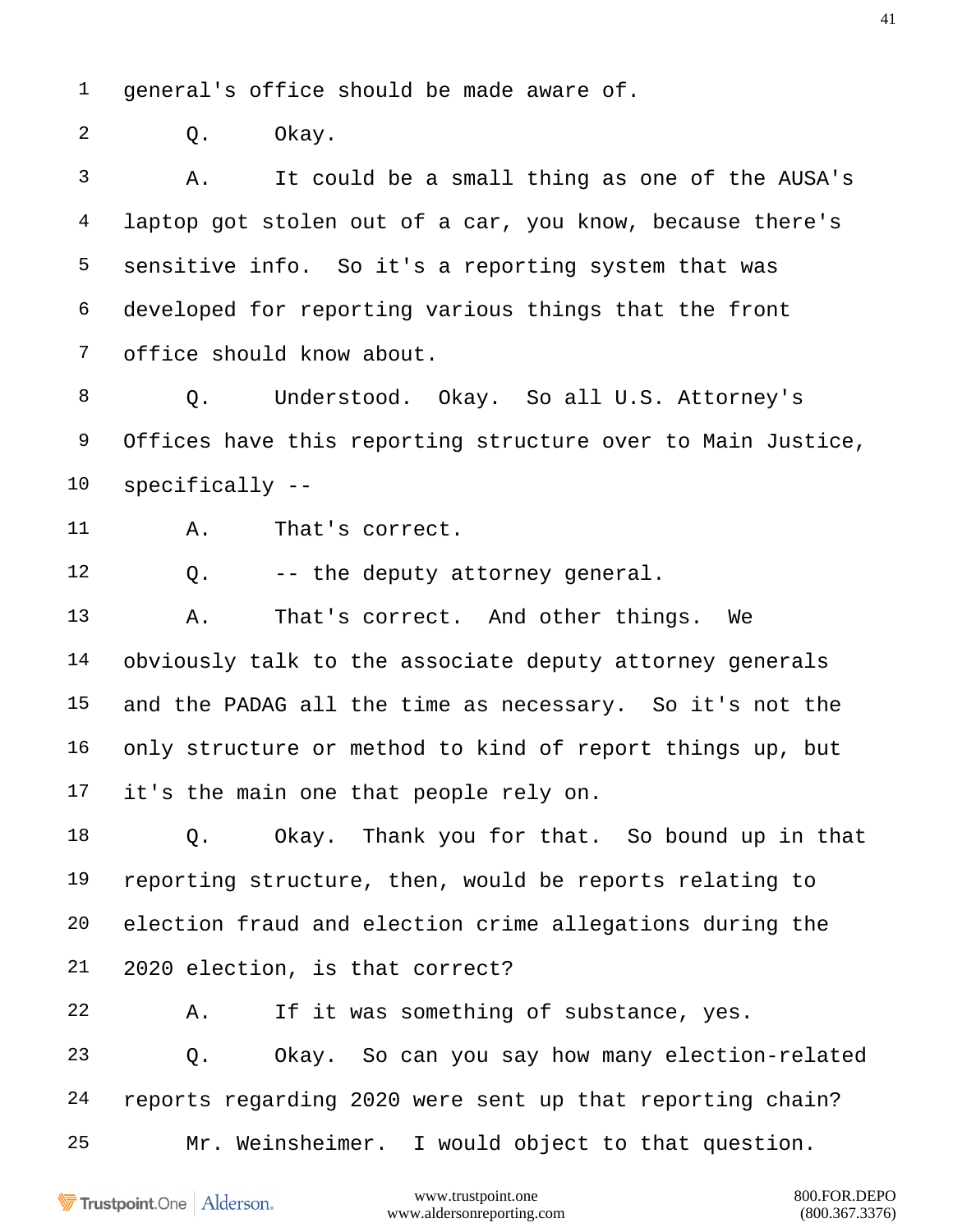1 general's office should be made aware of.

2 Q. Okay.

3 A. It could be a small thing as one of the AUSA's

4 laptop got stolen out of a car, you know, because there's

5 sensitive info. So it's a reporting system that was

6 developed for reporting various things that the front

7 office should know about.

8 Q. Understood. Okay. So all U.S. Attorney's

9 Offices have this reporting structure over to Main Justice,

10 specifically --

11 A. That's correct.

12 Q. -- the deputy attorney general.

13 A. That's correct. And other things. We

14 obviously talk to the associate deputy attorney generals

15 and the PADAG all the time as necessary. So it's not the

16 only structure or method to kind of report things up, but

17 it's the main one that people rely on.

18 Q. Okay. Thank you for that. So bound up in that

19 reporting structure, then, would be reports relating to

20 election fraud and election crime allegations during the

21 2020 election, is that correct?

22 A. If it was something of substance, yes.

23 Q. Okay. So can you say how many election-related

24 reports regarding 2020 were sent up that reporting chain?

25 Mr. Weinsheimer. I would object to that question.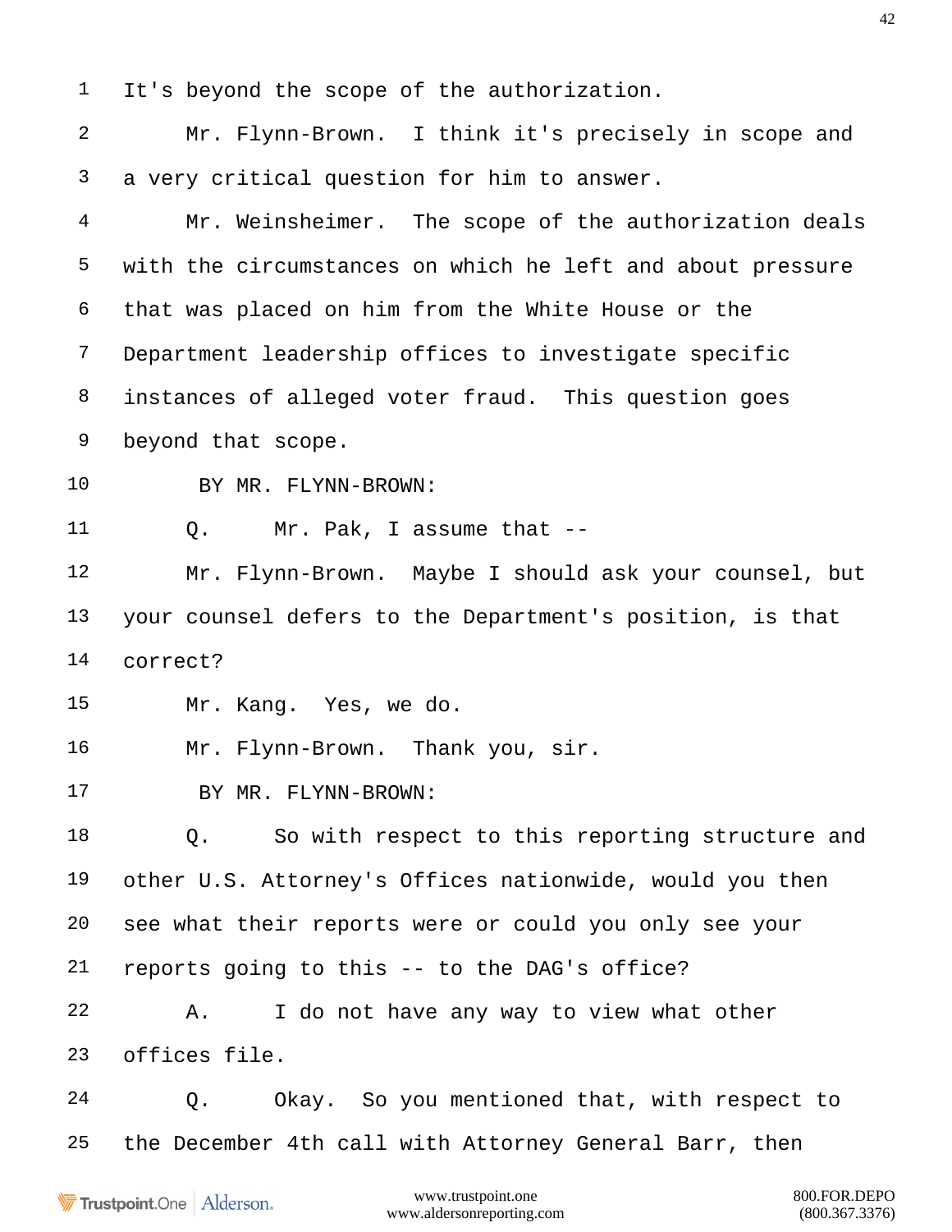1 It's beyond the scope of the authorization.

2 Mr. Flynn-Brown. I think it's precisely in scope and

3 a very critical question for him to answer.

4 Mr. Weinsheimer. The scope of the authorization deals

5 with the circumstances on which he left and about pressure

6 that was placed on him from the White House or the

7 Department leadership offices to investigate specific

8 instances of alleged voter fraud. This question goes

9 beyond that scope.

10 BY MR. FLYNN-BROWN:

11 Q. Mr. Pak, I assume that --

12 Mr. Flynn-Brown. Maybe I should ask your counsel, but

13 your counsel defers to the Department's position, is that

14 correct?

15 Mr. Kang. Yes, we do.

16 Mr. Flynn-Brown. Thank you, sir.

17 BY MR. FLYNN-BROWN:

18 Q. So with respect to this reporting structure and

19 other U.S. Attorney's Offices nationwide, would you then

20 see what their reports were or could you only see your

21 reports going to this -- to the DAG's office?

22 A. I do not have any way to view what other

23 offices file.

24 Q. Okay. So you mentioned that, with respect to

25 the December 4th call with Attorney General Barr, then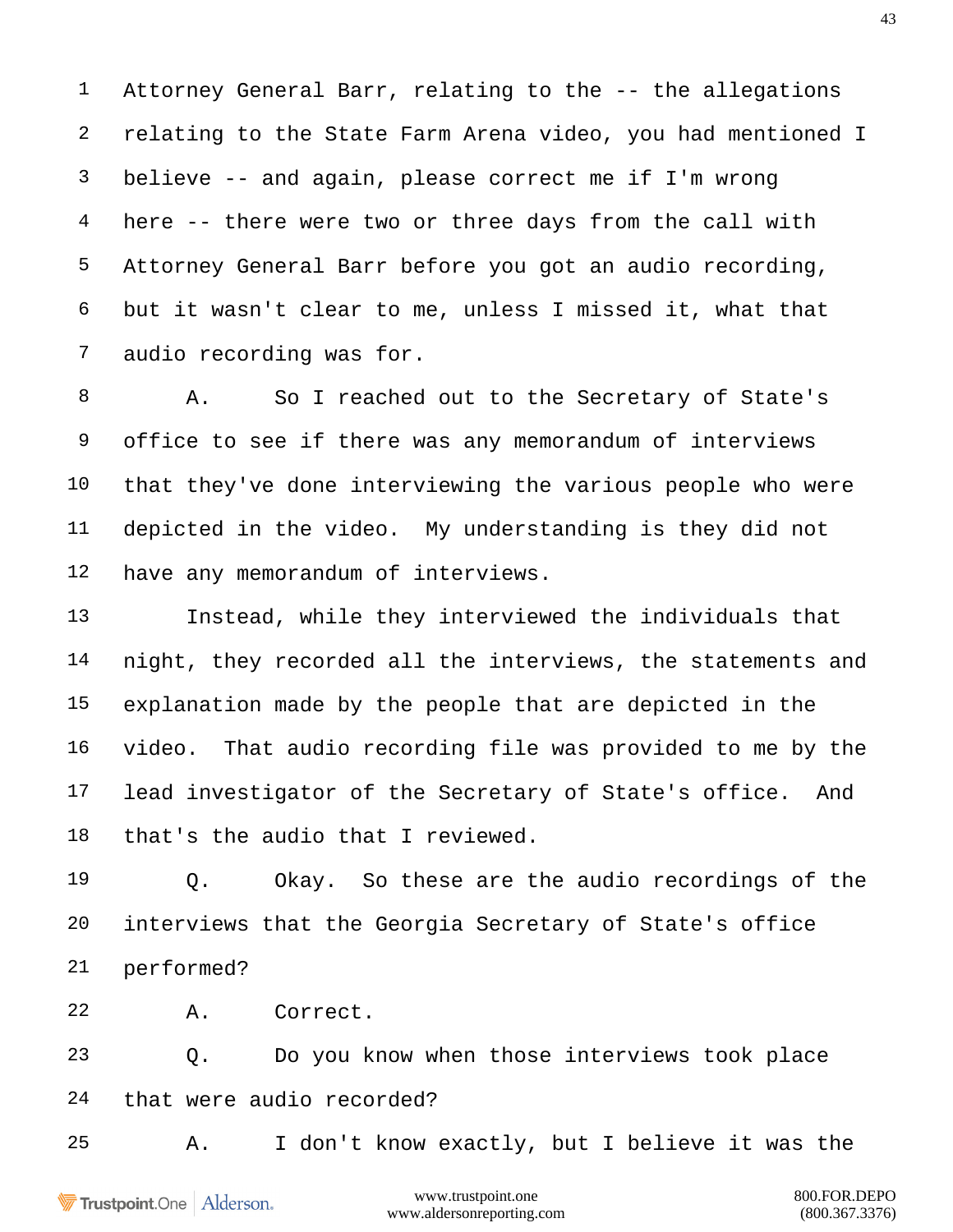1 Attorney General Barr, relating to the -- the allegations
2 relating to the State Farm Arena video, you had mentioned I
3 believe -- and again, please correct me if I'm wrong
4 here -- there were two or three days from the call with
5 Attorney General Barr before you got an audio recording,
6 but it wasn't clear to me, unless I missed it, what that
7 audio recording was for.

8 A. So I reached out to the Secretary of State's
9 office to see if there was any memorandum of interviews
10 that they've done interviewing the various people who were
11 depicted in the video. My understanding is they did not
12 have any memorandum of interviews.

13 Instead, while they interviewed the individuals that
14 night, they recorded all the interviews, the statements and
15 explanation made by the people that are depicted in the
16 video. That audio recording file was provided to me by the
17 lead investigator of the Secretary of State's office. And
18 that's the audio that I reviewed.

19 Q. Okay. So these are the audio recordings of the
20 interviews that the Georgia Secretary of State's office
21 performed?

22 A. Correct.

23 Q. Do you know when those interviews took place
24 that were audio recorded?

25 A. I don't know exactly, but I believe it was the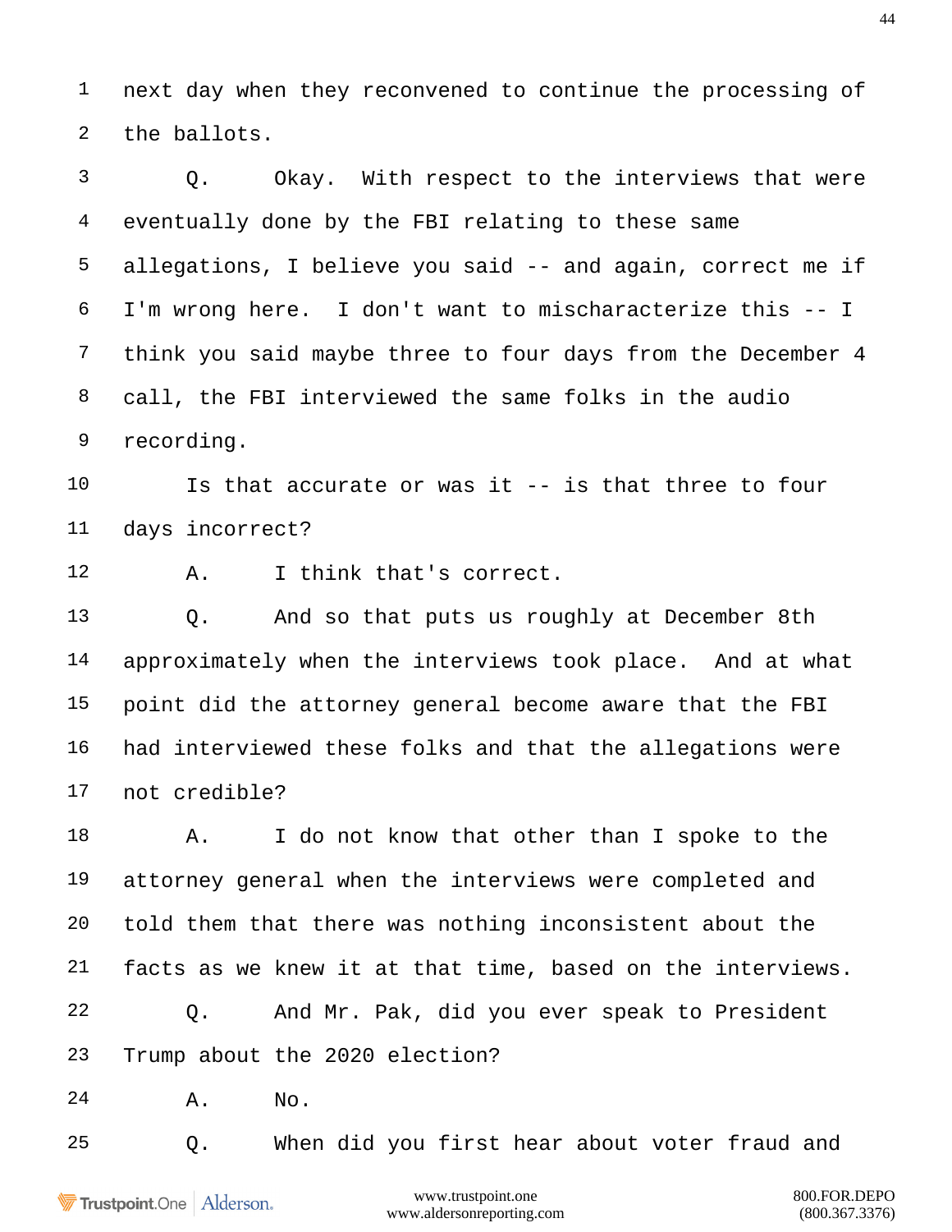1 next day when they reconvened to continue the processing of
2 the ballots.

3 Q. Okay. With respect to the interviews that were
4 eventually done by the FBI relating to these same
5 allegations, I believe you said -- and again, correct me if
6 I'm wrong here. I don't want to mischaracterize this -- I
7 think you said maybe three to four days from the December 4
8 call, the FBI interviewed the same folks in the audio
9 recording.

10 Is that accurate or was it -- is that three to four
11 days incorrect?

12 A. I think that's correct.

13 Q. And so that puts us roughly at December 8th
14 approximately when the interviews took place. And at what
15 point did the attorney general become aware that the FBI
16 had interviewed these folks and that the allegations were
17 not credible?

18 A. I do not know that other than I spoke to the
19 attorney general when the interviews were completed and
20 told them that there was nothing inconsistent about the
21 facts as we knew it at that time, based on the interviews.

22 Q. And Mr. Pak, did you ever speak to President
23 Trump about the 2020 election?

24 A. No.

25 Q. When did you first hear about voter fraud and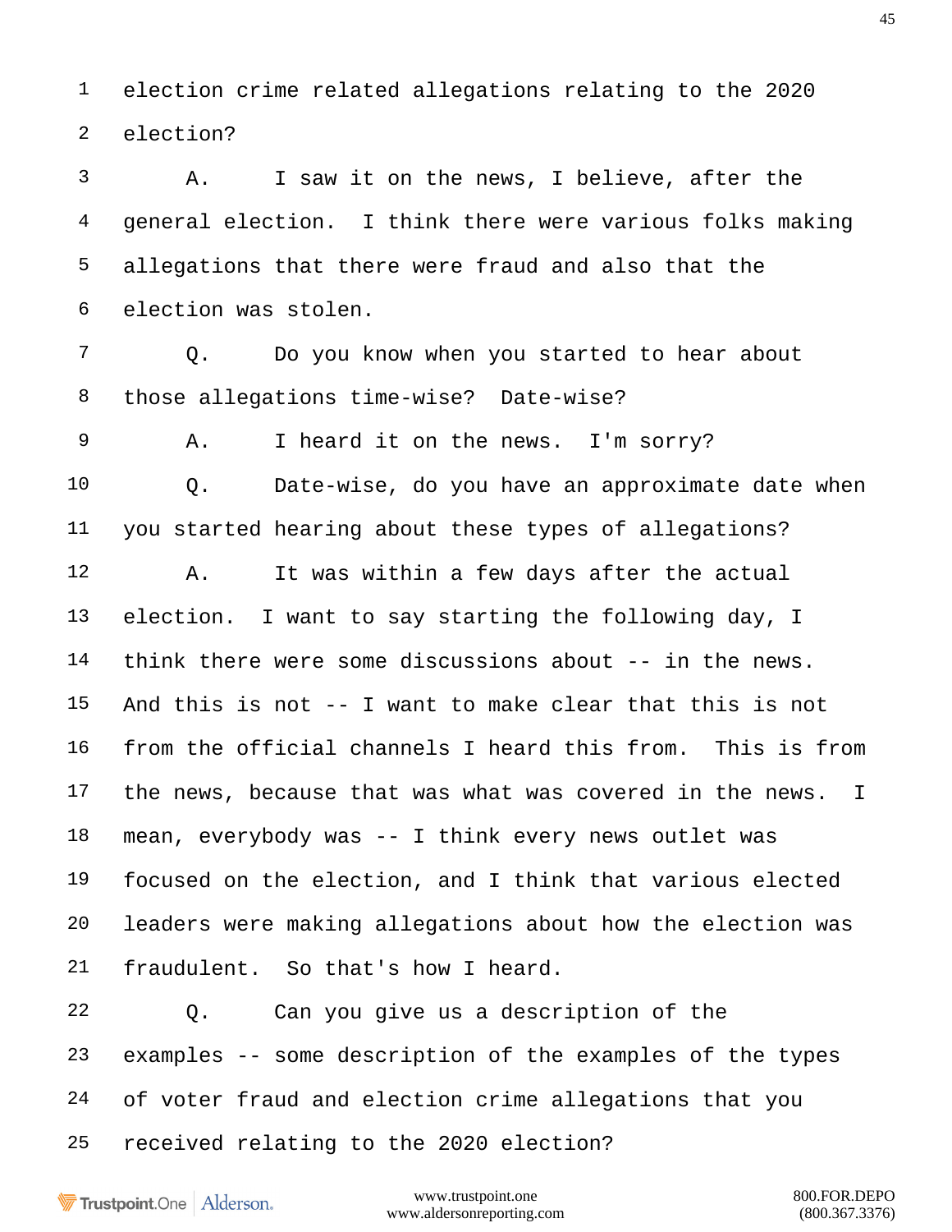1 election crime related allegations relating to the 2020
2 election?
3 A. I saw it on the news, I believe, after the
4 general election. I think there were various folks making
5 allegations that there were fraud and also that the
6 election was stolen.
7 Q. Do you know when you started to hear about
8 those allegations time-wise? Date-wise?
9 A. I heard it on the news. I'm sorry?
10 Q. Date-wise, do you have an approximate date when
11 you started hearing about these types of allegations?
12 A. It was within a few days after the actual
13 election. I want to say starting the following day, I
14 think there were some discussions about -- in the news.
15 And this is not -- I want to make clear that this is not
16 from the official channels I heard this from. This is from
17 the news, because that was what was covered in the news. I
18 mean, everybody was -- I think every news outlet was
19 focused on the election, and I think that various elected
20 leaders were making allegations about how the election was
21 fraudulent. So that's how I heard.
22 Q. Can you give us a description of the
23 examples -- some description of the examples of the types
24 of voter fraud and election crime allegations that you
25 received relating to the 2020 election?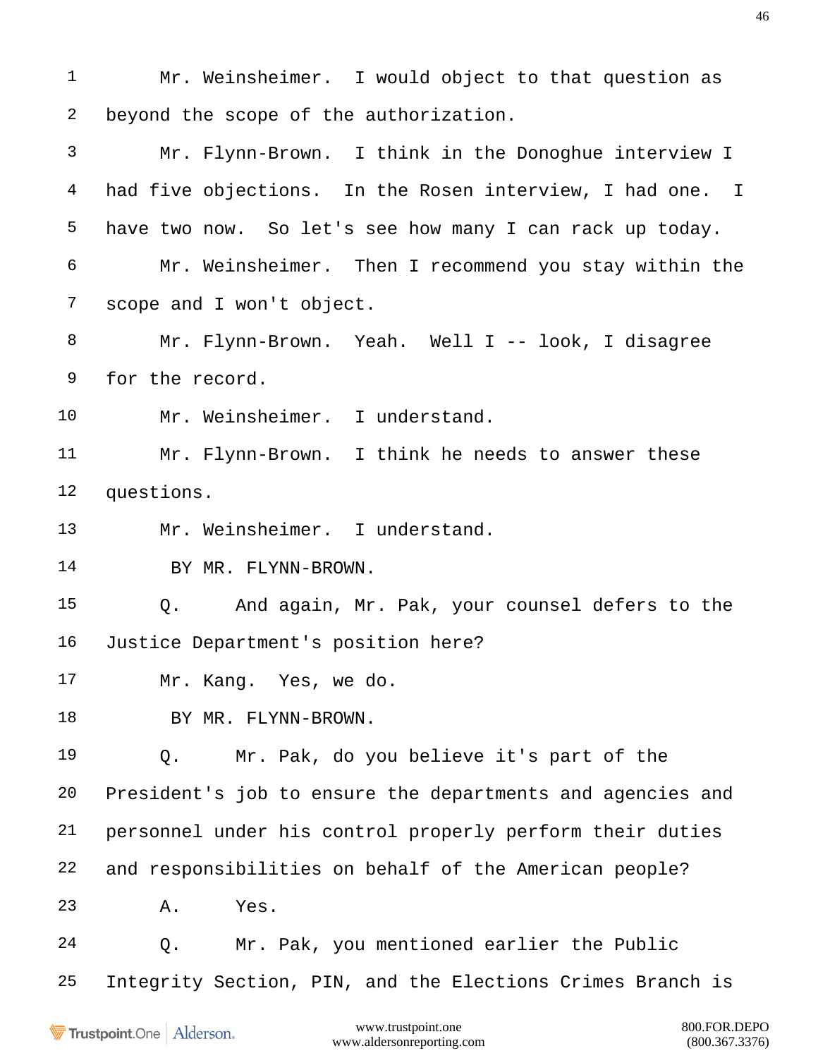Mr. Weinsheimer. I would object to that question as beyond the scope of the authorization.

Mr. Flynn-Brown. I think in the Donoghue interview I had five objections. In the Rosen interview, I had one. I have two now. So let's see how many I can rack up today.

Mr. Weinsheimer. Then I recommend you stay within the scope and I won't object.

Mr. Flynn-Brown. Yeah. Well I -- look, I disagree for the record.

Mr. Weinsheimer. I understand.

Mr. Flynn-Brown. I think he needs to answer these questions.

Mr. Weinsheimer. I understand.

BY MR. FLYNN-BROWN.

Q. And again, Mr. Pak, your counsel defers to the Justice Department's position here?

Mr. Kang. Yes, we do.

BY MR. FLYNN-BROWN.

Q. Mr. Pak, do you believe it's part of the President's job to ensure the departments and agencies and personnel under his control properly perform their duties and responsibilities on behalf of the American people?

A. Yes.

Q. Mr. Pak, you mentioned earlier the Public Integrity Section, PIN, and the Elections Crimes Branch is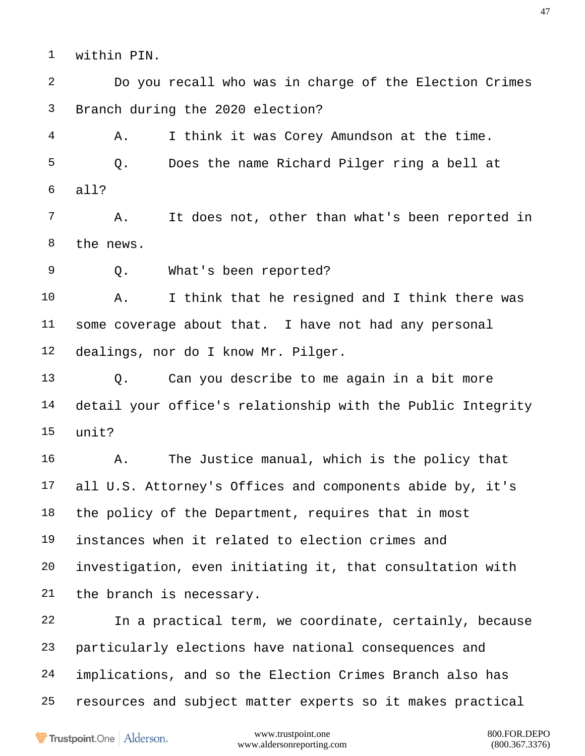within PIN.

Do you recall who was in charge of the Election Crimes Branch during the 2020 election?

A. I think it was Corey Amundson at the time.

Q. Does the name Richard Pilger ring a bell at all?

A. It does not, other than what's been reported in the news.

Q. What's been reported?

A. I think that he resigned and I think there was some coverage about that. I have not had any personal dealings, nor do I know Mr. Pilger.

Q. Can you describe to me again in a bit more detail your office's relationship with the Public Integrity unit?

A. The Justice manual, which is the policy that all U.S. Attorney's Offices and components abide by, it's the policy of the Department, requires that in most instances when it related to election crimes and investigation, even initiating it, that consultation with the branch is necessary.

In a practical term, we coordinate, certainly, because particularly elections have national consequences and implications, and so the Election Crimes Branch also has resources and subject matter experts so it makes practical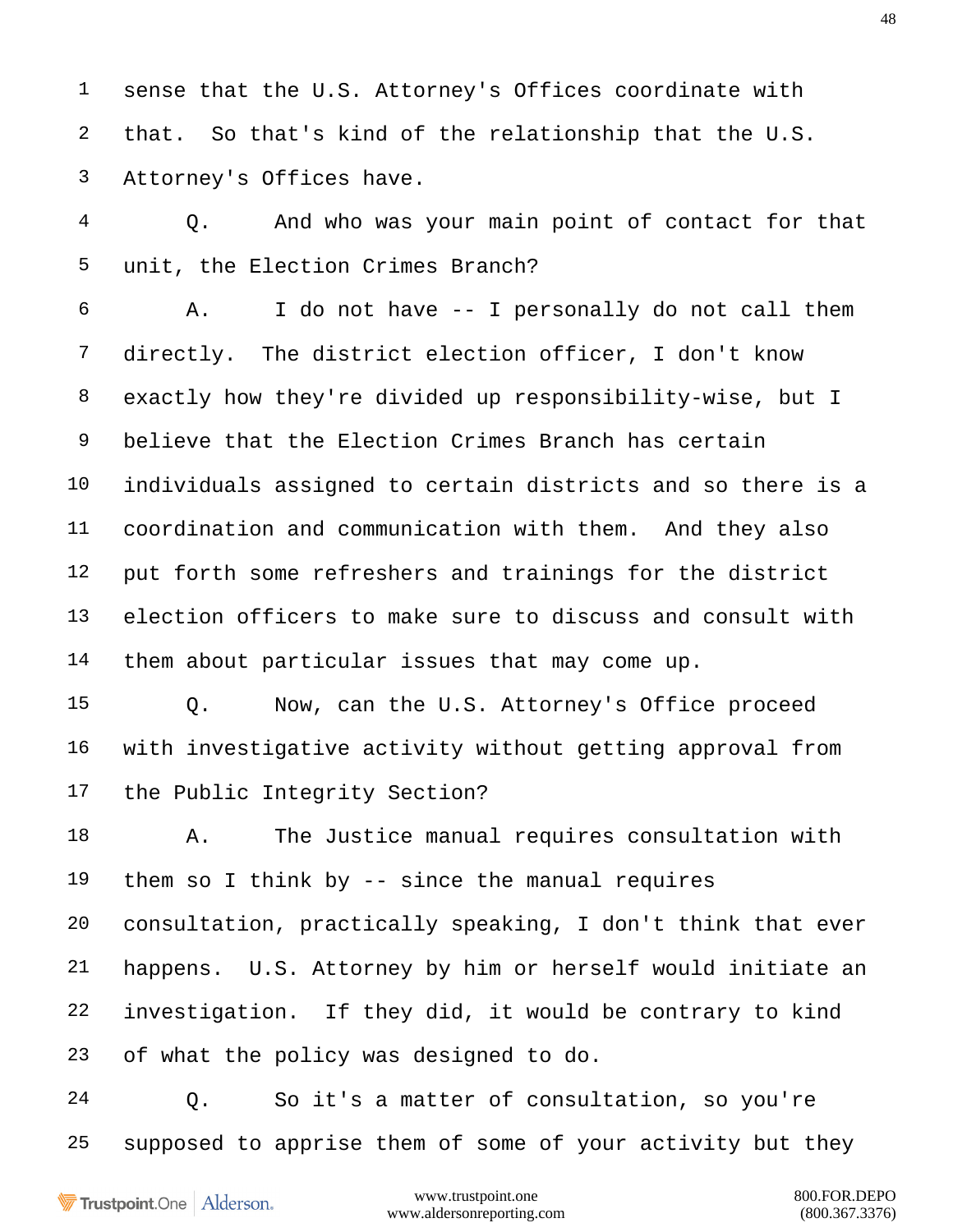1 sense that the U.S. Attorney's Offices coordinate with

2 that. So that's kind of the relationship that the U.S.

3 Attorney's Offices have.

4 Q. And who was your main point of contact for that

5 unit, the Election Crimes Branch?

6 A. I do not have -- I personally do not call them

7 directly. The district election officer, I don't know

8 exactly how they're divided up responsibility-wise, but I

9 believe that the Election Crimes Branch has certain

10 individuals assigned to certain districts and so there is a

11 coordination and communication with them. And they also

12 put forth some refreshers and trainings for the district

13 election officers to make sure to discuss and consult with

14 them about particular issues that may come up.

15 Q. Now, can the U.S. Attorney's Office proceed

16 with investigative activity without getting approval from

17 the Public Integrity Section?

18 A. The Justice manual requires consultation with

19 them so I think by -- since the manual requires

20 consultation, practically speaking, I don't think that ever

21 happens. U.S. Attorney by him or herself would initiate an

22 investigation. If they did, it would be contrary to kind

23 of what the policy was designed to do.

24 Q. So it's a matter of consultation, so you're

25 supposed to apprise them of some of your activity but they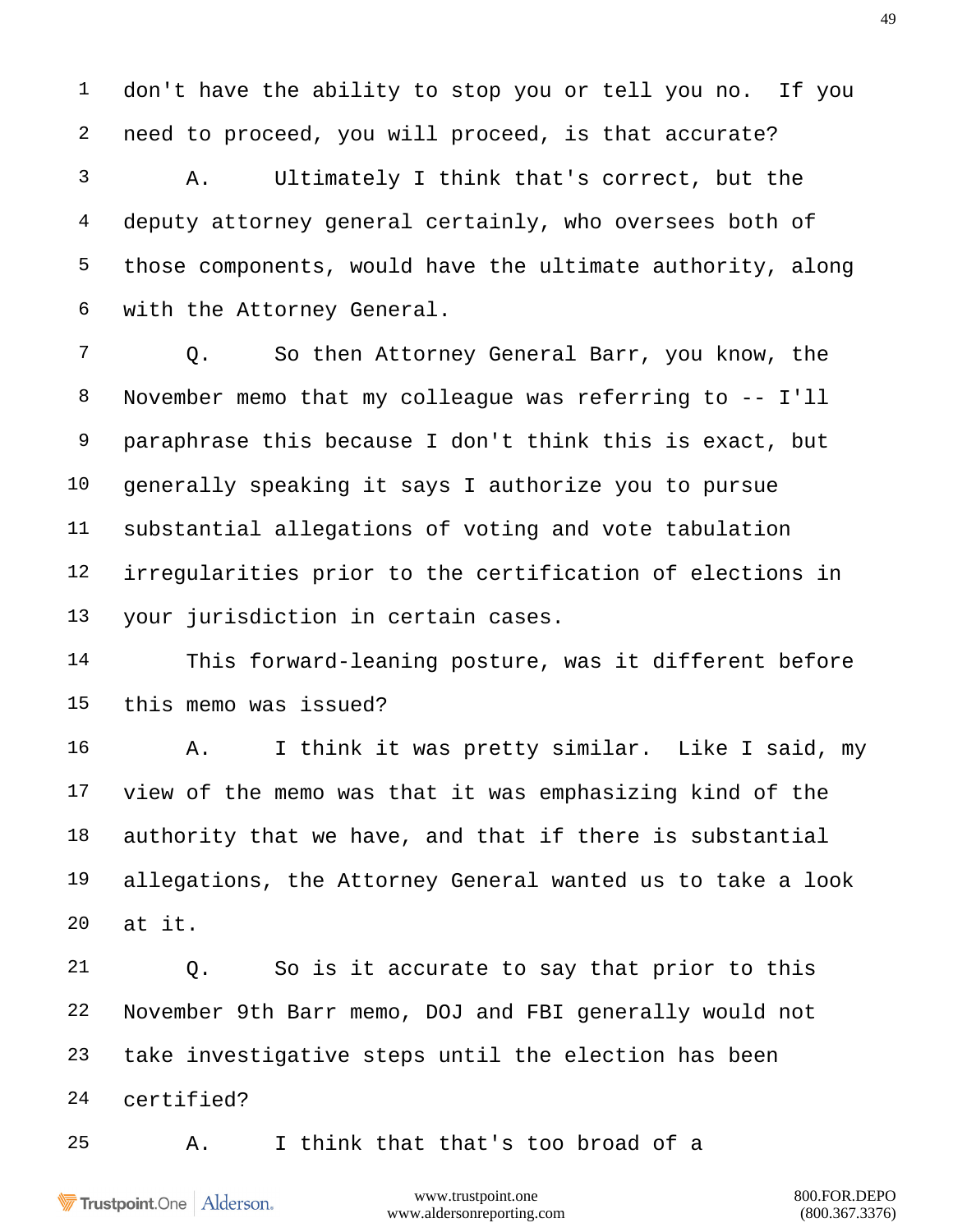1 don't have the ability to stop you or tell you no. If you
2 need to proceed, you will proceed, is that accurate?
3 A. Ultimately I think that's correct, but the
4 deputy attorney general certainly, who oversees both of
5 those components, would have the ultimate authority, along
6 with the Attorney General.
7 Q. So then Attorney General Barr, you know, the
8 November memo that my colleague was referring to -- I'll
9 paraphrase this because I don't think this is exact, but
10 generally speaking it says I authorize you to pursue
11 substantial allegations of voting and vote tabulation
12 irregularities prior to the certification of elections in
13 your jurisdiction in certain cases.
14 This forward-leaning posture, was it different before
15 this memo was issued?
16 A. I think it was pretty similar. Like I said, my
17 view of the memo was that it was emphasizing kind of the
18 authority that we have, and that if there is substantial
19 allegations, the Attorney General wanted us to take a look
20 at it.
21 Q. So is it accurate to say that prior to this
22 November 9th Barr memo, DOJ and FBI generally would not
23 take investigative steps until the election has been
24 certified?
25 A. I think that that's too broad of a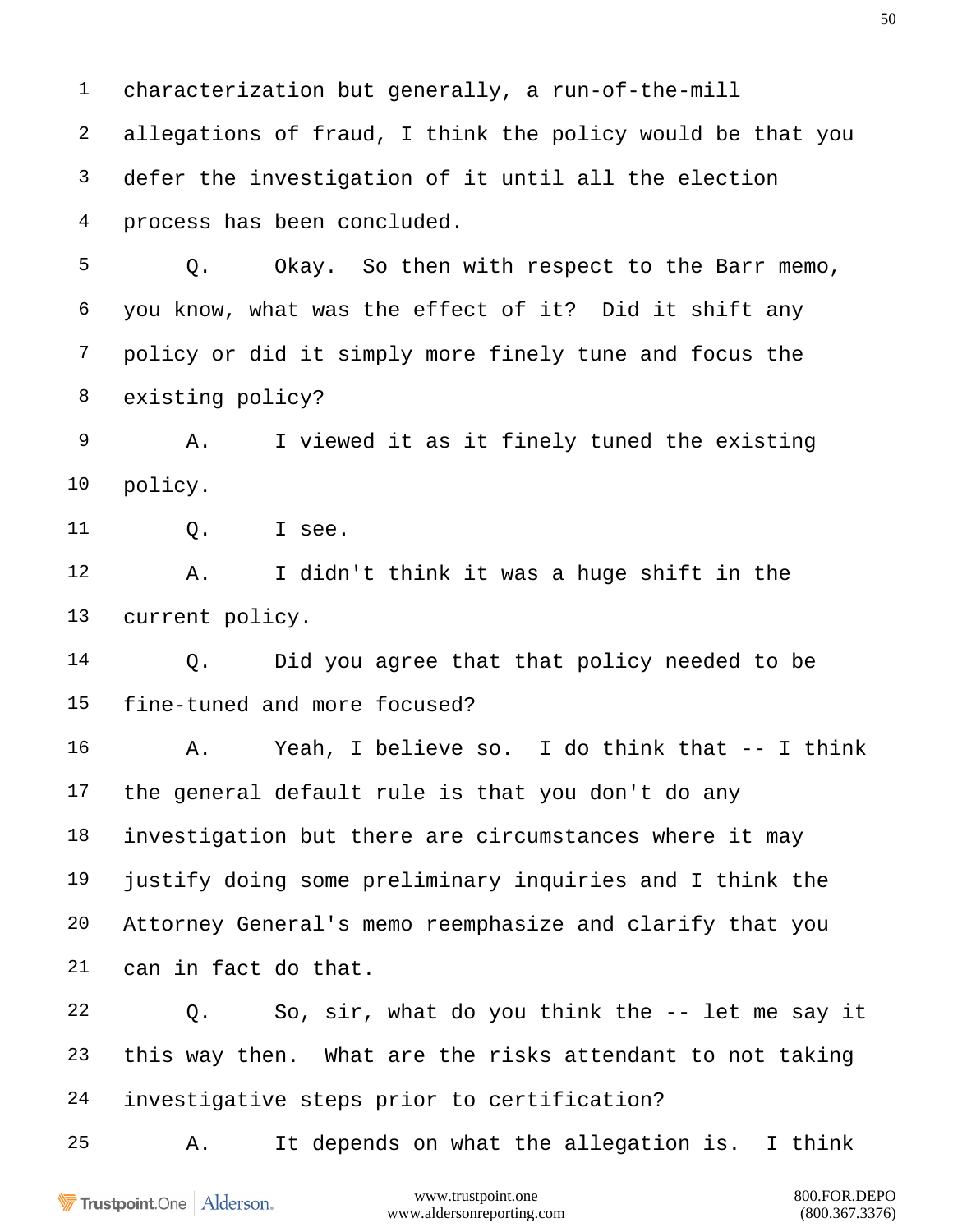1 characterization but generally, a run-of-the-mill

2 allegations of fraud, I think the policy would be that you

3 defer the investigation of it until all the election

4 process has been concluded.

5 Q. Okay. So then with respect to the Barr memo,

6 you know, what was the effect of it? Did it shift any

7 policy or did it simply more finely tune and focus the

8 existing policy?

9 A. I viewed it as it finely tuned the existing

10 policy.

11 Q. I see.

12 A. I didn't think it was a huge shift in the

13 current policy.

14 Q. Did you agree that that policy needed to be

15 fine-tuned and more focused?

16 A. Yeah, I believe so. I do think that -- I think

17 the general default rule is that you don't do any

18 investigation but there are circumstances where it may

19 justify doing some preliminary inquiries and I think the

20 Attorney General's memo reemphasize and clarify that you

21 can in fact do that.

22 Q. So, sir, what do you think the -- let me say it

23 this way then. What are the risks attendant to not taking

24 investigative steps prior to certification?

25 A. It depends on what the allegation is. I think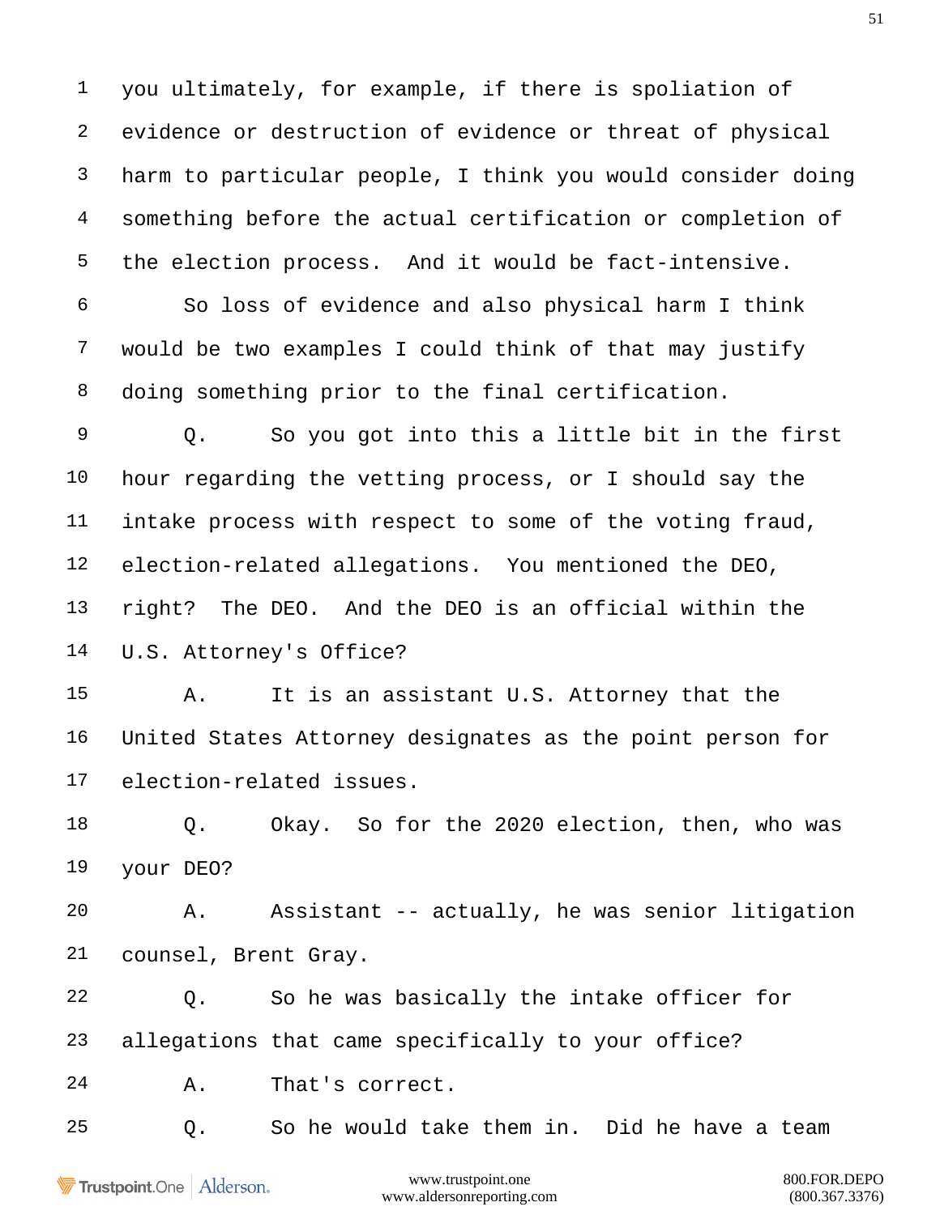1 you ultimately, for example, if there is spoliation of
2 evidence or destruction of evidence or threat of physical
3 harm to particular people, I think you would consider doing
4 something before the actual certification or completion of
5 the election process. And it would be fact-intensive.
6 So loss of evidence and also physical harm I think
7 would be two examples I could think of that may justify
8 doing something prior to the final certification.
9 Q. So you got into this a little bit in the first
10 hour regarding the vetting process, or I should say the
11 intake process with respect to some of the voting fraud,
12 election-related allegations. You mentioned the DEO,
13 right? The DEO. And the DEO is an official within the
14 U.S. Attorney's Office?
15 A. It is an assistant U.S. Attorney that the
16 United States Attorney designates as the point person for
17 election-related issues.
18 Q. Okay. So for the 2020 election, then, who was
19 your DEO?
20 A. Assistant -- actually, he was senior litigation
21 counsel, Brent Gray.
22 Q. So he was basically the intake officer for
23 allegations that came specifically to your office?
24 A. That's correct.
25 Q. So he would take them in. Did he have a team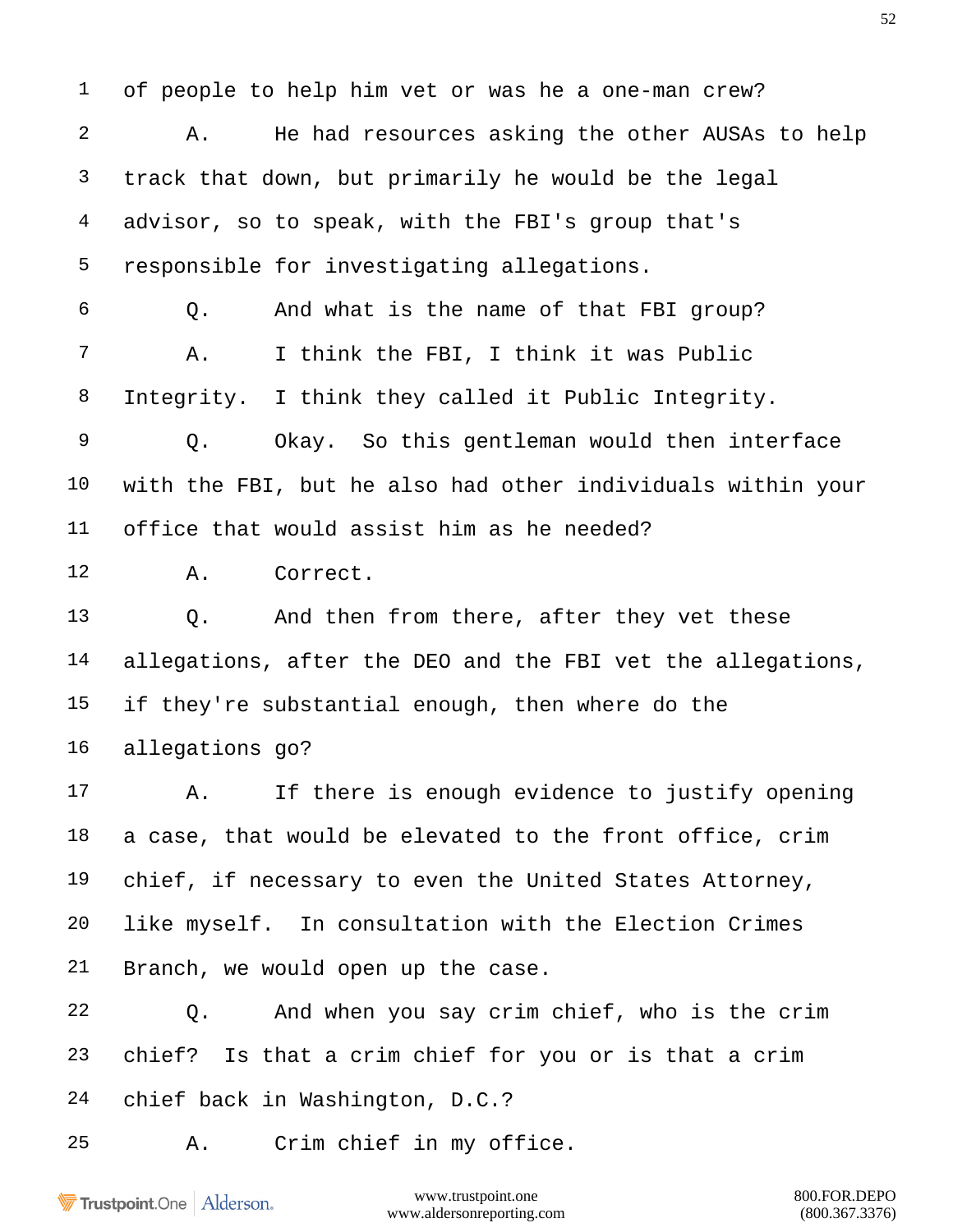1 of people to help him vet or was he a one-man crew?

2 A. He had resources asking the other AUSAs to help

3 track that down, but primarily he would be the legal

4 advisor, so to speak, with the FBI's group that's

5 responsible for investigating allegations.

6 Q. And what is the name of that FBI group?

7 A. I think the FBI, I think it was Public

8 Integrity. I think they called it Public Integrity.

9 Q. Okay. So this gentleman would then interface

10 with the FBI, but he also had other individuals within your

11 office that would assist him as he needed?

12 A. Correct.

13 Q. And then from there, after they vet these

14 allegations, after the DEO and the FBI vet the allegations,

15 if they're substantial enough, then where do the

16 allegations go?

17 A. If there is enough evidence to justify opening

18 a case, that would be elevated to the front office, crim

19 chief, if necessary to even the United States Attorney,

20 like myself. In consultation with the Election Crimes

21 Branch, we would open up the case.

22 Q. And when you say crim chief, who is the crim

23 chief? Is that a crim chief for you or is that a crim

24 chief back in Washington, D.C.?

25 A. Crim chief in my office.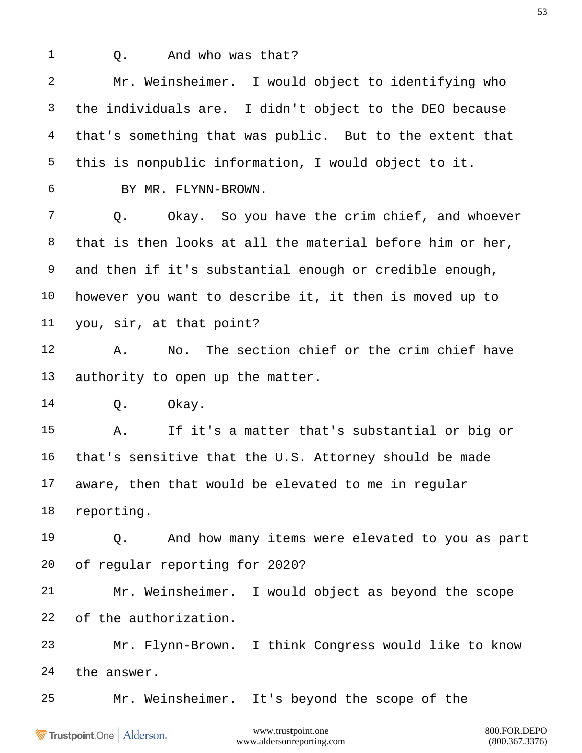1 Q. And who was that?

2 Mr. Weinsheimer. I would object to identifying who

3 the individuals are. I didn't object to the DEO because

4 that's something that was public. But to the extent that

5 this is nonpublic information, I would object to it.

6 BY MR. FLYNN-BROWN.

7 Q. Okay. So you have the crim chief, and whoever

8 that is then looks at all the material before him or her,

9 and then if it's substantial enough or credible enough,

10 however you want to describe it, it then is moved up to

11 you, sir, at that point?

12 A. No. The section chief or the crim chief have

13 authority to open up the matter.

14 Q. Okay.

15 A. If it's a matter that's substantial or big or

16 that's sensitive that the U.S. Attorney should be made

17 aware, then that would be elevated to me in regular

18 reporting.

19 Q. And how many items were elevated to you as part

20 of regular reporting for 2020?

21 Mr. Weinsheimer. I would object as beyond the scope

22 of the authorization.

23 Mr. Flynn-Brown. I think Congress would like to know

24 the answer.

25 Mr. Weinsheimer. It's beyond the scope of the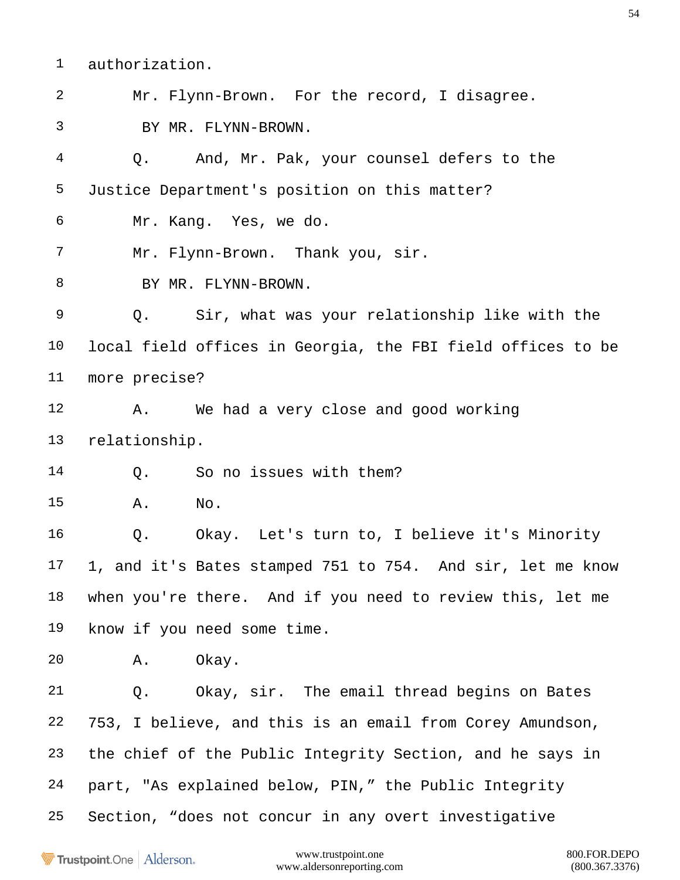1 authorization.

2 Mr. Flynn-Brown. For the record, I disagree.

3 BY MR. FLYNN-BROWN.

4 Q. And, Mr. Pak, your counsel defers to the

5 Justice Department's position on this matter?

6 Mr. Kang. Yes, we do.

7 Mr. Flynn-Brown. Thank you, sir.

8 BY MR. FLYNN-BROWN.

9 Q. Sir, what was your relationship like with the

10 local field offices in Georgia, the FBI field offices to be

11 more precise?

12 A. We had a very close and good working

13 relationship.

14 Q. So no issues with them?

15 A. No.

16 Q. Okay. Let's turn to, I believe it's Minority

17 1, and it's Bates stamped 751 to 754. And sir, let me know

18 when you're there. And if you need to review this, let me

19 know if you need some time.

20 A. Okay.

21 Q. Okay, sir. The email thread begins on Bates

22 753, I believe, and this is an email from Corey Amundson,

23 the chief of the Public Integrity Section, and he says in

24 part, "As explained below, PIN," the Public Integrity

25 Section, "does not concur in any overt investigative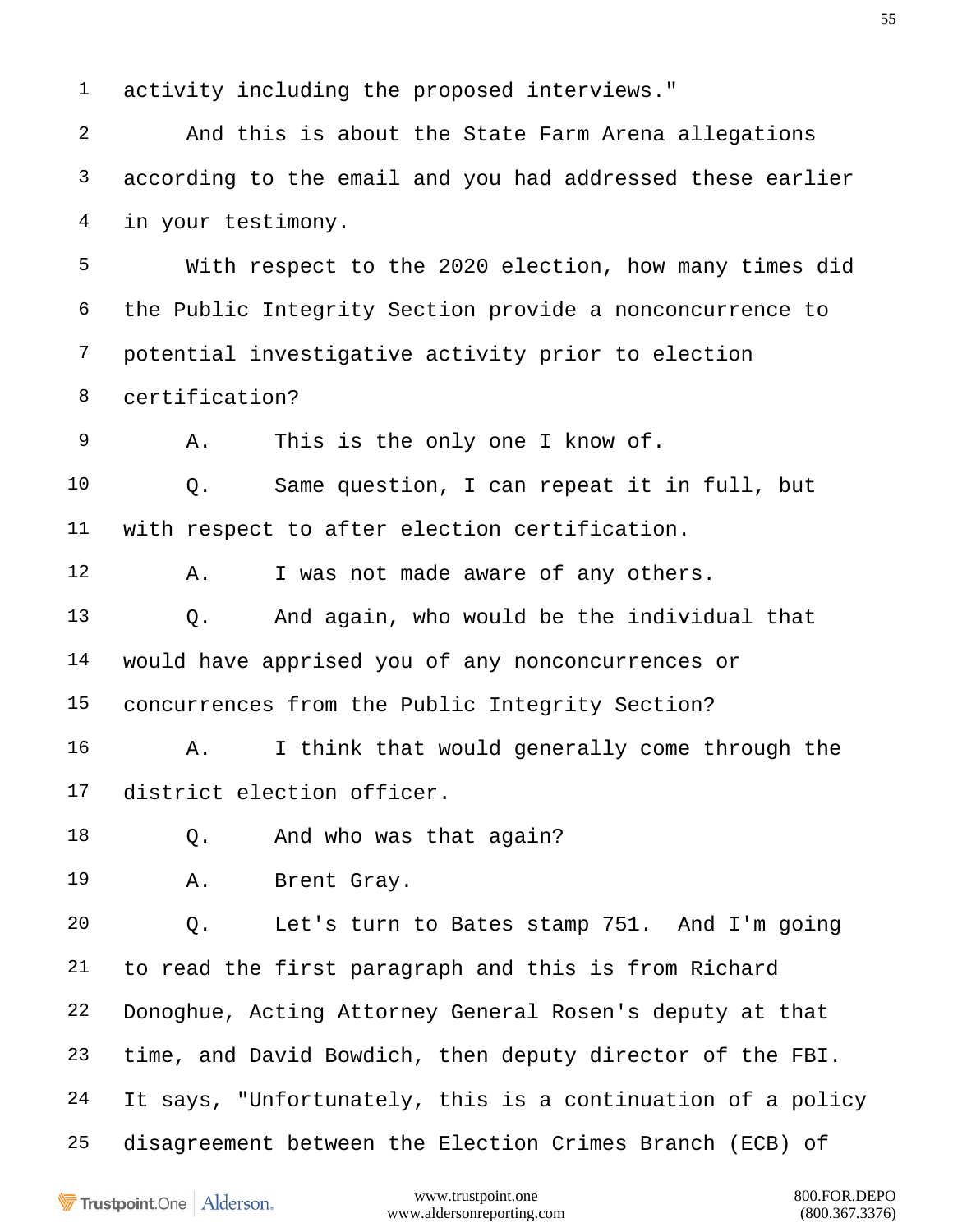activity including the proposed interviews."

And this is about the State Farm Arena allegations according to the email and you had addressed these earlier in your testimony.

With respect to the 2020 election, how many times did the Public Integrity Section provide a nonconcurrence to potential investigative activity prior to election certification?

A. This is the only one I know of.

Q. Same question, I can repeat it in full, but with respect to after election certification.

A. I was not made aware of any others.

Q. And again, who would be the individual that would have apprised you of any nonconcurrences or concurrences from the Public Integrity Section?

A. I think that would generally come through the district election officer.

Q. And who was that again?

A. Brent Gray.

Q. Let's turn to Bates stamp 751. And I'm going to read the first paragraph and this is from Richard Donoghue, Acting Attorney General Rosen's deputy at that time, and David Bowdich, then deputy director of the FBI. It says, "Unfortunately, this is a continuation of a policy disagreement between the Election Crimes Branch (ECB) of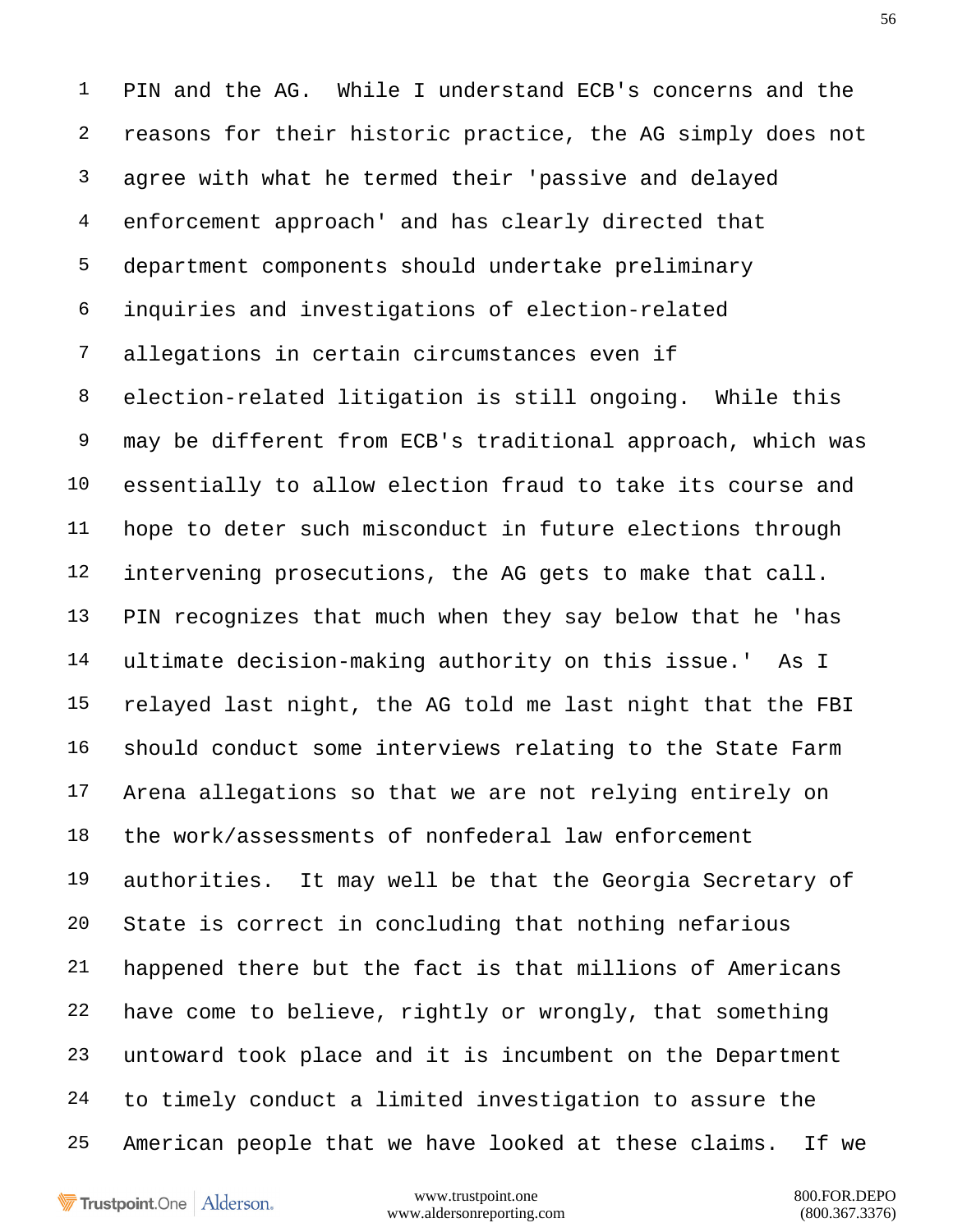1 PIN and the AG. While I understand ECB's concerns and the
2 reasons for their historic practice, the AG simply does not
3 agree with what he termed their 'passive and delayed
4 enforcement approach' and has clearly directed that
5 department components should undertake preliminary
6 inquiries and investigations of election-related
7 allegations in certain circumstances even if
8 election-related litigation is still ongoing. While this
9 may be different from ECB's traditional approach, which was
10 essentially to allow election fraud to take its course and
11 hope to deter such misconduct in future elections through
12 intervening prosecutions, the AG gets to make that call.
13 PIN recognizes that much when they say below that he 'has
14 ultimate decision-making authority on this issue.' As I
15 relayed last night, the AG told me last night that the FBI
16 should conduct some interviews relating to the State Farm
17 Arena allegations so that we are not relying entirely on
18 the work/assessments of nonfederal law enforcement
19 authorities. It may well be that the Georgia Secretary of
20 State is correct in concluding that nothing nefarious
21 happened there but the fact is that millions of Americans
22 have come to believe, rightly or wrongly, that something
23 untoward took place and it is incumbent on the Department
24 to timely conduct a limited investigation to assure the
25 American people that we have looked at these claims. If we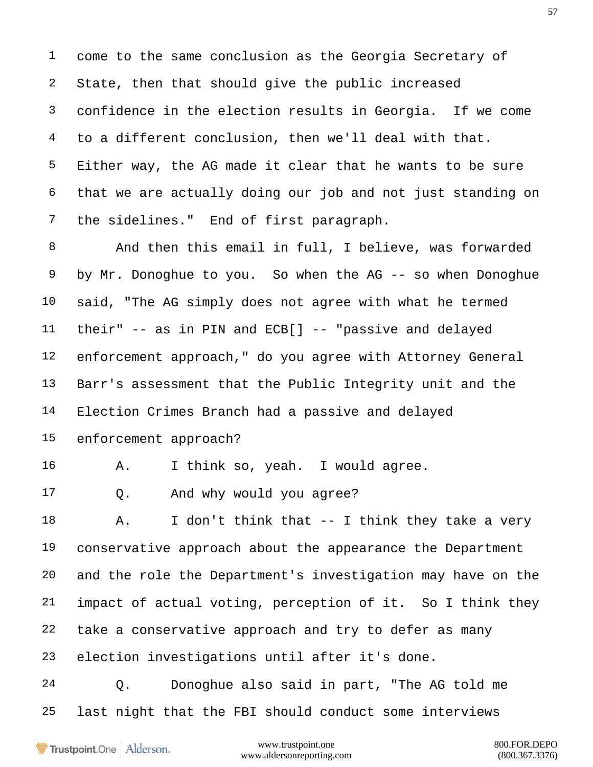come to the same conclusion as the Georgia Secretary of State, then that should give the public increased confidence in the election results in Georgia. If we come to a different conclusion, then we'll deal with that. Either way, the AG made it clear that he wants to be sure that we are actually doing our job and not just standing on the sidelines." End of first paragraph.

And then this email in full, I believe, was forwarded by Mr. Donoghue to you. So when the AG -- so when Donoghue said, "The AG simply does not agree with what he termed their" -- as in PIN and ECB[] -- "passive and delayed enforcement approach," do you agree with Attorney General Barr's assessment that the Public Integrity unit and the Election Crimes Branch had a passive and delayed enforcement approach?

A. I think so, yeah. I would agree.

Q. And why would you agree?

A. I don't think that -- I think they take a very conservative approach about the appearance the Department and the role the Department's investigation may have on the impact of actual voting, perception of it. So I think they take a conservative approach and try to defer as many election investigations until after it's done.

Q. Donoghue also said in part, "The AG told me last night that the FBI should conduct some interviews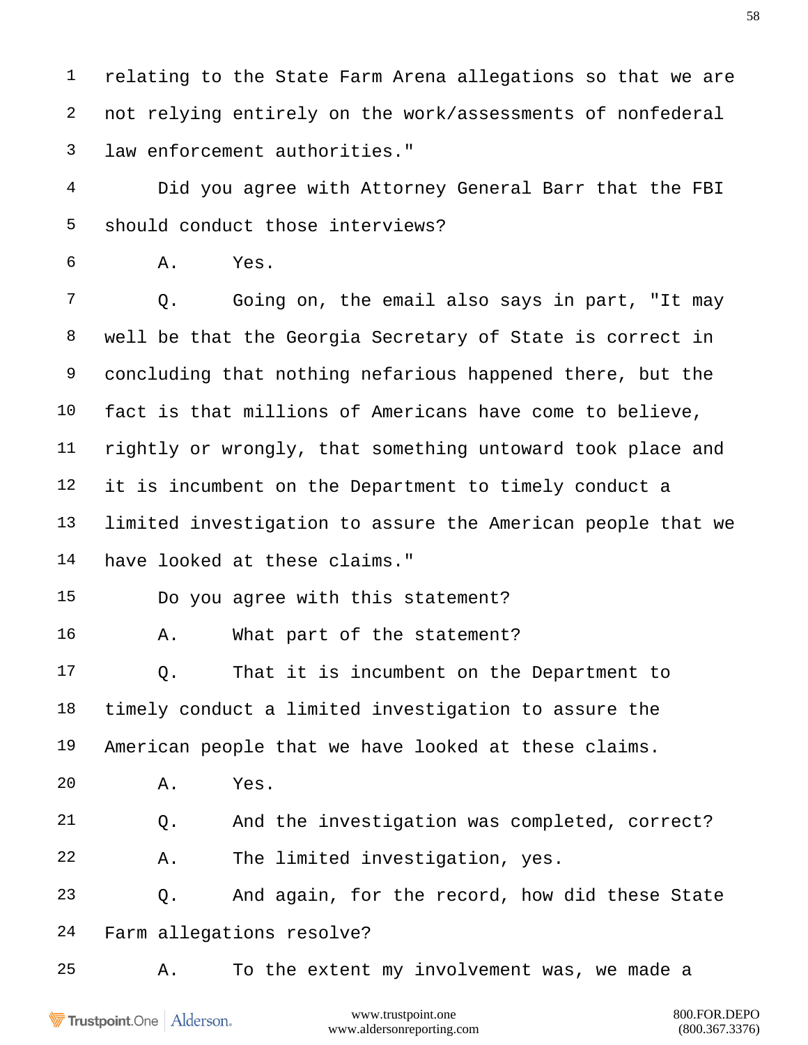relating to the State Farm Arena allegations so that we are not relying entirely on the work/assessments of nonfederal law enforcement authorities."

Did you agree with Attorney General Barr that the FBI should conduct those interviews?

A. Yes.

Q. Going on, the email also says in part, "It may well be that the Georgia Secretary of State is correct in concluding that nothing nefarious happened there, but the fact is that millions of Americans have come to believe, rightly or wrongly, that something untoward took place and it is incumbent on the Department to timely conduct a limited investigation to assure the American people that we have looked at these claims."

Do you agree with this statement?

A. What part of the statement?

Q. That it is incumbent on the Department to timely conduct a limited investigation to assure the American people that we have looked at these claims.

A. Yes.

Q. And the investigation was completed, correct?

A. The limited investigation, yes.

Q. And again, for the record, how did these State Farm allegations resolve?

A. To the extent my involvement was, we made a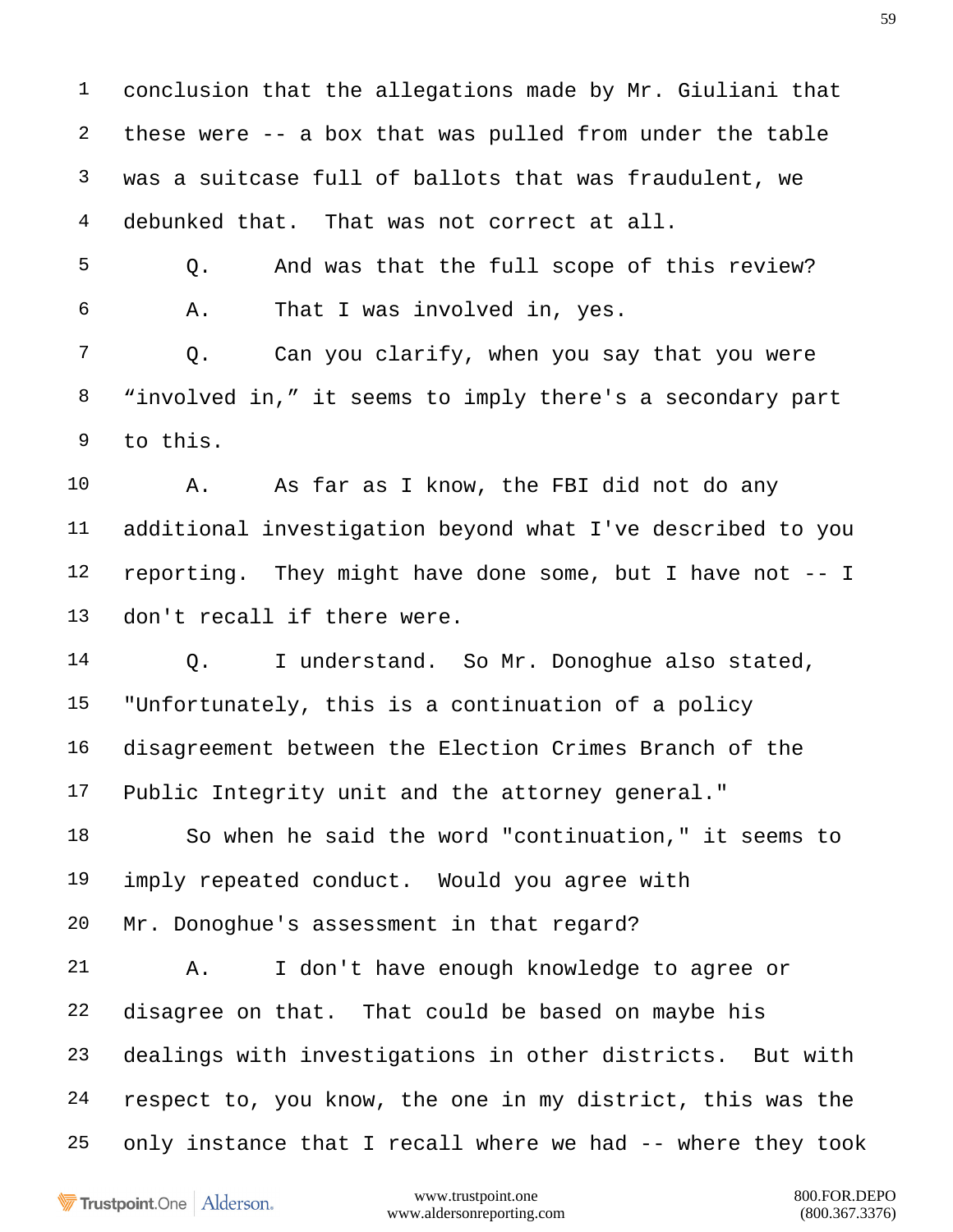1 conclusion that the allegations made by Mr. Giuliani that
2 these were -- a box that was pulled from under the table
3 was a suitcase full of ballots that was fraudulent, we
4 debunked that. That was not correct at all.
5 Q. And was that the full scope of this review?
6 A. That I was involved in, yes.
7 Q. Can you clarify, when you say that you were
8 "involved in," it seems to imply there's a secondary part
9 to this.
10 A. As far as I know, the FBI did not do any
11 additional investigation beyond what I've described to you
12 reporting. They might have done some, but I have not -- I
13 don't recall if there were.
14 Q. I understand. So Mr. Donoghue also stated,
15 "Unfortunately, this is a continuation of a policy
16 disagreement between the Election Crimes Branch of the
17 Public Integrity unit and the attorney general."
18 So when he said the word "continuation," it seems to
19 imply repeated conduct. Would you agree with
20 Mr. Donoghue's assessment in that regard?
21 A. I don't have enough knowledge to agree or
22 disagree on that. That could be based on maybe his
23 dealings with investigations in other districts. But with
24 respect to, you know, the one in my district, this was the
25 only instance that I recall where we had -- where they took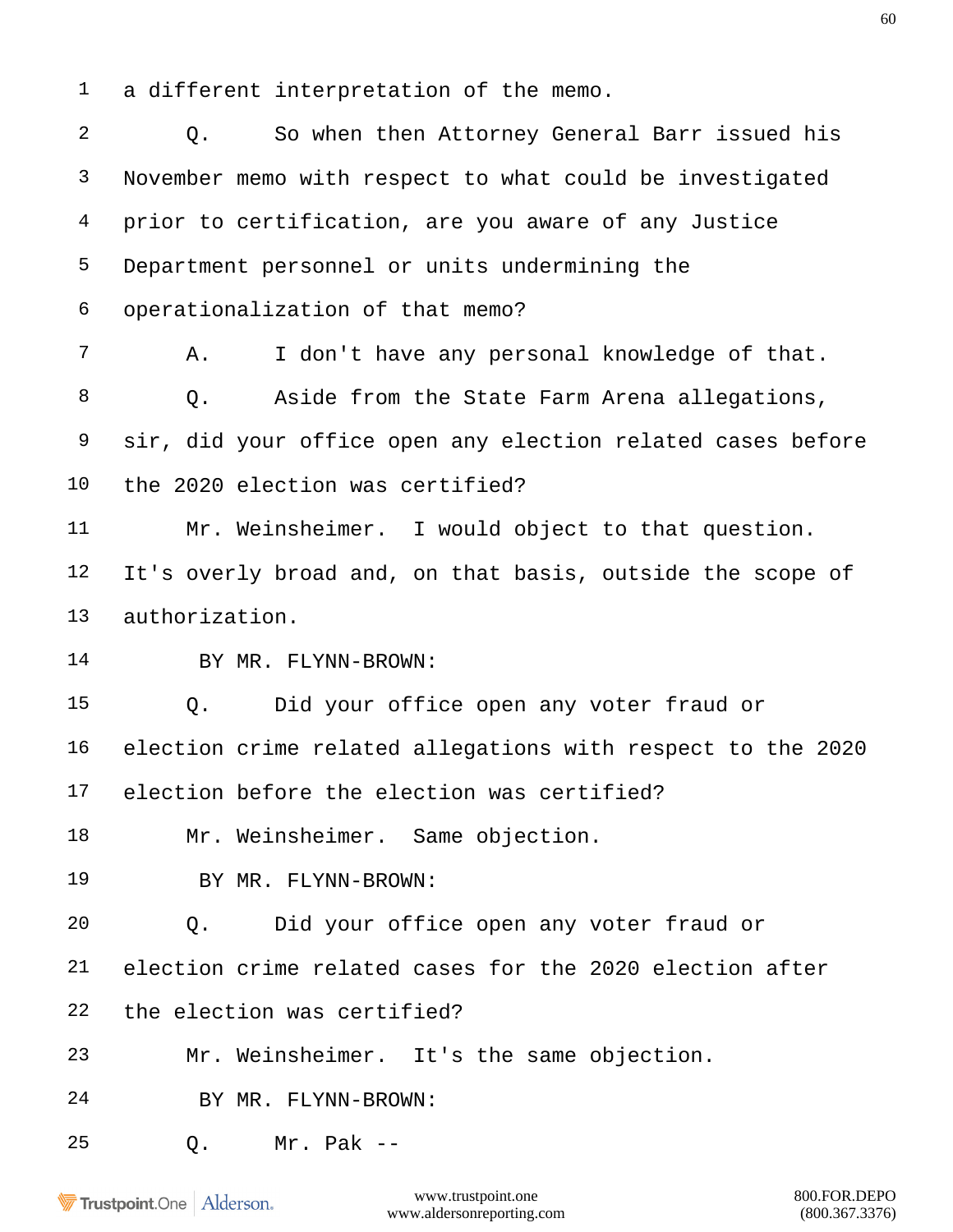a different interpretation of the memo.

Q. So when then Attorney General Barr issued his November memo with respect to what could be investigated prior to certification, are you aware of any Justice Department personnel or units undermining the operationalization of that memo?

A. I don't have any personal knowledge of that.

Q. Aside from the State Farm Arena allegations, sir, did your office open any election related cases before the 2020 election was certified?

Mr. Weinsheimer. I would object to that question. It's overly broad and, on that basis, outside the scope of authorization.

BY MR. FLYNN-BROWN:

Q. Did your office open any voter fraud or election crime related allegations with respect to the 2020 election before the election was certified?

Mr. Weinsheimer. Same objection.

BY MR. FLYNN-BROWN:

Q. Did your office open any voter fraud or election crime related cases for the 2020 election after the election was certified?

Mr. Weinsheimer. It's the same objection.

BY MR. FLYNN-BROWN:

Q. Mr. Pak --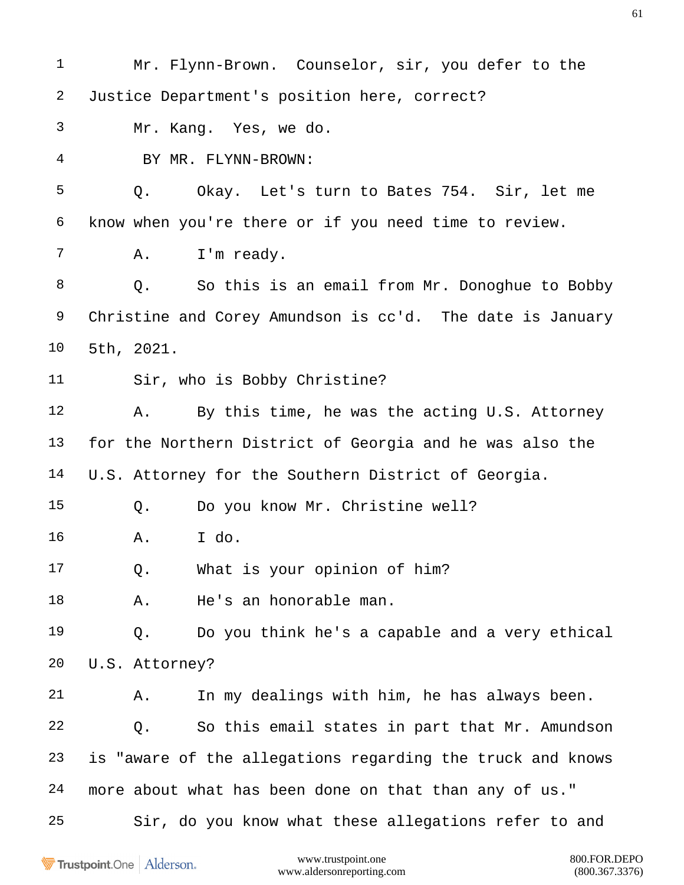Mr. Flynn-Brown. Counselor, sir, you defer to the Justice Department's position here, correct?

Mr. Kang. Yes, we do.

BY MR. FLYNN-BROWN:

Q. Okay. Let's turn to Bates 754. Sir, let me know when you're there or if you need time to review.

A. I'm ready.

Q. So this is an email from Mr. Donoghue to Bobby Christine and Corey Amundson is cc'd. The date is January 5th, 2021.

Sir, who is Bobby Christine?

A. By this time, he was the acting U.S. Attorney for the Northern District of Georgia and he was also the U.S. Attorney for the Southern District of Georgia.

Q. Do you know Mr. Christine well?

A. I do.

Q. What is your opinion of him?

A. He's an honorable man.

Q. Do you think he's a capable and a very ethical U.S. Attorney?

A. In my dealings with him, he has always been.

Q. So this email states in part that Mr. Amundson is "aware of the allegations regarding the truck and knows more about what has been done on that than any of us."

Sir, do you know what these allegations refer to and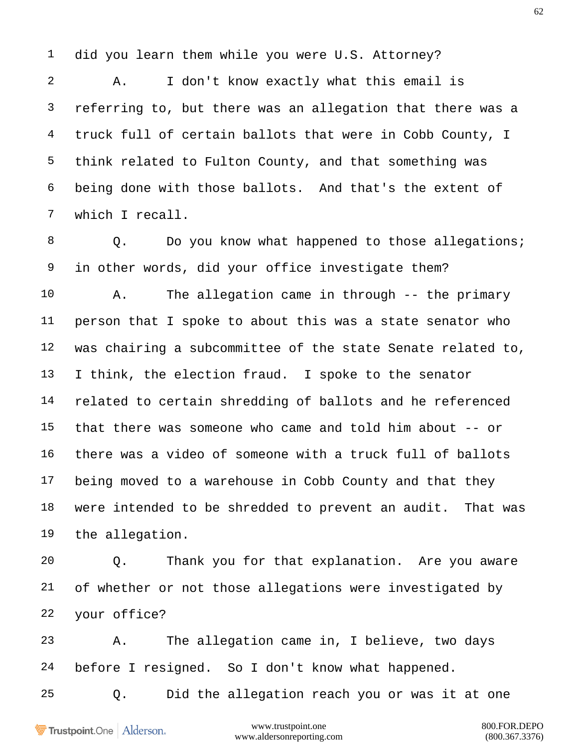1 did you learn them while you were U.S. Attorney?

2 A. I don't know exactly what this email is

3 referring to, but there was an allegation that there was a

4 truck full of certain ballots that were in Cobb County, I

5 think related to Fulton County, and that something was

6 being done with those ballots. And that's the extent of

7 which I recall.

8 Q. Do you know what happened to those allegations;

9 in other words, did your office investigate them?

10 A. The allegation came in through -- the primary

11 person that I spoke to about this was a state senator who

12 was chairing a subcommittee of the state Senate related to,

13 I think, the election fraud. I spoke to the senator

14 related to certain shredding of ballots and he referenced

15 that there was someone who came and told him about -- or

16 there was a video of someone with a truck full of ballots

17 being moved to a warehouse in Cobb County and that they

18 were intended to be shredded to prevent an audit. That was

19 the allegation.

20 Q. Thank you for that explanation. Are you aware

21 of whether or not those allegations were investigated by

22 your office?

23 A. The allegation came in, I believe, two days

24 before I resigned. So I don't know what happened.

25 Q. Did the allegation reach you or was it at one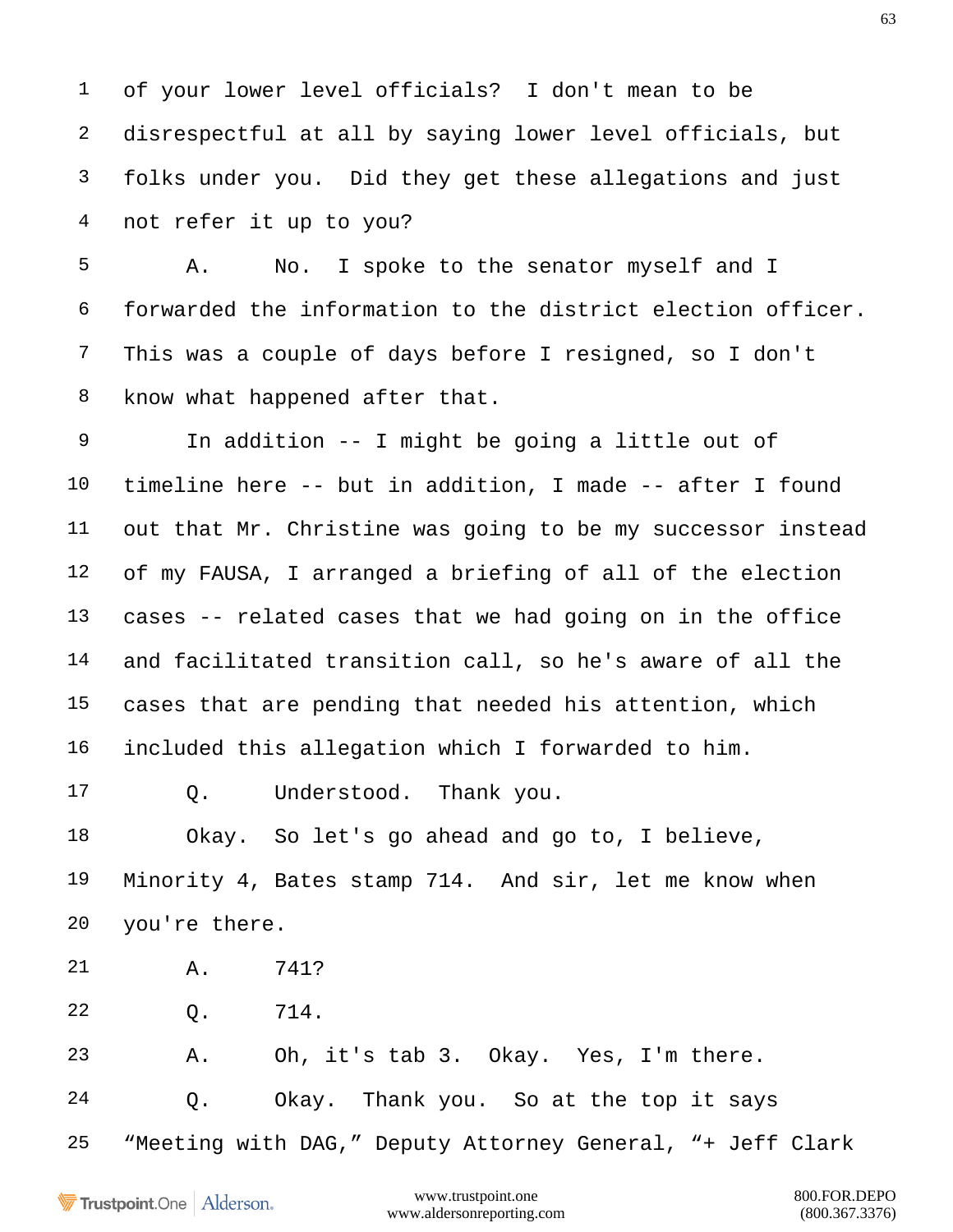1 of your lower level officials? I don't mean to be
2 disrespectful at all by saying lower level officials, but
3 folks under you. Did they get these allegations and just
4 not refer it up to you?

5 A. No. I spoke to the senator myself and I
6 forwarded the information to the district election officer.
7 This was a couple of days before I resigned, so I don't
8 know what happened after that.

9 In addition -- I might be going a little out of
10 timeline here -- but in addition, I made -- after I found
11 out that Mr. Christine was going to be my successor instead
12 of my FAUSA, I arranged a briefing of all of the election
13 cases -- related cases that we had going on in the office
14 and facilitated transition call, so he's aware of all the
15 cases that are pending that needed his attention, which
16 included this allegation which I forwarded to him.

17 Q. Understood. Thank you.

18 Okay. So let's go ahead and go to, I believe,
19 Minority 4, Bates stamp 714. And sir, let me know when
20 you're there.

21 A. 741?

22 Q. 714.

23 A. Oh, it's tab 3. Okay. Yes, I'm there.

24 Q. Okay. Thank you. So at the top it says
25 "Meeting with DAG," Deputy Attorney General, "+ Jeff Clark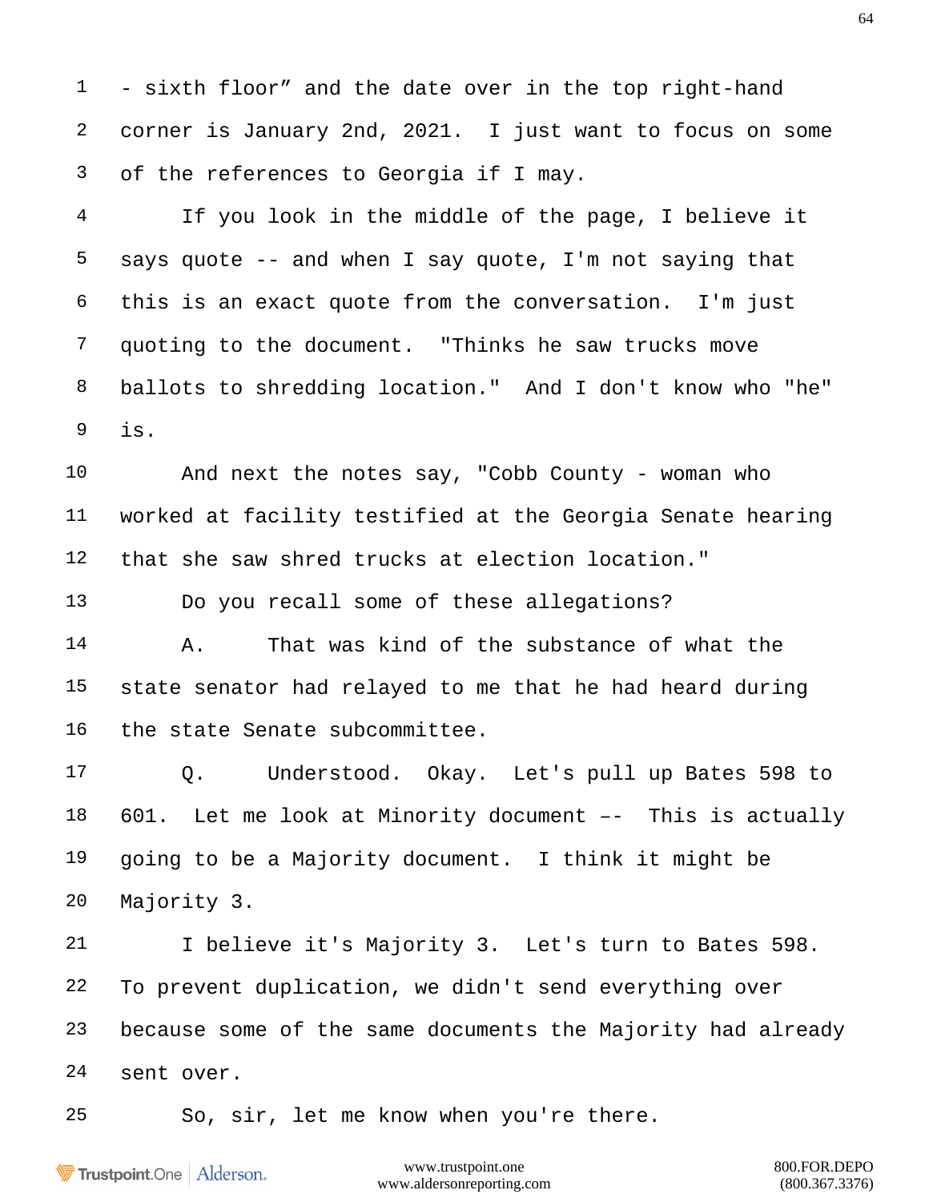1 - sixth floor" and the date over in the top right-hand
2 corner is January 2nd, 2021. I just want to focus on some
3 of the references to Georgia if I may.
4 If you look in the middle of the page, I believe it
5 says quote -- and when I say quote, I'm not saying that
6 this is an exact quote from the conversation. I'm just
7 quoting to the document. "Thinks he saw trucks move
8 ballots to shredding location." And I don't know who "he"
9 is.
10 And next the notes say, "Cobb County - woman who
11 worked at facility testified at the Georgia Senate hearing
12 that she saw shred trucks at election location."
13 Do you recall some of these allegations?
14 A. That was kind of the substance of what the
15 state senator had relayed to me that he had heard during
16 the state Senate subcommittee.
17 Q. Understood. Okay. Let's pull up Bates 598 to
18 601. Let me look at Minority document –– This is actually
19 going to be a Majority document. I think it might be
20 Majority 3.
21 I believe it's Majority 3. Let's turn to Bates 598.
22 To prevent duplication, we didn't send everything over
23 because some of the same documents the Majority had already
24 sent over.
25 So, sir, let me know when you're there.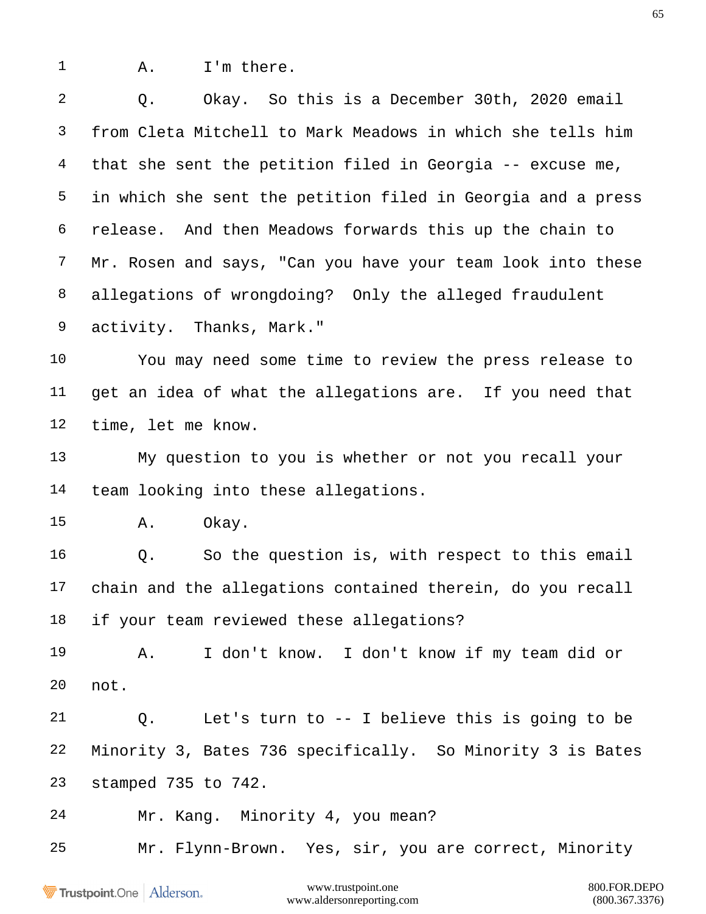1 A. I'm there.

2 Q. Okay. So this is a December 30th, 2020 email

3 from Cleta Mitchell to Mark Meadows in which she tells him

4 that she sent the petition filed in Georgia -- excuse me,

5 in which she sent the petition filed in Georgia and a press

6 release. And then Meadows forwards this up the chain to

7 Mr. Rosen and says, "Can you have your team look into these

8 allegations of wrongdoing? Only the alleged fraudulent

9 activity. Thanks, Mark."

10 You may need some time to review the press release to

11 get an idea of what the allegations are. If you need that

12 time, let me know.

13 My question to you is whether or not you recall your

14 team looking into these allegations.

15 A. Okay.

16 Q. So the question is, with respect to this email

17 chain and the allegations contained therein, do you recall

18 if your team reviewed these allegations?

19 A. I don't know. I don't know if my team did or

20 not.

21 Q. Let's turn to -- I believe this is going to be

22 Minority 3, Bates 736 specifically. So Minority 3 is Bates

23 stamped 735 to 742.

24 Mr. Kang. Minority 4, you mean?

25 Mr. Flynn-Brown. Yes, sir, you are correct, Minority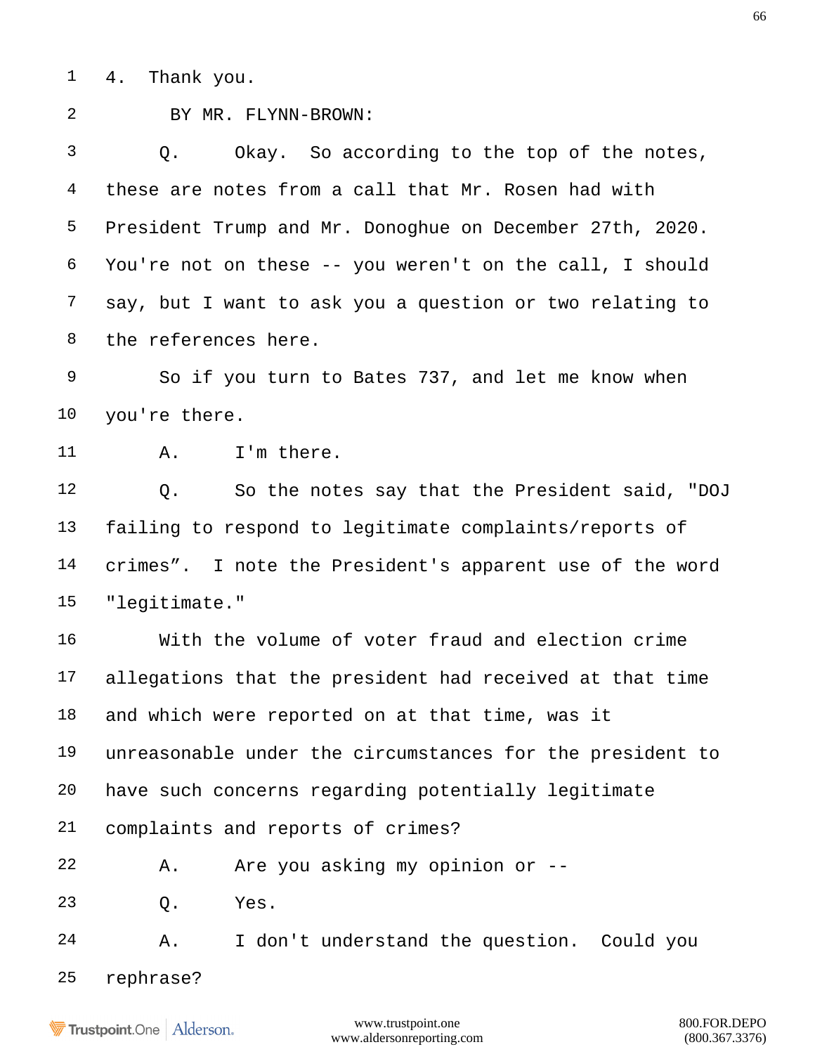4. Thank you.

BY MR. FLYNN-BROWN:

Q. Okay. So according to the top of the notes, these are notes from a call that Mr. Rosen had with President Trump and Mr. Donoghue on December 27th, 2020. You're not on these -- you weren't on the call, I should say, but I want to ask you a question or two relating to the references here.

So if you turn to Bates 737, and let me know when you're there.

A. I'm there.

Q. So the notes say that the President said, "DOJ failing to respond to legitimate complaints/reports of crimes". I note the President's apparent use of the word "legitimate."

With the volume of voter fraud and election crime allegations that the president had received at that time and which were reported on at that time, was it unreasonable under the circumstances for the president to have such concerns regarding potentially legitimate complaints and reports of crimes?

A. Are you asking my opinion or --

Q. Yes.

A. I don't understand the question. Could you rephrase?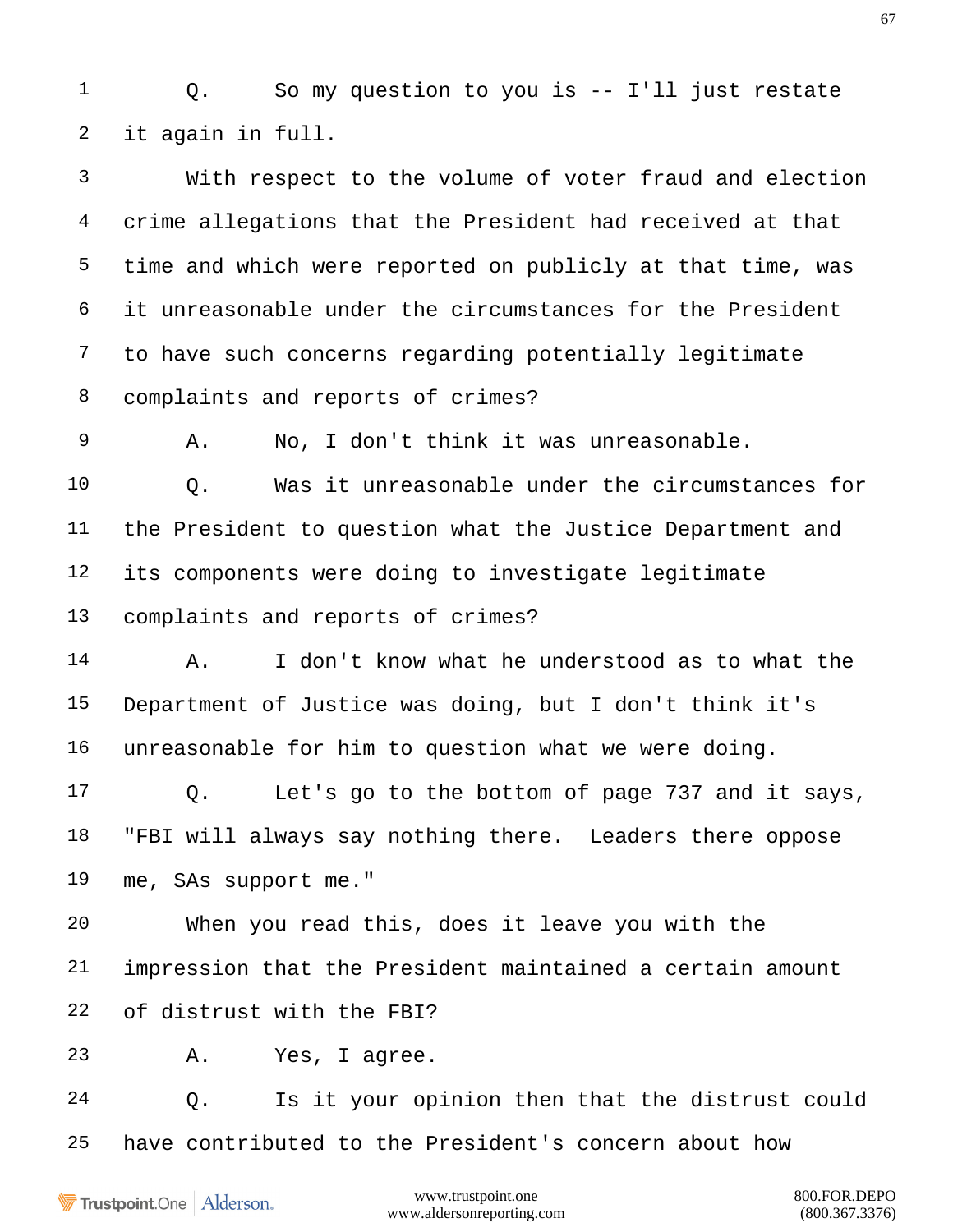1 Q. So my question to you is -- I'll just restate

2 it again in full.

3 With respect to the volume of voter fraud and election

4 crime allegations that the President had received at that

5 time and which were reported on publicly at that time, was

6 it unreasonable under the circumstances for the President

7 to have such concerns regarding potentially legitimate

8 complaints and reports of crimes?

9 A. No, I don't think it was unreasonable.

10 Q. Was it unreasonable under the circumstances for

11 the President to question what the Justice Department and

12 its components were doing to investigate legitimate

13 complaints and reports of crimes?

14 A. I don't know what he understood as to what the

15 Department of Justice was doing, but I don't think it's

16 unreasonable for him to question what we were doing.

17 Q. Let's go to the bottom of page 737 and it says,

18 "FBI will always say nothing there. Leaders there oppose

19 me, SAs support me."

20 When you read this, does it leave you with the

21 impression that the President maintained a certain amount

22 of distrust with the FBI?

23 A. Yes, I agree.

24 Q. Is it your opinion then that the distrust could

25 have contributed to the President's concern about how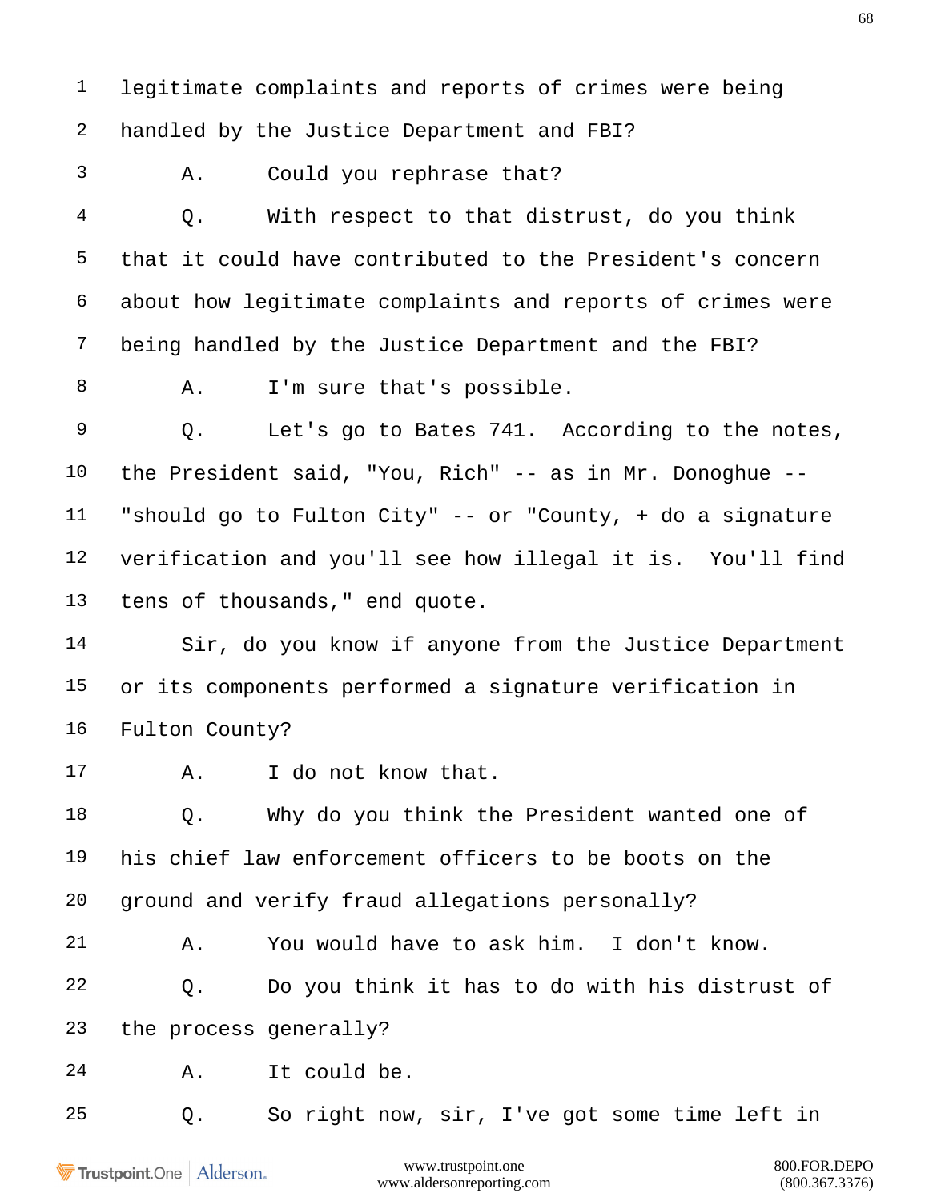1 legitimate complaints and reports of crimes were being
2 handled by the Justice Department and FBI?
3 A. Could you rephrase that?
4 Q. With respect to that distrust, do you think
5 that it could have contributed to the President's concern
6 about how legitimate complaints and reports of crimes were
7 being handled by the Justice Department and the FBI?
8 A. I'm sure that's possible.
9 Q. Let's go to Bates 741. According to the notes,
10 the President said, "You, Rich" -- as in Mr. Donoghue --
11 "should go to Fulton City" -- or "County, + do a signature
12 verification and you'll see how illegal it is. You'll find
13 tens of thousands," end quote.
14 Sir, do you know if anyone from the Justice Department
15 or its components performed a signature verification in
16 Fulton County?
17 A. I do not know that.
18 Q. Why do you think the President wanted one of
19 his chief law enforcement officers to be boots on the
20 ground and verify fraud allegations personally?
21 A. You would have to ask him. I don't know.
22 Q. Do you think it has to do with his distrust of
23 the process generally?
24 A. It could be.
25 Q. So right now, sir, I've got some time left in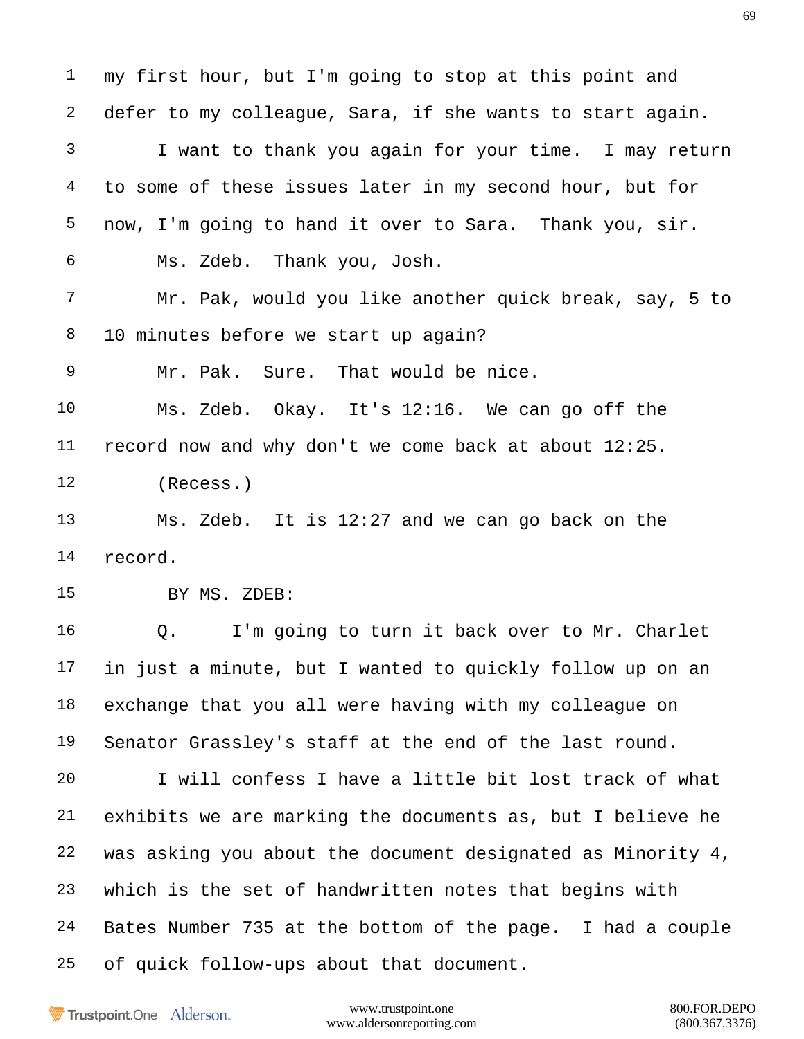my first hour, but I'm going to stop at this point and defer to my colleague, Sara, if she wants to start again.

I want to thank you again for your time. I may return to some of these issues later in my second hour, but for now, I'm going to hand it over to Sara. Thank you, sir.

Ms. Zdeb. Thank you, Josh.

Mr. Pak, would you like another quick break, say, 5 to 10 minutes before we start up again?

Mr. Pak. Sure. That would be nice.

Ms. Zdeb. Okay. It's 12:16. We can go off the record now and why don't we come back at about 12:25.

(Recess.)

Ms. Zdeb. It is 12:27 and we can go back on the record.

BY MS. ZDEB:

Q. I'm going to turn it back over to Mr. Charlet in just a minute, but I wanted to quickly follow up on an exchange that you all were having with my colleague on Senator Grassley's staff at the end of the last round.

I will confess I have a little bit lost track of what exhibits we are marking the documents as, but I believe he was asking you about the document designated as Minority 4, which is the set of handwritten notes that begins with Bates Number 735 at the bottom of the page. I had a couple of quick follow-ups about that document.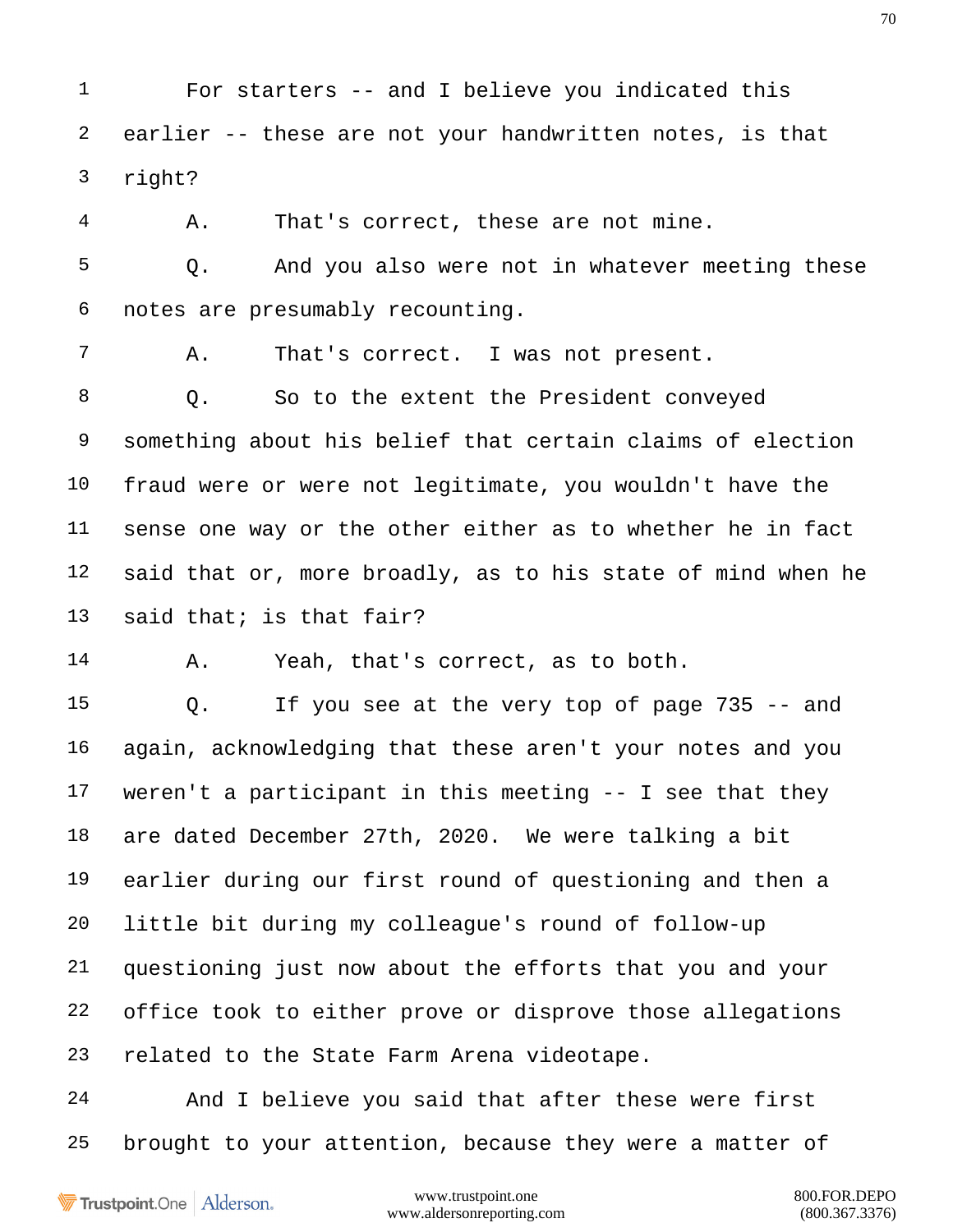1 For starters -- and I believe you indicated this
2 earlier -- these are not your handwritten notes, is that
3 right?
4 A. That's correct, these are not mine.
5 Q. And you also were not in whatever meeting these
6 notes are presumably recounting.
7 A. That's correct. I was not present.
8 Q. So to the extent the President conveyed
9 something about his belief that certain claims of election
10 fraud were or were not legitimate, you wouldn't have the
11 sense one way or the other either as to whether he in fact
12 said that or, more broadly, as to his state of mind when he
13 said that; is that fair?
14 A. Yeah, that's correct, as to both.
15 Q. If you see at the very top of page 735 -- and
16 again, acknowledging that these aren't your notes and you
17 weren't a participant in this meeting -- I see that they
18 are dated December 27th, 2020. We were talking a bit
19 earlier during our first round of questioning and then a
20 little bit during my colleague's round of follow-up
21 questioning just now about the efforts that you and your
22 office took to either prove or disprove those allegations
23 related to the State Farm Arena videotape.
24 And I believe you said that after these were first
25 brought to your attention, because they were a matter of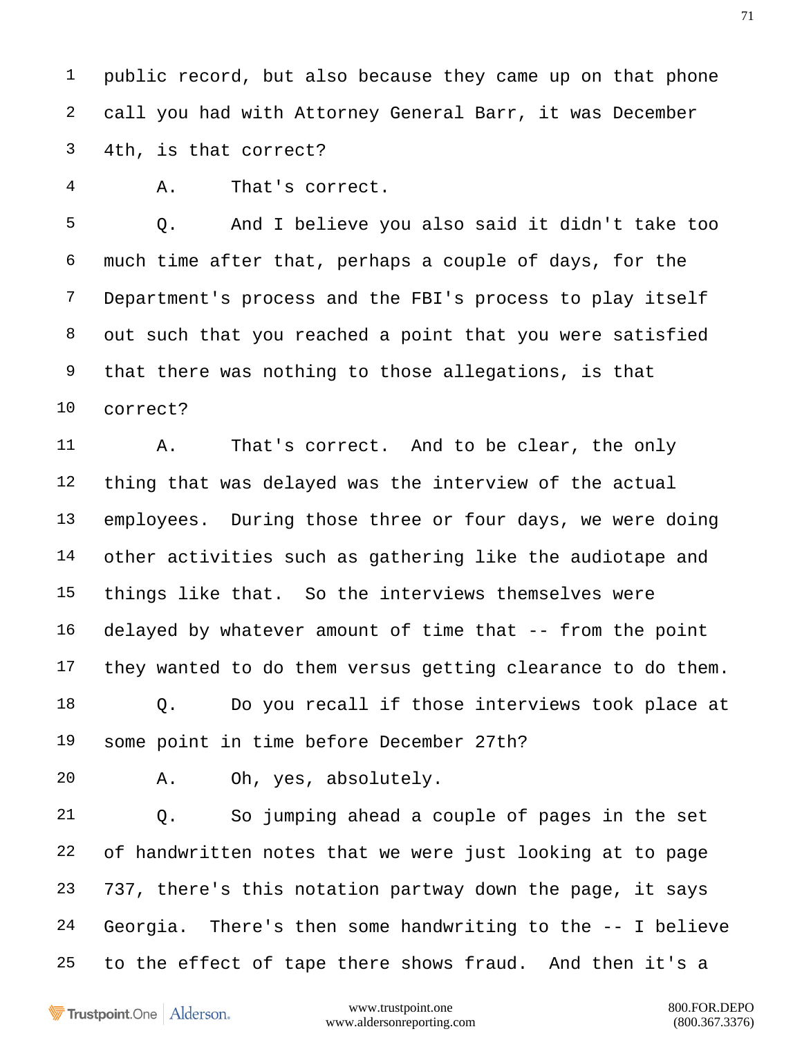1 public record, but also because they came up on that phone
2 call you had with Attorney General Barr, it was December
3 4th, is that correct?

4 A. That's correct.

5 Q. And I believe you also said it didn't take too
6 much time after that, perhaps a couple of days, for the
7 Department's process and the FBI's process to play itself
8 out such that you reached a point that you were satisfied
9 that there was nothing to those allegations, is that
10 correct?

11 A. That's correct. And to be clear, the only
12 thing that was delayed was the interview of the actual
13 employees. During those three or four days, we were doing
14 other activities such as gathering like the audiotape and
15 things like that. So the interviews themselves were
16 delayed by whatever amount of time that -- from the point
17 they wanted to do them versus getting clearance to do them.

18 Q. Do you recall if those interviews took place at
19 some point in time before December 27th?

20 A. Oh, yes, absolutely.

21 Q. So jumping ahead a couple of pages in the set
22 of handwritten notes that we were just looking at to page
23 737, there's this notation partway down the page, it says
24 Georgia. There's then some handwriting to the -- I believe
25 to the effect of tape there shows fraud. And then it's a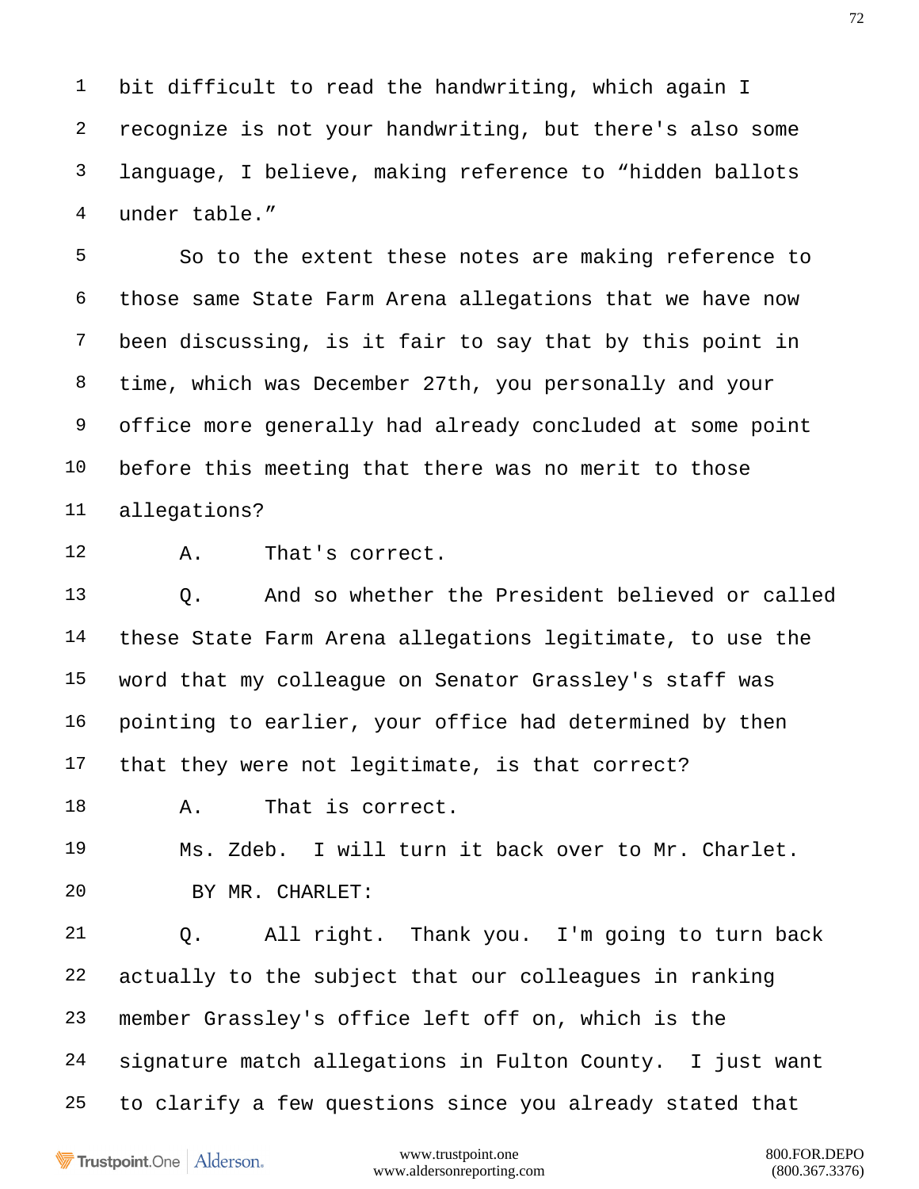bit difficult to read the handwriting, which again I recognize is not your handwriting, but there's also some language, I believe, making reference to "hidden ballots under table."

So to the extent these notes are making reference to those same State Farm Arena allegations that we have now been discussing, is it fair to say that by this point in time, which was December 27th, you personally and your office more generally had already concluded at some point before this meeting that there was no merit to those allegations?

A. That's correct.

Q. And so whether the President believed or called these State Farm Arena allegations legitimate, to use the word that my colleague on Senator Grassley's staff was pointing to earlier, your office had determined by then that they were not legitimate, is that correct?

A. That is correct.

Ms. Zdeb. I will turn it back over to Mr. Charlet.

BY MR. CHARLET:

Q. All right. Thank you. I'm going to turn back actually to the subject that our colleagues in ranking member Grassley's office left off on, which is the signature match allegations in Fulton County. I just want to clarify a few questions since you already stated that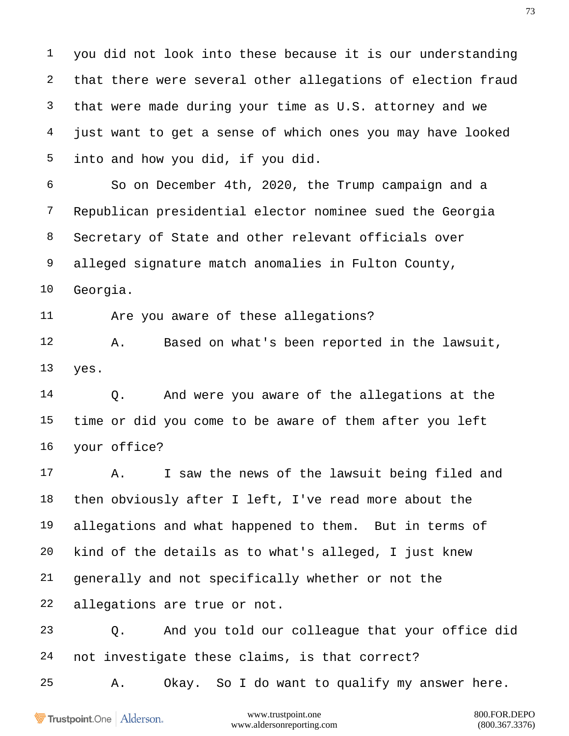1 you did not look into these because it is our understanding
2 that there were several other allegations of election fraud
3 that were made during your time as U.S. attorney and we
4 just want to get a sense of which ones you may have looked
5 into and how you did, if you did.

6 So on December 4th, 2020, the Trump campaign and a
7 Republican presidential elector nominee sued the Georgia
8 Secretary of State and other relevant officials over
9 alleged signature match anomalies in Fulton County,
10 Georgia.

11 Are you aware of these allegations?

12 A. Based on what's been reported in the lawsuit,
13 yes.

14 Q. And were you aware of the allegations at the
15 time or did you come to be aware of them after you left
16 your office?

17 A. I saw the news of the lawsuit being filed and
18 then obviously after I left, I've read more about the
19 allegations and what happened to them. But in terms of
20 kind of the details as to what's alleged, I just knew
21 generally and not specifically whether or not the
22 allegations are true or not.

23 Q. And you told our colleague that your office did
24 not investigate these claims, is that correct?

25 A. Okay. So I do want to qualify my answer here.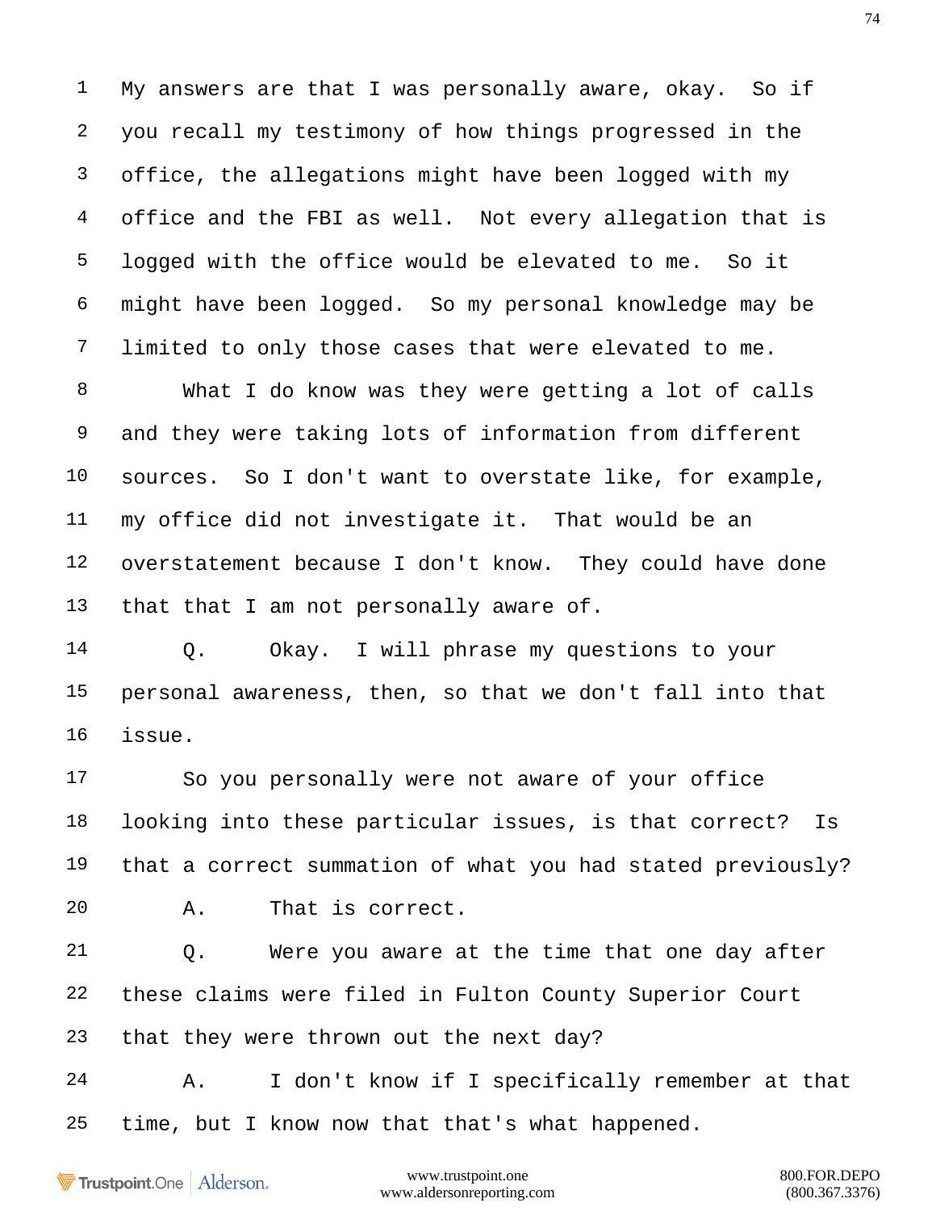1 My answers are that I was personally aware, okay. So if
2 you recall my testimony of how things progressed in the
3 office, the allegations might have been logged with my
4 office and the FBI as well. Not every allegation that is
5 logged with the office would be elevated to me. So it
6 might have been logged. So my personal knowledge may be
7 limited to only those cases that were elevated to me.
8 What I do know was they were getting a lot of calls
9 and they were taking lots of information from different
10 sources. So I don't want to overstate like, for example,
11 my office did not investigate it. That would be an
12 overstatement because I don't know. They could have done
13 that that I am not personally aware of.
14 Q. Okay. I will phrase my questions to your
15 personal awareness, then, so that we don't fall into that
16 issue.
17 So you personally were not aware of your office
18 looking into these particular issues, is that correct? Is
19 that a correct summation of what you had stated previously?
20 A. That is correct.
21 Q. Were you aware at the time that one day after
22 these claims were filed in Fulton County Superior Court
23 that they were thrown out the next day?
24 A. I don't know if I specifically remember at that
25 time, but I know now that that's what happened.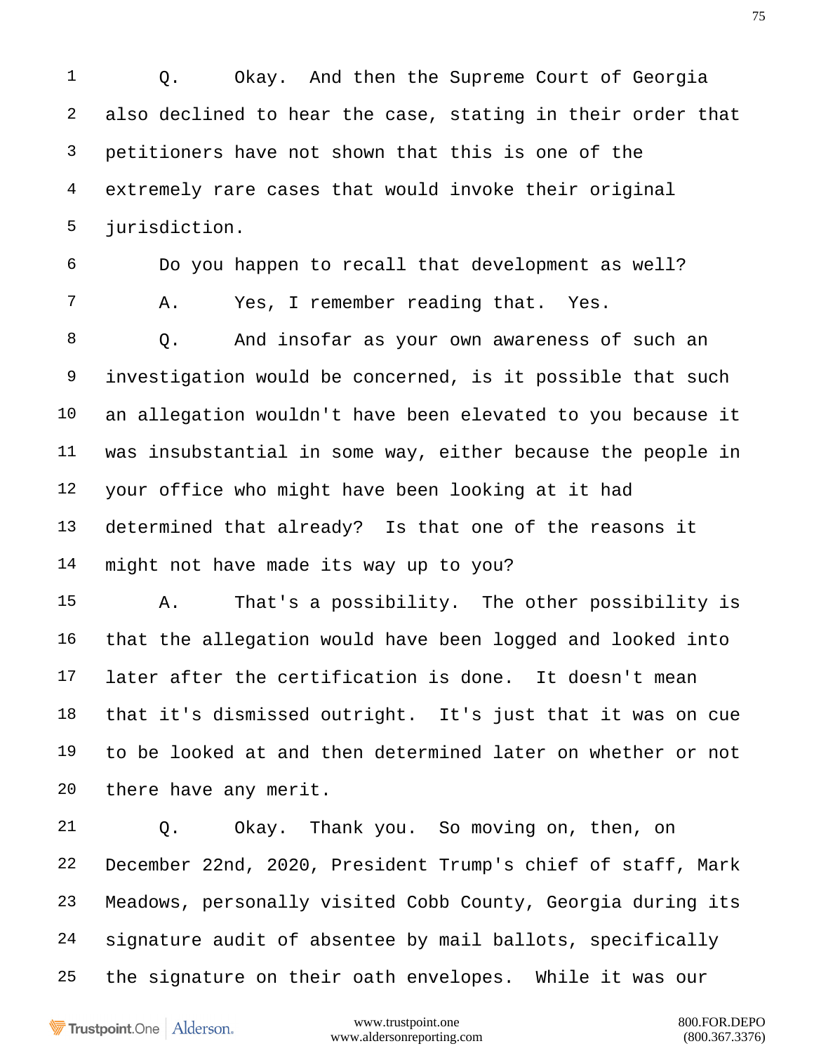1 Q. Okay. And then the Supreme Court of Georgia
2 also declined to hear the case, stating in their order that
3 petitioners have not shown that this is one of the
4 extremely rare cases that would invoke their original
5 jurisdiction.

6 Do you happen to recall that development as well?

7 A. Yes, I remember reading that. Yes.

8 Q. And insofar as your own awareness of such an
9 investigation would be concerned, is it possible that such
10 an allegation wouldn't have been elevated to you because it
11 was insubstantial in some way, either because the people in
12 your office who might have been looking at it had
13 determined that already? Is that one of the reasons it
14 might not have made its way up to you?

15 A. That's a possibility. The other possibility is
16 that the allegation would have been logged and looked into
17 later after the certification is done. It doesn't mean
18 that it's dismissed outright. It's just that it was on cue
19 to be looked at and then determined later on whether or not
20 there have any merit.

21 Q. Okay. Thank you. So moving on, then, on
22 December 22nd, 2020, President Trump's chief of staff, Mark
23 Meadows, personally visited Cobb County, Georgia during its
24 signature audit of absentee by mail ballots, specifically
25 the signature on their oath envelopes. While it was our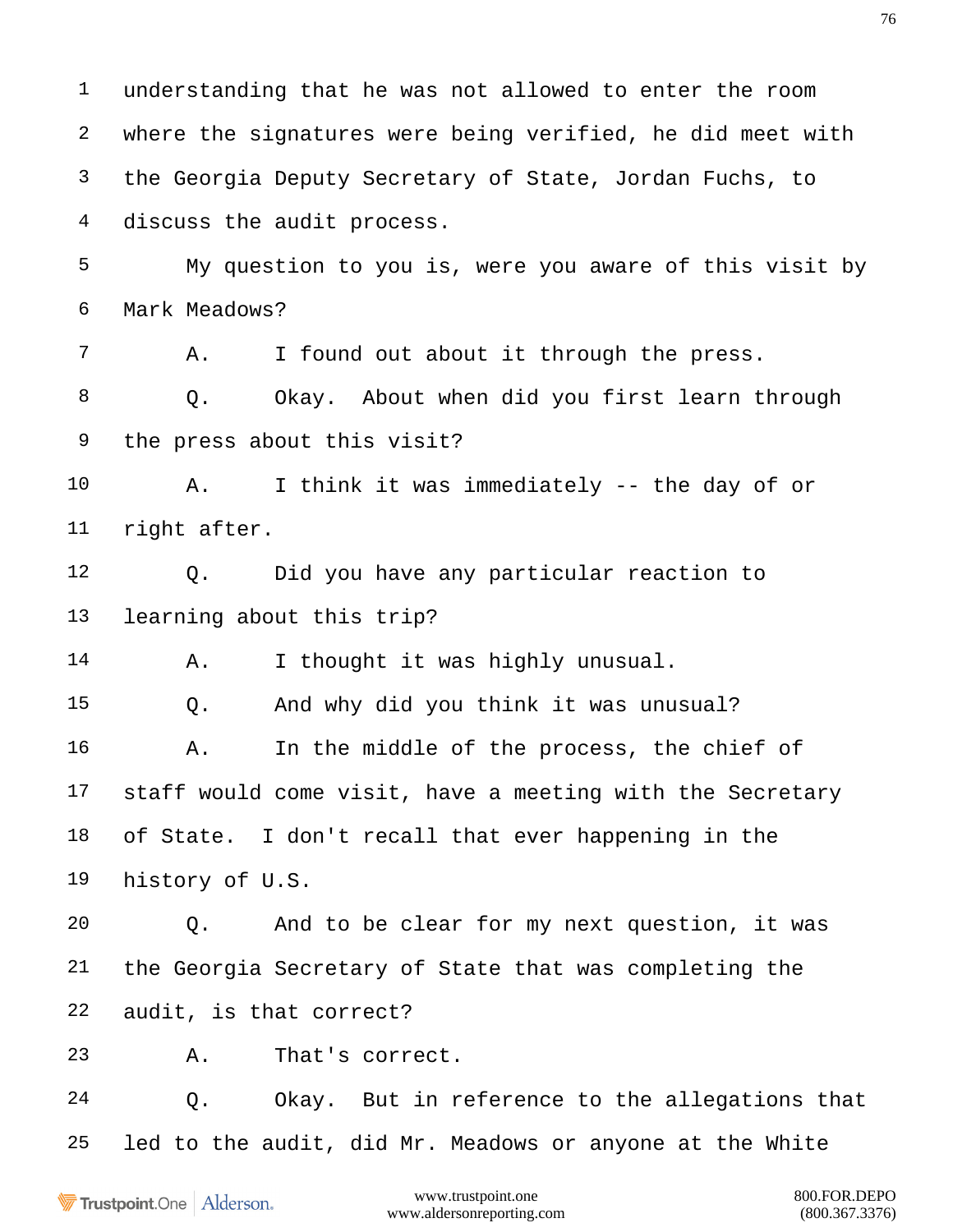1 understanding that he was not allowed to enter the room
2 where the signatures were being verified, he did meet with
3 the Georgia Deputy Secretary of State, Jordan Fuchs, to
4 discuss the audit process.
5 My question to you is, were you aware of this visit by
6 Mark Meadows?
7 A. I found out about it through the press.
8 Q. Okay. About when did you first learn through
9 the press about this visit?
10 A. I think it was immediately -- the day of or
11 right after.
12 Q. Did you have any particular reaction to
13 learning about this trip?
14 A. I thought it was highly unusual.
15 Q. And why did you think it was unusual?
16 A. In the middle of the process, the chief of
17 staff would come visit, have a meeting with the Secretary
18 of State. I don't recall that ever happening in the
19 history of U.S.
20 Q. And to be clear for my next question, it was
21 the Georgia Secretary of State that was completing the
22 audit, is that correct?
23 A. That's correct.
24 Q. Okay. But in reference to the allegations that
25 led to the audit, did Mr. Meadows or anyone at the White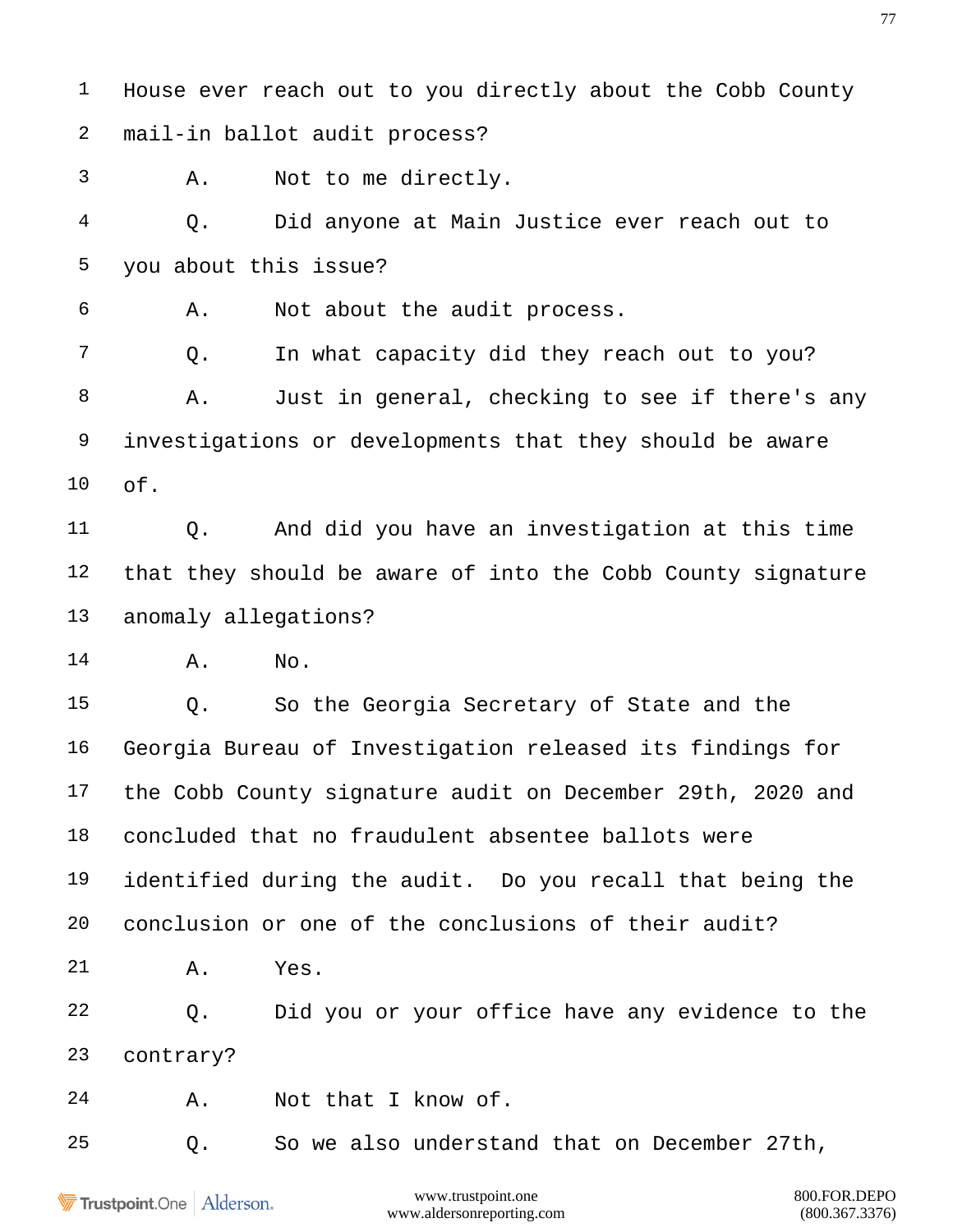1 House ever reach out to you directly about the Cobb County

2 mail-in ballot audit process?

3 A. Not to me directly.

4 Q. Did anyone at Main Justice ever reach out to

5 you about this issue?

6 A. Not about the audit process.

7 Q. In what capacity did they reach out to you?

8 A. Just in general, checking to see if there's any

9 investigations or developments that they should be aware

10 of.

11 Q. And did you have an investigation at this time

12 that they should be aware of into the Cobb County signature

13 anomaly allegations?

14 A. No.

15 Q. So the Georgia Secretary of State and the

16 Georgia Bureau of Investigation released its findings for

17 the Cobb County signature audit on December 29th, 2020 and

18 concluded that no fraudulent absentee ballots were

19 identified during the audit. Do you recall that being the

20 conclusion or one of the conclusions of their audit?

21 A. Yes.

22 Q. Did you or your office have any evidence to the

23 contrary?

24 A. Not that I know of.

25 Q. So we also understand that on December 27th,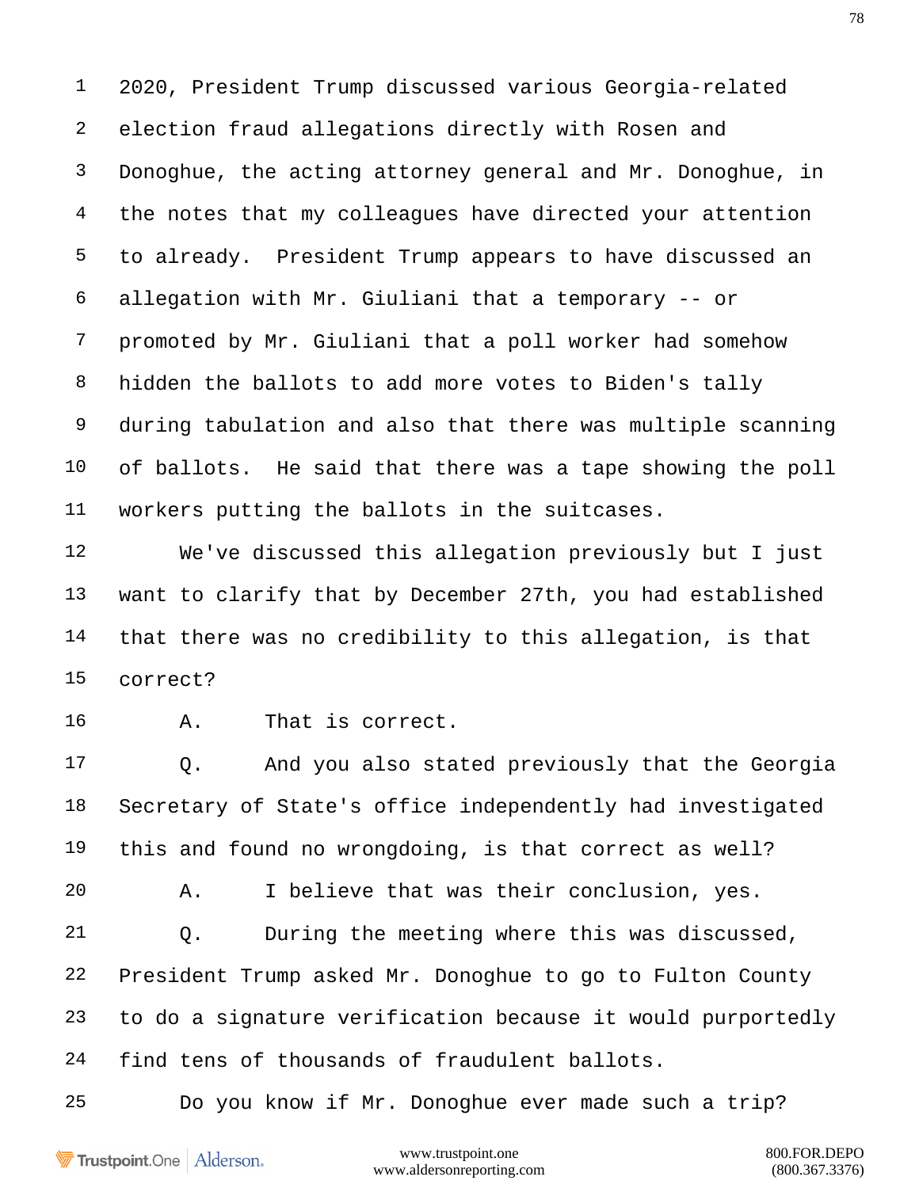2020, President Trump discussed various Georgia-related election fraud allegations directly with Rosen and Donoghue, the acting attorney general and Mr. Donoghue, in the notes that my colleagues have directed your attention to already. President Trump appears to have discussed an allegation with Mr. Giuliani that a temporary -- or promoted by Mr. Giuliani that a poll worker had somehow hidden the ballots to add more votes to Biden's tally during tabulation and also that there was multiple scanning of ballots. He said that there was a tape showing the poll workers putting the ballots in the suitcases.

We've discussed this allegation previously but I just want to clarify that by December 27th, you had established that there was no credibility to this allegation, is that correct?

A. That is correct.

Q. And you also stated previously that the Georgia Secretary of State's office independently had investigated this and found no wrongdoing, is that correct as well?

A. I believe that was their conclusion, yes.

Q. During the meeting where this was discussed, President Trump asked Mr. Donoghue to go to Fulton County to do a signature verification because it would purportedly find tens of thousands of fraudulent ballots.

Do you know if Mr. Donoghue ever made such a trip?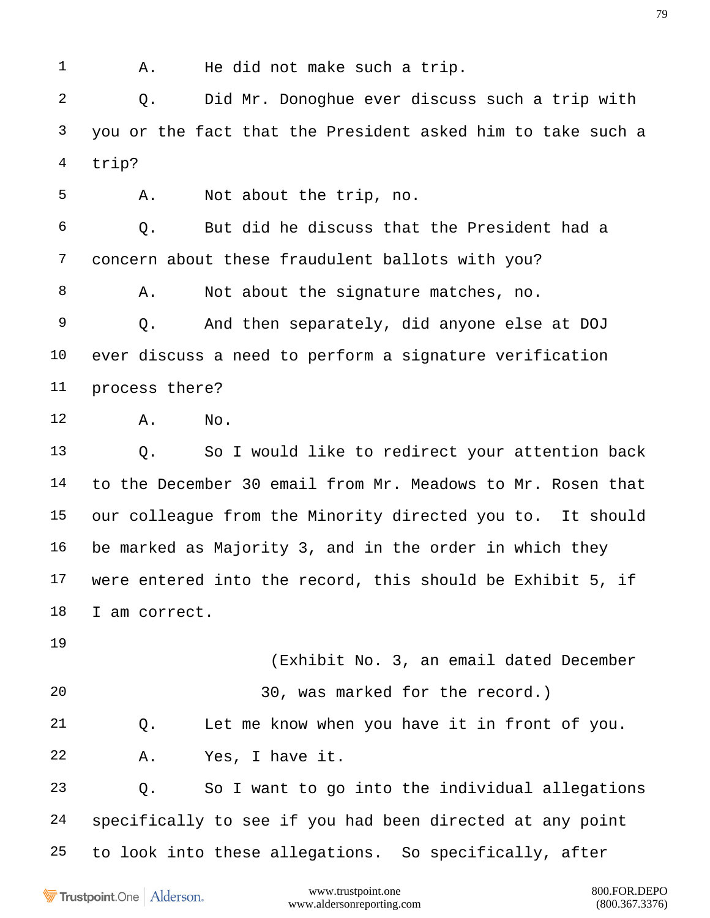A. He did not make such a trip.

Q. Did Mr. Donoghue ever discuss such a trip with you or the fact that the President asked him to take such a trip?

A. Not about the trip, no.

Q. But did he discuss that the President had a concern about these fraudulent ballots with you?

A. Not about the signature matches, no.

Q. And then separately, did anyone else at DOJ ever discuss a need to perform a signature verification process there?

A. No.

Q. So I would like to redirect your attention back to the December 30 email from Mr. Meadows to Mr. Rosen that our colleague from the Minority directed you to. It should be marked as Majority 3, and in the order in which they were entered into the record, this should be Exhibit 5, if I am correct.

(Exhibit No. 3, an email dated December 30, was marked for the record.)

Q. Let me know when you have it in front of you.

A. Yes, I have it.

Q. So I want to go into the individual allegations specifically to see if you had been directed at any point to look into these allegations. So specifically, after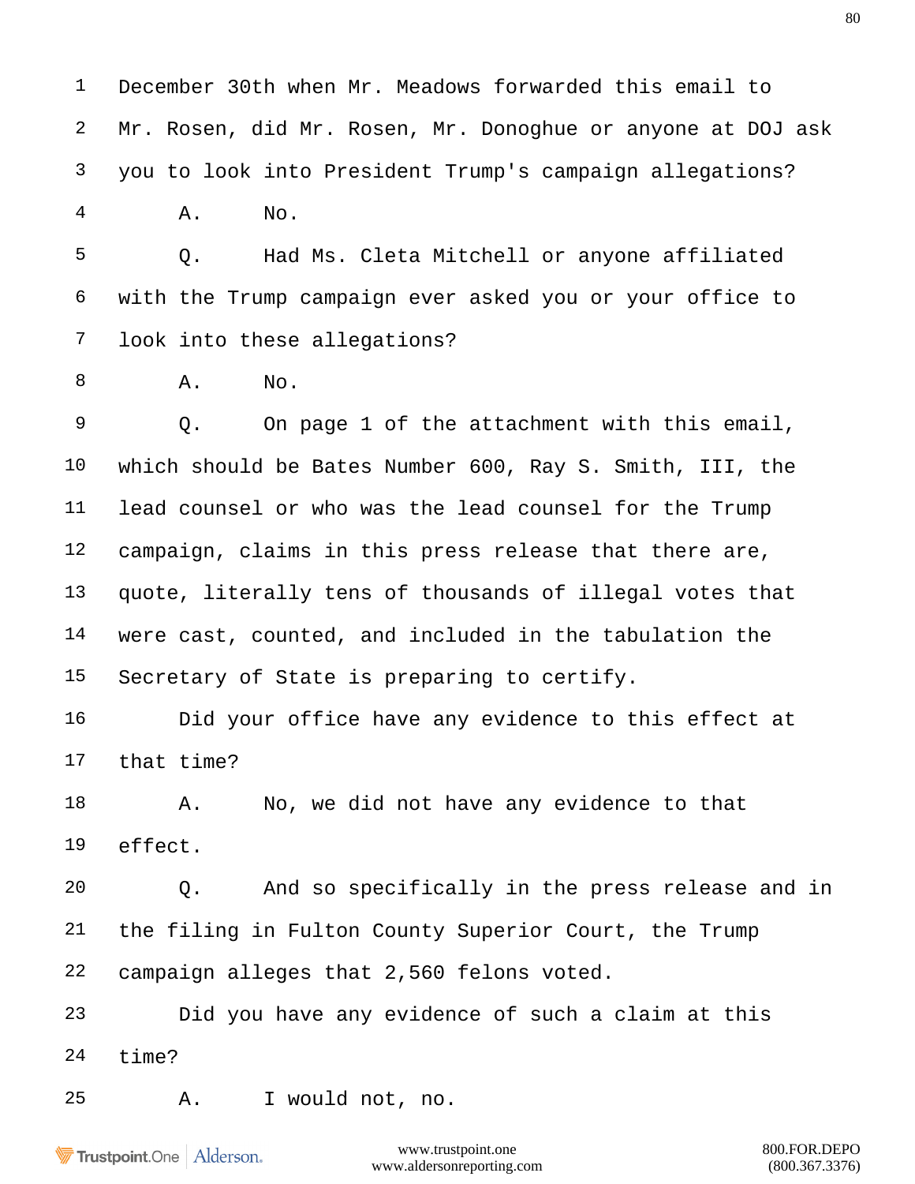December 30th when Mr. Meadows forwarded this email to Mr. Rosen, did Mr. Rosen, Mr. Donoghue or anyone at DOJ ask you to look into President Trump's campaign allegations?

A. No.

Q. Had Ms. Cleta Mitchell or anyone affiliated with the Trump campaign ever asked you or your office to look into these allegations?

A. No.

Q. On page 1 of the attachment with this email, which should be Bates Number 600, Ray S. Smith, III, the lead counsel or who was the lead counsel for the Trump campaign, claims in this press release that there are, quote, literally tens of thousands of illegal votes that were cast, counted, and included in the tabulation the Secretary of State is preparing to certify.

Did your office have any evidence to this effect at that time?

A. No, we did not have any evidence to that effect.

Q. And so specifically in the press release and in the filing in Fulton County Superior Court, the Trump campaign alleges that 2,560 felons voted.

Did you have any evidence of such a claim at this time?

A. I would not, no.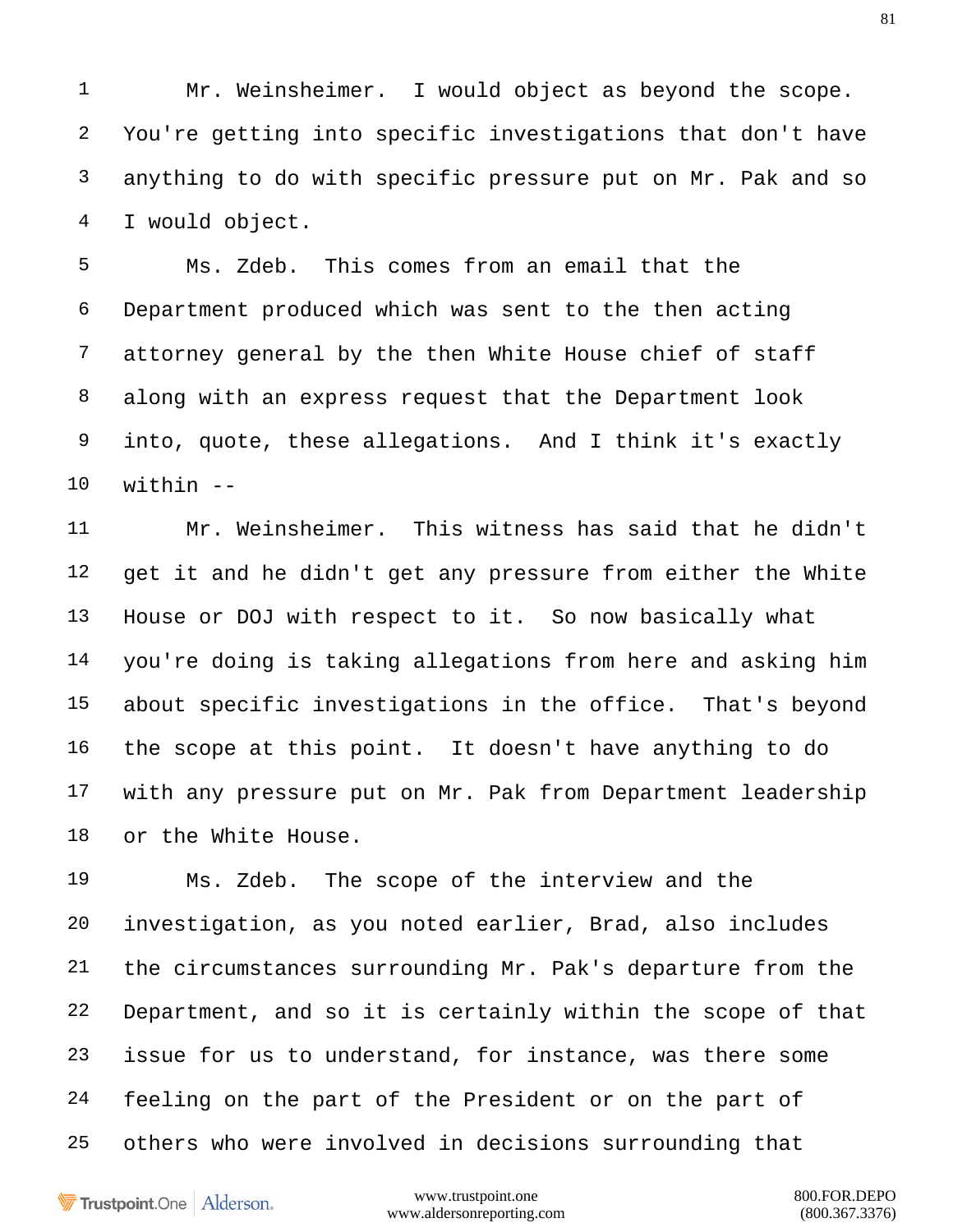Mr. Weinsheimer. I would object as beyond the scope. You're getting into specific investigations that don't have anything to do with specific pressure put on Mr. Pak and so I would object.

Ms. Zdeb. This comes from an email that the Department produced which was sent to the then acting attorney general by the then White House chief of staff along with an express request that the Department look into, quote, these allegations. And I think it's exactly within --

Mr. Weinsheimer. This witness has said that he didn't get it and he didn't get any pressure from either the White House or DOJ with respect to it. So now basically what you're doing is taking allegations from here and asking him about specific investigations in the office. That's beyond the scope at this point. It doesn't have anything to do with any pressure put on Mr. Pak from Department leadership or the White House.

Ms. Zdeb. The scope of the interview and the investigation, as you noted earlier, Brad, also includes the circumstances surrounding Mr. Pak's departure from the Department, and so it is certainly within the scope of that issue for us to understand, for instance, was there some feeling on the part of the President or on the part of others who were involved in decisions surrounding that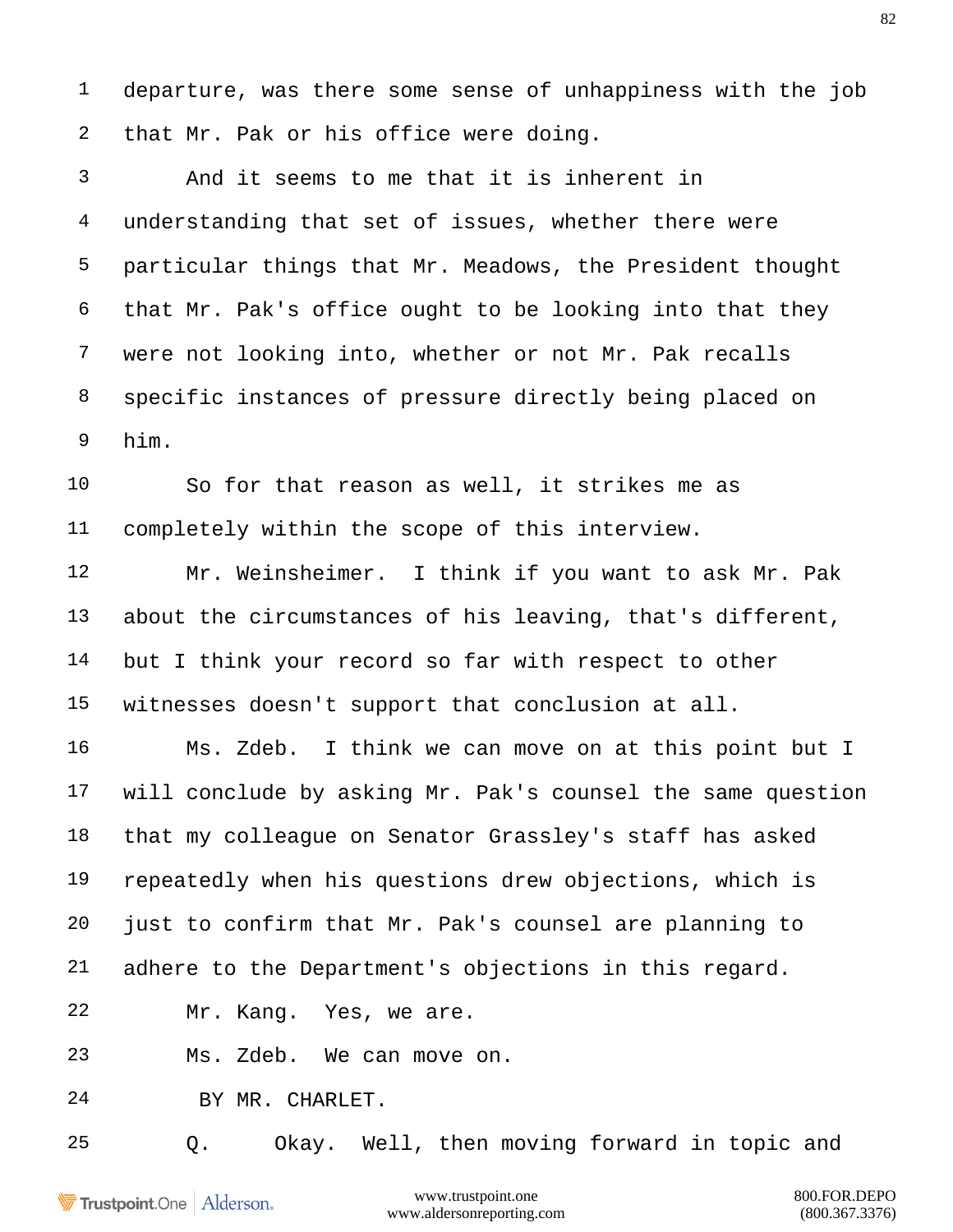departure, was there some sense of unhappiness with the job that Mr. Pak or his office were doing.

And it seems to me that it is inherent in understanding that set of issues, whether there were particular things that Mr. Meadows, the President thought that Mr. Pak's office ought to be looking into that they were not looking into, whether or not Mr. Pak recalls specific instances of pressure directly being placed on him.

So for that reason as well, it strikes me as completely within the scope of this interview.

Mr. Weinsheimer. I think if you want to ask Mr. Pak about the circumstances of his leaving, that's different, but I think your record so far with respect to other witnesses doesn't support that conclusion at all.

Ms. Zdeb. I think we can move on at this point but I will conclude by asking Mr. Pak's counsel the same question that my colleague on Senator Grassley's staff has asked repeatedly when his questions drew objections, which is just to confirm that Mr. Pak's counsel are planning to adhere to the Department's objections in this regard.

Mr. Kang. Yes, we are.

Ms. Zdeb. We can move on.

BY MR. CHARLET.

Q. Okay. Well, then moving forward in topic and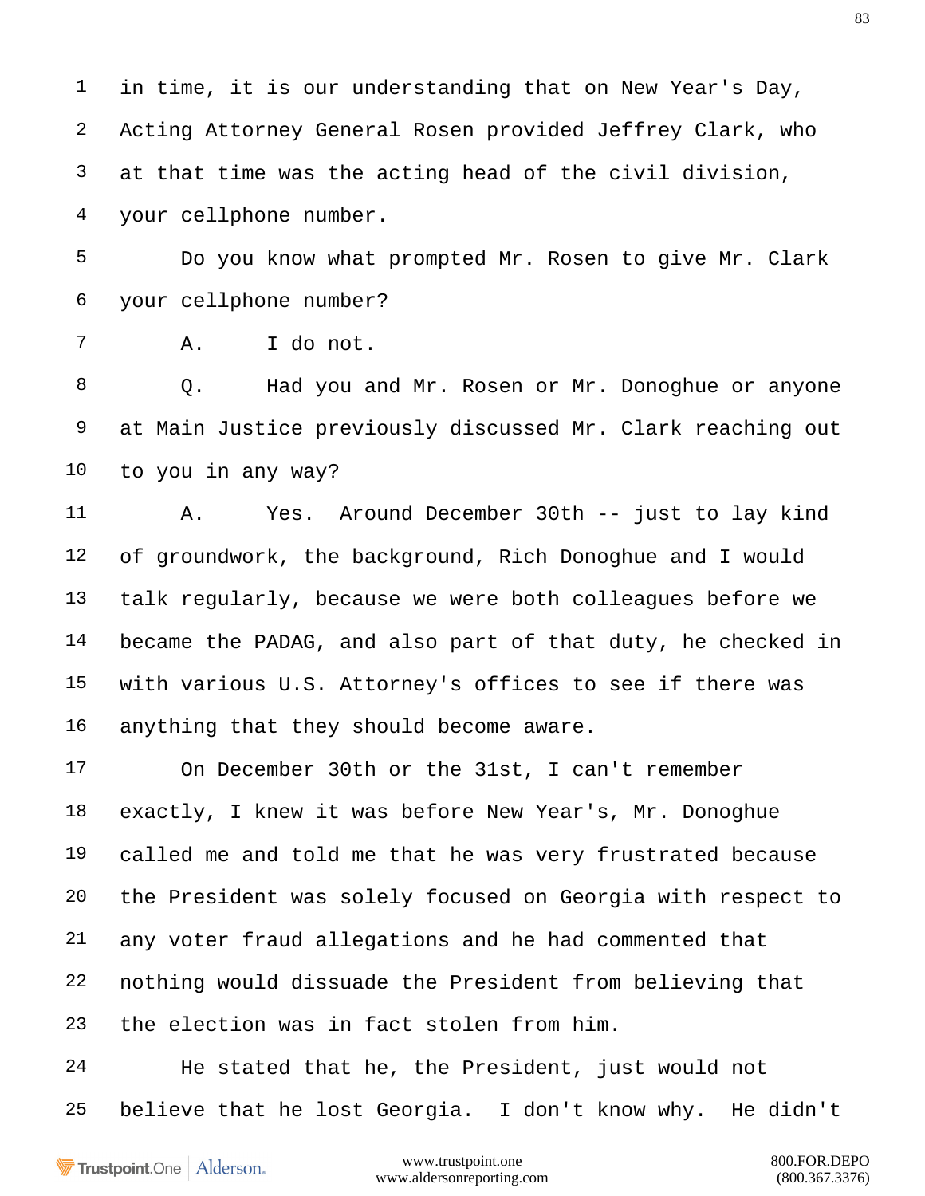in time, it is our understanding that on New Year's Day, Acting Attorney General Rosen provided Jeffrey Clark, who at that time was the acting head of the civil division, your cellphone number.

Do you know what prompted Mr. Rosen to give Mr. Clark your cellphone number?

A. I do not.

Q. Had you and Mr. Rosen or Mr. Donoghue or anyone at Main Justice previously discussed Mr. Clark reaching out to you in any way?

A. Yes. Around December 30th -- just to lay kind of groundwork, the background, Rich Donoghue and I would talk regularly, because we were both colleagues before we became the PADAG, and also part of that duty, he checked in with various U.S. Attorney's offices to see if there was anything that they should become aware.

On December 30th or the 31st, I can't remember exactly, I knew it was before New Year's, Mr. Donoghue called me and told me that he was very frustrated because the President was solely focused on Georgia with respect to any voter fraud allegations and he had commented that nothing would dissuade the President from believing that the election was in fact stolen from him.

He stated that he, the President, just would not believe that he lost Georgia. I don't know why. He didn't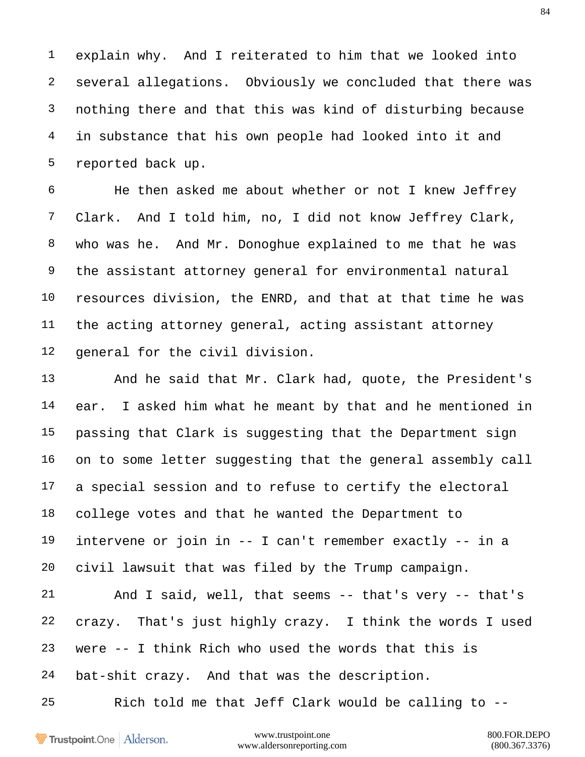explain why. And I reiterated to him that we looked into several allegations. Obviously we concluded that there was nothing there and that this was kind of disturbing because in substance that his own people had looked into it and reported back up.

He then asked me about whether or not I knew Jeffrey Clark. And I told him, no, I did not know Jeffrey Clark, who was he. And Mr. Donoghue explained to me that he was the assistant attorney general for environmental natural resources division, the ENRD, and that at that time he was the acting attorney general, acting assistant attorney general for the civil division.

And he said that Mr. Clark had, quote, the President's ear. I asked him what he meant by that and he mentioned in passing that Clark is suggesting that the Department sign on to some letter suggesting that the general assembly call a special session and to refuse to certify the electoral college votes and that he wanted the Department to intervene or join in -- I can't remember exactly -- in a civil lawsuit that was filed by the Trump campaign.

And I said, well, that seems -- that's very -- that's crazy. That's just highly crazy. I think the words I used were -- I think Rich who used the words that this is bat-shit crazy. And that was the description.

Rich told me that Jeff Clark would be calling to --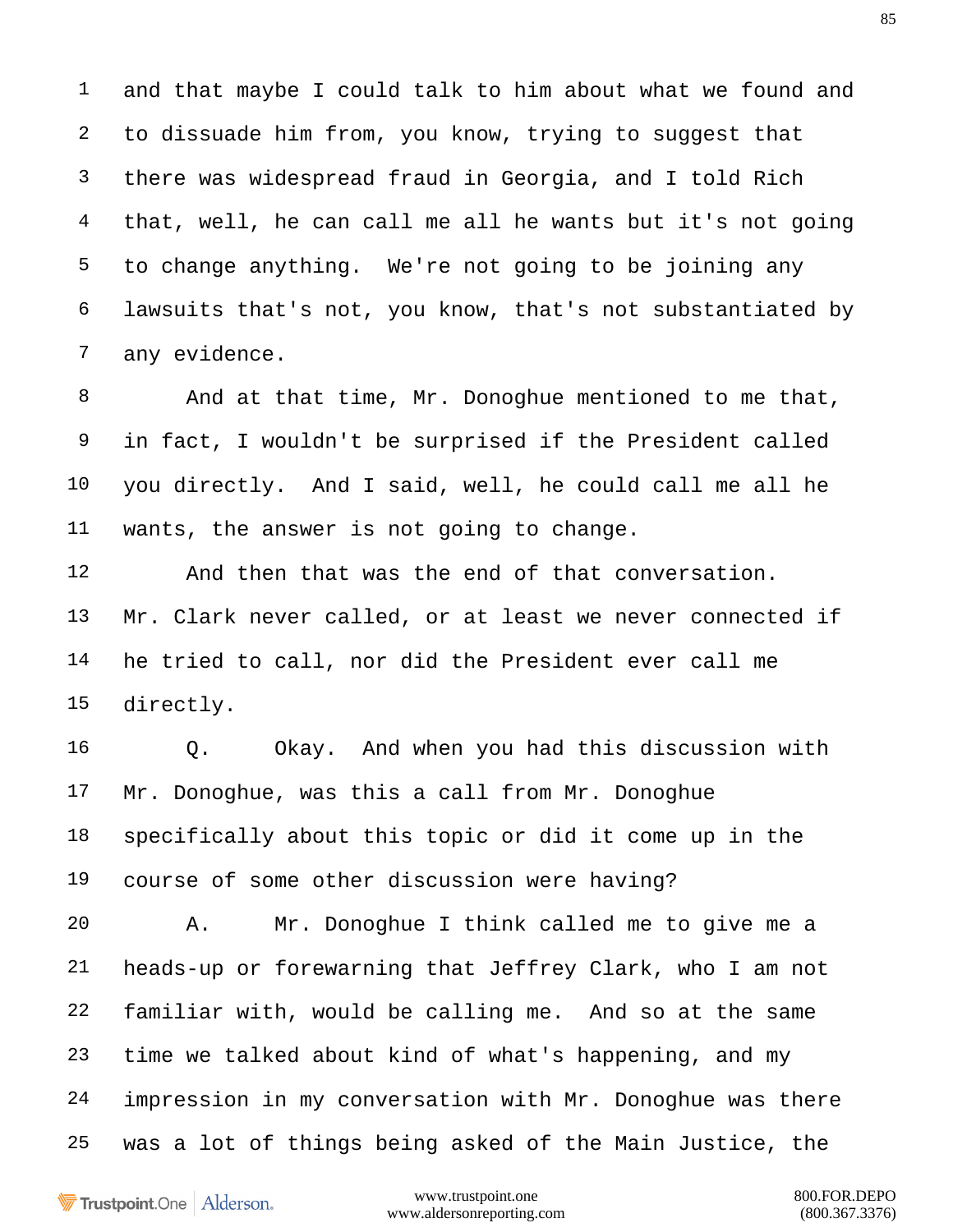1 and that maybe I could talk to him about what we found and
2 to dissuade him from, you know, trying to suggest that
3 there was widespread fraud in Georgia, and I told Rich
4 that, well, he can call me all he wants but it's not going
5 to change anything. We're not going to be joining any
6 lawsuits that's not, you know, that's not substantiated by
7 any evidence.

8 And at that time, Mr. Donoghue mentioned to me that,
9 in fact, I wouldn't be surprised if the President called
10 you directly. And I said, well, he could call me all he
11 wants, the answer is not going to change.

12 And then that was the end of that conversation.
13 Mr. Clark never called, or at least we never connected if
14 he tried to call, nor did the President ever call me
15 directly.

16 Q. Okay. And when you had this discussion with
17 Mr. Donoghue, was this a call from Mr. Donoghue
18 specifically about this topic or did it come up in the
19 course of some other discussion were having?

20 A. Mr. Donoghue I think called me to give me a
21 heads-up or forewarning that Jeffrey Clark, who I am not
22 familiar with, would be calling me. And so at the same
23 time we talked about kind of what's happening, and my
24 impression in my conversation with Mr. Donoghue was there
25 was a lot of things being asked of the Main Justice, the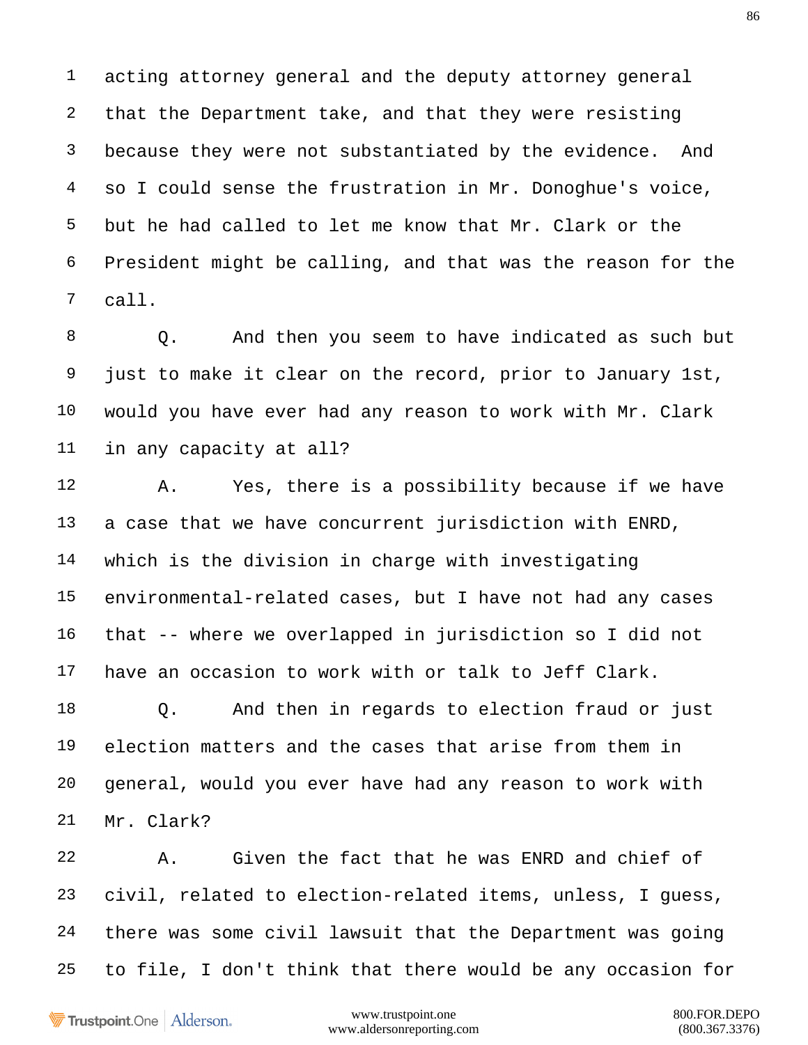acting attorney general and the deputy attorney general that the Department take, and that they were resisting because they were not substantiated by the evidence. And so I could sense the frustration in Mr. Donoghue's voice, but he had called to let me know that Mr. Clark or the President might be calling, and that was the reason for the call.

Q. And then you seem to have indicated as such but just to make it clear on the record, prior to January 1st, would you have ever had any reason to work with Mr. Clark in any capacity at all?

A. Yes, there is a possibility because if we have a case that we have concurrent jurisdiction with ENRD, which is the division in charge with investigating environmental-related cases, but I have not had any cases that -- where we overlapped in jurisdiction so I did not have an occasion to work with or talk to Jeff Clark.

Q. And then in regards to election fraud or just election matters and the cases that arise from them in general, would you ever have had any reason to work with Mr. Clark?

A. Given the fact that he was ENRD and chief of civil, related to election-related items, unless, I guess, there was some civil lawsuit that the Department was going to file, I don't think that there would be any occasion for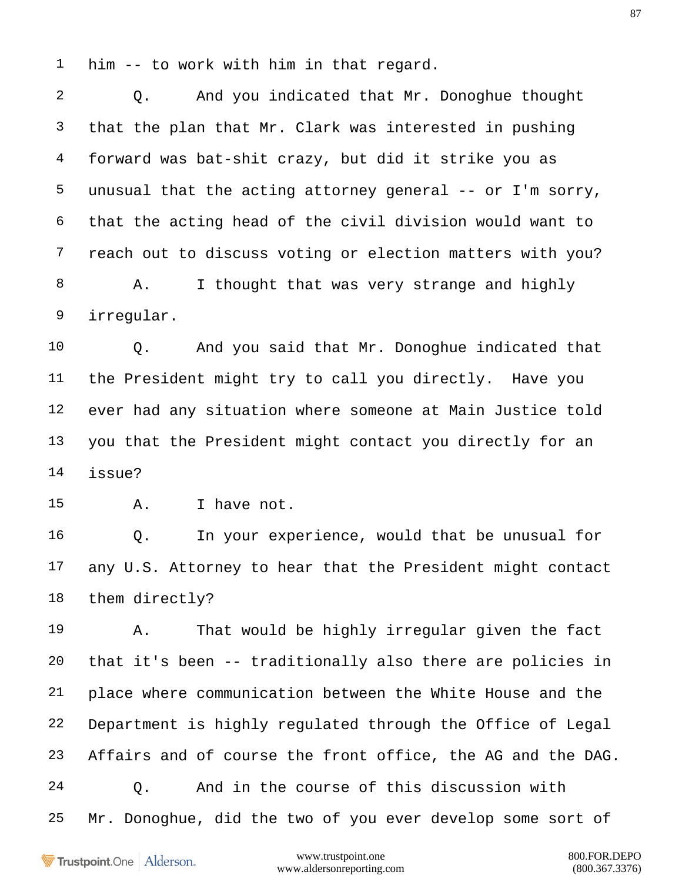1 him -- to work with him in that regard.

2 Q. And you indicated that Mr. Donoghue thought

3 that the plan that Mr. Clark was interested in pushing

4 forward was bat-shit crazy, but did it strike you as

5 unusual that the acting attorney general -- or I'm sorry,

6 that the acting head of the civil division would want to

7 reach out to discuss voting or election matters with you?

8 A. I thought that was very strange and highly

9 irregular.

10 Q. And you said that Mr. Donoghue indicated that

11 the President might try to call you directly. Have you

12 ever had any situation where someone at Main Justice told

13 you that the President might contact you directly for an

14 issue?

15 A. I have not.

16 Q. In your experience, would that be unusual for

17 any U.S. Attorney to hear that the President might contact

18 them directly?

19 A. That would be highly irregular given the fact

20 that it's been -- traditionally also there are policies in

21 place where communication between the White House and the

22 Department is highly regulated through the Office of Legal

23 Affairs and of course the front office, the AG and the DAG.

24 Q. And in the course of this discussion with

25 Mr. Donoghue, did the two of you ever develop some sort of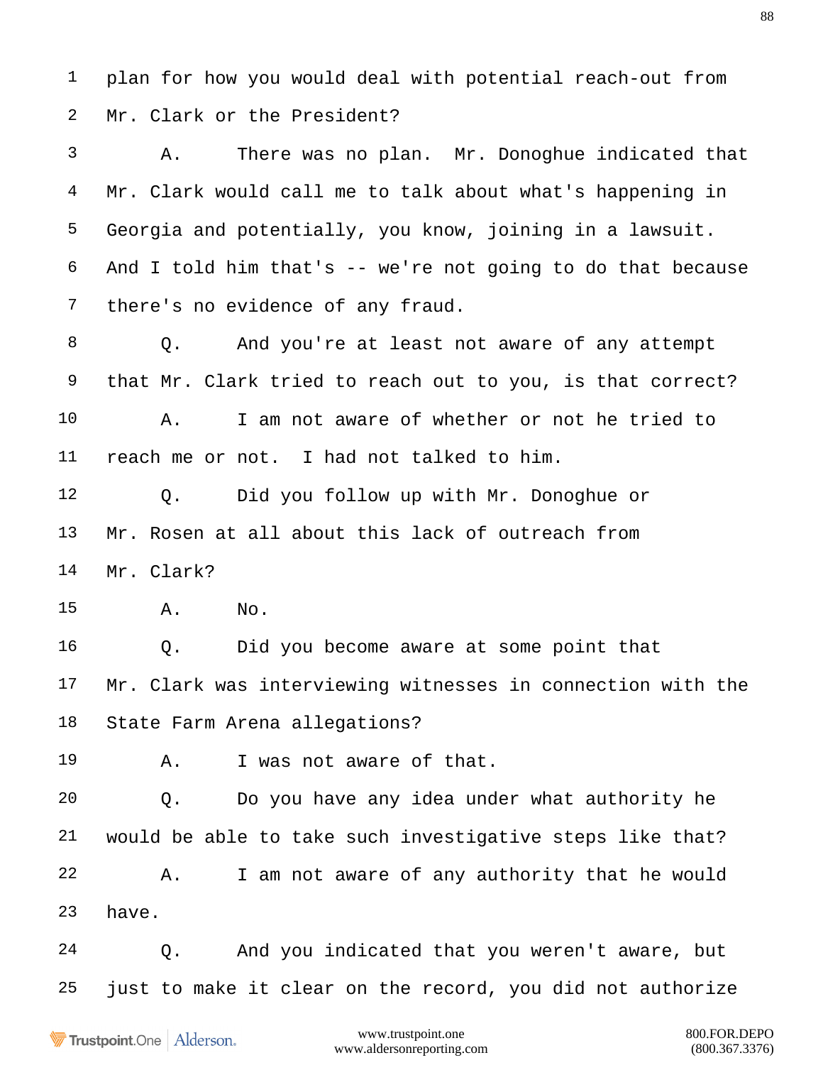1 plan for how you would deal with potential reach-out from
2 Mr. Clark or the President?
3 A. There was no plan. Mr. Donoghue indicated that
4 Mr. Clark would call me to talk about what's happening in
5 Georgia and potentially, you know, joining in a lawsuit.
6 And I told him that's -- we're not going to do that because
7 there's no evidence of any fraud.
8 Q. And you're at least not aware of any attempt
9 that Mr. Clark tried to reach out to you, is that correct?
10 A. I am not aware of whether or not he tried to
11 reach me or not. I had not talked to him.
12 Q. Did you follow up with Mr. Donoghue or
13 Mr. Rosen at all about this lack of outreach from
14 Mr. Clark?
15 A. No.
16 Q. Did you become aware at some point that
17 Mr. Clark was interviewing witnesses in connection with the
18 State Farm Arena allegations?
19 A. I was not aware of that.
20 Q. Do you have any idea under what authority he
21 would be able to take such investigative steps like that?
22 A. I am not aware of any authority that he would
23 have.
24 Q. And you indicated that you weren't aware, but
25 just to make it clear on the record, you did not authorize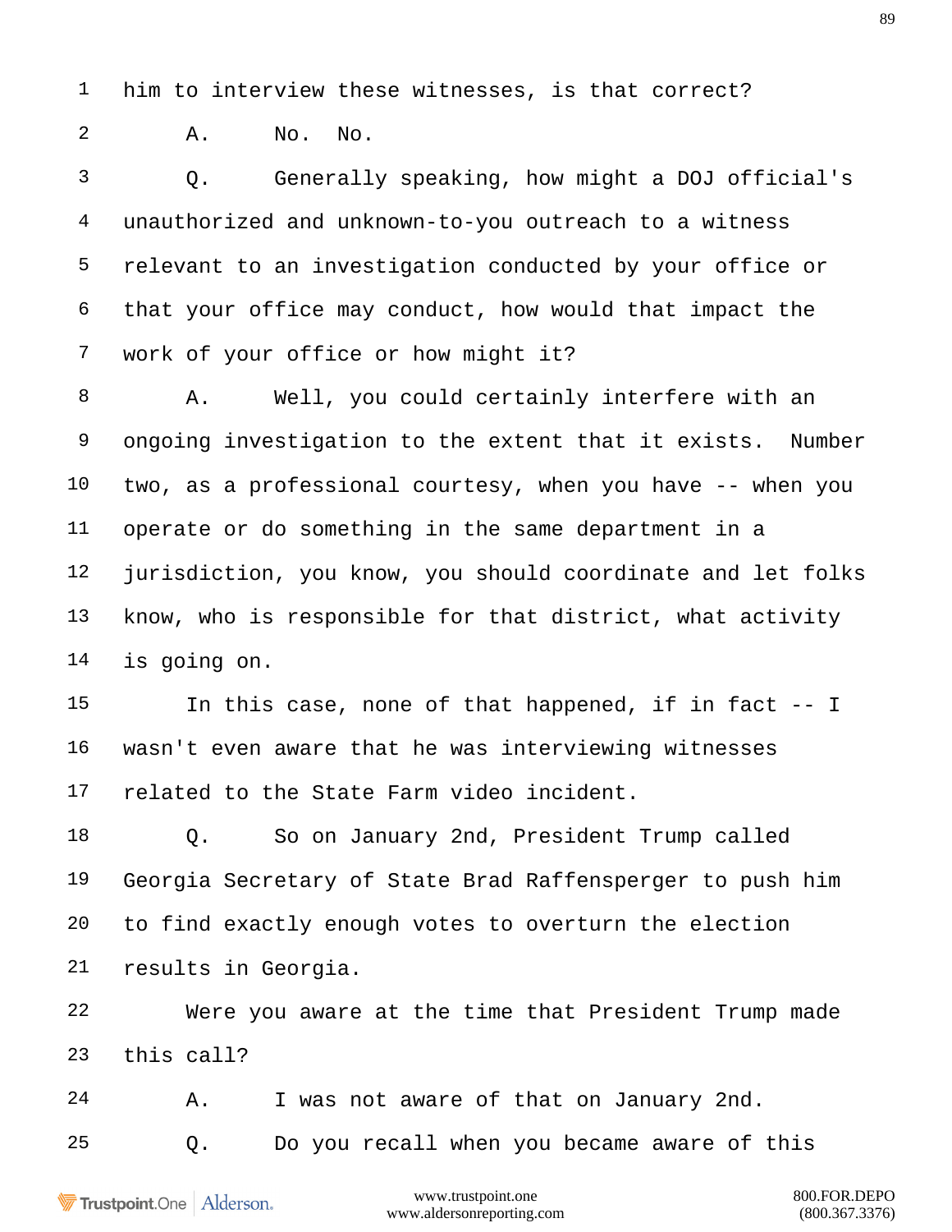1 him to interview these witnesses, is that correct?

2 A. No. No.

3 Q. Generally speaking, how might a DOJ official's

4 unauthorized and unknown-to-you outreach to a witness

5 relevant to an investigation conducted by your office or

6 that your office may conduct, how would that impact the

7 work of your office or how might it?

8 A. Well, you could certainly interfere with an

9 ongoing investigation to the extent that it exists. Number

10 two, as a professional courtesy, when you have -- when you

11 operate or do something in the same department in a

12 jurisdiction, you know, you should coordinate and let folks

13 know, who is responsible for that district, what activity

14 is going on.

15 In this case, none of that happened, if in fact -- I

16 wasn't even aware that he was interviewing witnesses

17 related to the State Farm video incident.

18 Q. So on January 2nd, President Trump called

19 Georgia Secretary of State Brad Raffensperger to push him

20 to find exactly enough votes to overturn the election

21 results in Georgia.

22 Were you aware at the time that President Trump made

23 this call?

24 A. I was not aware of that on January 2nd.

25 Q. Do you recall when you became aware of this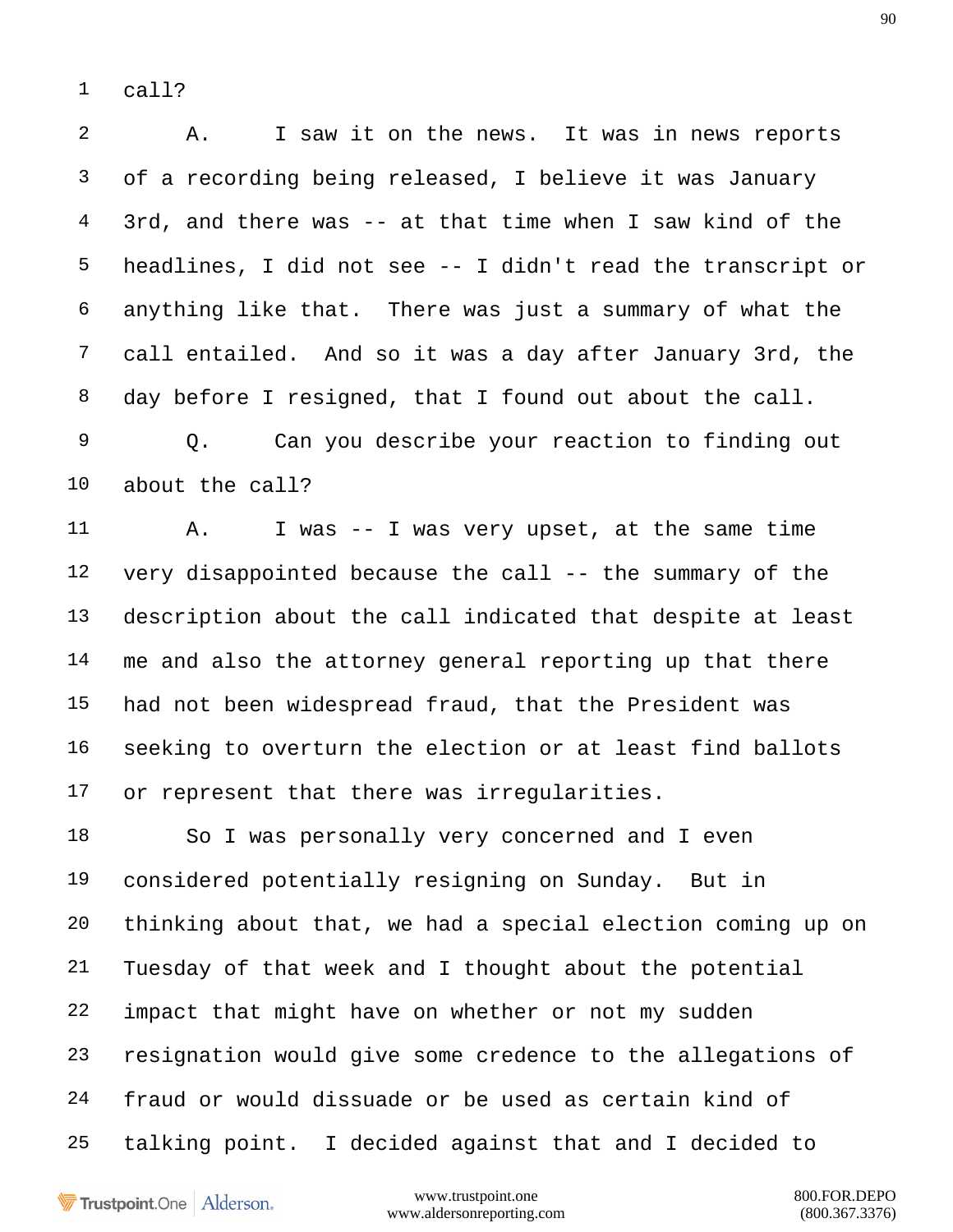call?

A. I saw it on the news. It was in news reports of a recording being released, I believe it was January 3rd, and there was -- at that time when I saw kind of the headlines, I did not see -- I didn't read the transcript or anything like that. There was just a summary of what the call entailed. And so it was a day after January 3rd, the day before I resigned, that I found out about the call.

Q. Can you describe your reaction to finding out about the call?

A. I was -- I was very upset, at the same time very disappointed because the call -- the summary of the description about the call indicated that despite at least me and also the attorney general reporting up that there had not been widespread fraud, that the President was seeking to overturn the election or at least find ballots or represent that there was irregularities.

So I was personally very concerned and I even considered potentially resigning on Sunday. But in thinking about that, we had a special election coming up on Tuesday of that week and I thought about the potential impact that might have on whether or not my sudden resignation would give some credence to the allegations of fraud or would dissuade or be used as certain kind of talking point. I decided against that and I decided to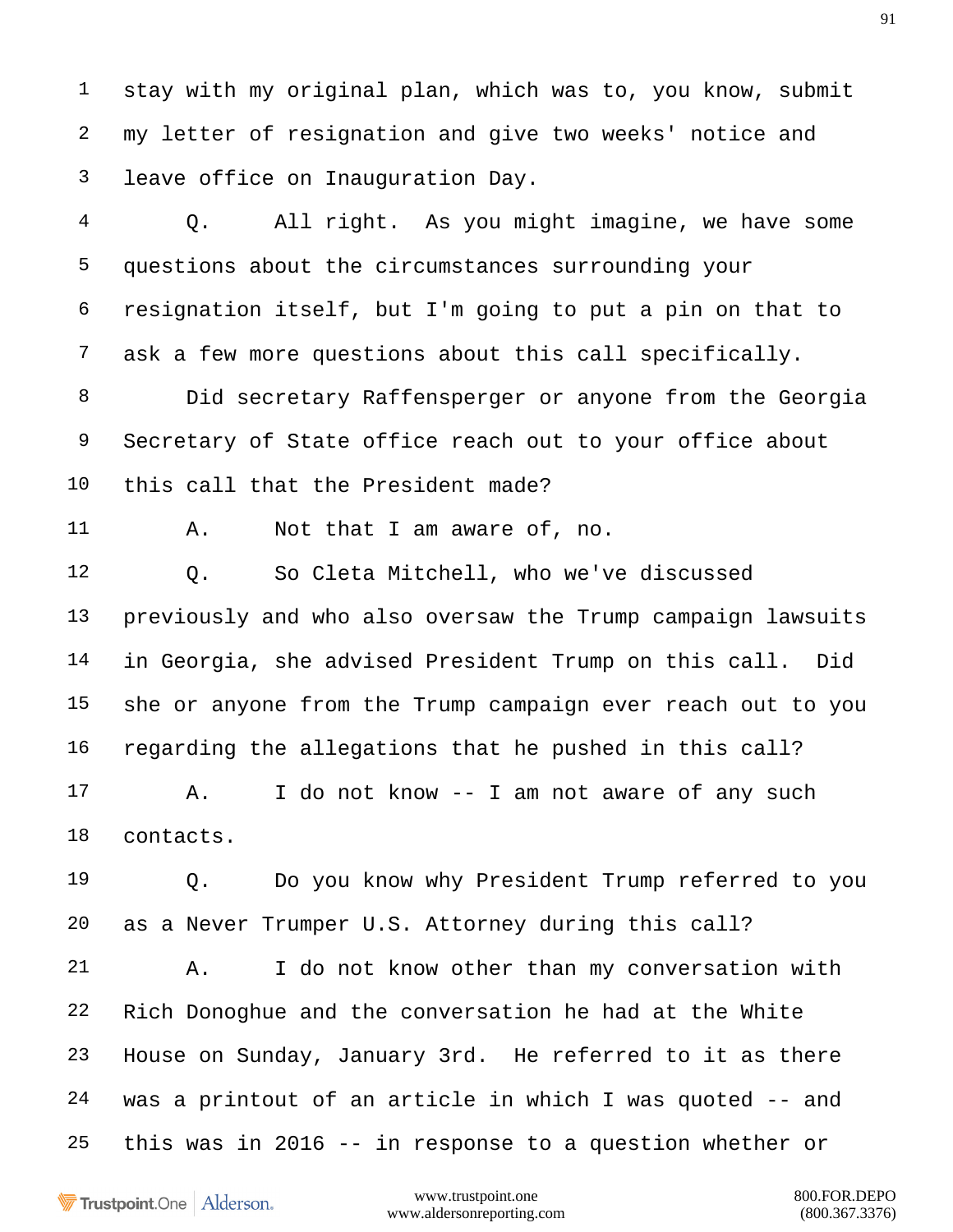stay with my original plan, which was to, you know, submit my letter of resignation and give two weeks' notice and leave office on Inauguration Day.

Q. All right. As you might imagine, we have some questions about the circumstances surrounding your resignation itself, but I'm going to put a pin on that to ask a few more questions about this call specifically.

Did secretary Raffensperger or anyone from the Georgia Secretary of State office reach out to your office about this call that the President made?

A. Not that I am aware of, no.

Q. So Cleta Mitchell, who we've discussed previously and who also oversaw the Trump campaign lawsuits in Georgia, she advised President Trump on this call. Did she or anyone from the Trump campaign ever reach out to you regarding the allegations that he pushed in this call?

A. I do not know -- I am not aware of any such contacts.

Q. Do you know why President Trump referred to you as a Never Trumper U.S. Attorney during this call?

A. I do not know other than my conversation with Rich Donoghue and the conversation he had at the White House on Sunday, January 3rd. He referred to it as there was a printout of an article in which I was quoted -- and this was in 2016 -- in response to a question whether or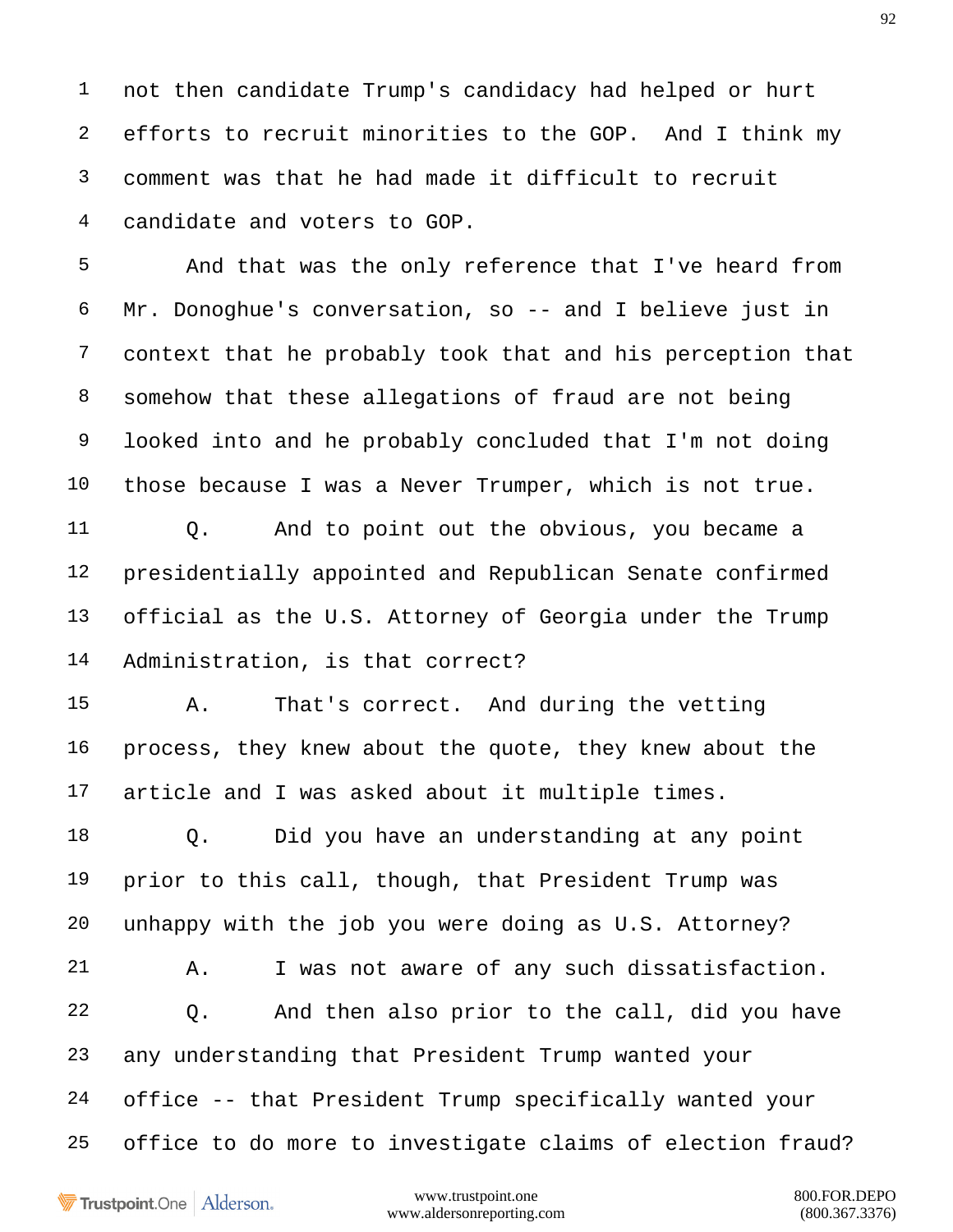1 not then candidate Trump's candidacy had helped or hurt
2 efforts to recruit minorities to the GOP. And I think my
3 comment was that he had made it difficult to recruit
4 candidate and voters to GOP.
5 And that was the only reference that I've heard from
6 Mr. Donoghue's conversation, so -- and I believe just in
7 context that he probably took that and his perception that
8 somehow that these allegations of fraud are not being
9 looked into and he probably concluded that I'm not doing
10 those because I was a Never Trumper, which is not true.
11 Q. And to point out the obvious, you became a
12 presidentially appointed and Republican Senate confirmed
13 official as the U.S. Attorney of Georgia under the Trump
14 Administration, is that correct?
15 A. That's correct. And during the vetting
16 process, they knew about the quote, they knew about the
17 article and I was asked about it multiple times.
18 Q. Did you have an understanding at any point
19 prior to this call, though, that President Trump was
20 unhappy with the job you were doing as U.S. Attorney?
21 A. I was not aware of any such dissatisfaction.
22 Q. And then also prior to the call, did you have
23 any understanding that President Trump wanted your
24 office -- that President Trump specifically wanted your
25 office to do more to investigate claims of election fraud?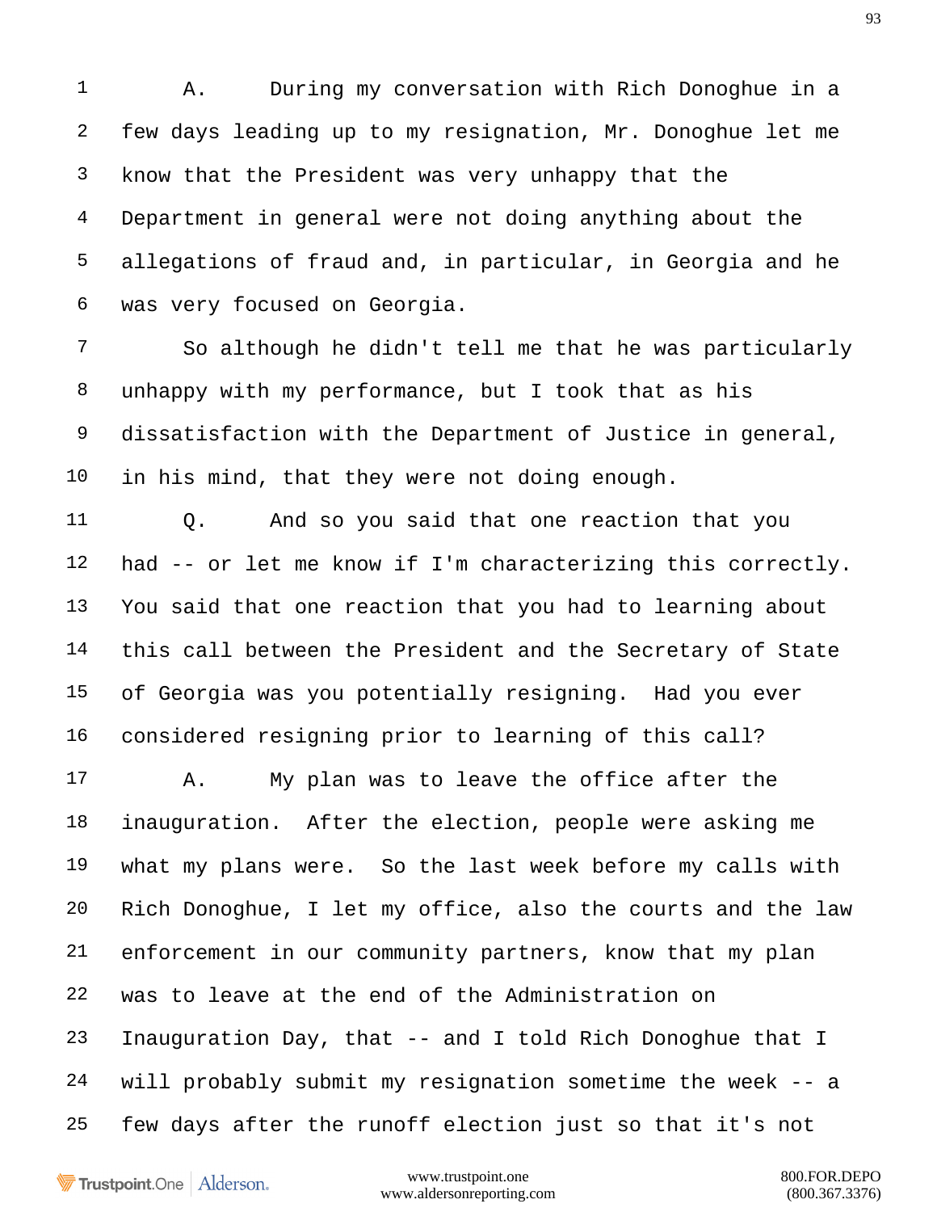1 A. During my conversation with Rich Donoghue in a
2 few days leading up to my resignation, Mr. Donoghue let me
3 know that the President was very unhappy that the
4 Department in general were not doing anything about the
5 allegations of fraud and, in particular, in Georgia and he
6 was very focused on Georgia.
7 So although he didn't tell me that he was particularly
8 unhappy with my performance, but I took that as his
9 dissatisfaction with the Department of Justice in general,
10 in his mind, that they were not doing enough.
11 Q. And so you said that one reaction that you
12 had -- or let me know if I'm characterizing this correctly.
13 You said that one reaction that you had to learning about
14 this call between the President and the Secretary of State
15 of Georgia was you potentially resigning. Had you ever
16 considered resigning prior to learning of this call?
17 A. My plan was to leave the office after the
18 inauguration. After the election, people were asking me
19 what my plans were. So the last week before my calls with
20 Rich Donoghue, I let my office, also the courts and the law
21 enforcement in our community partners, know that my plan
22 was to leave at the end of the Administration on
23 Inauguration Day, that -- and I told Rich Donoghue that I
24 will probably submit my resignation sometime the week -- a
25 few days after the runoff election just so that it's not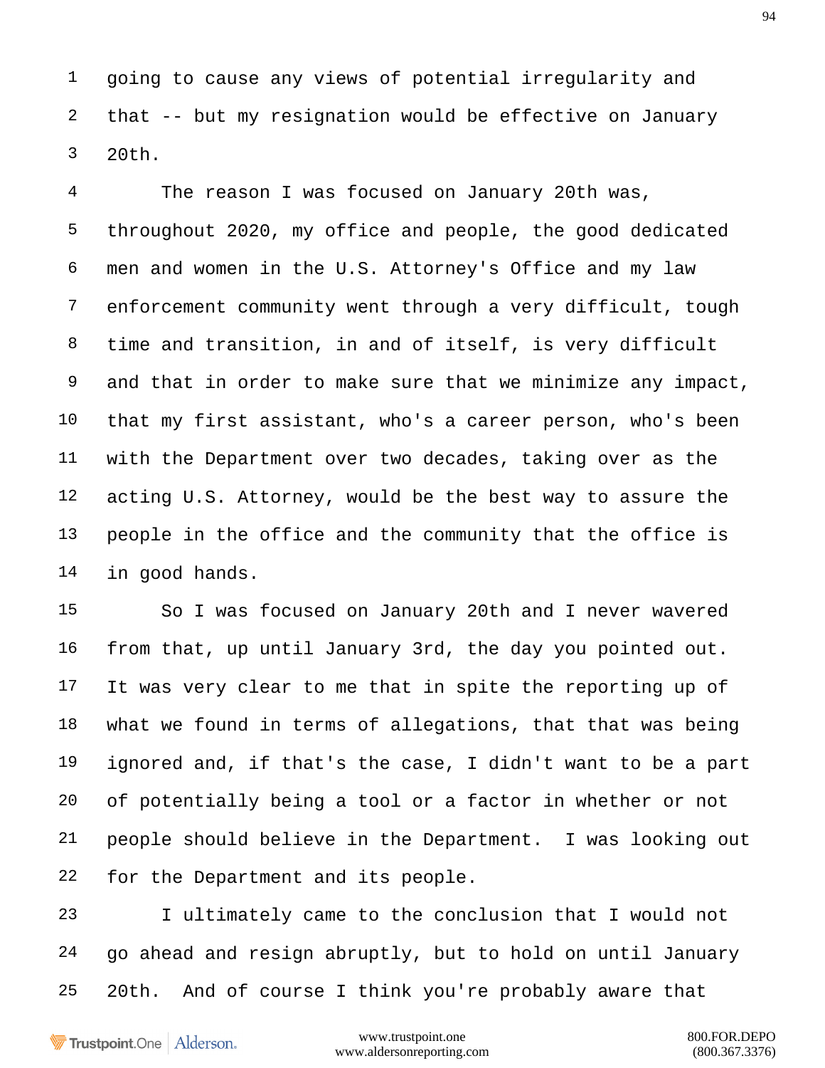1 going to cause any views of potential irregularity and
2 that -- but my resignation would be effective on January
3 20th.

4 The reason I was focused on January 20th was,
5 throughout 2020, my office and people, the good dedicated
6 men and women in the U.S. Attorney's Office and my law
7 enforcement community went through a very difficult, tough
8 time and transition, in and of itself, is very difficult
9 and that in order to make sure that we minimize any impact,
10 that my first assistant, who's a career person, who's been
11 with the Department over two decades, taking over as the
12 acting U.S. Attorney, would be the best way to assure the
13 people in the office and the community that the office is
14 in good hands.

15 So I was focused on January 20th and I never wavered
16 from that, up until January 3rd, the day you pointed out.
17 It was very clear to me that in spite the reporting up of
18 what we found in terms of allegations, that that was being
19 ignored and, if that's the case, I didn't want to be a part
20 of potentially being a tool or a factor in whether or not
21 people should believe in the Department. I was looking out
22 for the Department and its people.

23 I ultimately came to the conclusion that I would not
24 go ahead and resign abruptly, but to hold on until January
25 20th. And of course I think you're probably aware that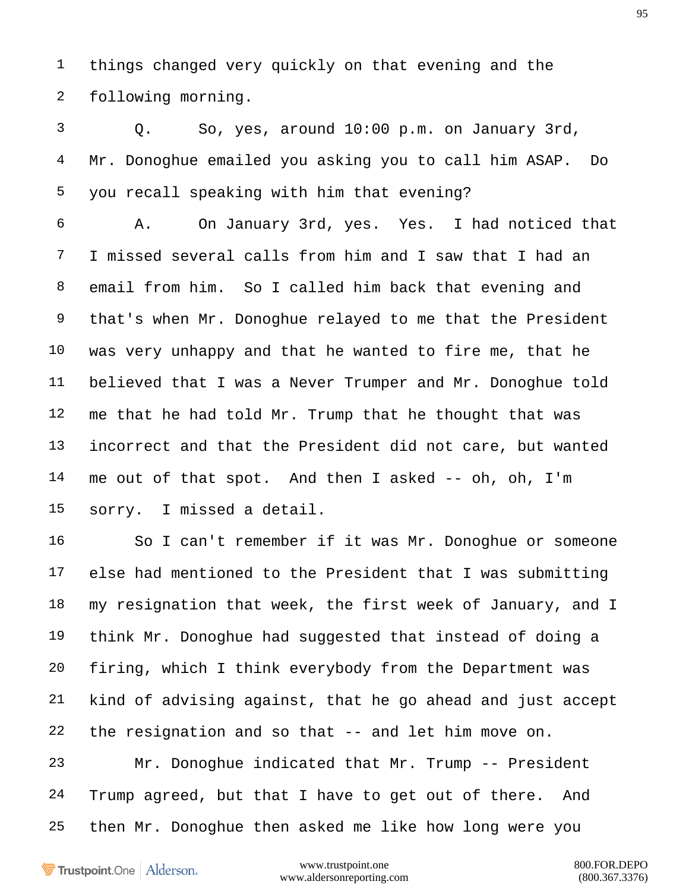things changed very quickly on that evening and the following morning.

Q. So, yes, around 10:00 p.m. on January 3rd, Mr. Donoghue emailed you asking you to call him ASAP. Do you recall speaking with him that evening?

A. On January 3rd, yes. Yes. I had noticed that I missed several calls from him and I saw that I had an email from him. So I called him back that evening and that's when Mr. Donoghue relayed to me that the President was very unhappy and that he wanted to fire me, that he believed that I was a Never Trumper and Mr. Donoghue told me that he had told Mr. Trump that he thought that was incorrect and that the President did not care, but wanted me out of that spot. And then I asked -- oh, oh, I'm sorry. I missed a detail.

So I can't remember if it was Mr. Donoghue or someone else had mentioned to the President that I was submitting my resignation that week, the first week of January, and I think Mr. Donoghue had suggested that instead of doing a firing, which I think everybody from the Department was kind of advising against, that he go ahead and just accept the resignation and so that -- and let him move on.

Mr. Donoghue indicated that Mr. Trump -- President Trump agreed, but that I have to get out of there. And then Mr. Donoghue then asked me like how long were you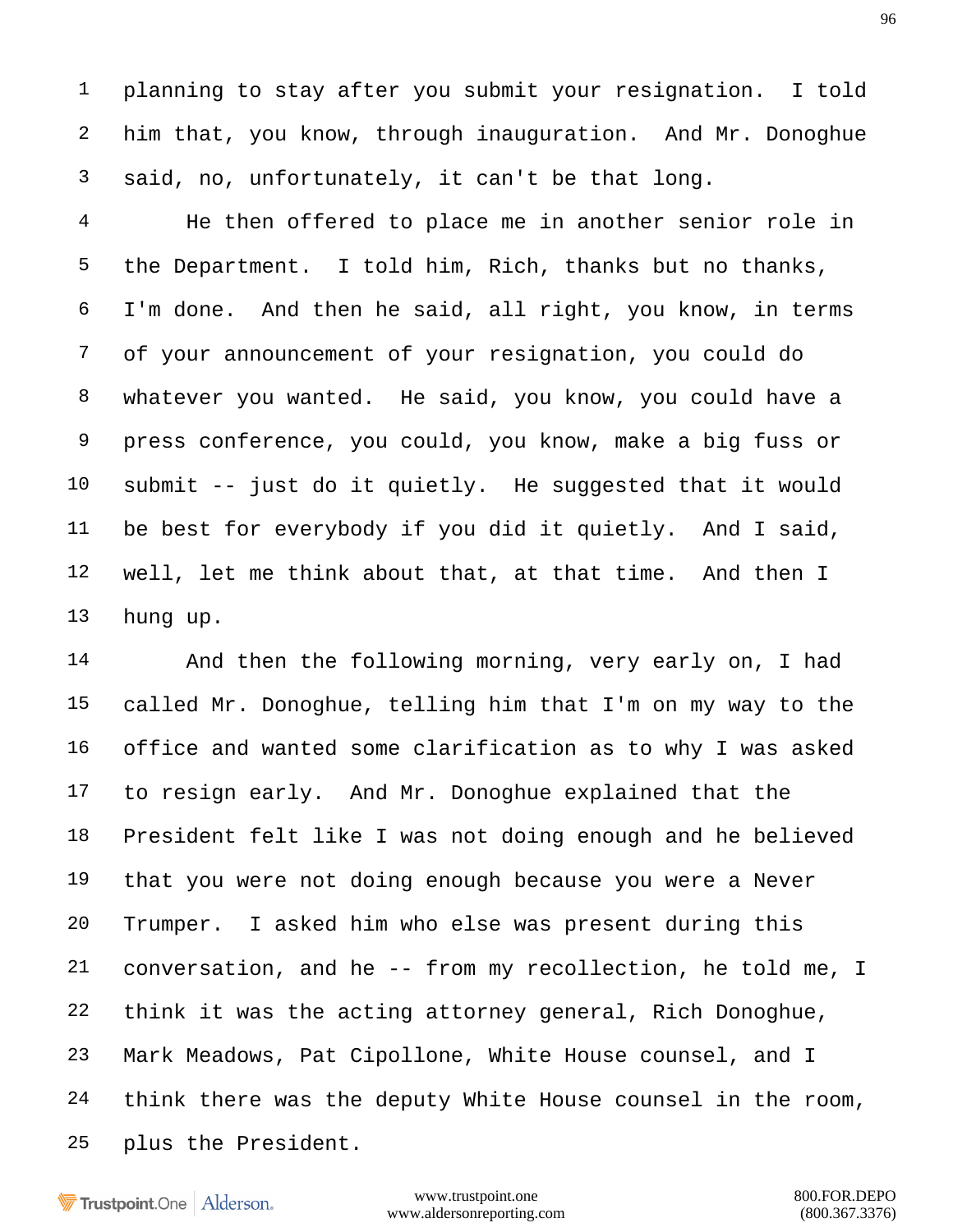1 planning to stay after you submit your resignation. I told
2 him that, you know, through inauguration. And Mr. Donoghue
3 said, no, unfortunately, it can't be that long.
4 He then offered to place me in another senior role in
5 the Department. I told him, Rich, thanks but no thanks,
6 I'm done. And then he said, all right, you know, in terms
7 of your announcement of your resignation, you could do
8 whatever you wanted. He said, you know, you could have a
9 press conference, you could, you know, make a big fuss or
10 submit -- just do it quietly. He suggested that it would
11 be best for everybody if you did it quietly. And I said,
12 well, let me think about that, at that time. And then I
13 hung up.
14 And then the following morning, very early on, I had
15 called Mr. Donoghue, telling him that I'm on my way to the
16 office and wanted some clarification as to why I was asked
17 to resign early. And Mr. Donoghue explained that the
18 President felt like I was not doing enough and he believed
19 that you were not doing enough because you were a Never
20 Trumper. I asked him who else was present during this
21 conversation, and he -- from my recollection, he told me, I
22 think it was the acting attorney general, Rich Donoghue,
23 Mark Meadows, Pat Cipollone, White House counsel, and I
24 think there was the deputy White House counsel in the room,
25 plus the President.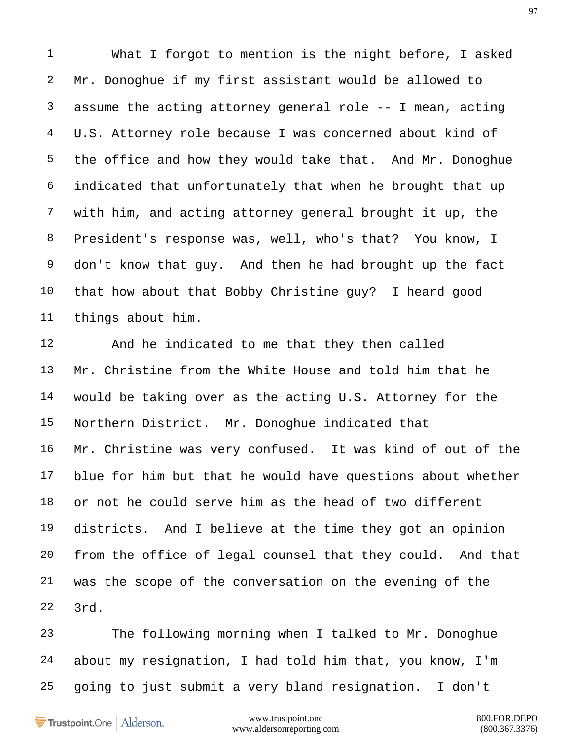1 What I forgot to mention is the night before, I asked
2 Mr. Donoghue if my first assistant would be allowed to
3 assume the acting attorney general role -- I mean, acting
4 U.S. Attorney role because I was concerned about kind of
5 the office and how they would take that. And Mr. Donoghue
6 indicated that unfortunately that when he brought that up
7 with him, and acting attorney general brought it up, the
8 President's response was, well, who's that? You know, I
9 don't know that guy. And then he had brought up the fact
10 that how about that Bobby Christine guy? I heard good
11 things about him.

12 And he indicated to me that they then called
13 Mr. Christine from the White House and told him that he
14 would be taking over as the acting U.S. Attorney for the
15 Northern District. Mr. Donoghue indicated that
16 Mr. Christine was very confused. It was kind of out of the
17 blue for him but that he would have questions about whether
18 or not he could serve him as the head of two different
19 districts. And I believe at the time they got an opinion
20 from the office of legal counsel that they could. And that
21 was the scope of the conversation on the evening of the
22 3rd.

23 The following morning when I talked to Mr. Donoghue
24 about my resignation, I had told him that, you know, I'm
25 going to just submit a very bland resignation. I don't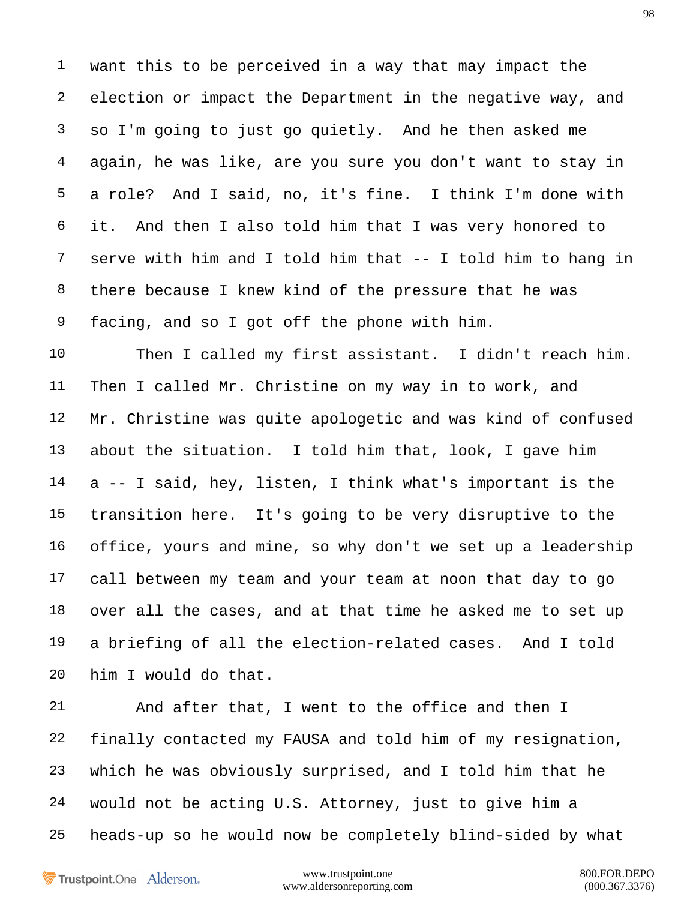1 want this to be perceived in a way that may impact the
2 election or impact the Department in the negative way, and
3 so I'm going to just go quietly. And he then asked me
4 again, he was like, are you sure you don't want to stay in
5 a role? And I said, no, it's fine. I think I'm done with
6 it. And then I also told him that I was very honored to
7 serve with him and I told him that -- I told him to hang in
8 there because I knew kind of the pressure that he was
9 facing, and so I got off the phone with him.

10 Then I called my first assistant. I didn't reach him.
11 Then I called Mr. Christine on my way in to work, and
12 Mr. Christine was quite apologetic and was kind of confused
13 about the situation. I told him that, look, I gave him
14 a -- I said, hey, listen, I think what's important is the
15 transition here. It's going to be very disruptive to the
16 office, yours and mine, so why don't we set up a leadership
17 call between my team and your team at noon that day to go
18 over all the cases, and at that time he asked me to set up
19 a briefing of all the election-related cases. And I told
20 him I would do that.

21 And after that, I went to the office and then I
22 finally contacted my FAUSA and told him of my resignation,
23 which he was obviously surprised, and I told him that he
24 would not be acting U.S. Attorney, just to give him a
25 heads-up so he would now be completely blind-sided by what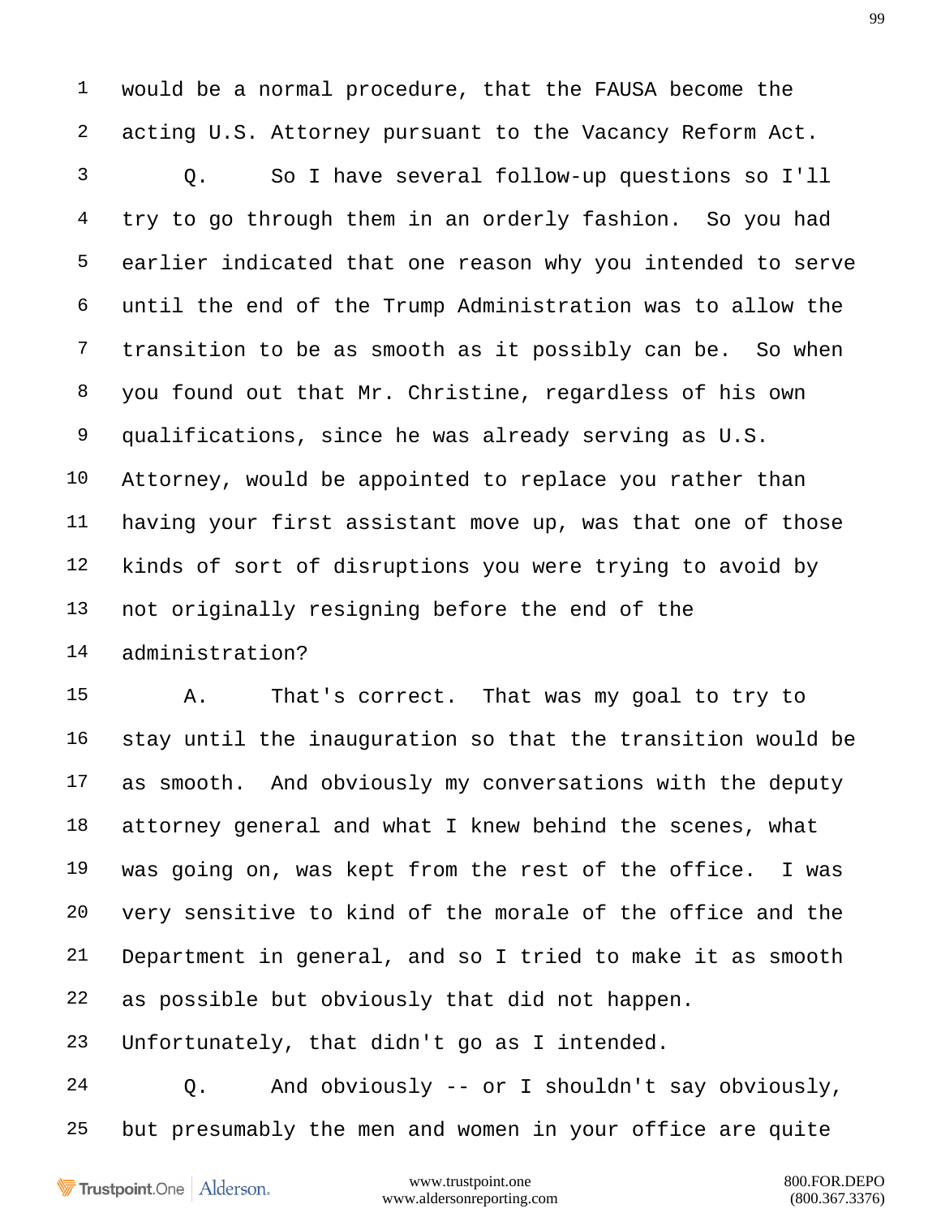would be a normal procedure, that the FAUSA become the acting U.S. Attorney pursuant to the Vacancy Reform Act.

Q. So I have several follow-up questions so I'll try to go through them in an orderly fashion. So you had earlier indicated that one reason why you intended to serve until the end of the Trump Administration was to allow the transition to be as smooth as it possibly can be. So when you found out that Mr. Christine, regardless of his own qualifications, since he was already serving as U.S. Attorney, would be appointed to replace you rather than having your first assistant move up, was that one of those kinds of sort of disruptions you were trying to avoid by not originally resigning before the end of the administration?

A. That's correct. That was my goal to try to stay until the inauguration so that the transition would be as smooth. And obviously my conversations with the deputy attorney general and what I knew behind the scenes, what was going on, was kept from the rest of the office. I was very sensitive to kind of the morale of the office and the Department in general, and so I tried to make it as smooth as possible but obviously that did not happen. Unfortunately, that didn't go as I intended.

Q. And obviously -- or I shouldn't say obviously, but presumably the men and women in your office are quite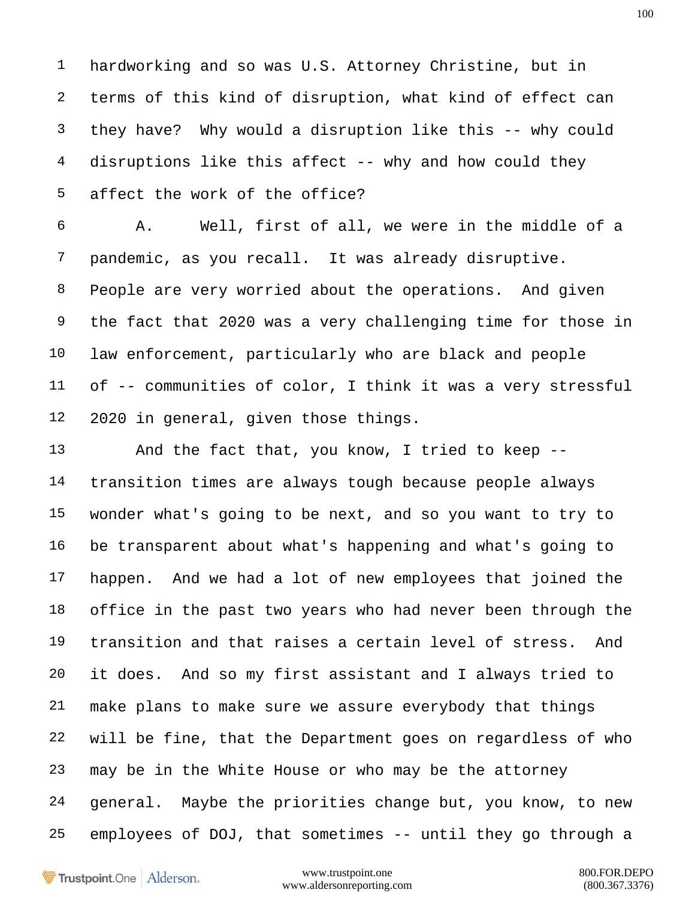1 hardworking and so was U.S. Attorney Christine, but in
2 terms of this kind of disruption, what kind of effect can
3 they have? Why would a disruption like this -- why could
4 disruptions like this affect -- why and how could they
5 affect the work of the office?

6 A. Well, first of all, we were in the middle of a
7 pandemic, as you recall. It was already disruptive.
8 People are very worried about the operations. And given
9 the fact that 2020 was a very challenging time for those in
10 law enforcement, particularly who are black and people
11 of -- communities of color, I think it was a very stressful
12 2020 in general, given those things.

13 And the fact that, you know, I tried to keep --
14 transition times are always tough because people always
15 wonder what's going to be next, and so you want to try to
16 be transparent about what's happening and what's going to
17 happen. And we had a lot of new employees that joined the
18 office in the past two years who had never been through the
19 transition and that raises a certain level of stress. And
20 it does. And so my first assistant and I always tried to
21 make plans to make sure we assure everybody that things
22 will be fine, that the Department goes on regardless of who
23 may be in the White House or who may be the attorney
24 general. Maybe the priorities change but, you know, to new
25 employees of DOJ, that sometimes -- until they go through a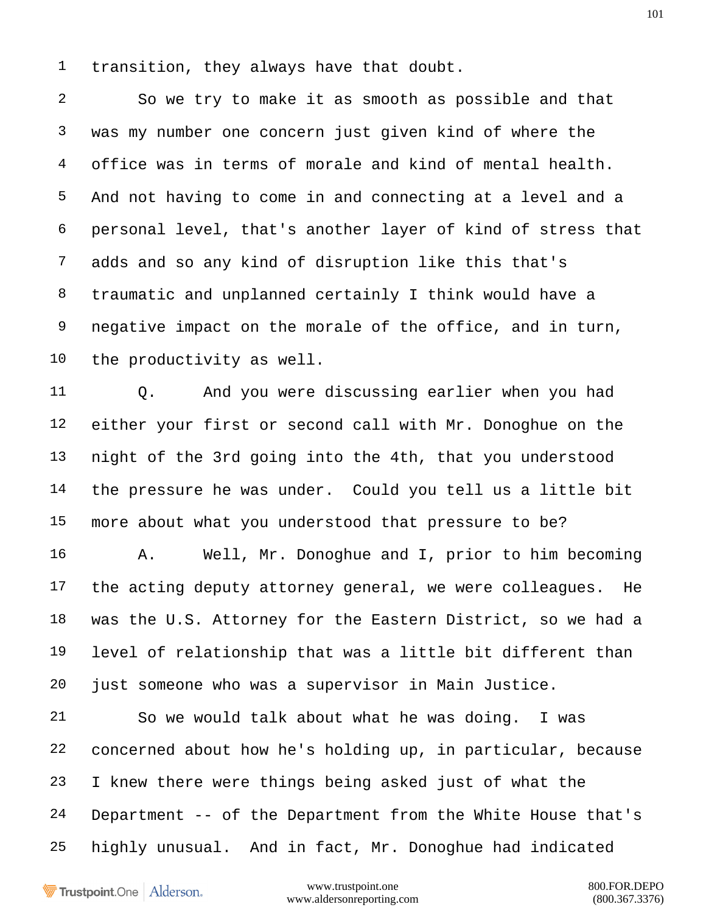1 transition, they always have that doubt.

2 So we try to make it as smooth as possible and that

3 was my number one concern just given kind of where the

4 office was in terms of morale and kind of mental health.

5 And not having to come in and connecting at a level and a

6 personal level, that's another layer of kind of stress that

7 adds and so any kind of disruption like this that's

8 traumatic and unplanned certainly I think would have a

9 negative impact on the morale of the office, and in turn,

10 the productivity as well.

11 Q. And you were discussing earlier when you had

12 either your first or second call with Mr. Donoghue on the

13 night of the 3rd going into the 4th, that you understood

14 the pressure he was under. Could you tell us a little bit

15 more about what you understood that pressure to be?

16 A. Well, Mr. Donoghue and I, prior to him becoming

17 the acting deputy attorney general, we were colleagues. He

18 was the U.S. Attorney for the Eastern District, so we had a

19 level of relationship that was a little bit different than

20 just someone who was a supervisor in Main Justice.

21 So we would talk about what he was doing. I was

22 concerned about how he's holding up, in particular, because

23 I knew there were things being asked just of what the

24 Department -- of the Department from the White House that's

25 highly unusual. And in fact, Mr. Donoghue had indicated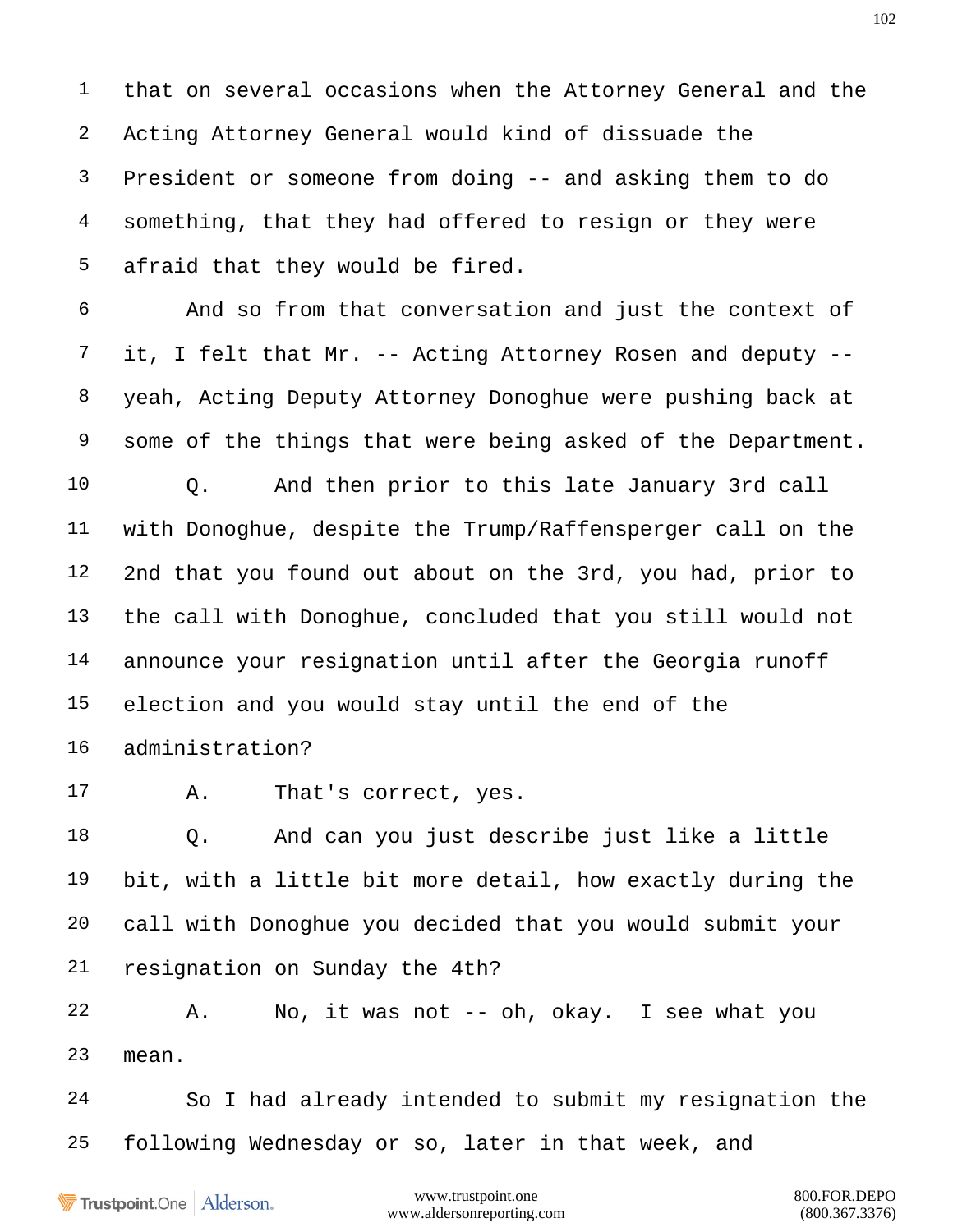1 that on several occasions when the Attorney General and the

2 Acting Attorney General would kind of dissuade the

3 President or someone from doing -- and asking them to do

4 something, that they had offered to resign or they were

5 afraid that they would be fired.

6 And so from that conversation and just the context of

7 it, I felt that Mr. -- Acting Attorney Rosen and deputy --

8 yeah, Acting Deputy Attorney Donoghue were pushing back at

9 some of the things that were being asked of the Department.

10 Q. And then prior to this late January 3rd call

11 with Donoghue, despite the Trump/Raffensperger call on the

12 2nd that you found out about on the 3rd, you had, prior to

13 the call with Donoghue, concluded that you still would not

14 announce your resignation until after the Georgia runoff

15 election and you would stay until the end of the

16 administration?

17 A. That's correct, yes.

18 Q. And can you just describe just like a little

19 bit, with a little bit more detail, how exactly during the

20 call with Donoghue you decided that you would submit your

21 resignation on Sunday the 4th?

22 A. No, it was not -- oh, okay. I see what you

23 mean.

24 So I had already intended to submit my resignation the

25 following Wednesday or so, later in that week, and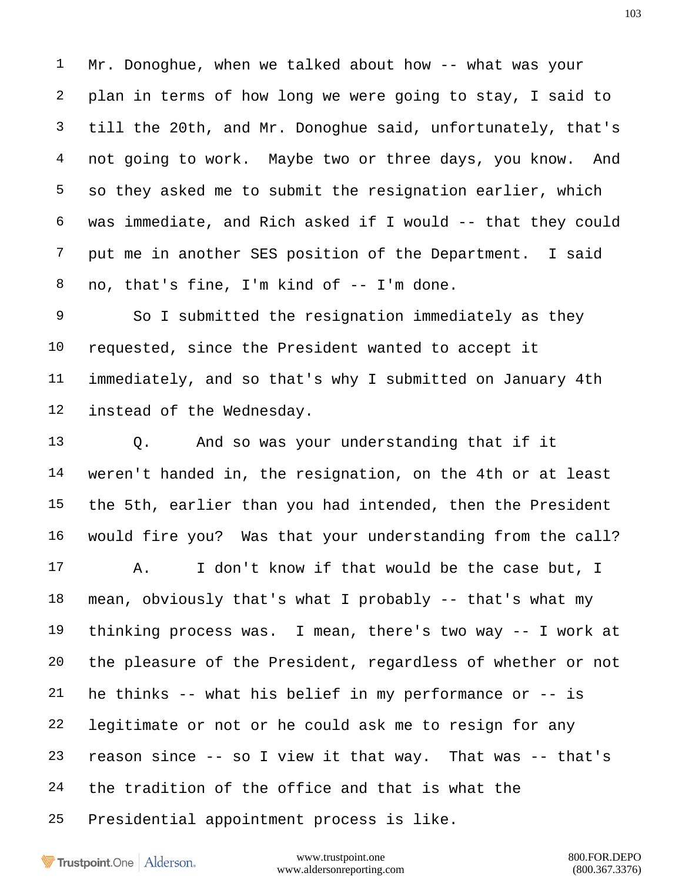1 Mr. Donoghue, when we talked about how -- what was your
2 plan in terms of how long we were going to stay, I said to
3 till the 20th, and Mr. Donoghue said, unfortunately, that's
4 not going to work. Maybe two or three days, you know. And
5 so they asked me to submit the resignation earlier, which
6 was immediate, and Rich asked if I would -- that they could
7 put me in another SES position of the Department. I said
8 no, that's fine, I'm kind of -- I'm done.
9 So I submitted the resignation immediately as they
10 requested, since the President wanted to accept it
11 immediately, and so that's why I submitted on January 4th
12 instead of the Wednesday.
13 Q. And so was your understanding that if it
14 weren't handed in, the resignation, on the 4th or at least
15 the 5th, earlier than you had intended, then the President
16 would fire you? Was that your understanding from the call?
17 A. I don't know if that would be the case but, I
18 mean, obviously that's what I probably -- that's what my
19 thinking process was. I mean, there's two way -- I work at
20 the pleasure of the President, regardless of whether or not
21 he thinks -- what his belief in my performance or -- is
22 legitimate or not or he could ask me to resign for any
23 reason since -- so I view it that way. That was -- that's
24 the tradition of the office and that is what the
25 Presidential appointment process is like.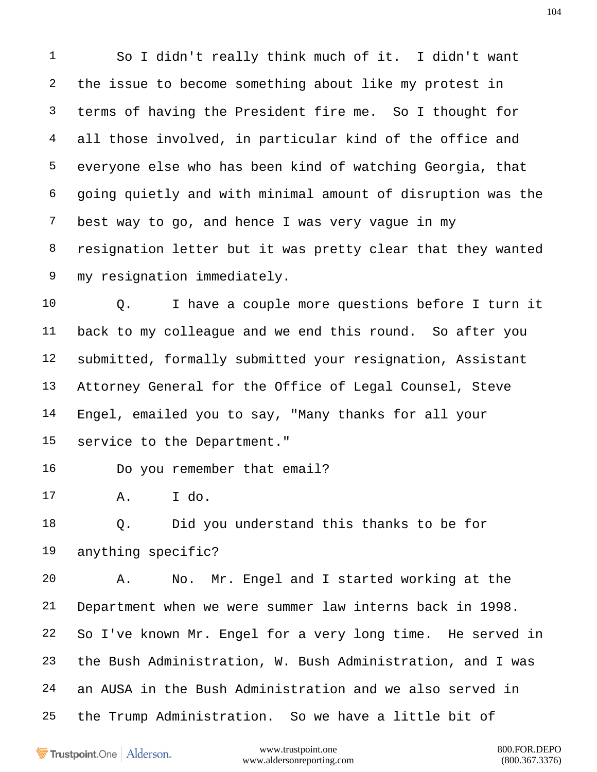1 So I didn't really think much of it. I didn't want

2 the issue to become something about like my protest in

3 terms of having the President fire me. So I thought for

4 all those involved, in particular kind of the office and

5 everyone else who has been kind of watching Georgia, that

6 going quietly and with minimal amount of disruption was the

7 best way to go, and hence I was very vague in my

8 resignation letter but it was pretty clear that they wanted

9 my resignation immediately.

10 Q. I have a couple more questions before I turn it

11 back to my colleague and we end this round. So after you

12 submitted, formally submitted your resignation, Assistant

13 Attorney General for the Office of Legal Counsel, Steve

14 Engel, emailed you to say, "Many thanks for all your

15 service to the Department."

16 Do you remember that email?

17 A. I do.

18 Q. Did you understand this thanks to be for

19 anything specific?

20 A. No. Mr. Engel and I started working at the

21 Department when we were summer law interns back in 1998.

22 So I've known Mr. Engel for a very long time. He served in

23 the Bush Administration, W. Bush Administration, and I was

24 an AUSA in the Bush Administration and we also served in

25 the Trump Administration. So we have a little bit of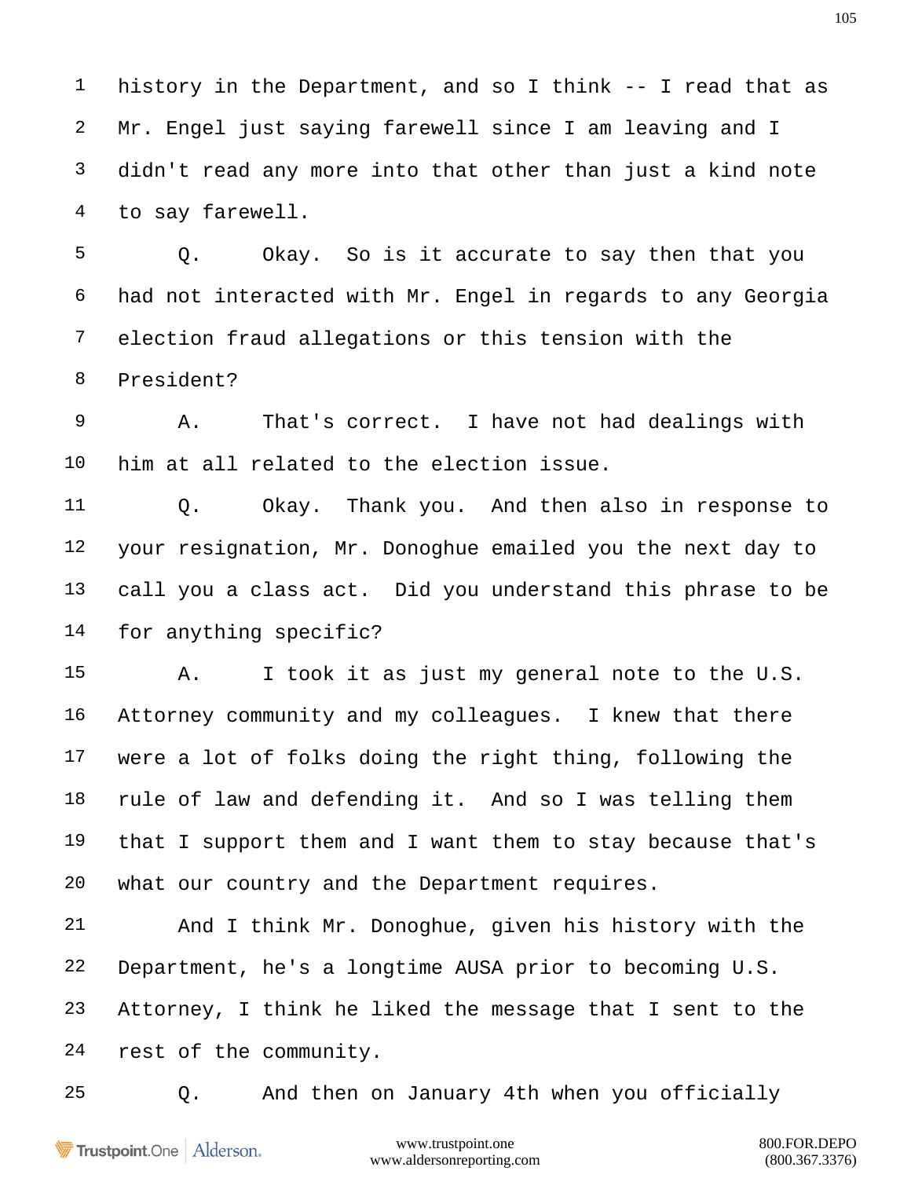history in the Department, and so I think -- I read that as Mr. Engel just saying farewell since I am leaving and I didn't read any more into that other than just a kind note to say farewell.

Q. Okay. So is it accurate to say then that you had not interacted with Mr. Engel in regards to any Georgia election fraud allegations or this tension with the President?

A. That's correct. I have not had dealings with him at all related to the election issue.

Q. Okay. Thank you. And then also in response to your resignation, Mr. Donoghue emailed you the next day to call you a class act. Did you understand this phrase to be for anything specific?

A. I took it as just my general note to the U.S. Attorney community and my colleagues. I knew that there were a lot of folks doing the right thing, following the rule of law and defending it. And so I was telling them that I support them and I want them to stay because that's what our country and the Department requires.

And I think Mr. Donoghue, given his history with the Department, he's a longtime AUSA prior to becoming U.S. Attorney, I think he liked the message that I sent to the rest of the community.

Q. And then on January 4th when you officially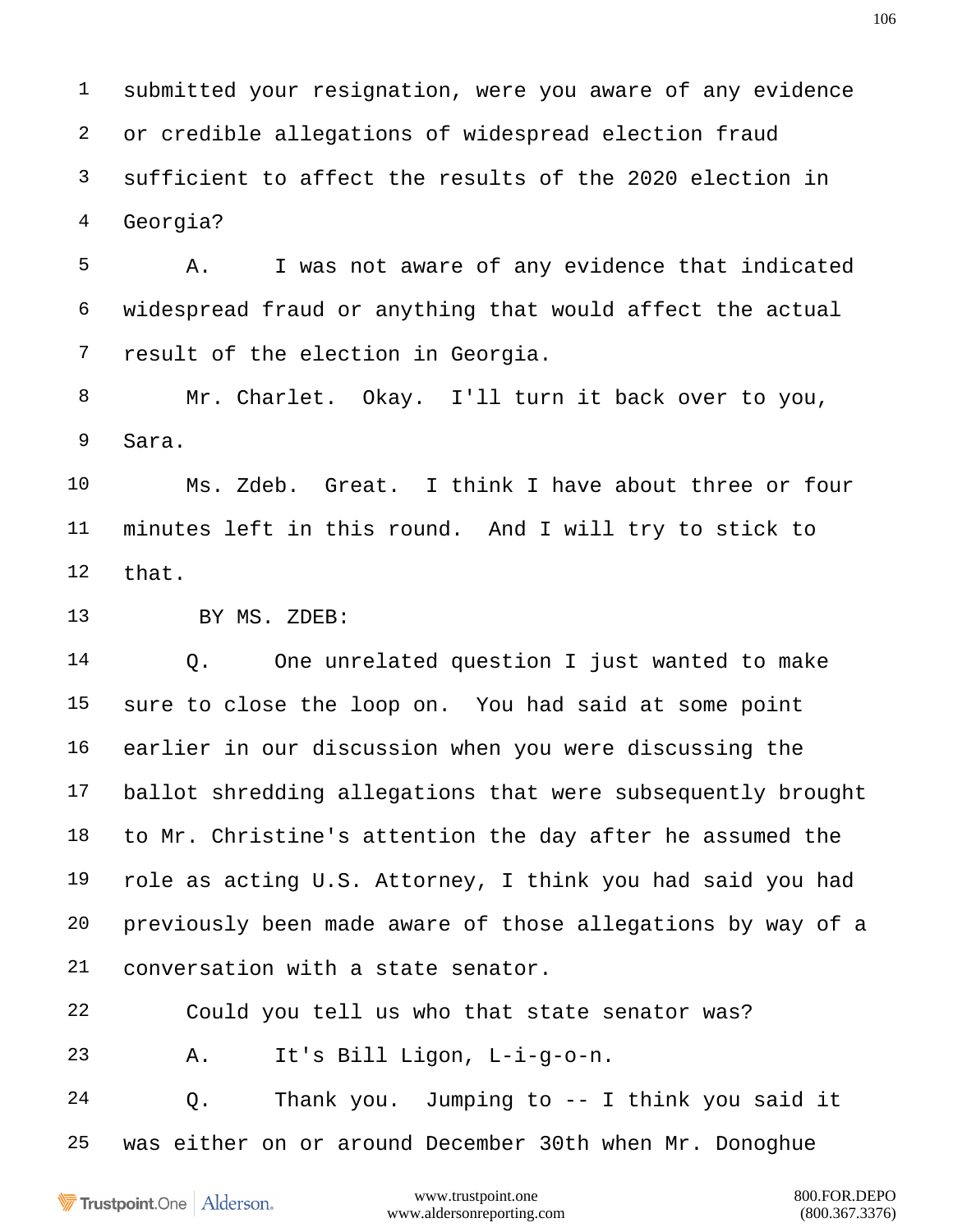submitted your resignation, were you aware of any evidence or credible allegations of widespread election fraud sufficient to affect the results of the 2020 election in Georgia?

A. I was not aware of any evidence that indicated widespread fraud or anything that would affect the actual result of the election in Georgia.

Mr. Charlet. Okay. I'll turn it back over to you, Sara.

Ms. Zdeb. Great. I think I have about three or four minutes left in this round. And I will try to stick to that.

BY MS. ZDEB:

Q. One unrelated question I just wanted to make sure to close the loop on. You had said at some point earlier in our discussion when you were discussing the ballot shredding allegations that were subsequently brought to Mr. Christine's attention the day after he assumed the role as acting U.S. Attorney, I think you had said you had previously been made aware of those allegations by way of a conversation with a state senator.

Could you tell us who that state senator was?

A. It's Bill Ligon, L-i-g-o-n.

Q. Thank you. Jumping to -- I think you said it was either on or around December 30th when Mr. Donoghue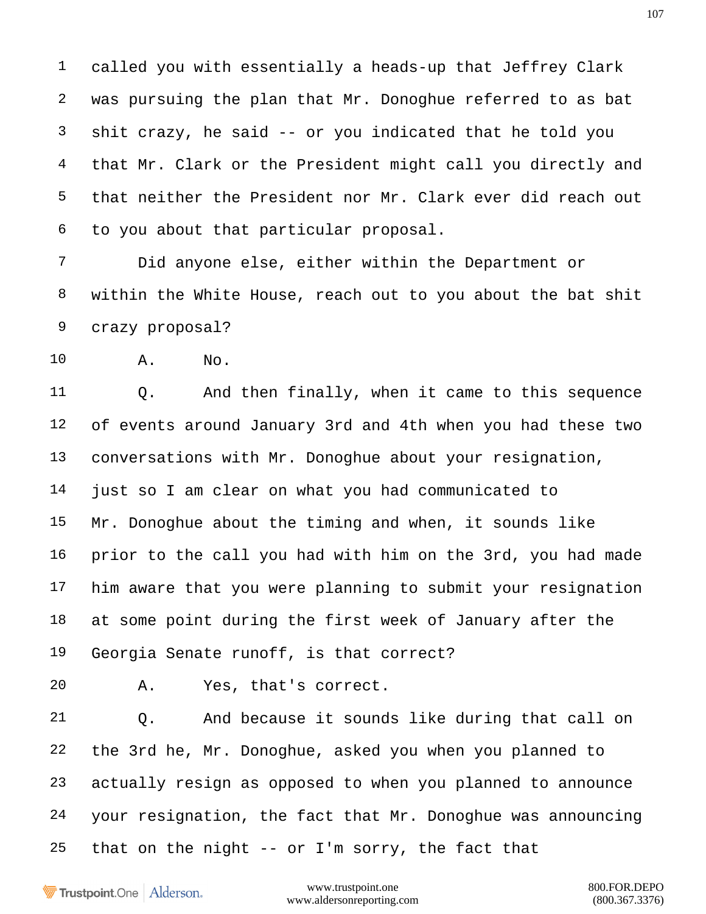1 called you with essentially a heads-up that Jeffrey Clark
2 was pursuing the plan that Mr. Donoghue referred to as bat
3 shit crazy, he said -- or you indicated that he told you
4 that Mr. Clark or the President might call you directly and
5 that neither the President nor Mr. Clark ever did reach out
6 to you about that particular proposal.
7 Did anyone else, either within the Department or
8 within the White House, reach out to you about the bat shit
9 crazy proposal?
10 A. No.
11 Q. And then finally, when it came to this sequence
12 of events around January 3rd and 4th when you had these two
13 conversations with Mr. Donoghue about your resignation,
14 just so I am clear on what you had communicated to
15 Mr. Donoghue about the timing and when, it sounds like
16 prior to the call you had with him on the 3rd, you had made
17 him aware that you were planning to submit your resignation
18 at some point during the first week of January after the
19 Georgia Senate runoff, is that correct?
20 A. Yes, that's correct.
21 Q. And because it sounds like during that call on
22 the 3rd he, Mr. Donoghue, asked you when you planned to
23 actually resign as opposed to when you planned to announce
24 your resignation, the fact that Mr. Donoghue was announcing
25 that on the night -- or I'm sorry, the fact that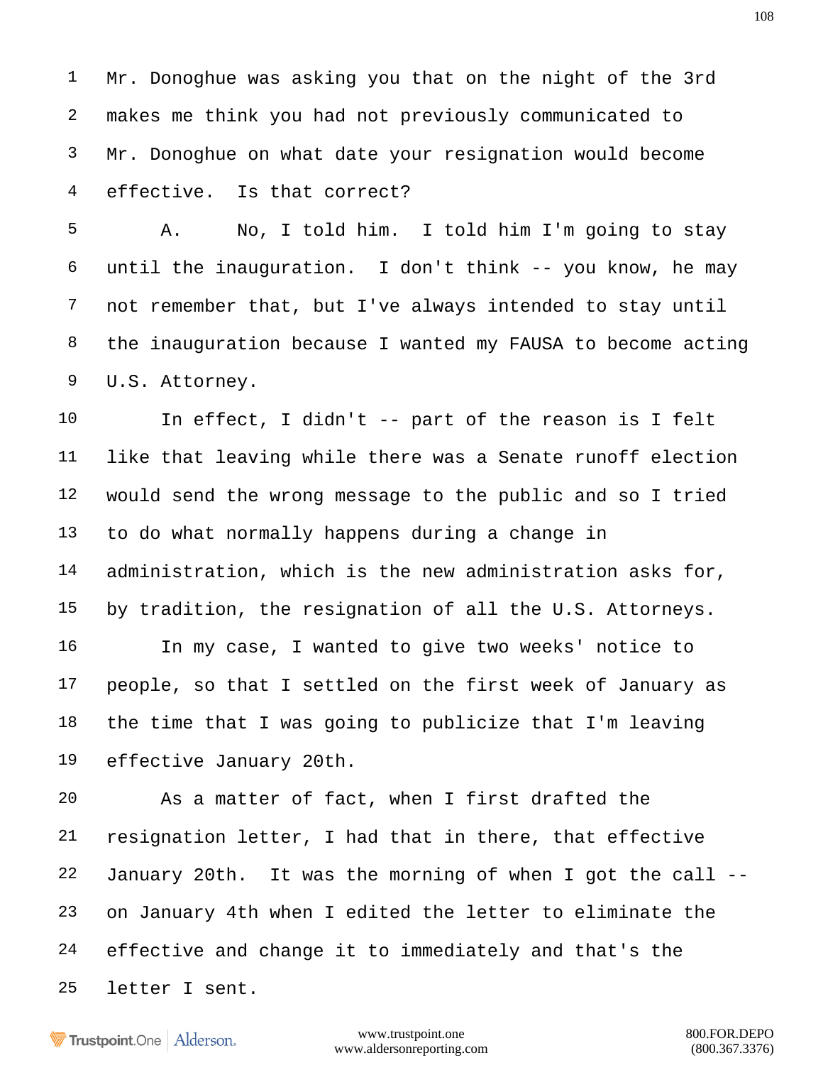Mr. Donoghue was asking you that on the night of the 3rd makes me think you had not previously communicated to Mr. Donoghue on what date your resignation would become effective. Is that correct?

A. No, I told him. I told him I'm going to stay until the inauguration. I don't think -- you know, he may not remember that, but I've always intended to stay until the inauguration because I wanted my FAUSA to become acting U.S. Attorney.

In effect, I didn't -- part of the reason is I felt like that leaving while there was a Senate runoff election would send the wrong message to the public and so I tried to do what normally happens during a change in administration, which is the new administration asks for, by tradition, the resignation of all the U.S. Attorneys.

In my case, I wanted to give two weeks' notice to people, so that I settled on the first week of January as the time that I was going to publicize that I'm leaving effective January 20th.

As a matter of fact, when I first drafted the resignation letter, I had that in there, that effective January 20th. It was the morning of when I got the call -- on January 4th when I edited the letter to eliminate the effective and change it to immediately and that's the letter I sent.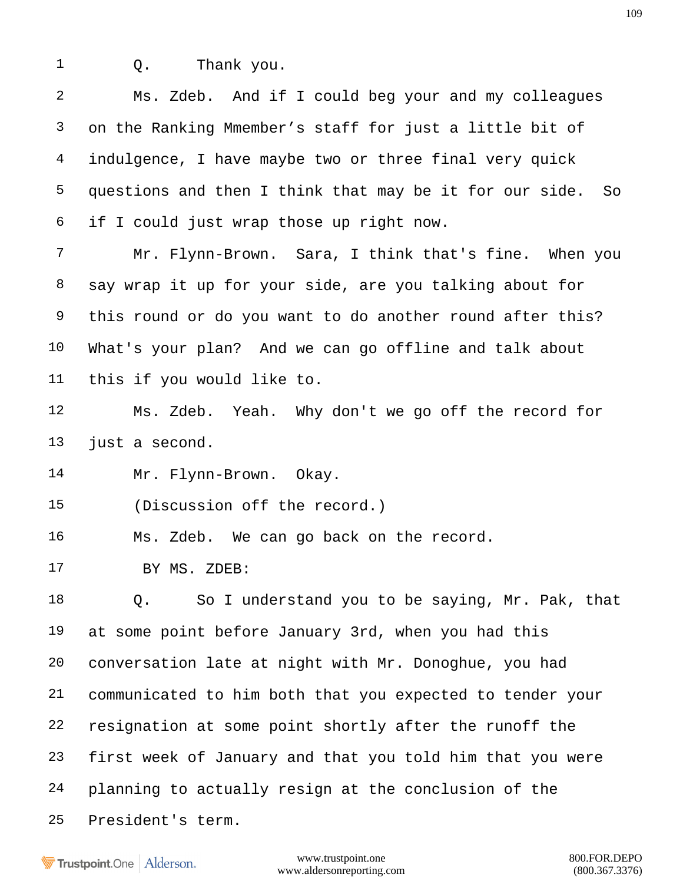1 Q. Thank you.

2 Ms. Zdeb. And if I could beg your and my colleagues

3 on the Ranking Mmember's staff for just a little bit of

4 indulgence, I have maybe two or three final very quick

5 questions and then I think that may be it for our side. So

6 if I could just wrap those up right now.

7 Mr. Flynn-Brown. Sara, I think that's fine. When you

8 say wrap it up for your side, are you talking about for

9 this round or do you want to do another round after this?

10 What's your plan? And we can go offline and talk about

11 this if you would like to.

12 Ms. Zdeb. Yeah. Why don't we go off the record for

13 just a second.

14 Mr. Flynn-Brown. Okay.

15 (Discussion off the record.)

16 Ms. Zdeb. We can go back on the record.

17 BY MS. ZDEB:

18 Q. So I understand you to be saying, Mr. Pak, that

19 at some point before January 3rd, when you had this

20 conversation late at night with Mr. Donoghue, you had

21 communicated to him both that you expected to tender your

22 resignation at some point shortly after the runoff the

23 first week of January and that you told him that you were

24 planning to actually resign at the conclusion of the

25 President's term.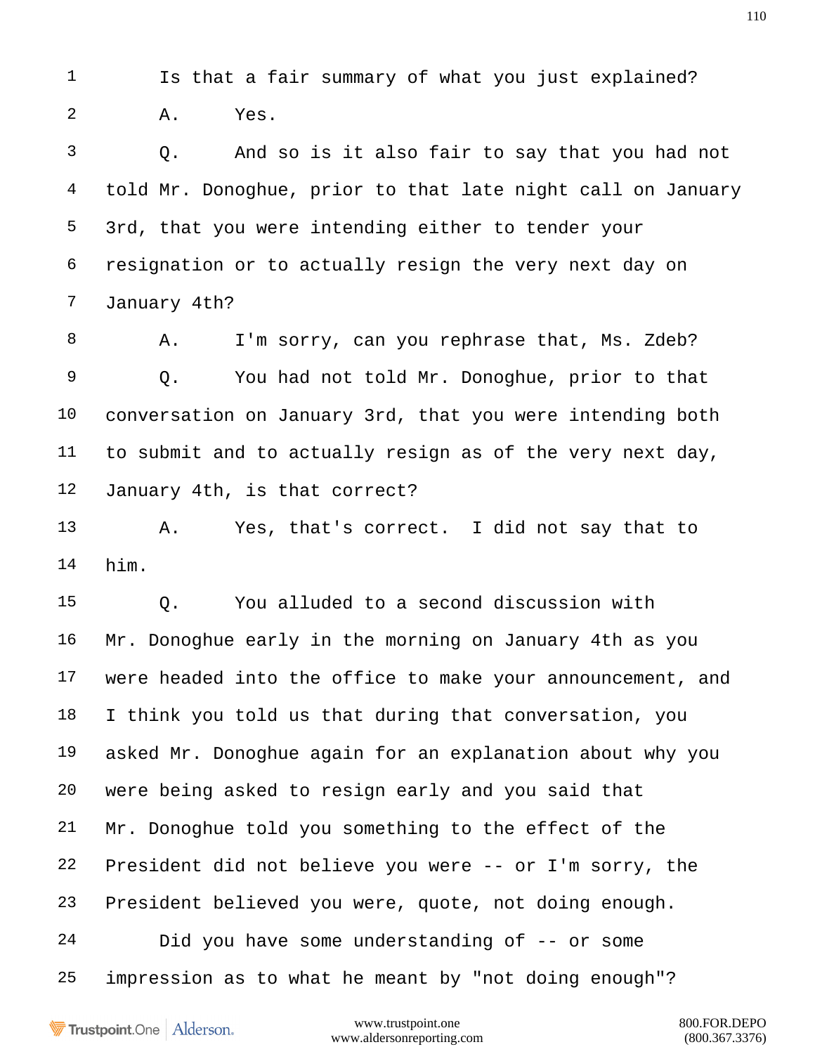Is that a fair summary of what you just explained?

A. Yes.

Q. And so is it also fair to say that you had not told Mr. Donoghue, prior to that late night call on January 3rd, that you were intending either to tender your resignation or to actually resign the very next day on January 4th?

A. I'm sorry, can you rephrase that, Ms. Zdeb?

Q. You had not told Mr. Donoghue, prior to that conversation on January 3rd, that you were intending both to submit and to actually resign as of the very next day, January 4th, is that correct?

A. Yes, that's correct. I did not say that to him.

Q. You alluded to a second discussion with Mr. Donoghue early in the morning on January 4th as you were headed into the office to make your announcement, and I think you told us that during that conversation, you asked Mr. Donoghue again for an explanation about why you were being asked to resign early and you said that Mr. Donoghue told you something to the effect of the President did not believe you were -- or I'm sorry, the President believed you were, quote, not doing enough.

Did you have some understanding of -- or some impression as to what he meant by "not doing enough"?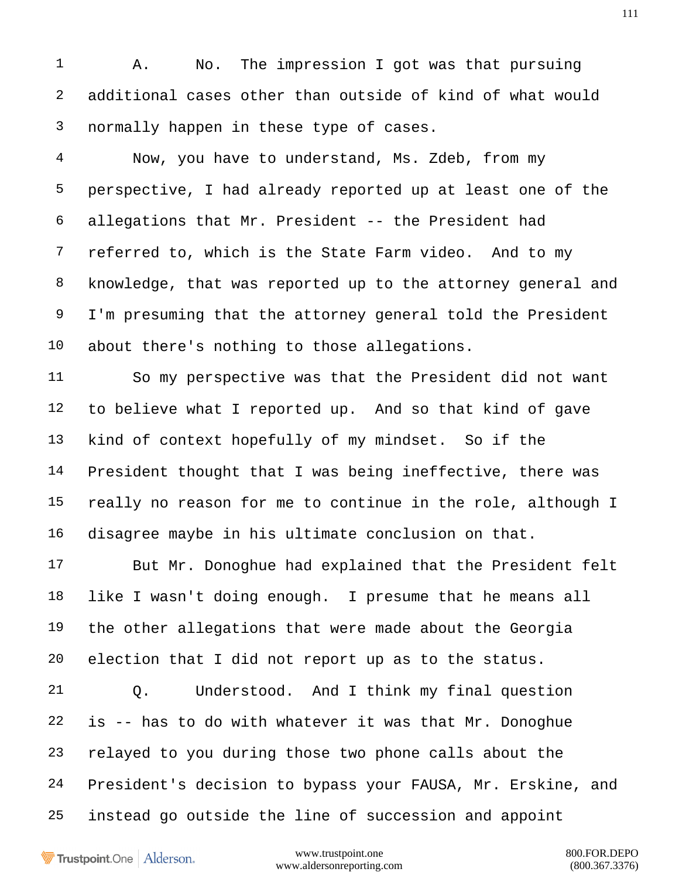1 A. No. The impression I got was that pursuing
2 additional cases other than outside of kind of what would
3 normally happen in these type of cases.
4 Now, you have to understand, Ms. Zdeb, from my
5 perspective, I had already reported up at least one of the
6 allegations that Mr. President -- the President had
7 referred to, which is the State Farm video. And to my
8 knowledge, that was reported up to the attorney general and
9 I'm presuming that the attorney general told the President
10 about there's nothing to those allegations.
11 So my perspective was that the President did not want
12 to believe what I reported up. And so that kind of gave
13 kind of context hopefully of my mindset. So if the
14 President thought that I was being ineffective, there was
15 really no reason for me to continue in the role, although I
16 disagree maybe in his ultimate conclusion on that.
17 But Mr. Donoghue had explained that the President felt
18 like I wasn't doing enough. I presume that he means all
19 the other allegations that were made about the Georgia
20 election that I did not report up as to the status.
21 Q. Understood. And I think my final question
22 is -- has to do with whatever it was that Mr. Donoghue
23 relayed to you during those two phone calls about the
24 President's decision to bypass your FAUSA, Mr. Erskine, and
25 instead go outside the line of succession and appoint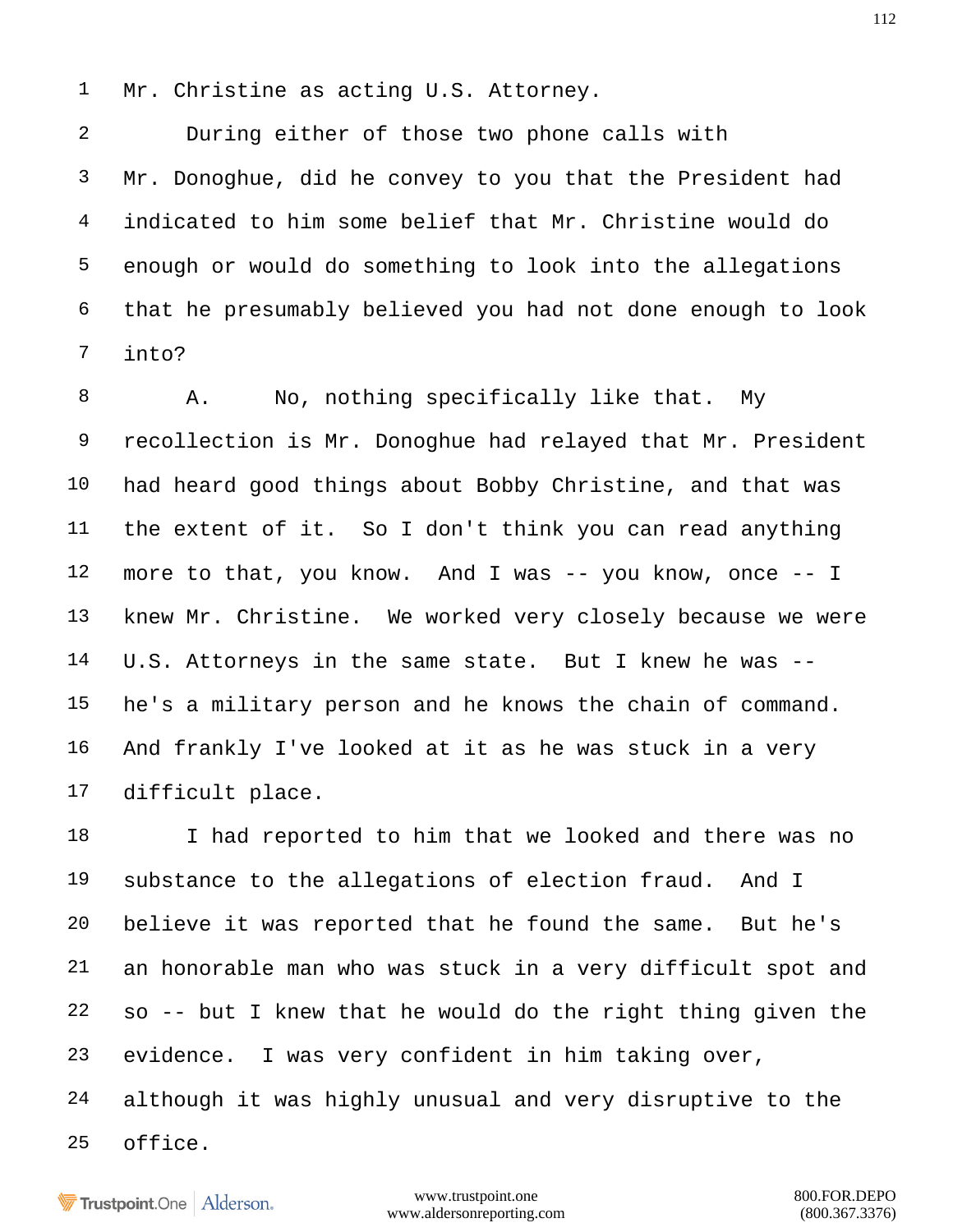Mr. Christine as acting U.S. Attorney.

During either of those two phone calls with Mr. Donoghue, did he convey to you that the President had indicated to him some belief that Mr. Christine would do enough or would do something to look into the allegations that he presumably believed you had not done enough to look into?

A. No, nothing specifically like that. My recollection is Mr. Donoghue had relayed that Mr. President had heard good things about Bobby Christine, and that was the extent of it. So I don't think you can read anything more to that, you know. And I was -- you know, once -- I knew Mr. Christine. We worked very closely because we were U.S. Attorneys in the same state. But I knew he was -- he's a military person and he knows the chain of command. And frankly I've looked at it as he was stuck in a very difficult place.

I had reported to him that we looked and there was no substance to the allegations of election fraud. And I believe it was reported that he found the same. But he's an honorable man who was stuck in a very difficult spot and so -- but I knew that he would do the right thing given the evidence. I was very confident in him taking over, although it was highly unusual and very disruptive to the office.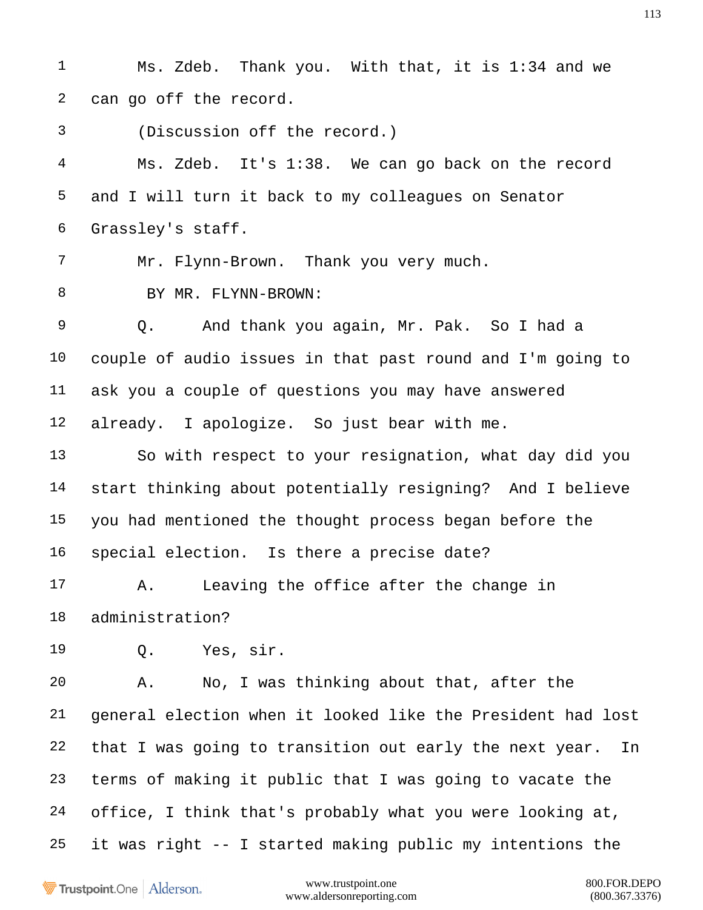1 Ms. Zdeb. Thank you. With that, it is 1:34 and we
2 can go off the record.
3 (Discussion off the record.)
4 Ms. Zdeb. It's 1:38. We can go back on the record
5 and I will turn it back to my colleagues on Senator
6 Grassley's staff.
7 Mr. Flynn-Brown. Thank you very much.
8 BY MR. FLYNN-BROWN:
9 Q. And thank you again, Mr. Pak. So I had a
10 couple of audio issues in that past round and I'm going to
11 ask you a couple of questions you may have answered
12 already. I apologize. So just bear with me.
13 So with respect to your resignation, what day did you
14 start thinking about potentially resigning? And I believe
15 you had mentioned the thought process began before the
16 special election. Is there a precise date?
17 A. Leaving the office after the change in
18 administration?
19 Q. Yes, sir.
20 A. No, I was thinking about that, after the
21 general election when it looked like the President had lost
22 that I was going to transition out early the next year. In
23 terms of making it public that I was going to vacate the
24 office, I think that's probably what you were looking at,
25 it was right -- I started making public my intentions the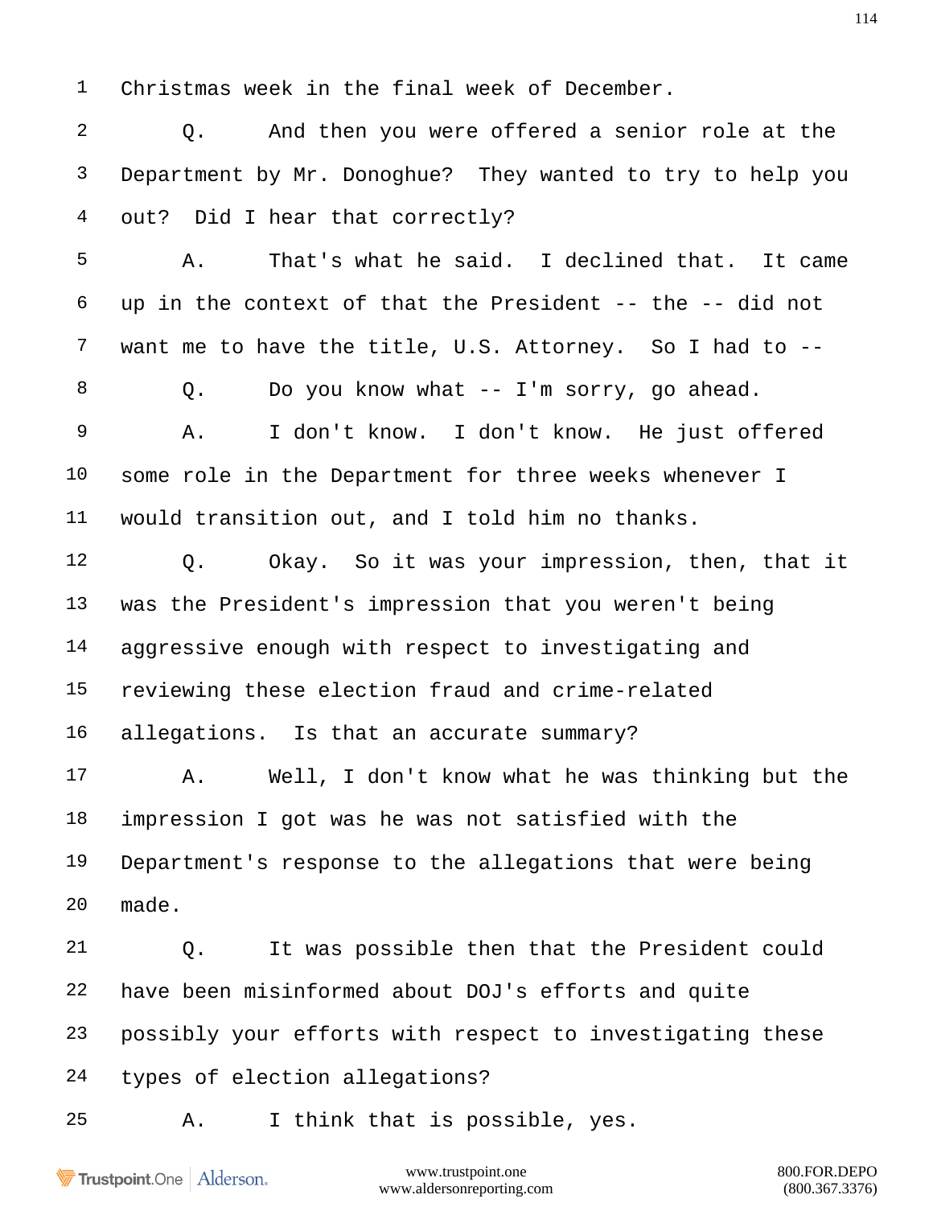1 Christmas week in the final week of December.

2 Q. And then you were offered a senior role at the

3 Department by Mr. Donoghue? They wanted to try to help you

4 out? Did I hear that correctly?

5 A. That's what he said. I declined that. It came

6 up in the context of that the President -- the -- did not

7 want me to have the title, U.S. Attorney. So I had to --

8 Q. Do you know what -- I'm sorry, go ahead.

9 A. I don't know. I don't know. He just offered

10 some role in the Department for three weeks whenever I

11 would transition out, and I told him no thanks.

12 Q. Okay. So it was your impression, then, that it

13 was the President's impression that you weren't being

14 aggressive enough with respect to investigating and

15 reviewing these election fraud and crime-related

16 allegations. Is that an accurate summary?

17 A. Well, I don't know what he was thinking but the

18 impression I got was he was not satisfied with the

19 Department's response to the allegations that were being

20 made.

21 Q. It was possible then that the President could

22 have been misinformed about DOJ's efforts and quite

23 possibly your efforts with respect to investigating these

24 types of election allegations?

25 A. I think that is possible, yes.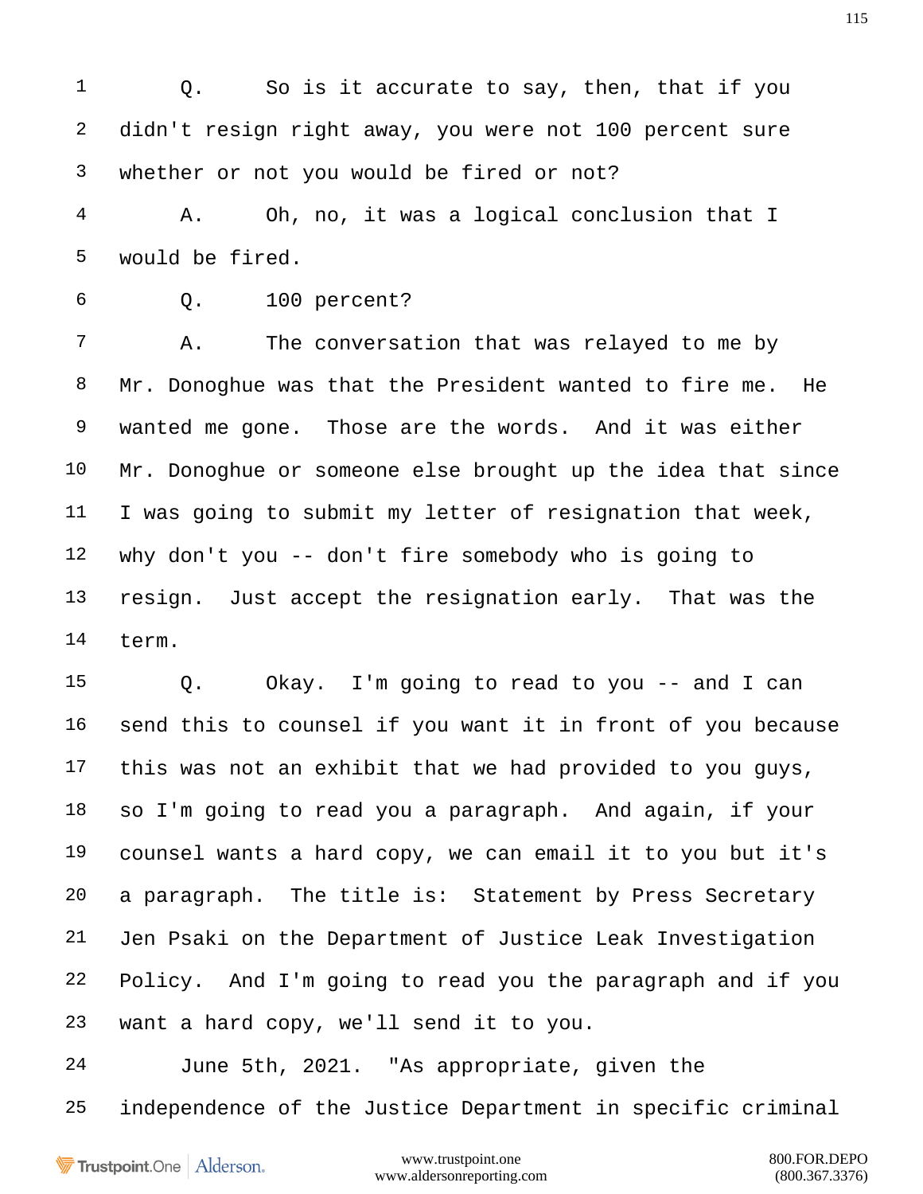1 Q. So is it accurate to say, then, that if you
2 didn't resign right away, you were not 100 percent sure
3 whether or not you would be fired or not?
4 A. Oh, no, it was a logical conclusion that I
5 would be fired.
6 Q. 100 percent?
7 A. The conversation that was relayed to me by
8 Mr. Donoghue was that the President wanted to fire me. He
9 wanted me gone. Those are the words. And it was either
10 Mr. Donoghue or someone else brought up the idea that since
11 I was going to submit my letter of resignation that week,
12 why don't you -- don't fire somebody who is going to
13 resign. Just accept the resignation early. That was the
14 term.
15 Q. Okay. I'm going to read to you -- and I can
16 send this to counsel if you want it in front of you because
17 this was not an exhibit that we had provided to you guys,
18 so I'm going to read you a paragraph. And again, if your
19 counsel wants a hard copy, we can email it to you but it's
20 a paragraph. The title is: Statement by Press Secretary
21 Jen Psaki on the Department of Justice Leak Investigation
22 Policy. And I'm going to read you the paragraph and if you
23 want a hard copy, we'll send it to you.
24 June 5th, 2021. "As appropriate, given the
25 independence of the Justice Department in specific criminal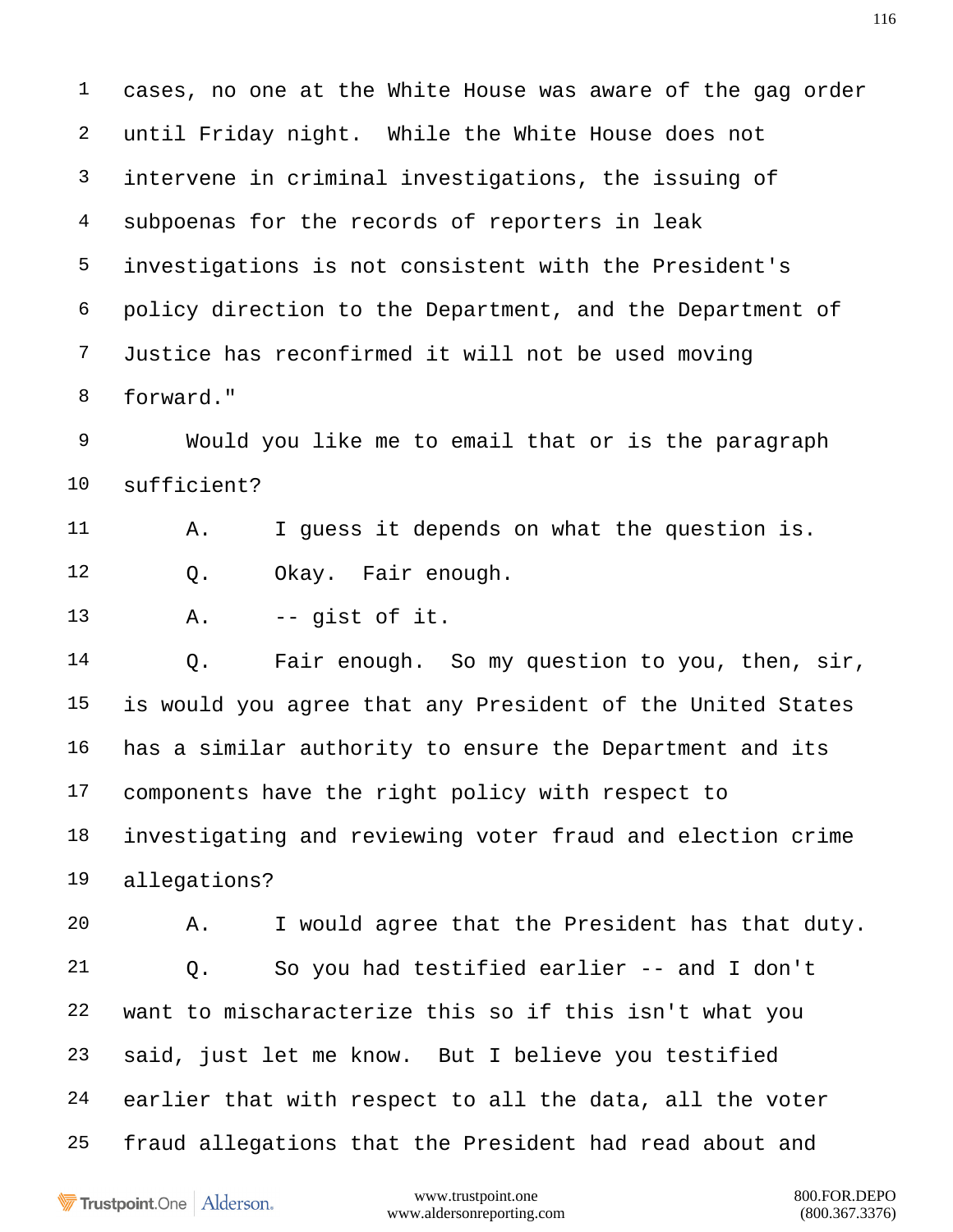1 cases, no one at the White House was aware of the gag order

2 until Friday night. While the White House does not

3 intervene in criminal investigations, the issuing of

4 subpoenas for the records of reporters in leak

5 investigations is not consistent with the President's

6 policy direction to the Department, and the Department of

7 Justice has reconfirmed it will not be used moving

8 forward."

9 Would you like me to email that or is the paragraph

10 sufficient?

11 A. I guess it depends on what the question is.

12 Q. Okay. Fair enough.

13 A. -- gist of it.

14 Q. Fair enough. So my question to you, then, sir,

15 is would you agree that any President of the United States

16 has a similar authority to ensure the Department and its

17 components have the right policy with respect to

18 investigating and reviewing voter fraud and election crime

19 allegations?

20 A. I would agree that the President has that duty.

21 Q. So you had testified earlier -- and I don't

22 want to mischaracterize this so if this isn't what you

23 said, just let me know. But I believe you testified

24 earlier that with respect to all the data, all the voter

25 fraud allegations that the President had read about and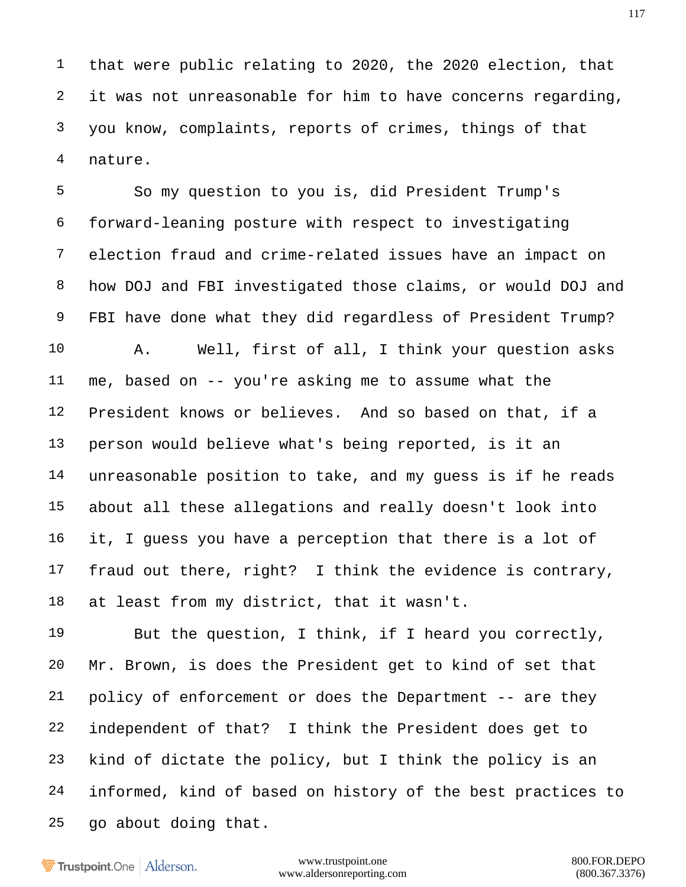that were public relating to 2020, the 2020 election, that it was not unreasonable for him to have concerns regarding, you know, complaints, reports of crimes, things of that nature.

So my question to you is, did President Trump's forward-leaning posture with respect to investigating election fraud and crime-related issues have an impact on how DOJ and FBI investigated those claims, or would DOJ and FBI have done what they did regardless of President Trump?

A. Well, first of all, I think your question asks me, based on -- you're asking me to assume what the President knows or believes. And so based on that, if a person would believe what's being reported, is it an unreasonable position to take, and my guess is if he reads about all these allegations and really doesn't look into it, I guess you have a perception that there is a lot of fraud out there, right? I think the evidence is contrary, at least from my district, that it wasn't.

But the question, I think, if I heard you correctly, Mr. Brown, is does the President get to kind of set that policy of enforcement or does the Department -- are they independent of that? I think the President does get to kind of dictate the policy, but I think the policy is an informed, kind of based on history of the best practices to go about doing that.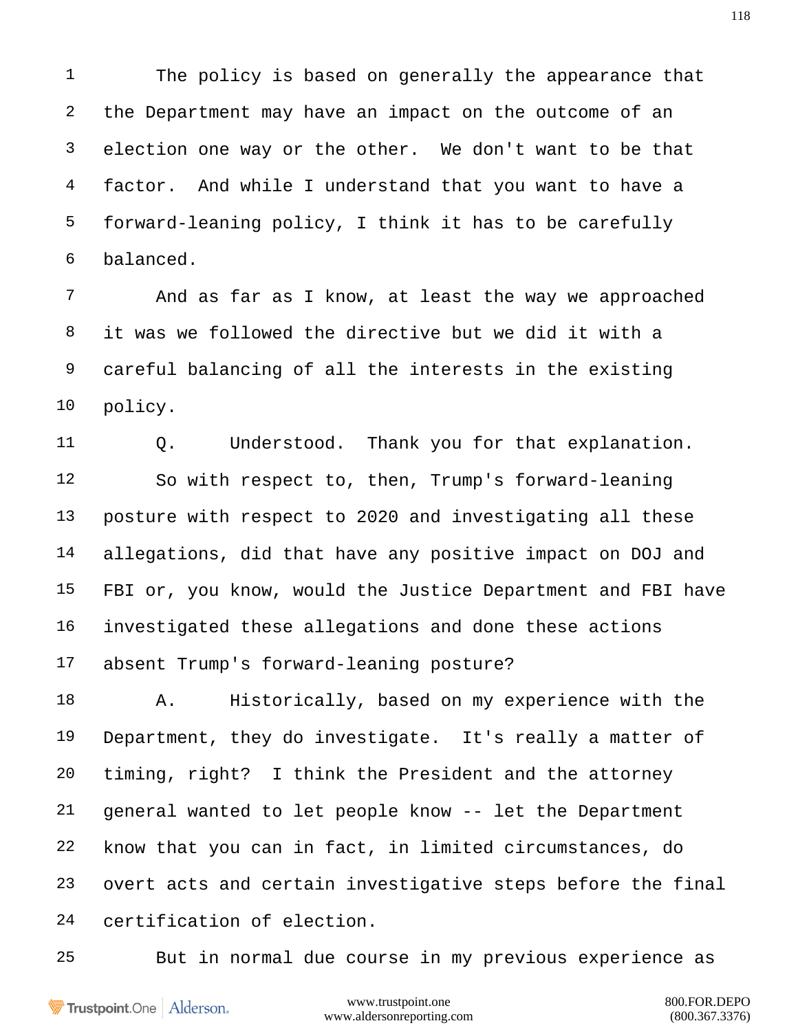The policy is based on generally the appearance that the Department may have an impact on the outcome of an election one way or the other. We don't want to be that factor. And while I understand that you want to have a forward-leaning policy, I think it has to be carefully balanced.

And as far as I know, at least the way we approached it was we followed the directive but we did it with a careful balancing of all the interests in the existing policy.

Q. Understood. Thank you for that explanation.

So with respect to, then, Trump's forward-leaning posture with respect to 2020 and investigating all these allegations, did that have any positive impact on DOJ and FBI or, you know, would the Justice Department and FBI have investigated these allegations and done these actions absent Trump's forward-leaning posture?

A. Historically, based on my experience with the Department, they do investigate. It's really a matter of timing, right? I think the President and the attorney general wanted to let people know -- let the Department know that you can in fact, in limited circumstances, do overt acts and certain investigative steps before the final certification of election.

But in normal due course in my previous experience as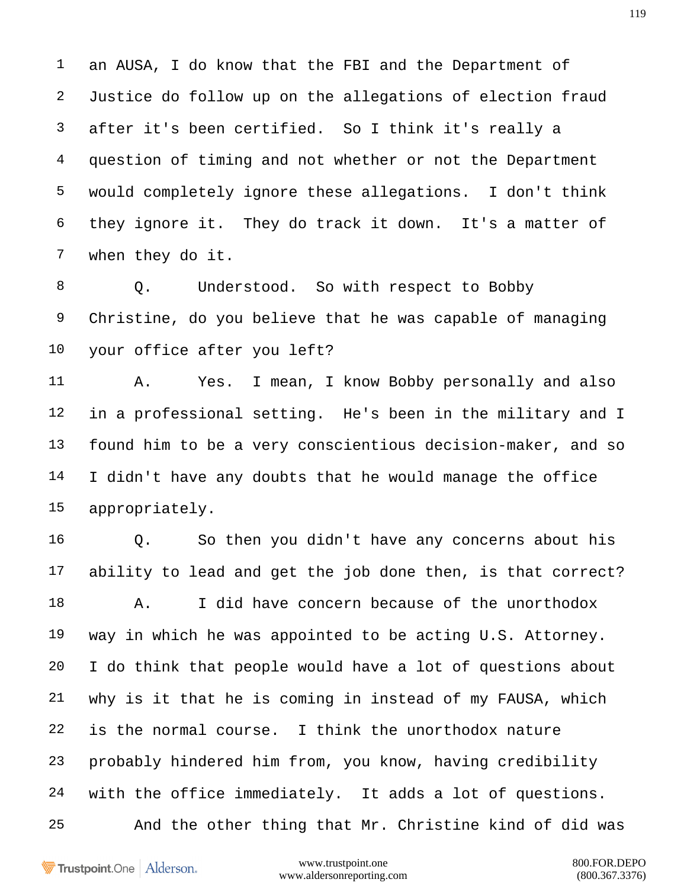1 an AUSA, I do know that the FBI and the Department of
2 Justice do follow up on the allegations of election fraud
3 after it's been certified. So I think it's really a
4 question of timing and not whether or not the Department
5 would completely ignore these allegations. I don't think
6 they ignore it. They do track it down. It's a matter of
7 when they do it.

8 Q. Understood. So with respect to Bobby
9 Christine, do you believe that he was capable of managing
10 your office after you left?

11 A. Yes. I mean, I know Bobby personally and also
12 in a professional setting. He's been in the military and I
13 found him to be a very conscientious decision-maker, and so
14 I didn't have any doubts that he would manage the office
15 appropriately.

16 Q. So then you didn't have any concerns about his
17 ability to lead and get the job done then, is that correct?

18 A. I did have concern because of the unorthodox
19 way in which he was appointed to be acting U.S. Attorney.
20 I do think that people would have a lot of questions about
21 why is it that he is coming in instead of my FAUSA, which
22 is the normal course. I think the unorthodox nature
23 probably hindered him from, you know, having credibility
24 with the office immediately. It adds a lot of questions.

25 And the other thing that Mr. Christine kind of did was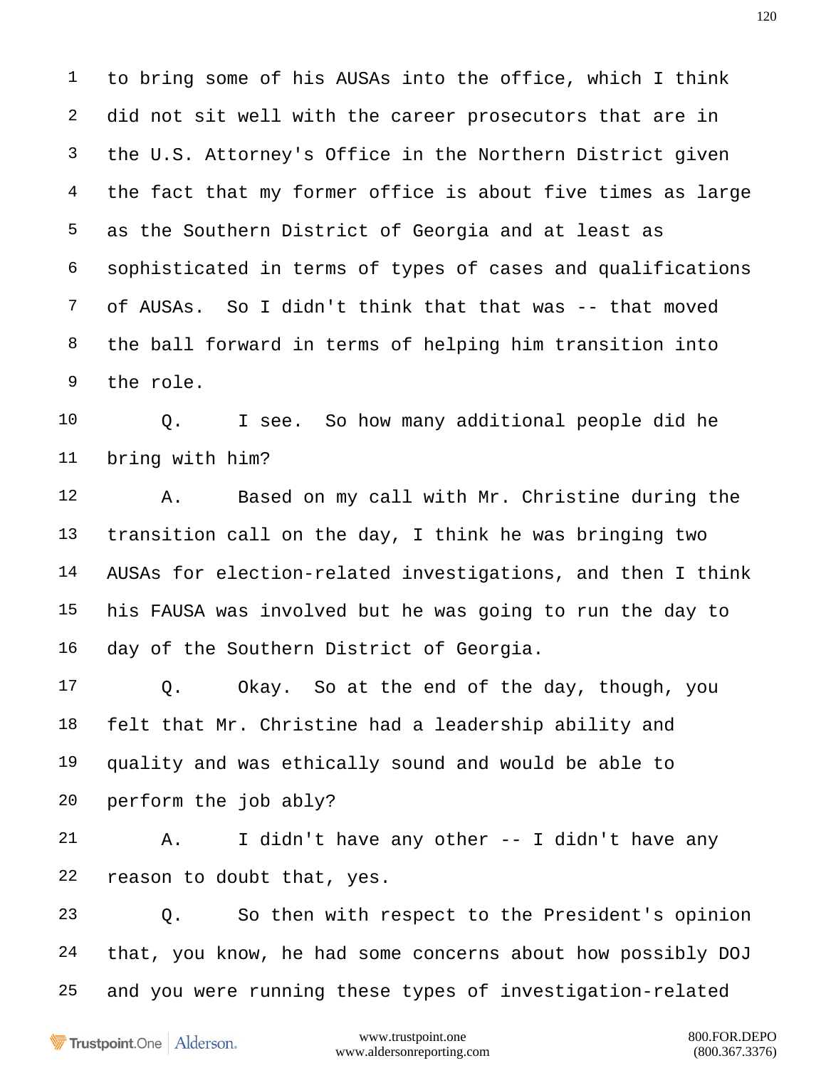1 to bring some of his AUSAs into the office, which I think
2 did not sit well with the career prosecutors that are in
3 the U.S. Attorney's Office in the Northern District given
4 the fact that my former office is about five times as large
5 as the Southern District of Georgia and at least as
6 sophisticated in terms of types of cases and qualifications
7 of AUSAs. So I didn't think that that was -- that moved
8 the ball forward in terms of helping him transition into
9 the role.

10 Q. I see. So how many additional people did he
11 bring with him?

12 A. Based on my call with Mr. Christine during the
13 transition call on the day, I think he was bringing two
14 AUSAs for election-related investigations, and then I think
15 his FAUSA was involved but he was going to run the day to
16 day of the Southern District of Georgia.

17 Q. Okay. So at the end of the day, though, you
18 felt that Mr. Christine had a leadership ability and
19 quality and was ethically sound and would be able to
20 perform the job ably?

21 A. I didn't have any other -- I didn't have any
22 reason to doubt that, yes.

23 Q. So then with respect to the President's opinion
24 that, you know, he had some concerns about how possibly DOJ
25 and you were running these types of investigation-related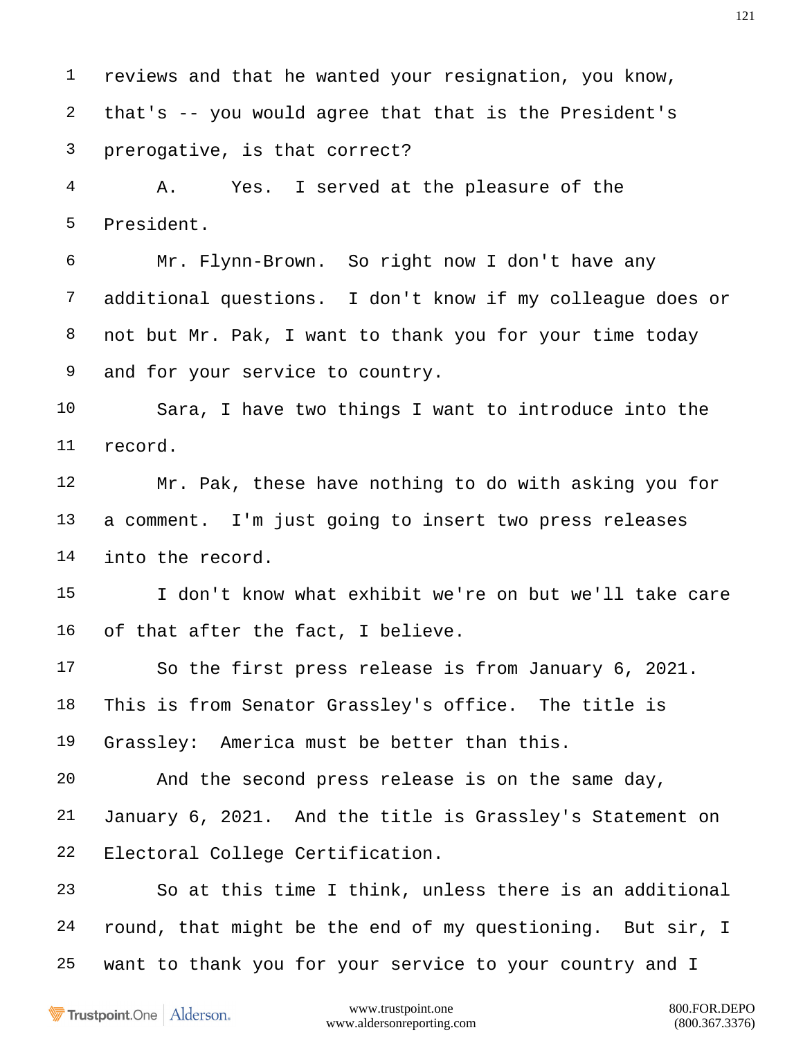reviews and that he wanted your resignation, you know, that's -- you would agree that that is the President's prerogative, is that correct?

A. Yes. I served at the pleasure of the President.

Mr. Flynn-Brown. So right now I don't have any additional questions. I don't know if my colleague does or not but Mr. Pak, I want to thank you for your time today and for your service to country.

Sara, I have two things I want to introduce into the record.

Mr. Pak, these have nothing to do with asking you for a comment. I'm just going to insert two press releases into the record.

I don't know what exhibit we're on but we'll take care of that after the fact, I believe.

So the first press release is from January 6, 2021. This is from Senator Grassley's office. The title is Grassley: America must be better than this.

And the second press release is on the same day, January 6, 2021. And the title is Grassley's Statement on Electoral College Certification.

So at this time I think, unless there is an additional round, that might be the end of my questioning. But sir, I want to thank you for your service to your country and I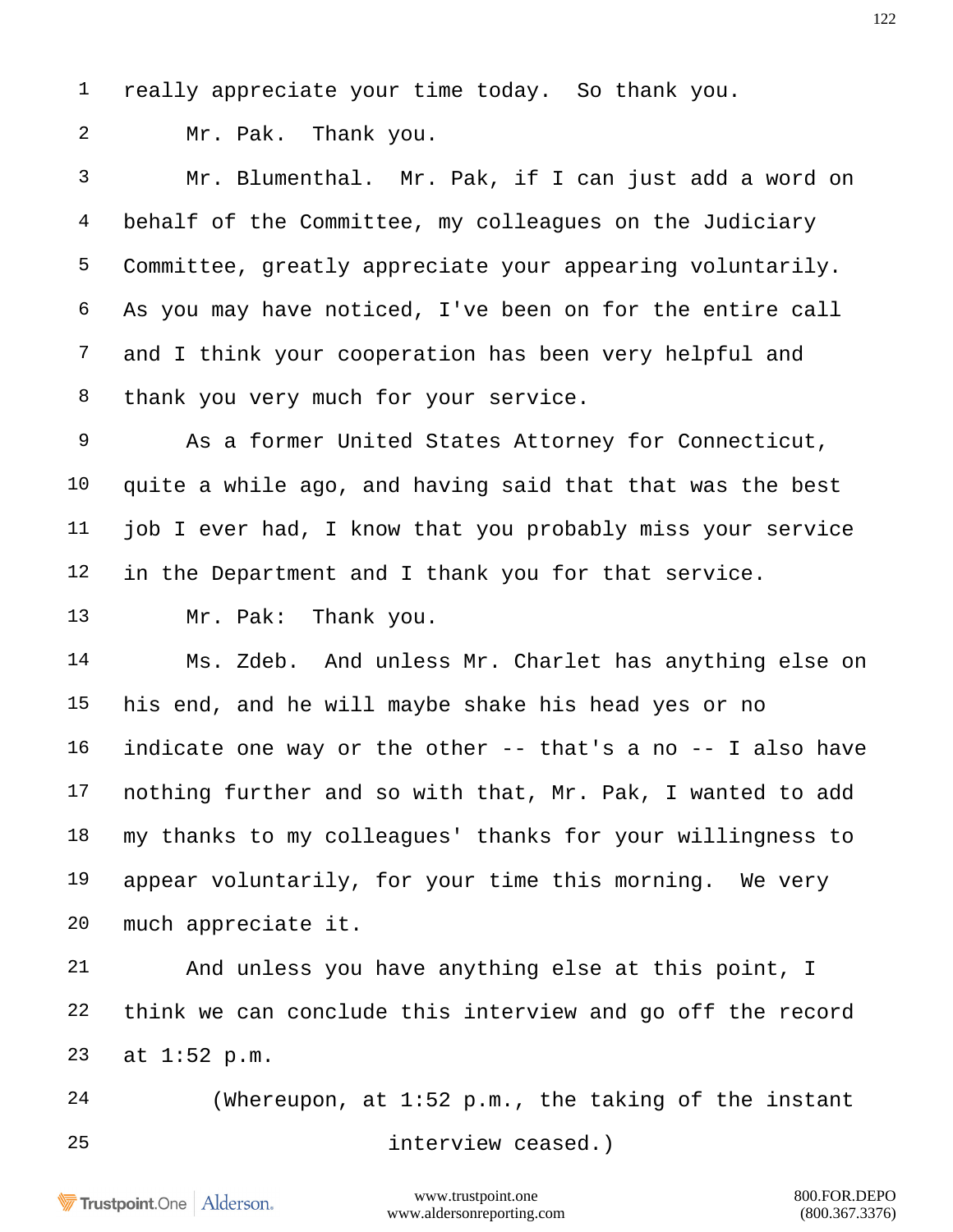really appreciate your time today. So thank you.

Mr. Pak. Thank you.

Mr. Blumenthal. Mr. Pak, if I can just add a word on behalf of the Committee, my colleagues on the Judiciary Committee, greatly appreciate your appearing voluntarily. As you may have noticed, I've been on for the entire call and I think your cooperation has been very helpful and thank you very much for your service.

As a former United States Attorney for Connecticut, quite a while ago, and having said that that was the best job I ever had, I know that you probably miss your service in the Department and I thank you for that service.

Mr. Pak: Thank you.

Ms. Zdeb. And unless Mr. Charlet has anything else on his end, and he will maybe shake his head yes or no indicate one way or the other -- that's a no -- I also have nothing further and so with that, Mr. Pak, I wanted to add my thanks to my colleagues' thanks for your willingness to appear voluntarily, for your time this morning. We very much appreciate it.

And unless you have anything else at this point, I think we can conclude this interview and go off the record at 1:52 p.m.

(Whereupon, at 1:52 p.m., the taking of the instant interview ceased.)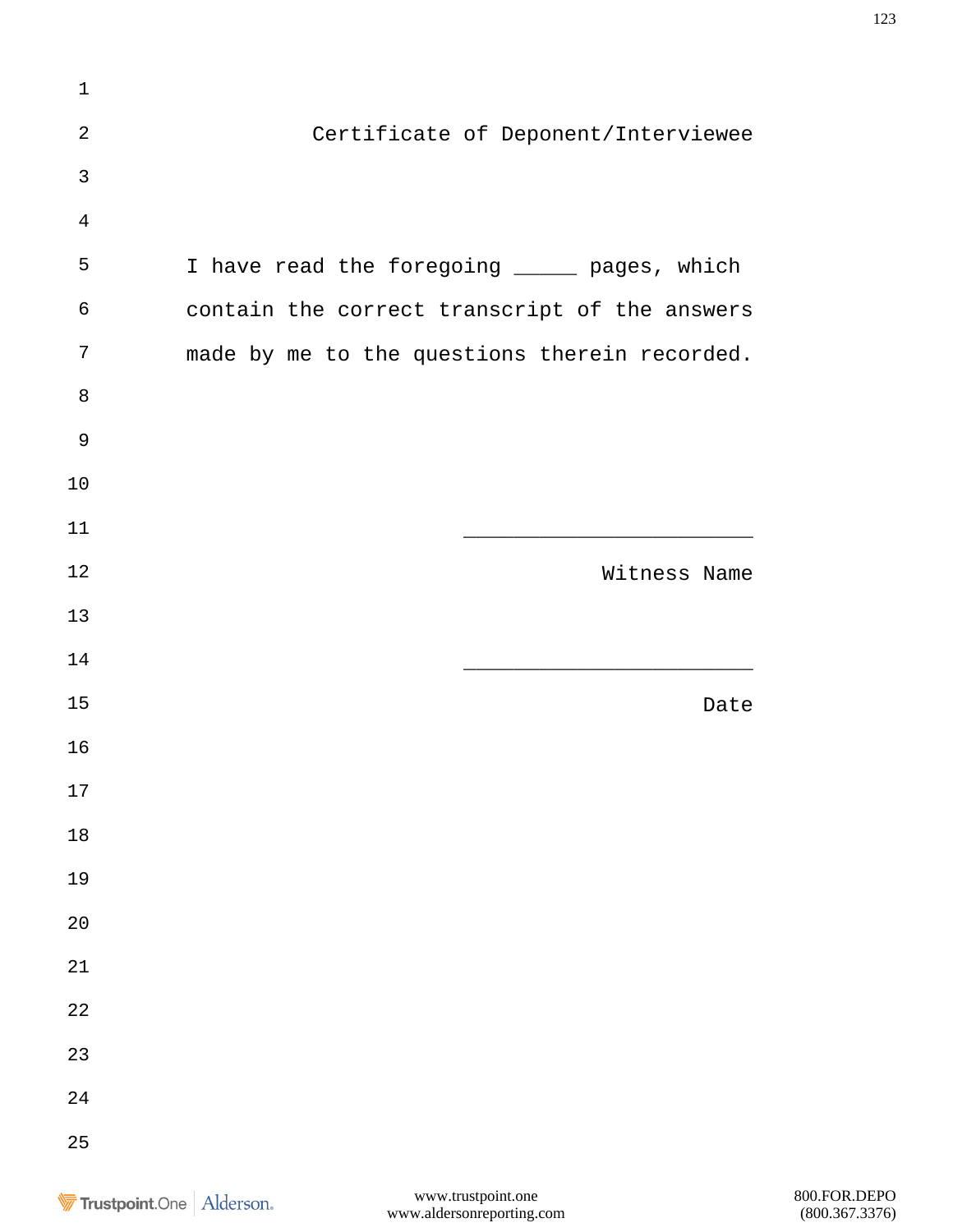## Certificate of Deponent/Interviewee

I have read the foregoing _____ pages, which contain the correct transcript of the answers made by me to the questions therein recorded.

_________________________

Witness Name

_________________________

Date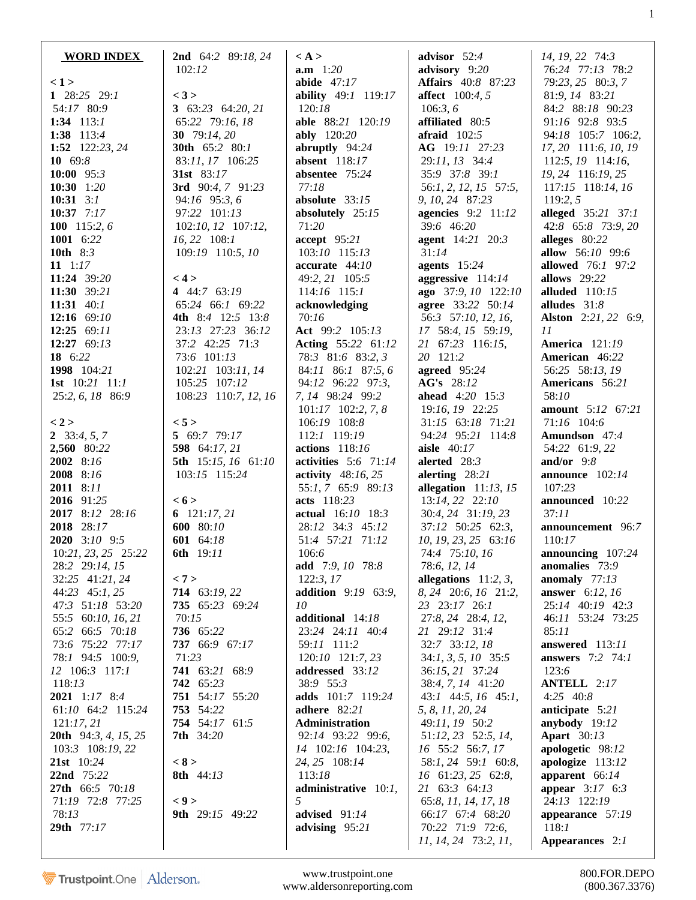**WORD INDEX**

< 1 >
**1** 28:25 29:1 54:17 80:9
**1:34** 113:1
**1:38** 113:4
**1:52** 122:23, 24
**10** 69:8
**10:00** 95:3
**10:30** 1:20
**10:31** 3:1
**10:37** 7:17
**100** 115:2, 6
**1001** 6:22
**10th** 8:3
**11** 1:17
**11:24** 39:20
**11:30** 39:21
**11:31** 40:1
**12:16** 69:10
**12:25** 69:11
**12:27** 69:13
**18** 6:22
**1998** 104:21
**1st** 10:21 11:1 25:2, 6, 18 86:9

< 2 >
**2** 33:4, 5, 7
**2,560** 80:22
**2002** 8:16
**2008** 8:16
**2011** 8:11
**2016** 91:25
**2017** 8:12 28:16
**2018** 28:17
**2020** 3:10 9:5 10:21, 23, 25 25:22 28:2 29:14, 15 32:25 41:21, 24 44:23 45:1, 25 47:3 51:18 53:20 55:5 60:10, 16, 21 65:2 66:5 70:18 73:6 75:22 77:17 78:1 94:5 100:9, 12 106:3 117:1 118:13
**2021** 1:17 8:4 61:10 64:2 115:24 121:17, 21
**20th** 94:3, 4, 15, 25 103:3 108:19, 22
**21st** 10:24
**22nd** 75:22
**27th** 66:5 70:18 71:19 72:8 77:25 78:13
**29th** 77:17
**2nd** 64:2 89:18, 24 102:12

< 3 >
**3** 63:23 64:20, 21 65:22 79:16, 18
**30** 79:14, 20
**30th** 65:2 80:1 83:11, 17 106:25
**31st** 83:17
**3rd** 90:4, 7 91:23 94:16 95:3, 6 97:22 101:13 102:10, 12 107:12, 16, 22 108:1 109:19 110:5, 10

< 4 >
**4** 44:7 63:19 65:24 66:1 69:22
**4th** 8:4 12:5 13:8 23:13 27:23 36:12 37:2 42:25 71:3 73:6 101:13 102:21 103:11, 14 105:25 107:12 108:23 110:7, 12, 16

< 5 >
**5** 69:7 79:17
**598** 64:17, 21
**5th** 15:15, 16 61:10 103:15 115:24

< 6 >
**6** 121:17, 21
**600** 80:10
**601** 64:18
**6th** 19:11

< 7 >
**714** 63:19, 22
**735** 65:23 69:24 70:15
**736** 65:22
**737** 66:9 67:17 71:23
**741** 63:21 68:9
**742** 65:23
**751** 54:17 55:20
**753** 54:22
**754** 54:17 61:5
**7th** 34:20

< 8 >
**8th** 44:13

< 9 >
**9th** 29:15 49:22

< A >
**a.m** 1:20
**abide** 47:17
**ability** 49:1 119:17 120:18
**able** 88:21 120:19
**ably** 120:20
**abruptly** 94:24
**absent** 118:17
**absentee** 75:24 77:18
**absolute** 33:15
**absolutely** 25:15 71:20
**accept** 95:21 103:10 115:13
**accurate** 44:10 49:2, 21 105:5 114:16 115:1
**acknowledging** 70:16
**Act** 99:2 105:13
**Acting** 55:22 61:12 78:3 81:6 83:2, 3 84:11 86:1 87:5, 6 94:12 96:22 97:3, 7, 14 98:24 99:2 101:17 102:2, 7, 8 106:19 108:8 112:1 119:19
**actions** 118:16
**activities** 5:6 71:14
**activity** 48:16, 25 55:1, 7 65:9 89:13
**acts** 118:23
**actual** 16:10 18:3 28:12 34:3 45:12 51:4 57:21 71:12 106:6
**add** 7:9, 10 78:8 122:3, 17
**addition** 9:19 63:9, 10
**additional** 14:18 23:24 24:11 40:4 59:11 111:2 120:10 121:7, 23
**addressed** 33:12 38:9 55:3
**adds** 101:7 119:24
**adhere** 82:21
**Administration** 92:14 93:22 99:6, 14 102:16 104:23, 24, 25 108:14 113:18
**administrative** 10:1, 5
**advised** 91:14
**advising** 95:21
**advisor** 52:4
**advisory** 9:20
**Affairs** 40:8 87:23
**affect** 100:4, 5 106:3, 6
**affiliated** 80:5
**afraid** 102:5
**AG** 19:11 27:23 29:11, 13 34:4 35:9 37:8 39:1 56:1, 2, 12, 15 57:5, 9, 10, 24 87:23
**agencies** 9:2 11:12 39:6 46:20
**agent** 14:21 20:3 31:14
**agents** 15:24
**aggressive** 114:14
**ago** 37:9, 10 122:10
**agree** 33:22 50:14 56:3 57:10, 12, 16, 17 58:4, 15 59:19, 21 67:23 116:15, 20 121:2
**agreed** 95:24
**AG's** 28:12
**ahead** 4:20 15:3 19:16, 19 22:25 31:15 63:18 71:21 94:24 95:21 114:8
**aisle** 40:17
**alerted** 28:3
**alerting** 28:21
**allegation** 11:13, 15 13:14, 22 22:10 30:4, 24 31:19, 23 37:12 50:25 62:3, 10, 19, 23, 25 63:16 74:4 75:10, 16 78:6, 12, 14
**allegations** 11:2, 3, 8, 24 20:6, 16 21:2, 23 23:17 26:1 27:8, 24 28:4, 12, 21 29:12 31:4 32:7 33:12, 18 34:1, 3, 5, 10 35:5 36:15, 21 37:24 38:4, 7, 14 41:20 43:1 44:5, 16 45:1, 5, 8, 11, 20, 24 49:11, 19 50:2 51:12, 23 52:5, 14, 16 55:2 56:7, 17 58:1, 24 59:1 60:8, 16 61:23, 25 62:8, 21 63:3 64:13 65:8, 11, 14, 17, 18 66:17 67:4 68:20 70:22 71:9 72:6, 11, 14, 24 73:2, 11, 14, 19, 22 74:3 76:24 77:13 78:2 79:23, 25 80:3, 7 81:9, 14 83:21 84:2 88:18 90:23 91:16 92:8 93:5 94:18 105:7 106:2, 17, 20 111:6, 10, 19 112:5, 19 114:16, 19, 24 116:19, 25 117:15 118:14, 16 119:2, 5
**alleged** 35:21 37:1 42:8 65:8 73:9, 20
**alleges** 80:22
**allow** 56:10 99:6
**allowed** 76:1 97:2
**allows** 29:22
**alluded** 110:15
**alludes** 31:8
**Alston** 2:21, 22 6:9, 11
**America** 121:19
**American** 46:22 56:25 58:13, 19
**Americans** 56:21 58:10
**amount** 5:12 67:21 71:16 104:6
**Amundson** 47:4 54:22 61:9, 22
**and/or** 9:8
**announce** 102:14 107:23
**announced** 10:22 37:11
**announcement** 96:7 110:17
**announcing** 107:24
**anomalies** 73:9
**anomaly** 77:13
**answer** 6:12, 16 25:14 40:19 42:3 46:11 53:24 73:25 85:11
**answered** 113:11
**answers** 7:2 74:1 123:6
**ANTELL** 2:17 4:25 40:8
**anticipate** 5:21
**anybody** 19:12
**Apart** 30:13
**apologetic** 98:12
**apologize** 113:12
**apparent** 66:14
**appear** 3:17 6:3 24:13 122:19
**appearance** 57:19 118:1
**Appearances** 2:1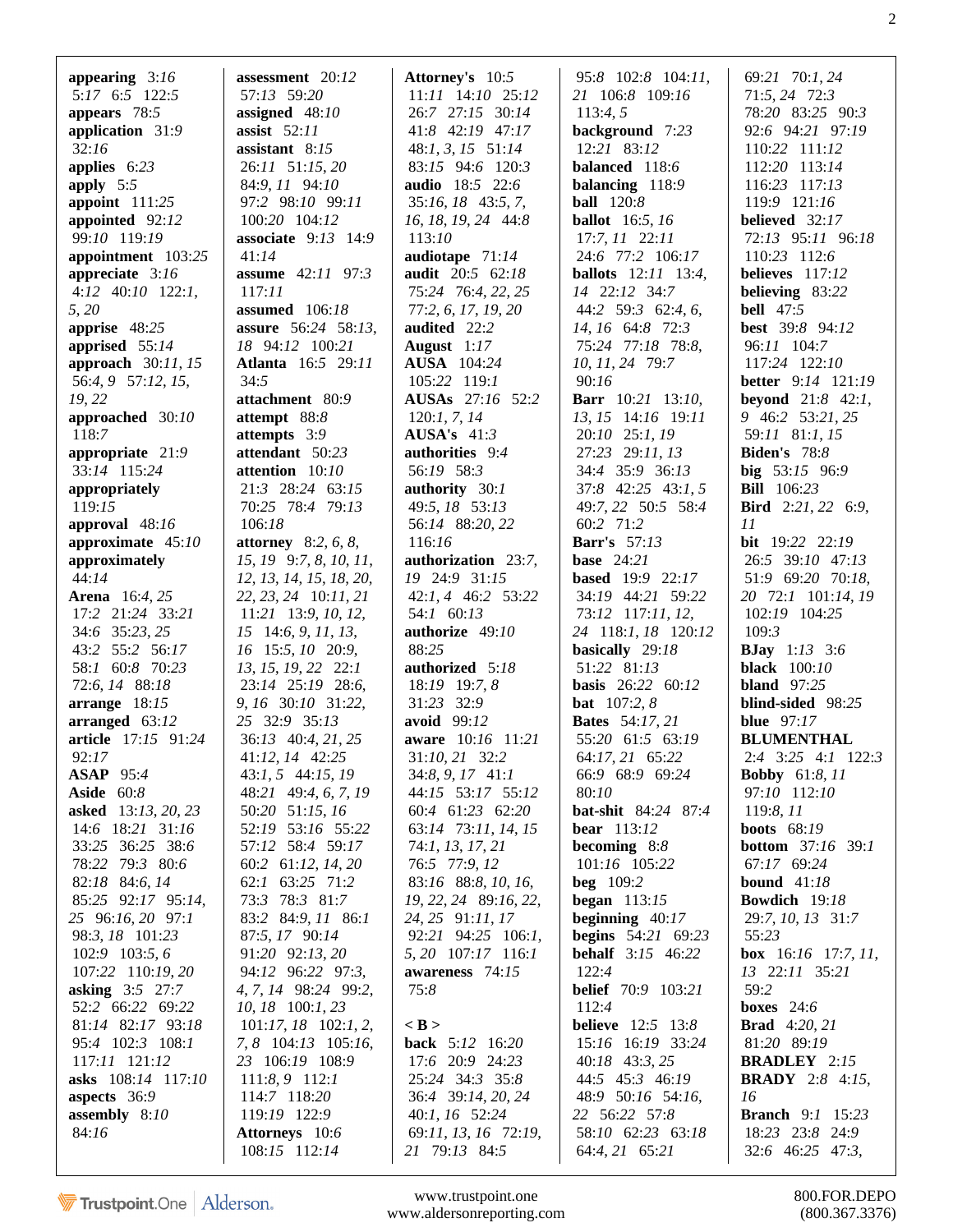**appearing** 3:*16* 5:*17* 6:5 122:5
**appears** 78:5
**application** 31:9 32:*16*
**applies** 6:*23*
**apply** 5:5
**appoint** 111:*25*
**appointed** 92:*12* 99:*10* 119:*19*
**appointment** 103:*25*
**appreciate** 3:*16* 4:*12* 40:*10* 122:*1*, *5*, *20*
**apprise** 48:*25*
**apprised** 55:*14*
**approach** 30:*11*, *15* 56:*4*, *9* 57:*12*, *15*, *19*, *22*
**approached** 30:*10* 118:*7*
**appropriate** 21:9 33:*14* 115:*24*
**appropriately** 119:*15*
**approval** 48:*16*
**approximate** 45:*10*
**approximately** 44:*14*
**Arena** 16:*4*, *25* 17:*2* 21:*24* 33:*21* 34:*6* 35:*23*, *25* 43:*2* 55:*2* 56:*17* 58:*1* 60:*8* 70:*23* 72:*6*, *14* 88:*18*
**arrange** 18:*15*
**arranged** 63:*12*
**article** 17:*15* 91:*24* 92:*17*
**ASAP** 95:*4*
**Aside** 60:*8*
**asked** 13:*13*, *20*, *23* 14:*6* 18:*21* 31:*16* 33:*25* 36:*25* 38:*6* 78:*22* 79:*3* 80:*6* 82:*18* 84:*6*, *14* 85:*25* 92:*17* 95:*14*, *25* 96:*16*, *20* 97:*1* 98:*3*, *18* 101:*23* 102:*9* 103:*5*, *6* 107:*22* 110:*19*, *20*
**asking** 3:*5* 27:*7* 52:*2* 66:*22* 69:*22* 81:*14* 82:*17* 93:*18* 95:*4* 102:*3* 108:*1* 117:*11* 121:*12*
**asks** 108:*14* 117:*10*
**aspects** 36:9
**assembly** 8:*10* 84:*16*
**assessment** 20:*12* 57:*13* 59:*20*
**assigned** 48:*10*
**assist** 52:*11*
**assistant** 8:*15* 26:*11* 51:*15*, *20* 84:*9*, *11* 94:*10* 97:*2* 98:*10* 99:*11* 100:*20* 104:*12*
**associate** 9:*13* 14:*9* 41:*14*
**assume** 42:*11* 97:*3* 117:*11*
**assumed** 106:*18*
**assure** 56:*24* 58:*13*, *18* 94:*12* 100:*21*
**Atlanta** 16:*5* 29:*11* 34:*5*
**attachment** 80:*9*
**attempt** 88:*8*
**attempts** 3:*9*
**attendant** 50:*23*
**attention** 10:*10* 21:*3* 28:*24* 63:*15* 70:*25* 78:*4* 79:*13* 106:*18*
**attorney** 8:*2*, *6*, *8*, *15*, *19* 9:*7*, *8*, *10*, *11*, *12*, *13*, *14*, *15*, *18*, *20*, *22*, *23*, *24* 10:*11*, *21* 11:*21* 13:*9*, *10*, *12*, *15* 14:*6*, *9*, *11*, *13*, *16* 15:*5*, *10* 20:*9*, *13*, *15*, *19*, *22* 22:*1* 23:*14* 25:*19* 28:*6*, *9*, *16* 30:*10* 31:*22*, *25* 32:*9* 35:*13* 36:*13* 40:*4*, *21*, *25* 41:*12*, *14* 42:*25* 43:*1*, *5* 44:*15*, *19* 48:*21* 49:*4*, *6*, *7*, *19* 50:*20* 51:*15*, *16* 52:*19* 53:*16* 55:*22* 57:*12* 58:*4* 59:*17* 60:*2* 61:*12*, *14*, *20* 62:*1* 63:*25* 71:*2* 73:*3* 78:*3* 81:*7* 83:*2* 84:*9*, *11* 86:*1* 87:*5*, *17* 90:*14* 91:*20* 92:*13*, *20* 94:*12* 96:*22* 97:*3*, *4*, *7*, *14* 98:*24* 99:*2*, *10*, *18* 100:*1*, *23* 101:*17*, *18* 102:*1*, *2*, *7*, *8* 104:*13* 105:*16*, *23* 106:*19* 108:*9* 111:*8*, *9* 112:*1* 114:*7* 118:*20* 119:*19* 122:*9*
**Attorneys** 10:*6* 108:*15* 112:*14*
**Attorney's** 10:*5* 11:*11* 14:*10* 25:*12* 26:*7* 27:*15* 30:*14* 41:*8* 42:*19* 47:*17* 48:*1*, *3*, *15* 51:*14* 83:*15* 94:*6* 120:*3*
**audio** 18:*5* 22:*6* 35:*16*, *18* 43:*5*, *7*, *16*, *18*, *19*, *24* 44:*8* 113:*10*
**audiotape** 71:*14*
**audit** 20:*5* 62:*18* 75:*24* 76:*4*, *22*, *25* 77:*2*, *6*, *17*, *19*, *20*
**audited** 22:*2*
**August** 1:*17*
**AUSA** 104:*24* 105:*22* 119:*1*
**AUSAs** 27:*16* 52:*2* 120:*1*, *7*, *14*
**AUSA's** 41:*3*
**authorities** 9:*4* 56:*19* 58:*3*
**authority** 30:*1* 49:*5*, *18* 53:*13* 56:*14* 88:*20*, *22* 116:*16*
**authorization** 23:*7*, *19* 24:*9* 31:*15* 42:*1*, *4* 46:*2* 53:*22* 54:*1* 60:*13*
**authorize** 49:*10* 88:*25*
**authorized** 5:*18* 18:*19* 19:*7*, *8* 31:*23* 32:*9*
**avoid** 99:*12*
**aware** 10:*16* 11:*21* 31:*10*, *21* 32:*2* 34:*8*, *9*, *17* 41:*1* 44:*15* 53:*17* 55:*12* 60:*4* 61:*23* 62:*20* 63:*14* 73:*11*, *14*, *15* 74:*1*, *13*, *17*, *21* 76:*5* 77:*9*, *12* 83:*16* 88:*8*, *10*, *16*, *19*, *22*, *24*, *25* 89:*16*, *22*, *24*, *25* 91:*11*, *17* 92:*21* 94:*25* 106:*1*, *5*, *20* 107:*17* 116:*1*
**awareness** 74:*15* 75:*8*

**< B >**

**back** 5:*12* 16:*20* 17:*6* 20:*9* 24:*23* 25:*24* 34:*3* 35:*8* 36:*4* 39:*14*, *20*, *24* 40:*1*, *16* 52:*24* 69:*11*, *13*, *16* 72:*19*, *21* 79:*13* 84:*5* 95:*8* 102:*8* 104:*11*, *21* 106:*8* 109:*16* 113:*4*, *5*
**background** 7:*23* 12:*21* 83:*12*
**balanced** 118:*6*
**balancing** 118:*9*
**ball** 120:*8*
**ballot** 16:*5*, *16* 17:*7*, *11* 22:*11* 24:*6* 77:*2* 106:*17*
**ballots** 12:*11* 13:*4*, *14* 22:*12* 34:*7* 44:*2* 59:*3* 62:*4*, *6*, *14*, *16* 64:*8* 72:*3* 75:*24* 77:*18* 78:*8*, *10*, *11*, *24* 79:*7* 90:*16*
**Barr** 10:*21* 13:*10*, *13*, *15* 14:*16* 19:*11* 20:*10* 25:*1*, *19* 27:*23* 29:*11*, *13* 34:*4* 35:*9* 36:*13* 37:*8* 42:*25* 43:*1*, *5* 49:*7*, *22* 50:*5* 58:*4* 60:*2* 71:*2*
**Barr's** 57:*13*
**base** 24:*21*
**based** 19:*9* 22:*17* 34:*19* 44:*21* 59:*22* 73:*12* 117:*11*, *12*, *24* 118:*1*, *18* 120:*12*
**basically** 29:*18* 51:*22* 81:*13*
**basis** 26:*22* 60:*12*
**bat** 107:*2*, *8*
**Bates** 54:*17*, *21* 55:*20* 61:*5* 63:*19* 64:*17*, *21* 65:*22* 66:*9* 68:*9* 69:*24* 80:*10*
**bat-shit** 84:*24* 87:*4*
**bear** 113:*12*
**becoming** 8:*8* 101:*16* 105:*22*
**beg** 109:*2*
**began** 113:*15*
**beginning** 40:*17*
**begins** 54:*21* 69:*23*
**behalf** 3:*15* 46:*22* 122:*4*
**belief** 70:*9* 103:*21* 112:*4*
**believe** 12:*5* 13:*8* 15:*16* 16:*19* 33:*24* 40:*18* 43:*3*, *25* 44:*5* 45:*3* 46:*19* 48:*9* 50:*16* 54:*16*, *22* 56:*22* 57:*8* 58:*10* 62:*23* 63:*18* 64:*4*, *21* 65:*21* 69:*21* 70:*1*, *24* 71:*5*, *24* 72:*3* 78:*20* 83:*25* 90:*3* 92:*6* 94:*21* 97:*19* 110:*22* 111:*12* 112:*20* 113:*14* 116:*23* 117:*13* 119:*9* 121:*16*
**believed** 32:*17* 72:*13* 95:*11* 96:*18* 110:*23* 112:*6*
**believes** 117:*12*
**believing** 83:*22*
**bell** 47:*5*
**best** 39:*8* 94:*12* 96:*11* 104:*7* 117:*24* 122:*10*
**better** 9:*14* 121:*19*
**beyond** 21:*8* 42:*1*, *9* 46:*2* 53:*21*, *25* 59:*11* 81:*1*, *15*
**Biden's** 78:*8*
**big** 53:*15* 96:*9*
**Bill** 106:*23*
**Bird** 2:*21*, *22* 6:*9*, *11*
**bit** 19:*22* 22:*19* 26:*5* 39:*10* 47:*13* 51:*9* 69:*20* 70:*18*, *20* 72:*1* 101:*14*, *19* 102:*19* 104:*25* 109:*3*
**BJay** 1:*13* 3:*6*
**black** 100:*10*
**bland** 97:*25*
**blind-sided** 98:*25*
**blue** 97:*17*
**BLUMENTHAL** 2:*4* 3:*25* 4:*1* 122:*3*
**Bobby** 61:*8*, *11* 97:*10* 112:*10* 119:*8*, *11*
**boots** 68:*19*
**bottom** 37:*16* 39:*1* 67:*17* 69:*24*
**bound** 41:*18*
**Bowdich** 19:*18* 29:*7*, *10*, *13* 31:*7* 55:*23*
**box** 16:*16* 17:*7*, *11*, *13* 22:*11* 35:*21* 59:*2*
**boxes** 24:*6*
**Brad** 4:*20*, *21* 81:*20* 89:*19*
**BRADLEY** 2:*15*
**BRADY** 2:*8* 4:*15*, *16*
**Branch** 9:*1* 15:*23* 18:*23* 23:*8* 24:*9* 32:*6* 46:*25* 47:*3*,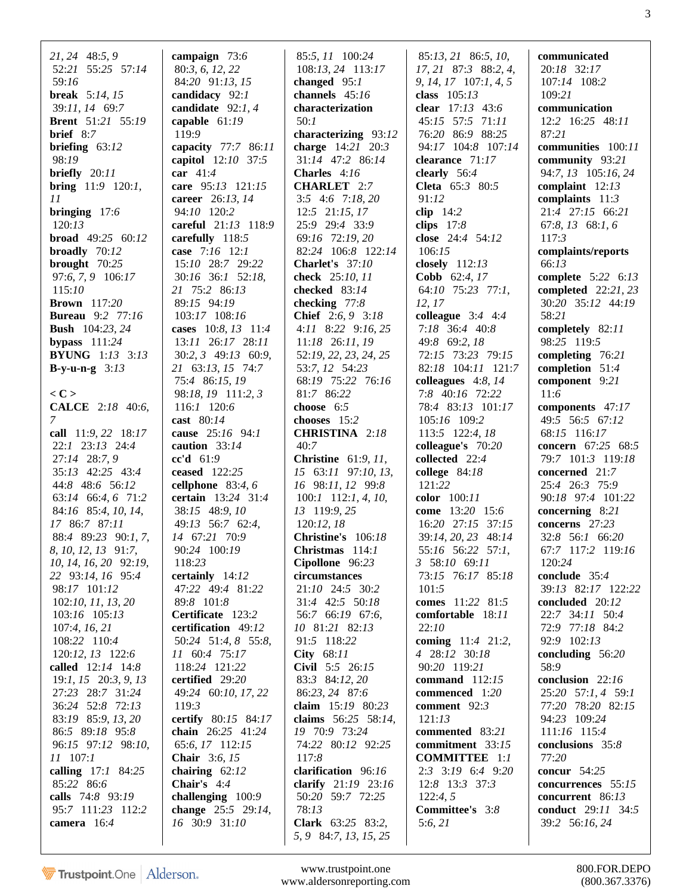21, 24 48:5, 9
52:21 55:25 57:14
59:16
**break** 5:14, 15
39:11, 14 69:7
**Brent** 51:21 55:19
**brief** 8:7
**briefing** 63:12
98:19
**briefly** 20:11
**bring** 11:9 120:1,
11
**bringing** 17:6
120:13
**broad** 49:25 60:12
**broadly** 70:12
**brought** 70:25
97:6, 7, 9 106:17
115:10
**Brown** 117:20
**Bureau** 9:2 77:16
**Bush** 104:23, 24
**bypass** 111:24
**BYUNG** 1:13 3:13
**B-y-u-n-g** 3:13

**< C >**
**CALCE** 2:18 40:6,
7
**call** 11:9, 22 18:17
22:1 23:13 24:4
27:14 28:7, 9
35:13 42:25 43:4
44:8 48:6 56:12
63:14 66:4, 6 71:2
84:16 85:4, 10, 14,
17 86:7 87:11
88:4 89:23 90:1, 7,
8, 10, 12, 13 91:7,
10, 14, 16, 20 92:19,
22 93:14, 16 95:4
98:17 101:12
102:10, 11, 13, 20
103:16 105:13
107:4, 16, 21
108:22 110:4
120:12, 13 122:6
**called** 12:14 14:8
19:1, 15 20:3, 9, 13
27:23 28:7 31:24
36:24 52:8 72:13
83:19 85:9, 13, 20
86:5 89:18 95:8
96:15 97:12 98:10,
11 107:1
**calling** 17:1 84:25
85:22 86:6
**calls** 74:8 93:19
95:7 111:23 112:2
**camera** 16:4

**campaign** 73:6
80:3, 6, 12, 22
84:20 91:13, 15
**candidacy** 92:1
**candidate** 92:1, 4
**capable** 61:19
119:9
**capacity** 77:7 86:11
**capitol** 12:10 37:5
**car** 41:4
**care** 95:13 121:15
**career** 26:13, 14
94:10 120:2
**careful** 21:13 118:9
**carefully** 118:5
**case** 7:16 12:1
15:10 28:7 29:22
30:16 36:1 52:18,
21 75:2 86:13
89:15 94:19
103:17 108:16
**cases** 10:8, 13 11:4
13:11 26:17 28:11
30:2, 3 49:13 60:9,
21 63:13, 15 74:7
75:4 86:15, 19
98:18, 19 111:2, 3
116:1 120:6
**cast** 80:14
**cause** 25:16 94:1
**caution** 33:14
**cc'd** 61:9
**ceased** 122:25
**cellphone** 83:4, 6
**certain** 13:24 31:4
38:15 48:9, 10
49:13 56:7 62:4,
14 67:21 70:9
90:24 100:19
118:23
**certainly** 14:12
47:22 49:4 81:22
89:8 101:8
**Certificate** 123:2
**certification** 49:12
50:24 51:4, 8 55:8,
11 60:4 75:17
118:24 121:22
**certified** 29:20
49:24 60:10, 17, 22
119:3
**certify** 80:15 84:17
**chain** 26:25 41:24
65:6, 17 112:15
**Chair** 3:6, 15
**chairing** 62:12
**Chair's** 4:4
**challenging** 100:9
**change** 25:5 29:14,
16 30:9 31:10

85:5, 11 100:24
108:13, 24 113:17
**changed** 95:1
**channels** 45:16
**characterization**
50:1
**characterizing** 93:12
**charge** 14:21 20:3
31:14 47:2 86:14
**Charles** 4:16
**CHARLET** 2:7
3:5 4:6 7:18, 20
12:5 21:15, 17
25:9 29:4 33:9
69:16 72:19, 20
82:24 106:8 122:14
**Charlet's** 37:10
**check** 25:10, 11
**checked** 83:14
**checking** 77:8
**Chief** 2:6, 9 3:18
4:11 8:22 9:16, 25
11:18 26:11, 19
52:19, 22, 23, 24, 25
53:7, 12 54:23
68:19 75:22 76:16
81:7 86:22
**choose** 6:5
**chooses** 15:2
**CHRISTINA** 2:18
40:7
**Christine** 61:9, 11,
15 63:11 97:10, 13,
16 98:11, 12 99:8
100:1 112:1, 4, 10,
13 119:9, 25
120:12, 18
**Christine's** 106:18
**Christmas** 114:1
**Cipollone** 96:23
**circumstances**
21:10 24:5 30:2
31:4 42:5 50:18
56:7 66:19 67:6,
10 81:21 82:13
91:5 118:22
**City** 68:11
**Civil** 5:5 26:15
83:3 84:12, 20
86:23, 24 87:6
**claim** 15:19 80:23
**claims** 56:25 58:14,
19 70:9 73:24
74:22 80:12 92:25
117:8
**clarification** 96:16
**clarify** 21:19 23:16
50:20 59:7 72:25
78:13
**Clark** 63:25 83:2,
5, 9 84:7, 13, 15, 25

85:13, 21 86:5, 10,
17, 21 87:3 88:2, 4,
9, 14, 17 107:1, 4, 5
**class** 105:13
**clear** 17:13 43:6
45:15 57:5 71:11
76:20 86:9 88:25
94:17 104:8 107:14
**clearance** 71:17
**clearly** 56:4
**Cleta** 65:3 80:5
91:12
**clip** 14:2
**clips** 17:8
**close** 24:4 54:12
106:15
**closely** 112:13
**Cobb** 62:4, 17
64:10 75:23 77:1,
12, 17
**colleague** 3:4 4:4
7:18 36:4 40:8
49:8 69:2, 18
72:15 73:23 79:15
82:18 104:11 121:7
**colleagues** 4:8, 14
7:8 40:16 72:22
78:4 83:13 101:17
105:16 109:2
113:5 122:4, 18
**colleague's** 70:20
**collected** 22:4
**college** 84:18
121:22
**color** 100:11
**come** 13:20 15:6
16:20 27:15 37:15
39:14, 20, 23 48:14
55:16 56:22 57:1,
3 58:10 69:11
73:15 76:17 85:18
101:5
**comes** 11:22 81:5
**comfortable** 18:11
22:10
**coming** 11:4 21:2,
4 28:12 30:18
90:20 119:21
**command** 112:15
**commenced** 1:20
**comment** 92:3
121:13
**commented** 83:21
**commitment** 33:15
**COMMITTEE** 1:1
2:3 3:19 6:4 9:20
12:8 13:3 37:3
122:4, 5
**Committee's** 3:8
5:6, 21

**communicated**
20:18 32:17
107:14 108:2
109:21
**communication**
12:2 16:25 48:11
87:21
**communities** 100:11
**community** 93:21
94:7, 13 105:16, 24
**complaint** 12:13
**complaints** 11:3
21:4 27:15 66:21
67:8, 13 68:1, 6
117:3
**complaints/reports**
66:13
**complete** 5:22 6:13
**completed** 22:21, 23
30:20 35:12 44:19
58:21
**completely** 82:11
98:25 119:5
**completing** 76:21
**completion** 51:4
**component** 9:21
11:6
**components** 47:17
49:5 56:5 67:12
68:15 116:17
**concern** 67:25 68:5
79:7 101:3 119:18
**concerned** 21:7
25:4 26:3 75:9
90:18 97:4 101:22
**concerning** 8:21
**concerns** 27:23
32:8 56:1 66:20
67:7 117:2 119:16
120:24
**conclude** 35:4
39:13 82:17 122:22
**concluded** 20:12
22:7 34:11 50:4
72:9 77:18 84:2
92:9 102:13
**concluding** 56:20
58:9
**conclusion** 22:16
25:20 57:1, 4 59:1
77:20 78:20 82:15
94:23 109:24
111:16 115:4
**conclusions** 35:8
77:20
**concur** 54:25
**concurrences** 55:15
**concurrent** 86:13
**conduct** 29:11 34:5
39:2 56:16, 24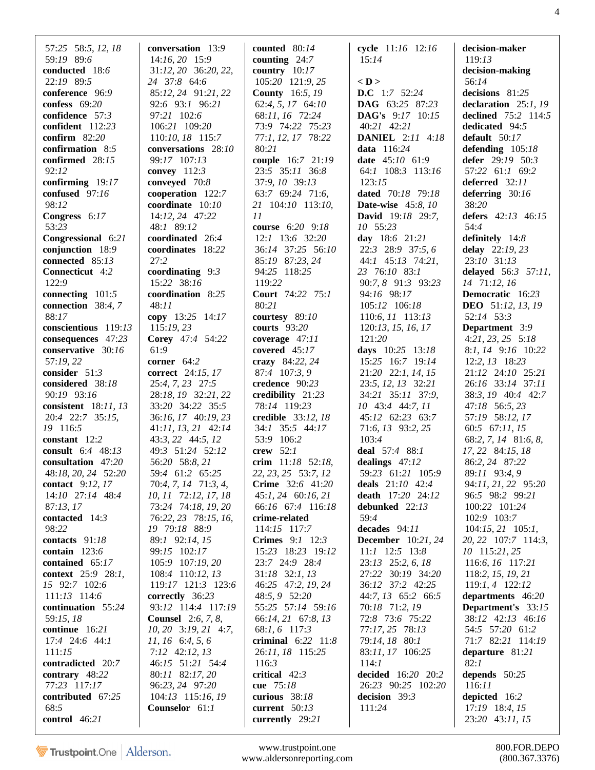57:25 58:5, 12, 18
59:19 89:6
**conducted** 18:6
22:19 89:5
**conference** 96:9
**confess** 69:20
**confidence** 57:3
**confident** 112:23
**confirm** 82:20
**confirmation** 8:5
**confirmed** 28:15
92:12
**confirming** 19:17
**confused** 97:16
98:12
**Congress** 6:17
53:23
**Congressional** 6:21
**conjunction** 18:9
**connected** 85:13
**Connecticut** 4:2
122:9
**connecting** 101:5
**connection** 38:4, 7
88:17
**conscientious** 119:13
**consequences** 47:23
**conservative** 30:16
57:19, 22
**consider** 51:3
**considered** 38:18
90:19 93:16
**consistent** 18:11, 13
20:4 22:7 35:15,
19 116:5
**constant** 12:2
**consult** 6:4 48:13
**consultation** 47:20
48:18, 20, 24 52:20
**contact** 9:12, 17
14:10 27:14 48:4
87:13, 17
**contacted** 14:3
98:22
**contacts** 91:18
**contain** 123:6
**contained** 65:17
**context** 25:9 28:1,
15 92:7 102:6
111:13 114:6
**continuation** 55:24
59:15, 18
**continue** 16:21
17:4 24:6 44:1
111:15
**contradicted** 20:7
**contrary** 48:22
77:23 117:17
**contributed** 67:25
68:5
**control** 46:21

**conversation** 13:9
14:16, 20 15:9
31:12, 20 36:20, 22,
24 37:8 64:6
85:12, 24 91:21, 22
92:6 93:1 96:21
97:21 102:6
106:21 109:20
110:10, 18 115:7
**conversations** 28:10
99:17 107:13
**convey** 112:3
**conveyed** 70:8
**cooperation** 122:7
**coordinate** 10:10
14:12, 24 47:22
48:1 89:12
**coordinated** 26:4
**coordinates** 18:22
27:2
**coordinating** 9:3
15:22 38:16
**coordination** 8:25
48:11
**copy** 13:25 14:17
115:19, 23
**Corey** 47:4 54:22
61:9
**corner** 64:2
**correct** 24:15, 17
25:4, 7, 23 27:5
28:18, 19 32:21, 22
33:20 34:22 35:5
36:16, 17 40:19, 23
41:11, 13, 21 42:14
43:3, 22 44:5, 12
49:3 51:24 52:12
56:20 58:8, 21
59:4 61:2 65:25
70:4, 7, 14 71:3, 4,
10, 11 72:12, 17, 18
73:24 74:18, 19, 20
76:22, 23 78:15, 16,
19 79:18 88:9
89:1 92:14, 15
99:15 102:17
105:9 107:19, 20
108:4 110:12, 13
119:17 121:3 123:6
**correctly** 36:23
93:12 114:4 117:19
**Counsel** 2:6, 7, 8,
10, 20 3:19, 21 4:7,
11, 16 6:4, 5, 6
7:12 42:12, 13
46:15 51:21 54:4
80:11 82:17, 20
96:23, 24 97:20
104:13 115:16, 19
**Counselor** 61:1

**counted** 80:14
**counting** 24:7
**country** 10:17
105:20 121:9, 25
**County** 16:5, 19
62:4, 5, 17 64:10
68:11, 16 72:24
73:9 74:22 75:23
77:1, 12, 17 78:22
80:21
**couple** 16:7 21:19
23:5 35:11 36:8
37:9, 10 39:13
63:7 69:24 71:6,
21 104:10 113:10,
11
**course** 6:20 9:18
12:1 13:6 32:20
36:14 37:25 56:10
85:19 87:23, 24
94:25 118:25
119:22
**Court** 74:22 75:1
80:21
**courtesy** 89:10
**courts** 93:20
**coverage** 47:11
**covered** 45:17
**crazy** 84:22, 24
87:4 107:3, 9
**credence** 90:23
**credibility** 21:23
78:14 119:23
**credible** 33:12, 18
34:1 35:5 44:17
53:9 106:2
**crew** 52:1
**crim** 11:18 52:18,
22, 23, 25 53:7, 12
**Crime** 32:6 41:20
45:1, 24 60:16, 21
66:16 67:4 116:18
**crime-related**
114:15 117:7
**Crimes** 9:1 12:3
15:23 18:23 19:12
23:7 24:9 28:4
31:18 32:1, 13
46:25 47:2, 19, 24
48:5, 9 52:20
55:25 57:14 59:16
66:14, 21 67:8, 13
68:1, 6 117:3
**criminal** 6:22 11:8
26:11, 18 115:25
116:3
**critical** 42:3
**cue** 75:18
**curious** 38:18
**current** 50:13
**currently** 29:21

**cycle** 11:16 12:16
15:14

**< D >**
**D.C** 1:7 52:24
**DAG** 63:25 87:23
**DAG's** 9:17 10:15
40:21 42:21
**DANIEL** 2:11 4:18
**data** 116:24
**date** 45:10 61:9
64:1 108:3 113:16
123:15
**dated** 70:18 79:18
**Date-wise** 45:8, 10
**David** 19:18 29:7,
10 55:23
**day** 18:6 21:21
22:3 28:9 37:5, 6
44:1 45:13 74:21,
23 76:10 83:1
90:7, 8 91:3 93:23
94:16 98:17
105:12 106:18
110:6, 11 113:13
120:13, 15, 16, 17
121:20
**days** 10:25 13:18
15:25 16:7 19:14
21:20 22:1, 14, 15
23:5, 12, 13 32:21
34:21 35:11 37:9,
10 43:4 44:7, 11
45:12 62:23 63:7
71:6, 13 93:2, 25
103:4
**deal** 57:4 88:1
**dealings** 47:12
59:23 61:21 105:9
**deals** 21:10 42:4
**death** 17:20 24:12
**debunked** 22:13
59:4
**decades** 94:11
**December** 10:21, 24
11:1 12:5 13:8
23:13 25:2, 6, 18
27:22 30:19 34:20
36:12 37:2 42:25
44:7, 13 65:2 66:5
70:18 71:2, 19
72:8 73:6 75:22
77:17, 25 78:13
79:14, 18 80:1
83:11, 17 106:25
114:1
**decided** 16:20 20:2
26:23 90:25 102:20
**decision** 39:3
111:24

**decision-maker**
119:13
**decision-making**
56:14
**decisions** 81:25
**declaration** 25:1, 19
**declined** 75:2 114:5
**dedicated** 94:5
**default** 50:17
**defending** 105:18
**defer** 29:19 50:3
57:22 61:1 69:2
**deferred** 32:11
**deferring** 30:16
38:20
**defers** 42:13 46:15
54:4
**definitely** 14:8
**delay** 22:19, 23
23:10 31:13
**delayed** 56:3 57:11,
14 71:12, 16
**Democratic** 16:23
**DEO** 51:12, 13, 19
52:14 53:3
**Department** 3:9
4:21, 23, 25 5:18
8:1, 14 9:16 10:22
12:2, 13 18:23
21:12 24:10 25:21
26:16 33:14 37:11
38:3, 19 40:4 42:7
47:18 56:5, 23
57:19 58:12, 17
60:5 67:11, 15
68:2, 7, 14 81:6, 8,
17, 22 84:15, 18
86:2, 24 87:22
89:11 93:4, 9
94:11, 21, 22 95:20
96:5 98:2 99:21
100:22 101:24
102:9 103:7
104:15, 21 105:1,
20, 22 107:7 114:3,
10 115:21, 25
116:6, 16 117:21
118:2, 15, 19, 21
119:1, 4 122:12
**departments** 46:20
**Department's** 33:15
38:12 42:13 46:16
54:5 57:20 61:2
71:7 82:21 114:19
**departure** 81:21
82:1
**depends** 50:25
116:11
**depicted** 16:2
17:19 18:4, 15
23:20 43:11, 15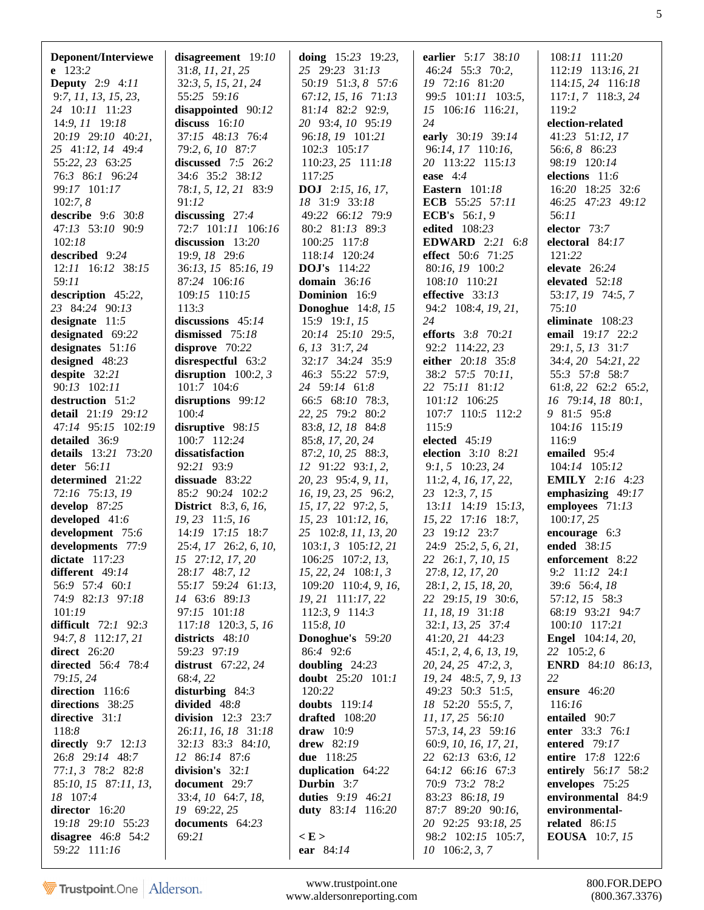**Deponent/Interviewe e** 123:2
**Deputy** 2:9 4:11 9:7, 11, 13, 15, 23, 24 10:11 11:23 14:9, 11 19:18 20:19 29:10 40:21, 25 41:12, 14 49:4 55:22, 23 63:25 76:3 86:1 96:24 99:17 101:17 102:7, 8
**describe** 9:6 30:8 47:13 53:10 90:9 102:18
**described** 9:24 12:11 16:12 38:15 59:11
**description** 45:22, 23 84:24 90:13
**designate** 11:5
**designated** 69:22
**designates** 51:16
**designed** 48:23
**despite** 32:21 90:13 102:11
**destruction** 51:2
**detail** 21:19 29:12 47:14 95:15 102:19
**detailed** 36:9
**details** 13:21 73:20
**deter** 56:11
**determined** 21:22 72:16 75:13, 19
**develop** 87:25
**developed** 41:6
**development** 75:6
**developments** 77:9
**dictate** 117:23
**different** 49:14 56:9 57:4 60:1 74:9 82:13 97:18 101:19
**difficult** 72:1 92:3 94:7, 8 112:17, 21
**direct** 26:20
**directed** 56:4 78:4 79:15, 24
**direction** 116:6
**directions** 38:25
**directive** 31:1 118:8
**directly** 9:7 12:13 26:8 29:14 48:7 77:1, 3 78:2 82:8 85:10, 15 87:11, 13, 18 107:4
**director** 16:20 19:18 29:10 55:23
**disagree** 46:8 54:2 59:22 111:16
**disagreement** 19:10 31:8, 11, 21, 25 32:3, 5, 15, 21, 24 55:25 59:16
**disappointed** 90:12
**discuss** 16:10 37:15 48:13 76:4 79:2, 6, 10 87:7
**discussed** 7:5 26:2 34:6 35:2 38:12 78:1, 5, 12, 21 83:9 91:12
**discussing** 27:4 72:7 101:11 106:16
**discussion** 13:20 19:9, 18 29:6 36:13, 15 85:16, 19 87:24 106:16 109:15 110:15 113:3
**discussions** 45:14
**dismissed** 75:18
**disprove** 70:22
**disrespectful** 63:2
**disruption** 100:2, 3 101:7 104:6
**disruptions** 99:12 100:4
**disruptive** 98:15 100:7 112:24
**dissatisfaction** 92:21 93:9
**dissuade** 83:22 85:2 90:24 102:2
**District** 8:3, 6, 16, 19, 23 11:5, 16 14:19 17:15 18:7 25:4, 17 26:2, 6, 10, 15 27:12, 17, 20 28:17 48:7, 12 55:17 59:24 61:13, 14 63:6 89:13 97:15 101:18 117:18 120:3, 5, 16
**districts** 48:10 59:23 97:19
**distrust** 67:22, 24 68:4, 22
**disturbing** 84:3
**divided** 48:8
**division** 12:3 23:7 26:11, 16, 18 31:18 32:13 83:3 84:10, 12 86:14 87:6
**division's** 32:1
**document** 29:7 33:4, 10 64:7, 18, 19 69:22, 25
**documents** 64:23 69:21
**doing** 15:23 19:23, 25 29:23 31:13 50:19 51:3, 8 57:6 67:12, 15, 16 71:13 81:14 82:2 92:9, 20 93:4, 10 95:19 96:18, 19 101:21 102:3 105:17 110:23, 25 111:18 117:25
**DOJ** 2:15, 16, 17, 18 31:9 33:18 49:22 66:12 79:9 80:2 81:13 89:3 100:25 117:8 118:14 120:24
**DOJ's** 114:22
**domain** 36:16
**Dominion** 16:9
**Donoghue** 14:8, 15 15:9 19:1, 15 20:14 25:10 29:5, 6, 13 31:7, 24 32:17 34:24 35:9 46:3 55:22 57:9, 24 59:14 61:8 66:5 68:10 78:3, 22, 25 79:2 80:2 83:8, 12, 18 84:8 85:8, 17, 20, 24 87:2, 10, 25 88:3, 12 91:22 93:1, 2, 20, 23 95:4, 9, 11, 16, 19, 23, 25 96:2, 15, 17, 22 97:2, 5, 15, 23 101:12, 16, 25 102:8, 11, 13, 20 103:1, 3 105:12, 21 106:25 107:2, 13, 15, 22, 24 108:1, 3 109:20 110:4, 9, 16, 19, 21 111:17, 22 112:3, 9 114:3 115:8, 10
**Donoghue's** 59:20 86:4 92:6
**doubling** 24:23
**doubt** 25:20 101:1 120:22
**doubts** 119:14
**drafted** 108:20
**draw** 10:9
**drew** 82:19
**due** 118:25
**duplication** 64:22
**Durbin** 3:7
**duties** 9:19 46:21
**duty** 83:14 116:20

**< E >**
**ear** 84:14
**earlier** 5:17 38:10 46:24 55:3 70:2, 19 72:16 81:20 99:5 101:11 103:5, 15 106:16 116:21, 24
**early** 30:19 39:14 96:14, 17 110:16, 20 113:22 115:13
**ease** 4:4
**Eastern** 101:18
**ECB** 55:25 57:11
**ECB's** 56:1, 9
**edited** 108:23
**EDWARD** 2:21 6:8
**effect** 50:6 71:25 80:16, 19 100:2 108:10 110:21
**effective** 33:13 94:2 108:4, 19, 21, 24
**efforts** 3:8 70:21 92:2 114:22, 23
**either** 20:18 35:8 38:2 57:5 70:11, 22 75:11 81:12 101:12 106:25 107:7 110:5 112:2 115:9
**elected** 45:19
**election** 3:10 8:21 9:1, 5 10:23, 24 11:2, 4, 16, 17, 22, 23 12:3, 7, 15 13:11 14:19 15:13, 15, 22 17:16 18:7, 23 19:12 23:7 24:9 25:2, 5, 6, 21, 22 26:1, 7, 10, 15 27:8, 12, 17, 20 28:1, 2, 15, 18, 20, 22 29:15, 19 30:6, 11, 18, 19 31:18 32:1, 13, 25 37:4 41:20, 21 44:23 45:1, 2, 4, 6, 13, 19, 20, 24, 25 47:2, 3, 19, 24 48:5, 7, 9, 13 49:23 50:3 51:5, 18 52:20 55:5, 7, 11, 17, 25 56:10 57:3, 14, 23 59:16 60:9, 10, 16, 17, 21, 22 62:13 63:6, 12 64:12 66:16 67:3 70:9 73:2 78:2 83:23 86:18, 19 87:7 89:20 90:16, 20 92:25 93:18, 25 98:2 102:15 105:7, 10 106:2, 3, 7 108:11 111:20 112:19 113:16, 21 114:15, 24 116:18 117:1, 7 118:3, 24 119:2
**election-related** 41:23 51:12, 17 56:6, 8 86:23 98:19 120:14
**elections** 11:6 16:20 18:25 32:6 46:25 47:23 49:12 56:11
**elector** 73:7
**electoral** 84:17 121:22
**elevate** 26:24
**elevated** 52:18 53:17, 19 74:5, 7 75:10
**eliminate** 108:23
**email** 19:17 22:2 29:1, 5, 13 31:7 34:4, 20 54:21, 22 55:3 57:8 58:7 61:8, 22 62:2 65:2, 16 79:14, 18 80:1, 9 81:5 95:8 104:16 115:19 116:9
**emailed** 95:4 104:14 105:12
**EMILY** 2:16 4:23
**emphasizing** 49:17
**employees** 71:13 100:17, 25
**encourage** 6:3
**ended** 38:15
**enforcement** 8:22 9:2 11:12 24:1 39:6 56:4, 18 57:12, 15 58:3 68:19 93:21 94:7 100:10 117:21
**Engel** 104:14, 20, 22 105:2, 6
**ENRD** 84:10 86:13, 22
**ensure** 46:20 116:16
**entailed** 90:7
**enter** 33:3 76:1
**entered** 79:17
**entire** 17:8 122:6
**entirely** 56:17 58:2
**envelopes** 75:25
**environmental** 84:9
**environmental-related** 86:15
**EOUSA** 10:7, 15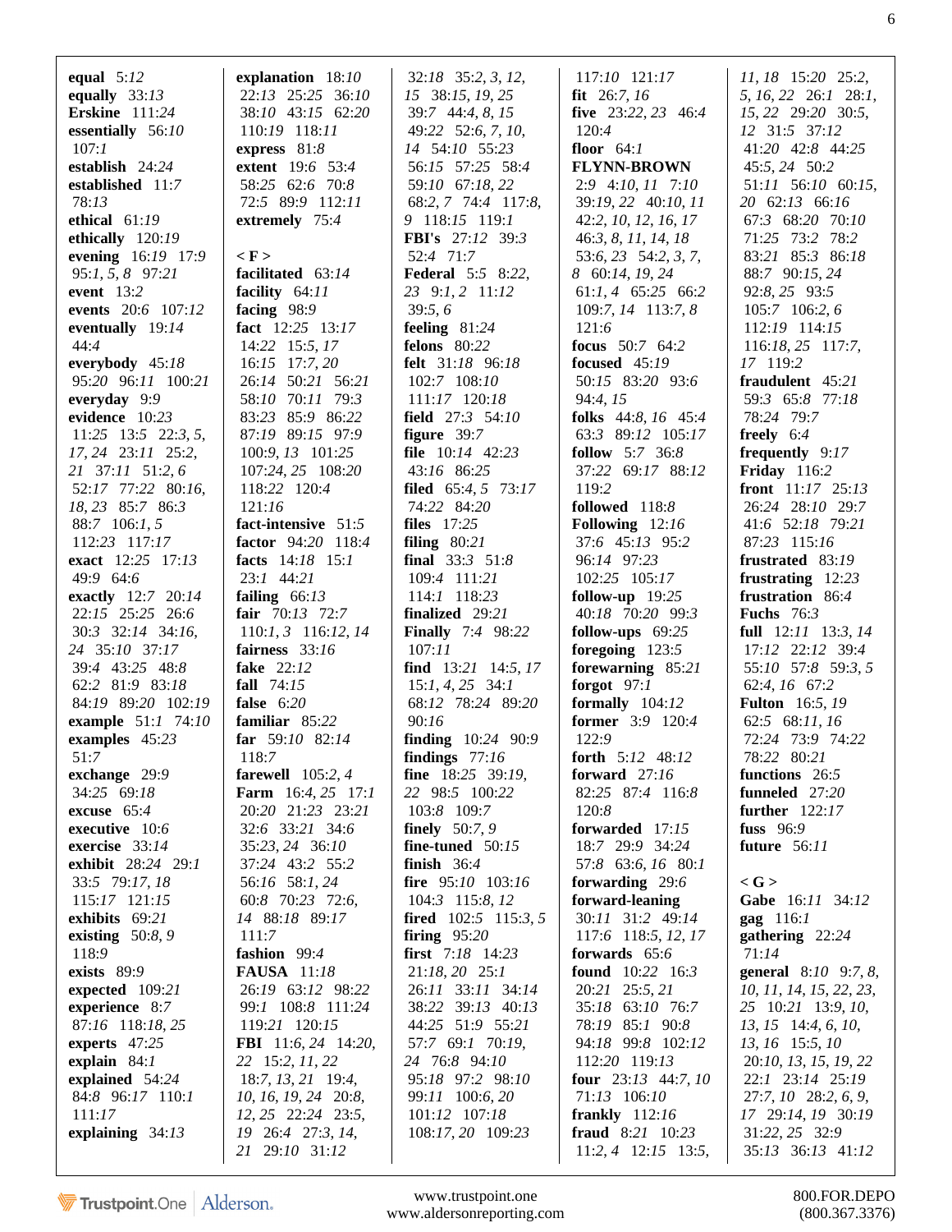**equal** 5:*12*
**equally** 33:*13*
**Erskine** 111:*24*
**essentially** 56:*10* 107:*1*
**establish** 24:*24*
**established** 11:*7* 78:*13*
**ethical** 61:*19*
**ethically** 120:*19*
**evening** 16:*19* 17:*9* 95:*1, 5, 8* 97:*21*
**event** 13:*2*
**events** 20:*6* 107:*12*
**eventually** 19:*14* 44:*4*
**everybody** 45:*18* 95:*20* 96:*11* 100:*21*
**everyday** 9:*9*
**evidence** 10:*23* 11:*25* 13:*5* 22:*3, 5, 17, 24* 23:*11* 25:*2, 21* 37:*11* 51:*2, 6* 52:*17* 77:*22* 80:*16, 18, 23* 85:*7* 86:*3* 88:*7* 106:*1, 5* 112:*23* 117:*17*
**exact** 12:*25* 17:*13* 49:*9* 64:*6*
**exactly** 12:*7* 20:*14* 22:*15* 25:*25* 26:*6* 30:*3* 32:*14* 34:*16, 24* 35:*10* 37:*17* 39:*4* 43:*25* 48:*8* 62:*2* 81:*9* 83:*18* 84:*19* 89:*20* 102:*19*
**example** 51:*1* 74:*10*
**examples** 45:*23* 51:*7*
**exchange** 29:*9* 34:*25* 69:*18*
**excuse** 65:*4*
**executive** 10:*6*
**exercise** 33:*14*
**exhibit** 28:*24* 29:*1* 33:*5* 79:*17, 18* 115:*17* 121:*15*
**exhibits** 69:*21*
**existing** 50:*8, 9* 118:*9*
**exists** 89:*9*
**expected** 109:*21*
**experience** 8:*7* 87:*16* 118:*18, 25*
**experts** 47:*25*
**explain** 84:*1*
**explained** 54:*24* 84:*8* 96:*17* 110:*1* 111:*17*
**explaining** 34:*13*
**explanation** 18:*10* 22:*13* 25:*25* 36:*10* 38:*10* 43:*15* 62:*20* 110:*19* 118:*11*
**express** 81:*8*
**extent** 19:*6* 53:*4* 58:*25* 62:*6* 70:*8* 72:*5* 89:*9* 112:*11*
**extremely** 75:*4*

**< F >**
**facilitated** 63:*14*
**facility** 64:*11*
**facing** 98:*9*
**fact** 12:*25* 13:*17* 14:*22* 15:*5, 17* 16:*15* 17:*7, 20* 26:*14* 50:*21* 56:*21* 58:*10* 70:*11* 79:*3* 83:*23* 85:*9* 86:*22* 87:*19* 89:*15* 97:*9* 100:*9, 13* 101:*25* 107:*24, 25* 108:*20* 118:*22* 120:*4* 121:*16*
**fact-intensive** 51:*5*
**factor** 94:*20* 118:*4*
**facts** 14:*18* 15:*1* 23:*1* 44:*21*
**failing** 66:*13*
**fair** 70:*13* 72:*7* 110:*1, 3* 116:*12, 14*
**fairness** 33:*16*
**fake** 22:*12*
**fall** 74:*15*
**false** 6:*20*
**familiar** 85:*22*
**far** 59:*10* 82:*14* 118:*7*
**farewell** 105:*2, 4*
**Farm** 16:*4, 25* 17:*1* 20:*20* 21:*23* 23:*21* 32:*6* 33:*21* 34:*6* 35:*23, 24* 36:*10* 37:*24* 43:*2* 55:*2* 56:*16* 58:*1, 24* 60:*8* 70:*23* 72:*6, 14* 88:*18* 89:*17* 111:*7*
**fashion** 99:*4*
**FAUSA** 11:*18* 26:*19* 63:*12* 98:*22* 99:*1* 108:*8* 111:*24* 119:*21* 120:*15*
**FBI** 11:*6, 24* 14:*20, 22* 15:*2, 11, 22* 18:*7, 13, 21* 19:*4, 10, 16, 19, 24* 20:*8, 12, 25* 22:*24* 23:*5, 19* 26:*4* 27:*3, 14, 21* 29:*10* 31:*12* 32:*18* 35:*2, 3, 12, 15* 38:*15, 19, 25* 39:*7* 44:*4, 8, 15* 49:*22* 52:*6, 7, 10, 14* 54:*10* 55:*23* 56:*15* 57:*25* 58:*4* 59:*10* 67:*18, 22* 68:*2, 7* 74:*4* 117:*8, 9* 118:*15* 119:*1*
**FBI's** 27:*12* 39:*3* 52:*4* 71:*7*
**Federal** 5:*5* 8:*22, 23* 9:*1, 2* 11:*12* 39:*5, 6*
**feeling** 81:*24*
**felons** 80:*22*
**felt** 31:*18* 96:*18* 102:*7* 108:*10* 111:*17* 120:*18*
**field** 27:*3* 54:*10*
**figure** 39:*7*
**file** 10:*14* 42:*23* 43:*16* 86:*25*
**filed** 65:*4, 5* 73:*17* 74:*22* 84:*20*
**files** 17:*25*
**filing** 80:*21*
**final** 33:*3* 51:*8* 109:*4* 111:*21* 114:*1* 118:*23*
**finalized** 29:*21*
**Finally** 7:*4* 98:*22* 107:*11*
**find** 13:*21* 14:*5, 17* 15:*1, 4, 25* 34:*1* 68:*12* 78:*24* 89:*20* 90:*16*
**finding** 10:*24* 90:*9*
**findings** 77:*16*
**fine** 18:*25* 39:*19, 22* 98:*5* 100:*22* 103:*8* 109:*7*
**finely** 50:*7, 9*
**fine-tuned** 50:*15*
**finish** 36:*4*
**fire** 95:*10* 103:*16* 104:*3* 115:*8, 12*
**fired** 102:*5* 115:*3, 5*
**firing** 95:*20*
**first** 7:*18* 14:*23* 21:*18, 20* 25:*1* 26:*11* 33:*11* 34:*14* 38:*22* 39:*13* 40:*13* 44:*25* 51:*9* 55:*21* 57:*7* 69:*1* 70:*19, 24* 76:*8* 94:*10* 95:*18* 97:*2* 98:*10* 99:*11* 100:*6, 20* 101:*12* 107:*18* 108:*17, 20* 109:*23* 117:*10* 121:*17*
**fit** 26:*7, 16*
**five** 23:*22, 23* 46:*4* 120:*4*
**floor** 64:*1*
**FLYNN-BROWN** 2:*9* 4:*10, 11* 7:*10* 39:*19, 22* 40:*10, 11* 42:*2, 10, 12, 16, 17* 46:*3, 8, 11, 14, 18* 53:*6, 23* 54:*2, 3, 7, 8* 60:*14, 19, 24* 61:*1, 4* 65:*25* 66:*2* 109:*7, 14* 113:*7, 8* 121:*6*
**focus** 50:*7* 64:*2*
**focused** 45:*19* 50:*15* 83:*20* 93:*6* 94:*4, 15*
**folks** 44:*8, 16* 45:*4* 63:*3* 89:*12* 105:*17*
**follow** 5:*7* 36:*8* 37:*22* 69:*17* 88:*12* 119:*2*
**followed** 118:*8*
**Following** 12:*16* 37:*6* 45:*13* 95:*2* 96:*14* 97:*23* 102:*25* 105:*17*
**follow-up** 19:*25* 40:*18* 70:*20* 99:*3*
**follow-ups** 69:*25*
**foregoing** 123:*5*
**forewarning** 85:*21*
**forgot** 97:*1*
**formally** 104:*12*
**former** 3:*9* 120:*4* 122:*9*
**forth** 5:*12* 48:*12*
**forward** 27:*16* 82:*25* 87:*4* 116:*8* 120:*8*
**forwarded** 17:*15* 18:*7* 29:*9* 34:*24* 57:*8* 63:*6, 16* 80:*1*
**forwarding** 29:*6*
**forward-leaning** 30:*11* 31:*2* 49:*14* 117:*6* 118:*5, 12, 17*
**forwards** 65:*6*
**found** 10:*22* 16:*3* 20:*21* 25:*5, 21* 35:*18* 63:*10* 76:*7* 78:*19* 85:*1* 90:*8* 94:*18* 99:*8* 102:*12* 112:*20* 119:*13*
**four** 23:*13* 44:*7, 10* 71:*13* 106:*10*
**frankly** 112:*16*
**fraud** 8:*21* 10:*23* 11:*2, 4* 12:*15* 13:*5, 11, 18* 15:*20* 25:*2, 5, 16, 22* 26:*1* 28:*1, 15, 22* 29:*20* 30:*5, 12* 31:*5* 37:*12* 41:*20* 42:*8* 44:*25* 45:*5, 24* 50:*2* 51:*11* 56:*10* 60:*15, 20* 62:*13* 66:*16* 67:*3* 68:*20* 70:*10* 71:*25* 73:*2* 78:*2* 83:*21* 85:*3* 86:*18* 88:*7* 90:*15, 24* 92:*8, 25* 93:*5* 105:*7* 106:*2, 6* 112:*19* 114:*15* 116:*18, 25* 117:*7, 17* 119:*2*
**fraudulent** 45:*21* 59:*3* 65:*8* 77:*18* 78:*24* 79:*7*
**freely** 6:*4*
**frequently** 9:*17*
**Friday** 116:*2*
**front** 11:*17* 25:*13* 26:*24* 28:*10* 29:*7* 41:*6* 52:*18* 79:*21* 87:*23* 115:*16*
**frustrated** 83:*19*
**frustrating** 12:*23*
**frustration** 86:*4*
**Fuchs** 76:*3*
**full** 12:*11* 13:*3, 14* 17:*12* 22:*12* 39:*4* 55:*10* 57:*8* 59:*3, 5* 62:*4, 16* 67:*2*
**Fulton** 16:*5, 19* 62:*5* 68:*11, 16* 72:*24* 73:*9* 74:*22* 78:*22* 80:*21*
**functions** 26:*5*
**funneled** 27:*20*
**further** 122:*17*
**fuss** 96:*9*
**future** 56:*11*

**< G >**
**Gabe** 16:*11* 34:*12*
**gag** 116:*1*
**gathering** 22:*24* 71:*14*
**general** 8:*10* 9:*7, 8, 10, 11, 14, 15, 22, 23, 25* 10:*21* 13:*9, 10, 13, 15* 14:*4, 6, 10, 13, 16* 15:*5, 10* 20:*10, 13, 15, 19, 22* 22:*1* 23:*14* 25:*19* 27:*7, 10* 28:*2, 6, 9, 17* 29:*14, 19* 30:*19* 31:*22, 25* 32:*9* 35:*13* 36:*13* 41:*12*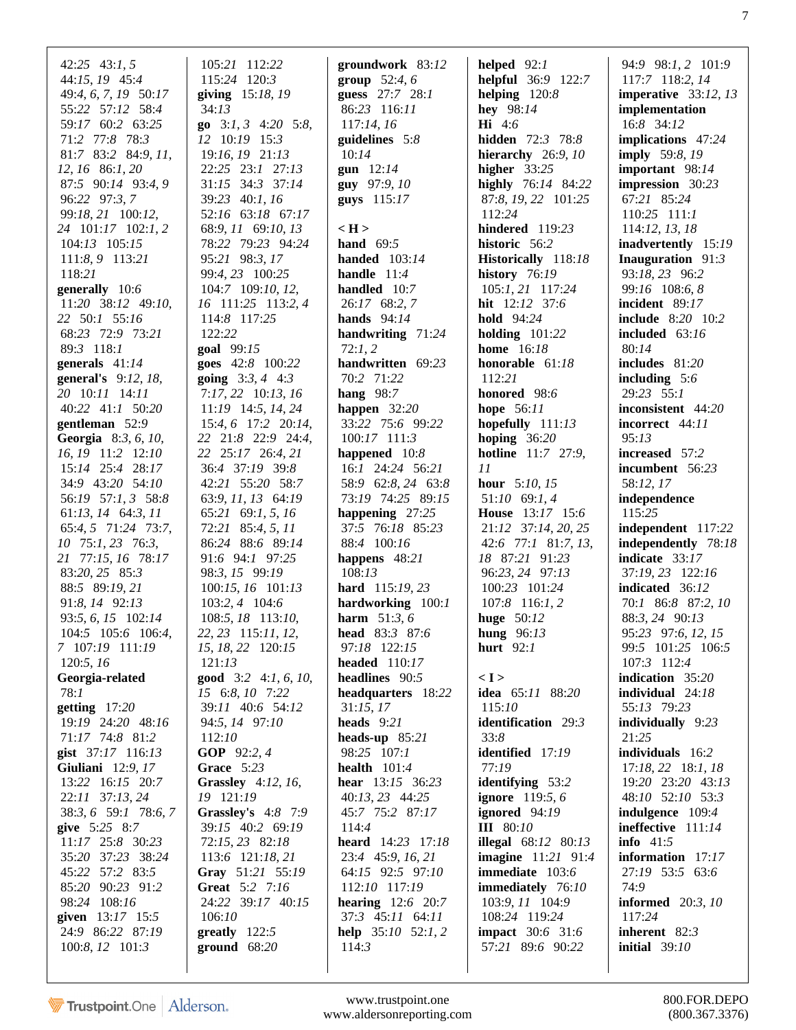42:25 43:*1, 5*
44:*15, 19* 45:4
49:*4, 6, 7, 19* 50:*17*
55:22 57:12 58:4
59:*17* 60:2 63:25
71:2 77:8 78:3
81:7 83:2 84:*9, 11,*
*12, 16* 86:*1, 20*
87:5 90:*14* 93:*4, 9*
96:22 97:*3, 7*
99:*18, 21* 100:*12,*
*24* 101:*17* 102:*1, 2*
104:*13* 105:*15*
111:*8, 9* 113:*21*
118:*21*
**generally** 10:6
11:20 38:12 49:*10,*
*22* 50:1 55:*16*
68:23 72:9 73:*21*
89:3 118:*1*
**generals** 41:*14*
**general's** 9:*12, 18,*
*20* 10:11 14:*11*
40:22 41:1 50:20
**gentleman** 52:9
**Georgia** 8:*3, 6, 10,*
*16, 19* 11:2 12:*10*
15:*14* 25:4 28:*17*
34:9 43:*20* 54:*10*
56:*19* 57:*1, 3* 58:*8*
61:*13, 14* 64:*3, 11*
65:*4, 5* 71:24 73:*7,*
*10* 75:*1, 23* 76:*3,*
*21* 77:*15, 16* 78:*17*
83:*20, 25* 85:3
88:5 89:*19, 21*
91:*8, 14* 92:*13*
93:*5, 6, 15* 102:*14*
104:5 105:6 106:*4,*
*7* 107:*19* 111:19
120:*5, 16*
**Georgia-related**
78:*1*
**getting** 17:*20*
19:*19* 24:*20* 48:*16*
71:*17* 74:*8* 81:2
**gist** 37:*17* 116:*13*
**Giuliani** 12:*9, 17*
13:22 16:*15* 20:7
22:*11* 37:*13, 24*
38:*3, 6* 59:*1* 78:*6, 7*
**give** 5:25 8:7
11:*17* 25:8 30:23
35:20 37:23 38:24
45:22 57:2 83:5
85:20 90:23 91:2
98:24 108:*16*
**given** 13:*17* 15:5
24:9 86:22 87:*19*
100:*8, 12* 101:3
105:*21* 112:*22*
115:*24* 120:*3*
**giving** 15:*18, 19*
34:*13*
**go** 3:*1, 3* 4:*20* 5:*8,*
*12* 10:*19* 15:3
19:*16, 19* 21:*13*
22:25 23:1 27:*13*
31:*15* 34:3 37:*14*
39:*23* 40:*1, 16*
52:*16* 63:*18* 67:*17*
68:*9, 11* 69:*10, 13*
78:22 79:*23* 94:*24*
95:*21* 98:*3, 17*
99:*4, 23* 100:*25*
104:7 109:*10, 12,*
*16* 111:*25* 113:*2, 4*
114:8 117:*25*
122:22
**goal** 99:*15*
**goes** 42:8 100:22
**going** 3:*3, 4* 4:3
7:*17, 22* 10:*13, 16*
11:19 14:*5, 14, 24*
15:*4, 6* 17:2 20:*14,*
*22* 21:8 22:9 24:*4,*
*22* 25:*17* 26:*4, 21*
36:4 37:*19* 39:*8*
42:*21* 55:20 58:7
63:*9, 11, 13* 64:*19*
65:*21* 69:*1, 5, 16*
72:*21* 85:*4, 5, 11*
86:*24* 88:6 89:*14*
91:6 94:*1* 97:*25*
98:*3, 15* 99:*19*
100:*15, 16* 101:*13*
103:*2, 4* 104:*6*
108:*5, 18* 113:*10,*
*22, 23* 115:*11, 12,*
*15, 18, 22* 120:*15*
121:*13*
**good** 3:*2* 4:*1, 6, 10,*
*15* 6:*8, 10* 7:*22*
39:*11* 40:*6* 54:*12*
94:*5, 14* 97:*10*
112:*10*
**GOP** 92:*2, 4*
**Grace** 5:*23*
**Grassley** 4:*12, 16,*
*19* 121:*19*
**Grassley's** 4:*8* 7:9
39:*15* 40:2 69:*19*
72:*15, 23* 82:*18*
113:6 121:*18, 21*
**Gray** 51:*21* 55:*19*
**Great** 5:2 7:*16*
24:*22* 39:*17* 40:*15*
106:*10*
**greatly** 122:5
**ground** 68:*20*
**groundwork** 83:*12*
**group** 52:*4, 6*
**guess** 27:7 28:*1*
86:23 116:*11*
117:*14, 16*
**guidelines** 5:*8*
10:*14*
**gun** 12:*14*
**guy** 97:*9, 10*
**guys** 115:*17*

**< H >**
**hand** 69:*5*
**handed** 103:*14*
**handle** 11:4
**handled** 10:7
26:*17* 68:*2, 7*
**hands** 94:*14*
**handwriting** 71:*24*
72:*1, 2*
**handwritten** 69:*23*
70:2 71:*22*
**hang** 98:7
**happen** 32:*20*
33:*22* 75:6 99:*22*
100:*17* 111:3
**happened** 10:*8*
16:*1* 24:*24* 56:*21*
58:9 62:*8, 24* 63:*8*
73:*19* 74:*25* 89:*15*
**happening** 27:*25*
37:5 76:*18* 85:*23*
88:4 100:*16*
**happens** 48:*21*
108:*13*
**hard** 115:*19, 23*
**hardworking** 100:*1*
**harm** 51:*3, 6*
**head** 83:3 87:6
97:*18* 122:*15*
**headed** 110:*17*
**headlines** 90:5
**headquarters** 18:*22*
31:*15, 17*
**heads** 9:*21*
**heads-up** 85:*21*
98:*25* 107:*1*
**health** 101:4
**hear** 13:*15* 36:*23*
40:*13, 23* 44:*25*
45:7 75:2 87:*17*
114:4
**heard** 14:*23* 17:*18*
23:4 45:*9, 16, 21*
64:*15* 92:5 97:*10*
112:*10* 117:*19*
**hearing** 12:6 20:7
37:3 45:*11* 64:*11*
**help** 35:*10* 52:*1, 2*
114:3
**helped** 92:*1*
**helpful** 36:9 122:7
**helping** 120:*8*
**hey** 98:*14*
**Hi** 4:6
**hidden** 72:3 78:*8*
**hierarchy** 26:*9, 10*
**higher** 33:*25*
**highly** 76:*14* 84:*22*
87:*8, 19, 22* 101:*25*
112:*24*
**hindered** 119:*23*
**historic** 56:2
**Historically** 118:*18*
**history** 76:*19*
105:*1, 21* 117:*24*
**hit** 12:*12* 37:6
**hold** 94:*24*
**holding** 101:*22*
**home** 16:*18*
**honorable** 61:*18*
112:*21*
**honored** 98:6
**hope** 56:*11*
**hopefully** 111:*13*
**hoping** 36:*20*
**hotline** 11:7 27:*9,*
*11*
**hour** 5:*10, 15*
51:*10* 69:*1, 4*
**House** 13:*17* 15:6
21:*12* 37:*14, 20, 25*
42:6 77:*1* 81:*7, 13,*
*18* 87:*21* 91:*23*
96:*23, 24* 97:*13*
100:*23* 101:*24*
107:8 116:*1, 2*
**huge** 50:*12*
**hung** 96:*13*
**hurt** 92:*1*

**< I >**
**idea** 65:*11* 88:*20*
115:*10*
**identification** 29:3
33:*8*
**identified** 17:*19*
77:*19*
**identifying** 53:2
**ignore** 119:*5, 6*
**ignored** 94:*19*
**III** 80:*10*
**illegal** 68:*12* 80:*13*
**imagine** 11:*21* 91:4
**immediate** 103:6
**immediately** 76:*10*
103:*9, 11* 104:9
108:*24* 119:*24*
**impact** 30:6 31:6
57:*21* 89:6 90:*22*
94:9 98:*1, 2* 101:9
117:7 118:*2, 14*
**imperative** 33:*12, 13*
**implementation**
16:*8* 34:*12*
**implications** 47:*24*
**imply** 59:*8, 19*
**important** 98:*14*
**impression** 30:*23*
67:*21* 85:*24*
110:*25* 111:*1*
114:*12, 13, 18*
**inadvertently** 15:*19*
**Inauguration** 91:3
93:*18, 23* 96:2
99:*16* 108:*6, 8*
**incident** 89:*17*
**include** 8:*20* 10:2
**included** 63:*16*
80:*14*
**includes** 81:*20*
**including** 5:6
29:*23* 55:*1*
**inconsistent** 44:*20*
**incorrect** 44:*11*
95:*13*
**increased** 57:2
**incumbent** 56:*23*
58:*12, 17*
**independence**
115:*25*
**independent** 117:*22*
**independently** 78:*18*
**indicate** 33:*17*
37:*19, 23* 122:*16*
**indicated** 36:*12*
70:*1* 86:*8* 87:*2, 10*
88:*3, 24* 90:*13*
95:*23* 97:*6, 12, 15*
99:5 101:*25* 106:5
107:3 112:4
**indication** 35:*20*
**individual** 24:*18*
55:*13* 79:*23*
**individually** 9:*23*
21:*25*
**individuals** 16:2
17:*18, 22* 18:*1, 18*
19:*20* 23:*20* 43:*13*
48:*10* 52:*10* 53:3
**indulgence** 109:4
**ineffective** 111:*14*
**info** 41:5
**information** 17:*17*
27:*19* 53:5 63:6
74:9
**informed** 20:*3, 10*
117:*24*
**inherent** 82:3
**initial** 39:*10*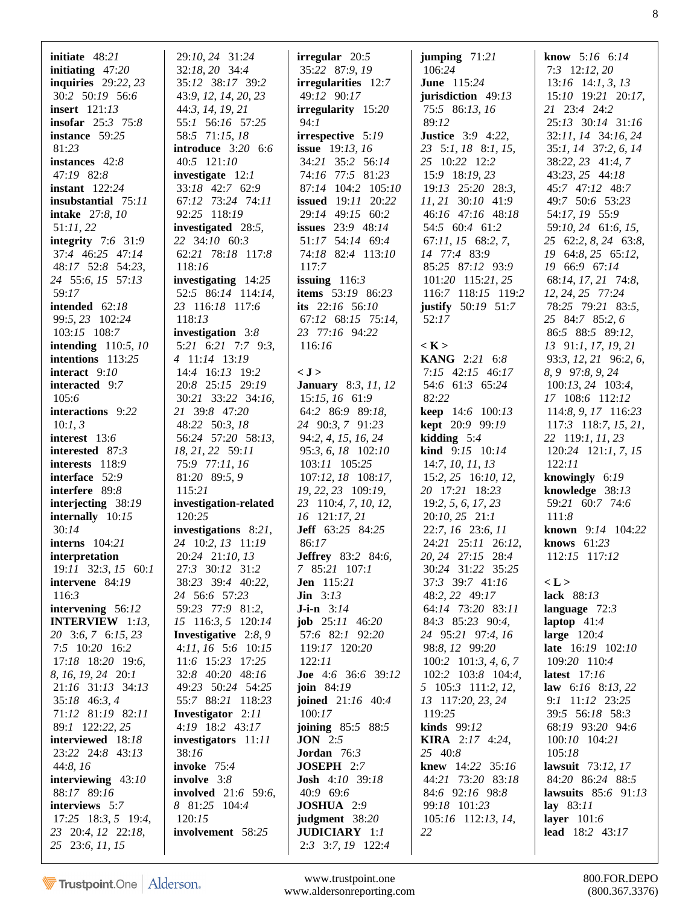**initiate** 48:*21*
**initiating** 47:*20*
**inquiries** 29:*22, 23* 30:*2* 50:*19* 56:*6*
**insert** 121:*13*
**insofar** 25:*3* 75:*8*
**instance** 59:*25* 81:*23*
**instances** 42:*8* 47:*19* 82:*8*
**instant** 122:*24*
**insubstantial** 75:*11*
**intake** 27:*8, 10* 51:*11, 22*
**integrity** 7:*6* 31:*9* 37:*4* 46:*25* 47:*14* 48:*17* 52:*8* 54:*23, 24* 55:*6, 15* 57:*13* 59:*17*
**intended** 62:*18* 99:*5, 23* 102:*24* 103:*15* 108:*7*
**intending** 110:*5, 10*
**intentions** 113:*25*
**interact** 9:*10*
**interacted** 9:*7* 105:*6*
**interactions** 9:*22* 10:*1, 3*
**interest** 13:*6*
**interested** 87:*3*
**interests** 118:*9*
**interface** 52:*9*
**interfere** 89:*8*
**interjecting** 38:*19*
**internally** 10:*15* 30:*14*
**interns** 104:*21*
**interpretation** 19:*11* 32:*3, 15* 60:*1*
**intervene** 84:*19* 116:*3*
**intervening** 56:*12*
**INTERVIEW** 1:*13, 20* 3:*6, 7* 6:*15, 23* 7:*5* 10:*20* 16:*2* 17:*18* 18:*20* 19:*6, 8, 16, 19, 24* 20:*1* 21:*16* 31:*13* 34:*13* 35:*18* 46:*3, 4* 71:*12* 81:*19* 82:*11* 89:*1* 122:*22, 25*
**interviewed** 18:*18* 23:*22* 24:*8* 43:*13* 44:*8, 16*
**interviewing** 43:*10* 88:*17* 89:*16*
**interviews** 5:*7* 17:*25* 18:*3, 5* 19:*4, 23* 20:*4, 12* 22:*18, 25* 23:*6, 11, 15* 29:*10, 24* 31:*24* 32:*18, 20* 34:*4* 35:*12* 38:*17* 39:*2* 43:*9, 12, 14, 20, 23* 44:*3, 14, 19, 21* 55:*1* 56:*16* 57:*25* 58:*5* 71:*15, 18*
**introduce** 3:*20* 6:*6* 40:*5* 121:*10*
**investigate** 12:*1* 33:*18* 42:*7* 62:*9* 67:*12* 73:*24* 74:*11* 92:*25* 118:*19*
**investigated** 28:*5, 22* 34:*10* 60:*3* 62:*21* 78:*18* 117:*8* 118:*16*
**investigating** 14:*25* 52:*5* 86:*14* 114:*14, 23* 116:*18* 117:*6* 118:*13*
**investigation** 3:*8* 5:*21* 6:*21* 7:*7* 9:*3, 4* 11:*14* 13:*19* 14:*4* 16:*13* 19:*2* 20:*8* 25:*15* 29:*19* 30:*21* 33:*22* 34:*16, 21* 39:*8* 47:*20* 48:*22* 50:*3, 18* 56:*24* 57:*20* 58:*13, 18, 21, 22* 59:*11* 75:*9* 77:*11, 16* 81:*20* 89:*5, 9* 115:*21*
**investigation-related** 120:*25*
**investigations** 8:*21, 24* 10:*2, 13* 11:*19* 20:*24* 21:*10, 13* 27:*3* 30:*12* 31:*2* 38:*23* 39:*4* 40:*22, 24* 56:*6* 57:*23* 59:*23* 77:*9* 81:*2, 15* 116:*3, 5* 120:*14*
**Investigative** 2:*8, 9* 4:*11, 16* 5:*6* 10:*15* 11:*6* 15:*23* 17:*25* 32:*8* 40:*20* 48:*16* 49:*23* 50:*24* 54:*25* 55:*7* 88:*21* 118:*23*
**Investigator** 2:*11* 4:*19* 18:*2* 43:*17*
**investigators** 11:*11* 38:*16*
**invoke** 75:*4*
**involve** 3:*8*
**involved** 21:*6* 59:*6, 8* 81:*25* 104:*4* 120:*15*
**involvement** 58:*25*
**irregular** 20:*5* 35:*22* 87:*9, 19*
**irregularities** 12:*7* 49:*12* 90:*17*
**irregularity** 15:*20* 94:*1*
**irrespective** 5:*19*
**issue** 19:*13, 16* 34:*21* 35:*2* 56:*14* 74:*16* 77:*5* 81:*23* 87:*14* 104:*2* 105:*10*
**issued** 19:*11* 20:*22* 29:*14* 49:*15* 60:*2*
**issues** 23:*9* 48:*14* 51:*17* 54:*14* 69:*4* 74:*18* 82:*4* 113:*10* 117:*7*
**issuing** 116:*3*
**items** 53:*19* 86:*23*
**its** 22:*16* 56:*10* 67:*12* 68:*15* 75:*14, 23* 77:*16* 94:*22* 116:*16*

**< J >**
**January** 8:*3, 11, 12* 15:*15, 16* 61:*9* 64:*2* 86:*9* 89:*18, 24* 90:*3, 7* 91:*23* 94:*2, 4, 15, 16, 24* 95:*3, 6, 18* 102:*10* 103:*11* 105:*25* 107:*12, 18* 108:*17, 19, 22, 23* 109:*19, 23* 110:*4, 7, 10, 12, 16* 121:*17, 21*
**Jeff** 63:*25* 84:*25* 86:*17*
**Jeffrey** 83:*2* 84:*6, 7* 85:*21* 107:*1*
**Jen** 115:*21*
**Jin** 3:*13*
**J-i-n** 3:*14*
**job** 25:*11* 46:*20* 57:*6* 82:*1* 92:*20* 119:*17* 120:*20* 122:*11*
**Joe** 4:*6* 36:*6* 39:*12*
**join** 84:*19*
**joined** 21:*16* 40:*4* 100:*17*
**joining** 85:*5* 88:*5*
**JON** 2:*5*
**Jordan** 76:*3*
**JOSEPH** 2:*7*
**Josh** 4:*10* 39:*18* 40:*9* 69:*6*
**JOSHUA** 2:*9*
**judgment** 38:*20*
**JUDICIARY** 1:*1* 2:*3* 3:*7, 19* 122:*4*
**jumping** 71:*21* 106:*24*
**June** 115:*24*
**jurisdiction** 49:*13* 75:*5* 86:*13, 16* 89:*12*
**Justice** 3:*9* 4:*22, 23* 5:*1, 18* 8:*1, 15, 25* 10:*22* 12:*2* 15:*9* 18:*19, 23* 19:*13* 25:*20* 28:*3, 11, 21* 30:*10* 41:*9* 46:*16* 47:*16* 48:*18* 54:*5* 60:*4* 61:*2* 67:*11, 15* 68:*2, 7, 14* 77:*4* 83:*9* 85:*25* 87:*12* 93:*9* 101:*20* 115:*21, 25* 116:*7* 118:*15* 119:*2*
**justify** 50:*19* 51:*7* 52:*17*

**< K >**
**KANG** 2:*21* 6:*8* 7:*15* 42:*15* 46:*17* 54:*6* 61:*3* 65:*24* 82:*22*
**keep** 14:*6* 100:*13*
**kept** 20:*9* 99:*19*
**kidding** 5:*4*
**kind** 9:*15* 10:*14* 14:*7, 10, 11, 13* 15:*2, 25* 16:*10, 12, 20* 17:*21* 18:*23* 19:*2, 5, 6, 17, 23* 20:*10, 25* 21:*1* 22:*7, 16* 23:*6, 11* 24:*21* 25:*11* 26:*12, 20, 24* 27:*15* 28:*4* 30:*24* 31:*22* 35:*25* 37:*3* 39:*7* 41:*16* 48:*2, 22* 49:*17* 64:*14* 73:*20* 83:*11* 84:*3* 85:*23* 90:*4, 24* 95:*21* 97:*4, 16* 98:*8, 12* 99:*20* 100:*2* 101:*3, 4, 6, 7* 102:*2* 103:*8* 104:*4, 5* 105:*3* 111:*2, 12, 13* 117:*20, 23, 24* 119:*25*
**kinds** 99:*12*
**KIRA** 2:*17* 4:*24, 25* 40:*8*
**knew** 14:*22* 35:*16* 44:*21* 73:*20* 83:*18* 84:*6* 92:*16* 98:*8* 99:*18* 101:*23* 105:*16* 112:*13, 14, 22*
**know** 5:*16* 6:*14* 7:*3* 12:*12, 20* 13:*16* 14:*1, 3, 13* 15:*10* 19:*21* 20:*17, 21* 23:*4* 24:*2* 25:*13* 30:*14* 31:*16* 32:*11, 14* 34:*16, 24* 35:*1, 14* 37:*2, 6, 14* 38:*22, 23* 41:*4, 7* 43:*23, 25* 44:*18* 45:*7* 47:*12* 48:*7* 49:*7* 50:*6* 53:*23* 54:*17, 19* 55:*9* 59:*10, 24* 61:*6, 15, 25* 62:*2, 8, 24* 63:*8, 19* 64:*8, 25* 65:*12, 19* 66:*9* 67:*14* 68:*14, 17, 21* 74:*8, 12, 24, 25* 77:*24* 78:*25* 79:*21* 83:*5, 25* 84:*7* 85:*2, 6* 86:*5* 88:*5* 89:*12, 13* 91:*1, 17, 19, 21* 93:*3, 12, 21* 96:*2, 6, 8, 9* 97:*8, 9, 24* 100:*13, 24* 103:*4, 17* 108:*6* 112:*12* 114:*8, 9, 17* 116:*23* 117:*3* 118:*7, 15, 21, 22* 119:*1, 11, 23* 120:*24* 121:*1, 7, 15* 122:*11*
**knowingly** 6:*19*
**knowledge** 38:*13* 59:*21* 60:*7* 74:*6* 111:*8*
**known** 9:*14* 104:*22*
**knows** 61:*23* 112:*15* 117:*12*

**< L >**
**lack** 88:*13*
**language** 72:*3*
**laptop** 41:*4*
**large** 120:*4*
**late** 16:*19* 102:*10* 109:*20* 110:*4*
**latest** 17:*16*
**law** 6:*16* 8:*13, 22* 9:*1* 11:*12* 23:*25* 39:*5* 56:*18* 58:*3* 68:*19* 93:*20* 94:*6* 100:*10* 104:*21* 105:*18*
**lawsuit** 73:*12, 17* 84:*20* 86:*24* 88:*5*
**lawsuits** 85:*6* 91:*13*
**lay** 83:*11*
**layer** 101:*6*
**lead** 18:*2* 43:*17*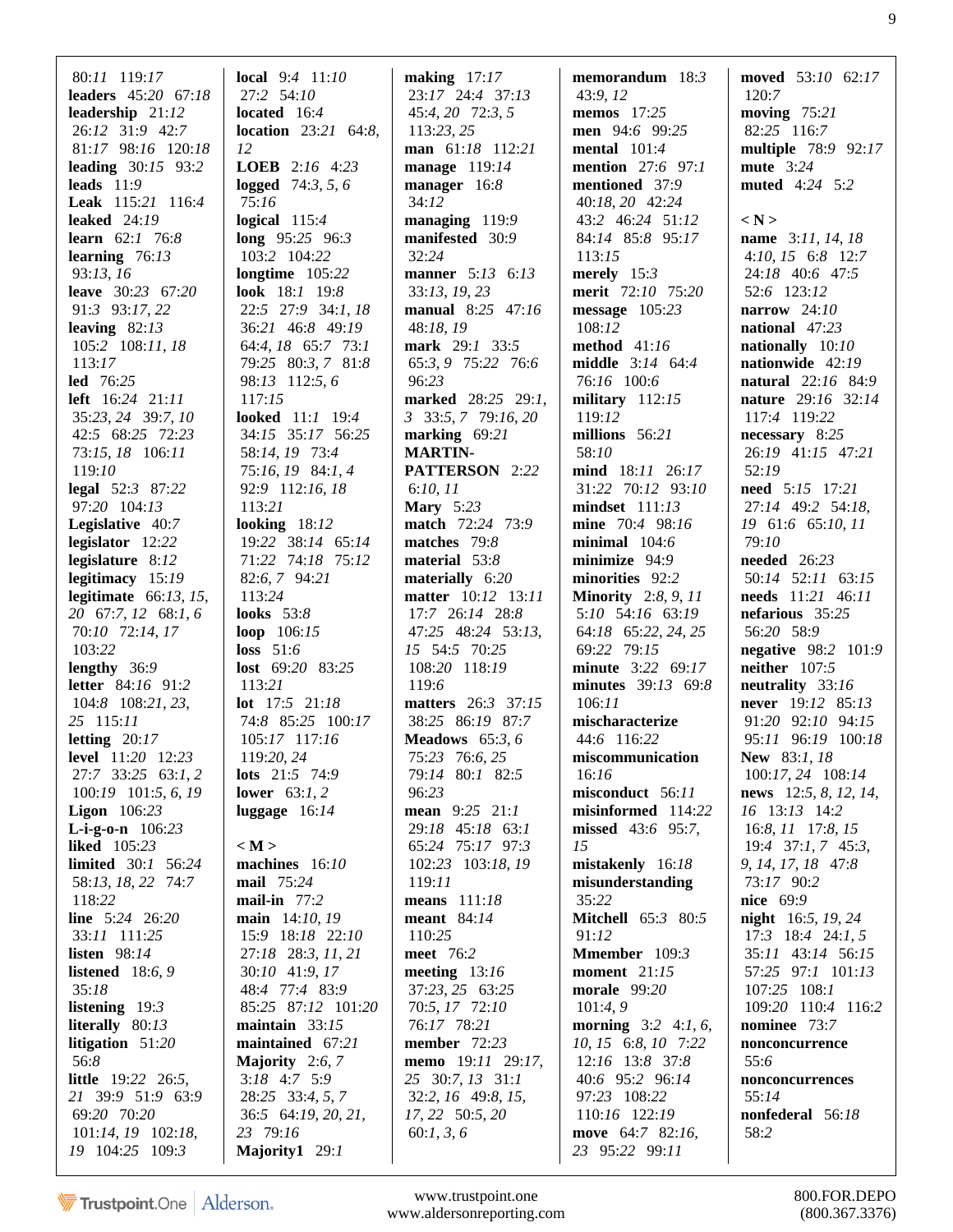80:*11* 119:*17*
**leaders** 45:*20* 67:*18*
**leadership** 21:*12*
26:*12* 31:9 42:7
81:*17* 98:*16* 120:*18*
**leading** 30:*15* 93:2
**leads** 11:9
**Leak** 115:*21* 116:4
**leaked** 24:*19*
**learn** 62:*1* 76:*8*
**learning** 76:*13*
93:*13*, *16*
**leave** 30:*23* 67:*20*
91:3 93:*17*, *22*
**leaving** 82:*13*
105:2 108:*11*, *18*
113:*17*
**led** 76:*25*
**left** 16:*24* 21:*11*
35:*23*, *24* 39:7, *10*
42:5 68:*25* 72:*23*
73:*15*, *18* 106:*11*
119:*10*
**legal** 52:3 87:*22*
97:*20* 104:*13*
**Legislative** 40:*7*
**legislator** 12:*22*
**legislature** 8:*12*
**legitimacy** 15:*19*
**legitimate** 66:*13*, *15*,
*20* 67:7, *12* 68:*1*, *6*
70:*10* 72:*14*, *17*
103:*22*
**lengthy** 36:9
**letter** 84:*16* 91:2
104:8 108:*21*, *23*,
*25* 115:*11*
**letting** 20:*17*
**level** 11:*20* 12:*23*
27:7 33:*25* 63:*1*, *2*
100:*19* 101:*5*, *6*, *19*
**Ligon** 106:*23*
**L-i-g-o-n** 106:*23*
**liked** 105:*23*
**limited** 30:*1* 56:*24*
58:*13*, *18*, *22* 74:7
118:*22*
**line** 5:*24* 26:*20*
33:*11* 111:*25*
**listen** 98:*14*
**listened** 18:*6*, *9*
35:*18*
**listening** 19:3
**literally** 80:*13*
**litigation** 51:*20*
56:*8*
**little** 19:*22* 26:*5*,
*21* 39:9 51:9 63:9
69:*20* 70:*20*
101:*14*, *19* 102:*18*,
*19* 104:*25* 109:3

**local** 9:4 11:*10*
27:2 54:*10*
**located** 16:4
**location** 23:*21* 64:*8*,
*12*
**LOEB** 2:*16* 4:*23*
**logged** 74:*3*, *5*, *6*
75:*16*
**logical** 115:4
**long** 95:*25* 96:3
103:2 104:*22*
**longtime** 105:*22*
**look** 18:*1* 19:*8*
22:5 27:9 34:*1*, *18*
36:*21* 46:*8* 49:*19*
64:4, *18* 65:7 73:*1*
79:*25* 80:*3*, *7* 81:8
98:*13* 112:*5*, *6*
117:*15*
**looked** 11:*1* 19:4
34:*15* 35:*17* 56:*25*
58:*14*, *19* 73:4
75:*16*, *19* 84:*1*, *4*
92:9 112:*16*, *18*
113:*21*
**looking** 18:*12*
19:*22* 38:*14* 65:*14*
71:*22* 74:*18* 75:*12*
82:*6*, *7* 94:*21*
113:*24*
**looks** 53:*8*
**loop** 106:*15*
**loss** 51:6
**lost** 69:*20* 83:*25*
113:*21*
**lot** 17:5 21:*18*
74:8 85:*25* 100:*17*
105:*17* 117:*16*
119:*20*, *24*
**lots** 21:5 74:9
**lower** 63:*1*, *2*
**luggage** 16:*14*

**< M >**
**machines** 16:*10*
**mail** 75:*24*
**mail-in** 77:2
**main** 14:*10*, *19*
15:9 18:*18* 22:*10*
27:*18* 28:*3*, *11*, *21*
30:*10* 41:*9*, *17*
48:4 77:4 83:9
85:*25* 87:*12* 101:*20*
**maintain** 33:*15*
**maintained** 67:*21*
**Majority** 2:*6*, *7*
3:*18* 4:7 5:9
28:*25* 33:*4*, *5*, *7*
36:5 64:*19*, *20*, *21*,
*23* 79:*16*
**Majority1** 29:*1*

**making** 17:*17*
23:*17* 24:4 37:*13*
45:*4*, *20* 72:*3*, *5*
113:*23*, *25*
**man** 61:*18* 112:*21*
**manage** 119:*14*
**manager** 16:*8*
34:*12*
**managing** 119:9
**manifested** 30:9
32:*24*
**manner** 5:*13* 6:*13*
33:*13*, *19*, *23*
**manual** 8:*25* 47:*16*
48:*18*, *19*
**mark** 29:*1* 33:5
65:*3*, *9* 75:*22* 76:6
96:*23*
**marked** 28:*25* 29:*1*,
*3* 33:*5*, *7* 79:*16*, *20*
**marking** 69:*21*
**MARTIN-PATTERSON** 2:*22*
6:*10*, *11*
**Mary** 5:*23*
**match** 72:*24* 73:9
**matches** 79:*8*
**material** 53:*8*
**materially** 6:*20*
**matter** 10:*12* 13:*11*
17:7 26:*14* 28:*8*
47:*25* 48:*24* 53:*13*,
*15* 54:5 70:*25*
108:*20* 118:*19*
119:6
**matters** 26:3 37:*15*
38:*25* 86:*19* 87:7
**Meadows** 65:*3*, *6*
75:*23* 76:*6*, *25*
79:*14* 80:*1* 82:5
96:*23*
**mean** 9:*25* 21:*1*
29:*18* 45:*18* 63:*1*
65:*24* 75:*17* 97:3
102:*23* 103:*18*, *19*
119:*11*
**means** 111:*18*
**meant** 84:*14*
110:*25*
**meet** 76:2
**meeting** 13:*16*
37:*23*, *25* 63:*25*
70:*5*, *17* 72:*10*
76:*17* 78:*21*
**member** 72:*23*
**memo** 19:*11* 29:*17*,
*25* 30:*7*, *13* 31:*1*
32:*2*, *16* 49:*8*, *15*,
*17*, *22* 50:*5*, *20*
60:*1*, *3*, *6*

**memorandum** 18:3
43:*9*, *12*
**memos** 17:*25*
**men** 94:*6* 99:*25*
**mental** 101:4
**mention** 27:6 97:*1*
**mentioned** 37:9
40:*18*, *20* 42:*24*
43:2 46:*24* 51:*12*
84:*14* 85:8 95:*17*
113:*15*
**merely** 15:3
**merit** 72:*10* 75:*20*
**message** 105:*23*
108:*12*
**method** 41:*16*
**middle** 3:*14* 64:4
76:*16* 100:6
**military** 112:*15*
119:*12*
**millions** 56:*21*
58:*10*
**mind** 18:*11* 26:*17*
31:*22* 70:*12* 93:*10*
**mindset** 111:*13*
**mine** 70:4 98:*16*
**minimal** 104:6
**minimize** 94:9
**minorities** 92:2
**Minority** 2:*8*, *9*, *11*
5:*10* 54:*16* 63:*19*
64:*18* 65:*22*, *24*, *25*
69:*22* 79:*15*
**minute** 3:*22* 69:*17*
**minutes** 39:*13* 69:8
106:*11*
**mischaracterize** 44:6 116:*22*
**miscommunication** 16:*16*
**misconduct** 56:*11*
**misinformed** 114:*22*
**missed** 43:6 95:*7*,
*15*
**mistakenly** 16:*18*
**misunderstanding** 35:*22*
**Mitchell** 65:3 80:5
91:*12*
**Mmember** 109:3
**moment** 21:*15*
**morale** 99:*20*
101:*4*, *9*
**morning** 3:2 4:*1*, *6*,
*10*, *15* 6:*8*, *10* 7:*22*
12:*16* 13:8 37:8
40:6 95:2 96:*14*
97:*23* 108:*22*
110:*16* 122:*19*
**move** 64:7 82:*16*,
*23* 95:*22* 99:*11*

**moved** 53:*10* 62:*17*
120:7
**moving** 75:*21*
82:*25* 116:7
**multiple** 78:9 92:*17*
**mute** 3:*24*
**muted** 4:*24* 5:2

**< N >**
**name** 3:*11*, *14*, *18*
4:*10*, *15* 6:8 12:7
24:*18* 40:6 47:5
52:6 123:*12*
**narrow** 24:*10*
**national** 47:*23*
**nationally** 10:*10*
**nationwide** 42:*19*
**natural** 22:*16* 84:9
**nature** 29:*16* 32:*14*
117:4 119:*22*
**necessary** 8:*25*
26:*19* 41:*15* 47:*21*
52:*19*
**need** 5:*15* 17:*21*
27:*14* 49:2 54:*18*,
*19* 61:6 65:*10*, *11*
79:*10*
**needed** 26:*23*
50:*14* 52:*11* 63:*15*
**needs** 11:*21* 46:*11*
**nefarious** 35:*25*
56:*20* 58:9
**negative** 98:2 101:9
**neither** 107:5
**neutrality** 33:*16*
**never** 19:*12* 85:*13*
91:*20* 92:*10* 94:*15*
95:*11* 96:*19* 100:*18*
**New** 83:*1*, *18*
100:*17*, *24* 108:*14*
**news** 12:*5*, *8*, *12*, *14*,
*16* 13:*13* 14:2
16:*8*, *11* 17:*8*, *15*
19:4 37:*1*, *7* 45:*3*,
*9*, *14*, *17*, *18* 47:8
73:*17* 90:2
**nice** 69:9
**night** 16:*5*, *19*, *24*
17:3 18:4 24:*1*, *5*
35:*11* 43:*14* 56:*15*
57:*25* 97:*1* 101:*13*
107:*25* 108:*1*
109:*20* 110:4 116:2
**nominee** 73:7
**nonconcurrence** 55:6
**nonconcurrences** 55:*14*
**nonfederal** 56:*18*
58:2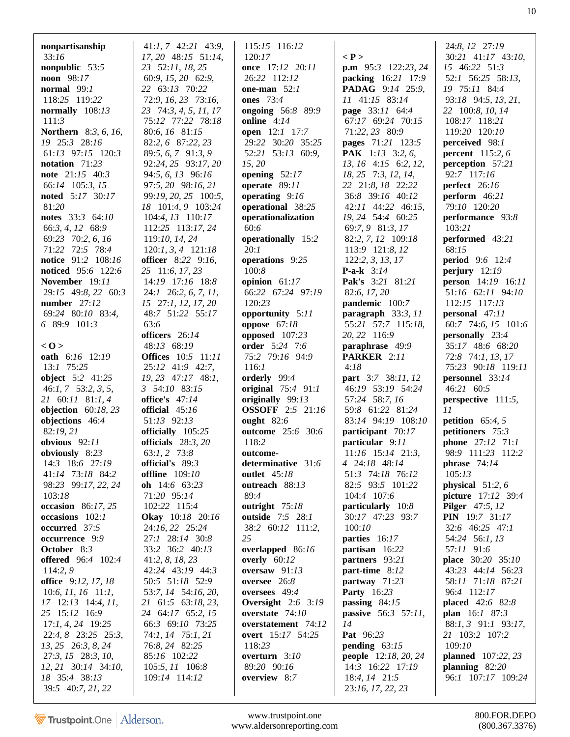**nonpartisanship** 33:*16*
**nonpublic** 53:*5*
**noon** 98:*17*
**normal** 99:*1* 118:*25* 119:*22*
**normally** 108:*13* 111:*3*
**Northern** 8:*3*, *6*, *16*, *19* 25:*3* 28:*16* 61:*13* 97:*15* 120:*3*
**notation** 71:*23*
**note** 21:*15* 40:*3* 66:*14* 105:*3*, *15*
**noted** 5:*17* 30:*17* 81:*20*
**notes** 33:*3* 64:*10* 66:*3*, *4*, *12* 68:*9* 69:*23* 70:*2*, *6*, *16* 71:*22* 72:*5* 78:*4*
**notice** 91:*2* 108:*16*
**noticed** 95:*6* 122:*6*
**November** 19:*11* 29:*15* 49:*8*, *22* 60:*3*
**number** 27:*12* 69:*24* 80:*10* 83:*4*, *6* 89:*9* 101:*3*

**< O >**
**oath** 6:*16* 12:*19* 13:*1* 75:*25*
**object** 5:*2* 41:*25* 46:*1*, *7* 53:*2*, *3*, *5*, *21* 60:*11* 81:*1*, *4*
**objection** 60:*18*, *23*
**objections** 46:*4* 82:*19*, *21*
**obvious** 92:*11*
**obviously** 8:*23* 14:*3* 18:*6* 27:*19* 41:*14* 73:*18* 84:*2* 98:*23* 99:*17*, *22*, *24* 103:*18*
**occasion** 86:*17*, *25*
**occasions** 102:*1*
**occurred** 37:*5*
**occurrence** 9:*9*
**October** 8:*3*
**offered** 96:*4* 102:*4* 114:*2*, *9*
**office** 9:*12*, *17*, *18* 10:*6*, *11*, *16* 11:*1*, *17* 12:*13* 14:*4*, *11*, *25* 15:*12* 16:*9* 17:*1*, *4*, *24* 19:*25* 22:*4*, *8* 23:*25* 25:*3*, *13*, *25* 26:*3*, *8*, *24* 27:*3*, *15* 28:*3*, *10*, *12*, *21* 30:*14* 34:*10*, *18* 35:*4* 38:*13* 39:*5* 40:*7*, *21*, *22* 41:*1*, *7* 42:*21* 43:*9*, *17*, *20* 48:*15* 51:*14*, *23* 52:*11*, *18*, *25* 60:*9*, *15*, *20* 62:*9*, *22* 63:*13* 70:*22* 72:*9*, *16*, *23* 73:*16*, *23* 74:*3*, *4*, *5*, *11*, *17* 75:*12* 77:*22* 78:*18* 80:*6*, *16* 81:*15* 82:*2*, *6* 87:*22*, *23* 89:*5*, *6*, *7* 91:*3*, *9* 92:*24*, *25* 93:*17*, *20* 94:*5*, *6*, *13* 96:*16* 97:*5*, *20* 98:*16*, *21* 99:*19*, *20*, *25* 100:*5*, *18* 101:*4*, *9* 103:*24* 104:*4*, *13* 110:*17* 112:*25* 113:*17*, *24* 119:*10*, *14*, *24* 120:*1*, *3*, *4* 121:*18*
**officer** 8:*22* 9:*16*, *25* 11:*6*, *17*, *23* 14:*19* 17:*16* 18:*8* 24:*1* 26:*2*, *6*, *7*, *11*, *15* 27:*1*, *12*, *17*, *20* 48:*7* 51:*22* 55:*17* 63:*6*
**officers** 26:*14* 48:*13* 68:*19*
**Offices** 10:*5* 11:*11* 25:*12* 41:*9* 42:*7*, *19*, *23* 47:*17* 48:*1*, *3* 54:*10* 83:*15*
**office's** 47:*14*
**official** 45:*16* 51:*13* 92:*13*
**officially** 105:*25*
**officials** 28:*3*, *20* 63:*1*, *2* 73:*8*
**official's** 89:*3*
**offline** 109:*10*
**oh** 14:*6* 63:*23* 71:*20* 95:*14* 102:*22* 115:*4*
**Okay** 10:*18* 20:*16* 24:*16*, *22* 25:*24* 27:*1* 28:*14* 30:*8* 33:*2* 36:*2* 40:*13* 41:*2*, *8*, *18*, *23* 42:*24* 43:*19* 44:*3* 50:*5* 51:*18* 52:*9* 53:*7*, *14* 54:*16*, *20*, *21* 61:*5* 63:*18*, *23*, *24* 64:*17* 65:*2*, *15* 66:*3* 69:*10* 73:*25* 74:*1*, *14* 75:*1*, *21* 76:*8*, *24* 82:*25* 85:*16* 102:*22* 105:*5*, *11* 106:*8* 109:*14* 114:*12* 115:*15* 116:*12* 120:*17*
**once** 17:*12* 20:*11* 26:*22* 112:*12*
**one-man** 52:*1*
**ones** 73:*4*
**ongoing** 56:*8* 89:*9*
**online** 4:*14*
**open** 12:*1* 17:*7* 29:*22* 30:*20* 35:*25* 52:*21* 53:*13* 60:*9*, *15*, *20*
**opening** 52:*17*
**operate** 89:*11*
**operating** 9:*16*
**operational** 38:*25*
**operationalization** 60:*6*
**operationally** 15:*2* 20:*1*
**operations** 9:*25* 100:*8*
**opinion** 61:*17* 66:*22* 67:*24* 97:*19* 120:*23*
**opportunity** 5:*11*
**oppose** 67:*18*
**opposed** 107:*23*
**order** 5:*24* 7:*6* 75:*2* 79:*16* 94:*9* 116:*1*
**orderly** 99:*4*
**original** 75:*4* 91:*1*
**originally** 99:*13*
**OSSOFF** 2:*5* 21:*16*
**ought** 82:*6*
**outcome** 25:*6* 30:*6* 118:*2*
**outcome-determinative** 31:*6*
**outlet** 45:*18*
**outreach** 88:*13* 89:*4*
**outright** 75:*18*
**outside** 7:*5* 28:*1* 38:*2* 60:*12* 111:*2*, *25*
**overlapped** 86:*16*
**overly** 60:*12*
**oversaw** 91:*13*
**oversee** 26:*8*
**oversees** 49:*4*
**Oversight** 2:*6* 3:*19*
**overstate** 74:*10*
**overstatement** 74:*12*
**overt** 15:*17* 54:*25* 118:*23*
**overturn** 3:*10* 89:*20* 90:*16*
**overview** 8:*7*

**< P >**
**p.m** 95:*3* 122:*23*, *24*
**packing** 16:*21* 17:*9*
**PADAG** 9:*14* 25:*9*, *11* 41:*15* 83:*14*
**page** 33:*11* 64:*4* 67:*17* 69:*24* 70:*15* 71:*22*, *23* 80:*9*
**pages** 71:*21* 123:*5*
**PAK** 1:*13* 3:*2*, *6*, *13*, *16* 4:*15* 6:*2*, *12*, *18*, *25* 7:*3*, *12*, *14*, *22* 21:*8*, *18* 22:*22* 36:*8* 39:*16* 40:*12* 42:*11* 44:*22* 46:*15*, *19*, *24* 54:*4* 60:*25* 69:*7*, *9* 81:*3*, *17* 82:*2*, *7*, *12* 109:*18* 113:*9* 121:*8*, *12* 122:*2*, *3*, *13*, *17*
**P-a-k** 3:*14*
**Pak's** 3:*21* 81:*21* 82:*6*, *17*, *20*
**pandemic** 100:*7*
**paragraph** 33:*3*, *11* 55:*21* 57:*7* 115:*18*, *20*, *22* 116:*9*
**paraphrase** 49:*9*
**PARKER** 2:*11* 4:*18*
**part** 3:*7* 38:*11*, *12* 46:*19* 53:*19* 54:*24* 57:*24* 58:*7*, *16* 59:*8* 61:*22* 81:*24* 83:*14* 94:*19* 108:*10*
**participant** 70:*17*
**particular** 9:*11* 11:*16* 15:*14* 21:*3*, *4* 24:*18* 48:*14* 51:*3* 74:*18* 76:*12* 82:*5* 93:*5* 101:*22* 104:*4* 107:*6*
**particularly** 10:*8* 30:*17* 47:*23* 93:*7* 100:*10*
**parties** 16:*17*
**partisan** 16:*22*
**partners** 93:*21*
**part-time** 8:*12*
**partway** 71:*23*
**Party** 16:*23*
**passing** 84:*15*
**passive** 56:*3* 57:*11*, *14*
**Pat** 96:*23*
**pending** 63:*15*
**people** 12:*18*, *20*, *24* 14:*3* 16:*22* 17:*19* 18:*4*, *14* 21:*5* 23:*16*, *17*, *22*, *23* 24:*8*, *12* 27:*19* 30:*21* 41:*17* 43:*10*, *15* 46:*22* 51:*3* 52:*1* 56:*25* 58:*13*, *19* 75:*11* 84:*4* 93:*18* 94:*5*, *13*, *21*, *22* 100:*8*, *10*, *14* 108:*17* 118:*21* 119:*20* 120:*10*
**perceived** 98:*1*
**percent** 115:*2*, *6*
**perception** 57:*21* 92:*7* 117:*16*
**perfect** 26:*16*
**perform** 46:*21* 79:*10* 120:*20*
**performance** 93:*8* 103:*21*
**performed** 43:*21* 68:*15*
**period** 9:*6* 12:*4*
**perjury** 12:*19*
**person** 14:*19* 16:*11* 51:*16* 62:*11* 94:*10* 112:*15* 117:*13*
**personal** 47:*11* 60:*7* 74:*6*, *15* 101:*6*
**personally** 23:*4* 35:*17* 48:*6* 68:*20* 72:*8* 74:*1*, *13*, *17* 75:*23* 90:*18* 119:*11*
**personnel** 33:*14* 46:*21* 60:*5*
**perspective** 111:*5*, *11*
**petition** 65:*4*, *5*
**petitioners** 75:*3*
**phone** 27:*12* 71:*1* 98:*9* 111:*23* 112:*2*
**phrase** 74:*14* 105:*13*
**physical** 51:*2*, *6*
**picture** 17:*12* 39:*4*
**Pilger** 47:*5*, *12*
**PIN** 19:*7* 31:*17* 32:*6* 46:*25* 47:*1* 54:*24* 56:*1*, *13* 57:*11* 91:*6*
**place** 30:*20* 35:*10* 43:*23* 44:*14* 56:*23* 58:*11* 71:*18* 87:*21* 96:*4* 112:*17*
**placed** 42:*6* 82:*8*
**plan** 16:*1* 87:*3* 88:*1*, *3* 91:*1* 93:*17*, *21* 103:*2* 107:*2* 109:*10*
**planned** 107:*22*, *23*
**planning** 82:*20* 96:*1* 107:*17* 109:*24*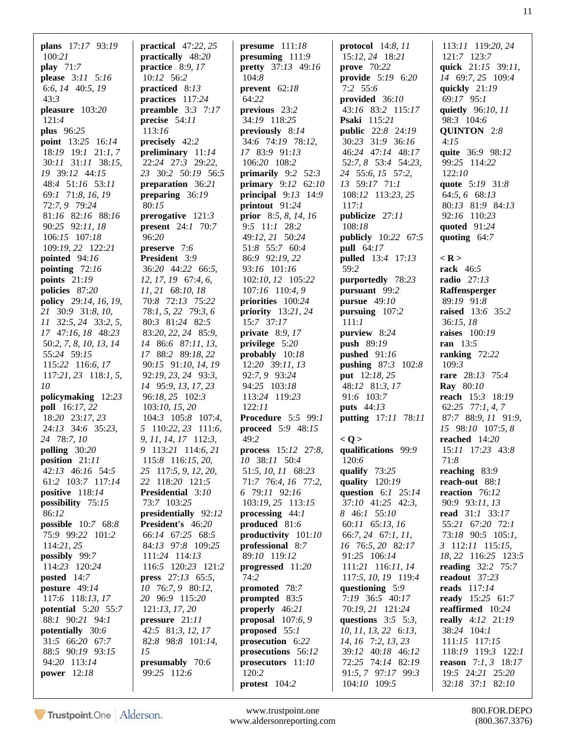**plans** 17:17 93:19 100:21
**play** 71:7
**please** 3:11 5:16 6:6, 14 40:5, 19 43:3
**pleasure** 103:20 121:4
**plus** 96:25
**point** 13:25 16:14 18:19 19:1 21:1, 7 30:11 31:11 38:15, 19 39:12 44:15 48:4 51:16 53:11 69:1 71:8, 16, 19 72:7, 9 79:24 81:16 82:16 88:16 90:25 92:11, 18 106:15 107:18 109:19, 22 122:21
**pointed** 94:16
**pointing** 72:16
**points** 21:19
**policies** 87:20
**policy** 29:14, 16, 19, 21 30:9 31:8, 10, 11 32:5, 24 33:2, 5, 17 47:16, 18 48:23 50:2, 7, 8, 10, 13, 14 55:24 59:15 115:22 116:6, 17 117:21, 23 118:1, 5, 10
**policymaking** 12:23
**poll** 16:17, 22 18:20 23:17, 23 24:13 34:6 35:23, 24 78:7, 10
**polling** 30:20
**position** 21:11 42:13 46:16 54:5 61:2 103:7 117:14
**positive** 118:14
**possibility** 75:15 86:12
**possible** 10:7 68:8 75:9 99:22 101:2 114:21, 25
**possibly** 99:7 114:23 120:24
**posted** 14:7
**posture** 49:14 117:6 118:13, 17
**potential** 5:20 55:7 88:1 90:21 94:1
**potentially** 30:6 31:5 66:20 67:7 88:5 90:19 93:15 94:20 113:14
**power** 12:18

**practical** 47:22, 25
**practically** 48:20
**practice** 8:9, 17 10:12 56:2
**practiced** 8:13
**practices** 117:24
**preamble** 3:3 7:17
**precise** 54:11 113:16
**precisely** 42:2
**preliminary** 11:14 22:24 27:3 29:22, 23 30:2 50:19 56:5
**preparation** 36:21
**preparing** 36:19 80:15
**prerogative** 121:3
**present** 24:1 70:7 96:20
**preserve** 7:6
**President** 3:9 36:20 44:22 66:5, 12, 17, 19 67:4, 6, 11, 21 68:10, 18 70:8 72:13 75:22 78:1, 5, 22 79:3, 6 80:3 81:24 82:5 83:20, 22, 24 85:9, 14 86:6 87:11, 13, 17 88:2 89:18, 22 90:15 91:10, 14, 19 92:19, 23, 24 93:3, 14 95:9, 13, 17, 23 96:18, 25 102:3 103:10, 15, 20 104:3 105:8 107:4, 5 110:22, 23 111:6, 9, 11, 14, 17 112:3, 9 113:21 114:6, 21 115:8 116:15, 20, 25 117:5, 9, 12, 20, 22 118:20 121:5
**Presidential** 3:10 73:7 103:25
**presidentially** 92:12
**President's** 46:20 66:14 67:25 68:5 84:13 97:8 109:25 111:24 114:13 116:5 120:23 121:2
**press** 27:13 65:5, 10 76:7, 9 80:12, 20 96:9 115:20 121:13, 17, 20
**pressure** 21:11 42:5 81:3, 12, 17 82:8 98:8 101:14, 15
**presumably** 70:6 99:25 112:6

**presume** 111:18
**presuming** 111:9
**pretty** 37:13 49:16 104:8
**prevent** 62:18 64:22
**previous** 23:2 34:19 118:25
**previously** 8:14 34:6 74:19 78:12, 17 83:9 91:13 106:20 108:2
**primarily** 9:2 52:3
**primary** 9:12 62:10
**principal** 9:13 14:9
**printout** 91:24
**prior** 8:5, 8, 14, 16 9:5 11:1 28:2 49:12, 21 50:24 51:8 55:7 60:4 86:9 92:19, 22 93:16 101:16 102:10, 12 105:22 107:16 110:4, 9
**priorities** 100:24
**priority** 13:21, 24 15:7 37:17
**private** 8:9, 17
**privilege** 5:20
**probably** 10:18 12:20 39:11, 13 92:7, 9 93:24 94:25 103:18 113:24 119:23 122:11
**Procedure** 5:5 99:1
**proceed** 5:9 48:15 49:2
**process** 15:12 27:8, 10 38:11 50:4 51:5, 10, 11 68:23 71:7 76:4, 16 77:2, 6 79:11 92:16 103:19, 25 113:15
**processing** 44:1
**produced** 81:6
**productivity** 101:10
**professional** 8:7 89:10 119:12
**progressed** 11:20 74:2
**promoted** 78:7
**prompted** 83:5
**properly** 46:21
**proposal** 107:6, 9
**proposed** 55:1
**prosecution** 6:22
**prosecutions** 56:12
**prosecutors** 11:10 120:2
**protest** 104:2

**protocol** 14:8, 11 15:12, 24 18:21
**prove** 70:22
**provide** 5:19 6:20 7:2 55:6
**provided** 36:10 43:16 83:2 115:17
**Psaki** 115:21
**public** 22:8 24:19 30:23 31:9 36:16 46:24 47:14 48:17 52:7, 8 53:4 54:23, 24 55:6, 15 57:2, 13 59:17 71:1 108:12 113:23, 25 117:1
**publicize** 27:11 108:18
**publicly** 10:22 67:5
**pull** 64:17
**pulled** 13:4 17:13 59:2
**purportedly** 78:23
**pursuant** 99:2
**pursue** 49:10
**pursuing** 107:2 111:1
**purview** 8:24
**push** 89:19
**pushed** 91:16
**pushing** 87:3 102:8
**put** 12:18, 25 48:12 81:3, 17 91:6 103:7
**puts** 44:13
**putting** 17:11 78:11

**< Q >**
**qualifications** 99:9 120:6
**qualify** 73:25
**quality** 120:19
**question** 6:1 25:14 37:10 41:25 42:3, 8 46:1 55:10 60:11 65:13, 16 66:7, 24 67:1, 11, 16 76:5, 20 82:17 91:25 106:14 111:21 116:11, 14 117:5, 10, 19 119:4
**questioning** 5:9 7:19 36:5 40:17 70:19, 21 121:24
**questions** 3:5 5:3, 10, 11, 13, 22 6:13, 14, 16 7:2, 13, 23 39:12 40:18 46:12 72:25 74:14 82:19 91:5, 7 97:17 99:3 104:10 109:5

113:11 119:20, 24 121:7 123:7
**quick** 21:15 39:11, 14 69:7, 25 109:4
**quickly** 21:19 69:17 95:1
**quietly** 96:10, 11 98:3 104:6
**QUINTON** 2:8 4:15
**quite** 36:9 98:12 99:25 114:22 122:10
**quote** 5:19 31:8 64:5, 6 68:13 80:13 81:9 84:13 92:16 110:23
**quoted** 91:24
**quoting** 64:7

**< R >**
**rack** 46:5
**radio** 27:13
**Raffensperger** 89:19 91:8
**raised** 13:6 35:2 36:15, 18
**raises** 100:19
**ran** 13:5
**ranking** 72:22 109:3
**rare** 28:13 75:4
**Ray** 80:10
**reach** 15:3 18:19 62:25 77:1, 4, 7 87:7 88:9, 11 91:9, 15 98:10 107:5, 8
**reached** 14:20 15:11 17:23 43:8 71:8
**reaching** 83:9
**reach-out** 88:1
**reaction** 76:12 90:9 93:11, 13
**read** 31:1 33:17 55:21 67:20 72:1 73:18 90:5 105:1, 3 112:11 115:15, 18, 22 116:25 123:5
**reading** 32:2 75:7
**readout** 37:23
**reads** 117:14
**ready** 15:25 61:7
**reaffirmed** 10:24
**really** 4:12 21:19 38:24 104:1 111:15 117:15 118:19 119:3 122:1
**reason** 7:1, 3 18:17 19:5 24:21 25:20 32:18 37:1 82:10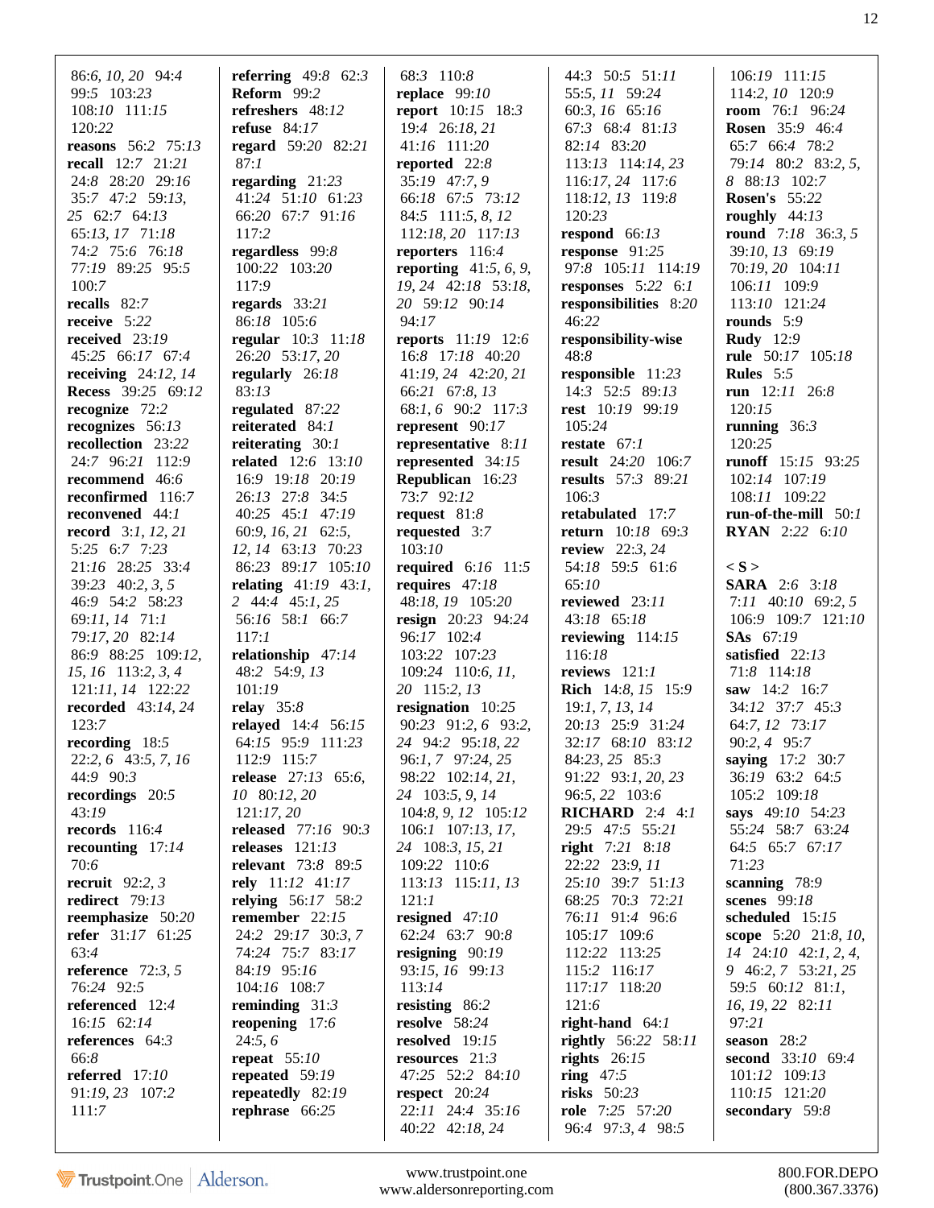86:*6, 10, 20* 94:*4*
99:*5* 103:*23*
108:*10* 111:*15*
120:*22*
**reasons** 56:*2* 75:*13*
**recall** 12:*7* 21:*21*
24:*8* 28:*20* 29:*16*
35:*7* 47:*2* 59:*13,*
*25* 62:*7* 64:*13*
65:*13, 17* 71:*18*
74:*2* 75:*6* 76:*18*
77:*19* 89:*25* 95:*5*
100:*7*
**recalls** 82:*7*
**receive** 5:*22*
**received** 23:*19*
45:*25* 66:*17* 67:*4*
**receiving** 24:*12, 14*
**Recess** 39:*25* 69:*12*
**recognize** 72:*2*
**recognizes** 56:*13*
**recollection** 23:*22*
24:*7* 96:*21* 112:*9*
**recommend** 46:*6*
**reconfirmed** 116:*7*
**reconvened** 44:*1*
**record** 3:*1, 12, 21*
5:*25* 6:*7* 7:*23*
21:*16* 28:*25* 33:*4*
39:*23* 40:*2, 3, 5*
46:*9* 54:*2* 58:*23*
69:*11, 14* 71:*1*
79:*17, 20* 82:*14*
86:*9* 88:*25* 109:*12,*
*15, 16* 113:*2, 3, 4*
121:*11, 14* 122:*22*
**recorded** 43:*14, 24*
123:*7*
**recording** 18:*5*
22:*2, 6* 43:*5, 7, 16*
44:*9* 90:*3*
**recordings** 20:*5*
43:*19*
**records** 116:*4*
**recounting** 17:*14*
70:*6*
**recruit** 92:*2, 3*
**redirect** 79:*13*
**reemphasize** 50:*20*
**refer** 31:*17* 61:*25*
63:*4*
**reference** 72:*3, 5*
76:*24* 92:*5*
**referenced** 12:*4*
16:*15* 62:*14*
**references** 64:*3*
66:*8*
**referred** 17:*10*
91:*19, 23* 107:*2*
111:*7*

**referring** 49:*8* 62:*3*
**Reform** 99:*2*
**refreshers** 48:*12*
**refuse** 84:*17*
**regard** 59:*20* 82:*21*
87:*1*
**regarding** 21:*23*
41:*24* 51:*10* 61:*23*
66:*20* 67:*7* 91:*16*
117:*2*
**regardless** 99:*8*
100:*22* 103:*20*
117:*9*
**regards** 33:*21*
86:*18* 105:*6*
**regular** 10:*3* 11:*18*
26:*20* 53:*17, 20*
**regularly** 26:*18*
83:*13*
**regulated** 87:*22*
**reiterated** 84:*1*
**reiterating** 30:*1*
**related** 12:*6* 13:*10*
16:*9* 19:*18* 20:*19*
26:*13* 27:*8* 34:*5*
40:*25* 45:*1* 47:*19*
60:*9, 16, 21* 62:*5,*
*12, 14* 63:*13* 70:*23*
86:*23* 89:*17* 105:*10*
**relating** 41:*19* 43:*1,*
*2* 44:*4* 45:*1, 25*
56:*16* 58:*1* 66:*7*
117:*1*
**relationship** 47:*14*
48:*2* 54:*9, 13*
101:*19*
**relay** 35:*8*
**relayed** 14:*4* 56:*15*
64:*15* 95:*9* 111:*23*
112:*9* 115:*7*
**release** 27:*13* 65:*6,*
*10* 80:*12, 20*
121:*17, 20*
**released** 77:*16* 90:*3*
**releases** 121:*13*
**relevant** 73:*8* 89:*5*
**rely** 11:*12* 41:*17*
**relying** 56:*17* 58:*2*
**remember** 22:*15*
24:*2* 29:*17* 30:*3, 7*
74:*24* 75:*7* 83:*17*
84:*19* 95:*16*
104:*16* 108:*7*
**reminding** 31:*3*
**reopening** 17:*6*
24:*5, 6*
**repeat** 55:*10*
**repeated** 59:*19*
**repeatedly** 82:*19*
**rephrase** 66:*25*

68:*3* 110:*8*
**replace** 99:*10*
**report** 10:*15* 18:*3*
19:*4* 26:*18, 21*
41:*16* 111:*20*
**reported** 22:*8*
35:*19* 47:*7, 9*
66:*18* 67:*5* 73:*12*
84:*5* 111:*5, 8, 12*
112:*18, 20* 117:*13*
**reporters** 116:*4*
**reporting** 41:*5, 6, 9,*
*19, 24* 42:*18* 53:*18,*
*20* 59:*12* 90:*14*
94:*17*
**reports** 11:*19* 12:*6*
16:*8* 17:*18* 40:*20*
41:*19, 24* 42:*20, 21*
66:*21* 67:*8, 13*
68:*1, 6* 90:*2* 117:*3*
**represent** 90:*17*
**representative** 8:*11*
**represented** 34:*15*
**Republican** 16:*23*
73:*7* 92:*12*
**request** 81:*8*
**requested** 3:*7*
103:*10*
**required** 6:*16* 11:*5*
**requires** 47:*18*
48:*18, 19* 105:*20*
**resign** 20:*23* 94:*24*
96:*17* 102:*4*
103:*22* 107:*23*
109:*24* 110:*6, 11,*
*20* 115:*2, 13*
**resignation** 10:*25*
90:*23* 91:*2, 6* 93:*2,*
*24* 94:*2* 95:*18, 22*
96:*1, 7* 97:*24, 25*
98:*22* 102:*14, 21,*
*24* 103:*5, 9, 14*
104:*8, 9, 12* 105:*12*
106:*1* 107:*13, 17,*
*24* 108:*3, 15, 21*
109:*22* 110:*6*
113:*13* 115:*11, 13*
121:*1*
**resigned** 47:*10*
62:*24* 63:*7* 90:*8*
**resigning** 90:*19*
93:*15, 16* 99:*13*
113:*14*
**resisting** 86:*2*
**resolve** 58:*24*
**resolved** 19:*15*
**resources** 21:*3*
47:*25* 52:*2* 84:*10*
**respect** 20:*24*
22:*11* 24:*4* 35:*16*
40:*22* 42:*18, 24*

44:*3* 50:*5* 51:*11*
55:*5, 11* 59:*24*
60:*3, 16* 65:*16*
67:*3* 68:*4* 81:*13*
82:*14* 83:*20*
113:*13* 114:*14, 23*
116:*17, 24* 117:*6*
118:*12, 13* 119:*8*
120:*23*
**respond** 66:*13*
**response** 91:*25*
97:*8* 105:*11* 114:*19*
**responses** 5:*22* 6:*1*
**responsibilities** 8:*20*
46:*22*
**responsibility-wise**
48:*8*
**responsible** 11:*23*
14:*3* 52:*5* 89:*13*
**rest** 10:*19* 99:*19*
105:*24*
**restate** 67:*1*
**result** 24:*20* 106:*7*
**results** 57:*3* 89:*21*
106:*3*
**retabulated** 17:*7*
**return** 10:*18* 69:*3*
**review** 22:*3, 24*
54:*18* 59:*5* 61:*6*
65:*10*
**reviewed** 23:*11*
43:*18* 65:*18*
**reviewing** 114:*15*
116:*18*
**reviews** 121:*1*
**Rich** 14:*8, 15* 15:*9*
19:*1, 7, 13, 14*
20:*13* 25:*9* 31:*24*
32:*17* 68:*10* 83:*12*
84:*23, 25* 85:*3*
91:*22* 93:*1, 20, 23*
96:*5, 22* 103:*6*
**RICHARD** 2:*4* 4:*1*
29:*5* 47:*5* 55:*21*
**right** 7:*21* 8:*18*
22:*22* 23:*9, 11*
25:*10* 39:*7* 51:*13*
68:*25* 70:*3* 72:*21*
76:*11* 91:*4* 96:*6*
105:*17* 109:*6*
112:*22* 113:*25*
115:*2* 116:*17*
117:*17* 118:*20*
121:*6*
**right-hand** 64:*1*
**rightly** 56:*22* 58:*11*
**rights** 26:*15*
**ring** 47:*5*
**risks** 50:*23*
**role** 7:*25* 57:*20*
96:*4* 97:*3, 4* 98:*5*

106:*19* 111:*15*
114:*2, 10* 120:*9*
**room** 76:*1* 96:*24*
**Rosen** 35:*9* 46:*4*
65:*7* 66:*4* 78:*2*
79:*14* 80:*2* 83:*2, 5,*
*8* 88:*13* 102:*7*
**Rosen's** 55:*22*
**roughly** 44:*13*
**round** 7:*18* 36:*3, 5*
39:*10, 13* 69:*19*
70:*19, 20* 104:*11*
106:*11* 109:*9*
113:*10* 121:*24*
**rounds** 5:*9*
**Rudy** 12:*9*
**rule** 50:*17* 105:*18*
**Rules** 5:*5*
**run** 12:*11* 26:*8*
120:*15*
**running** 36:*3*
120:*25*
**runoff** 15:*15* 93:*25*
102:*14* 107:*19*
108:*11* 109:*22*
**run-of-the-mill** 50:*1*
**RYAN** 2:*22* 6:*10*

**< S >**
**SARA** 2:*6* 3:*18*
7:*11* 40:*10* 69:*2, 5*
106:*9* 109:*7* 121:*10*
**SAs** 67:*19*
**satisfied** 22:*13*
71:*8* 114:*18*
**saw** 14:*2* 16:*7*
34:*12* 37:*7* 45:*3*
64:*7, 12* 73:*17*
90:*2, 4* 95:*7*
**saying** 17:*2* 30:*7*
36:*19* 63:*2* 64:*5*
105:*2* 109:*18*
**says** 49:*10* 54:*23*
55:*24* 58:*7* 63:*24*
64:*5* 65:*7* 67:*17*
71:*23*
**scanning** 78:*9*
**scenes** 99:*18*
**scheduled** 15:*15*
**scope** 5:*20* 21:*8, 10,*
*14* 24:*10* 42:*1, 2, 4,*
*9* 46:*2, 7* 53:*21, 25*
59:*5* 60:*12* 81:*1,*
*16, 19, 22* 82:*11*
97:*21*
**season** 28:*2*
**second** 33:*10* 69:*4*
101:*12* 109:*13*
110:*15* 121:*20*
**secondary** 59:*8*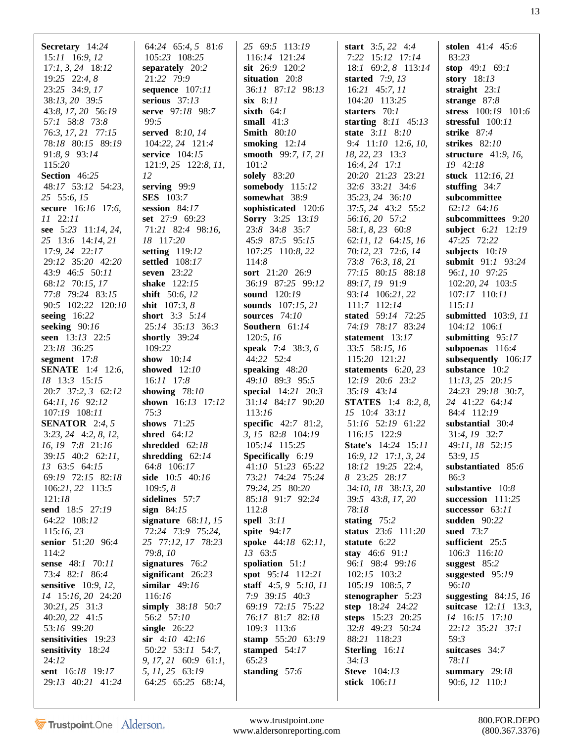**Secretary** 14:24 15:11 16:9, 12 17:1, 3, 24 18:12 19:25 22:4, 8 23:25 34:9, 17 38:13, 20 39:5 43:8, 17, 20 56:19 57:1 58:8 73:8 76:3, 17, 21 77:15 78:18 80:15 89:19 91:8, 9 93:14 115:20
**Section** 46:25 48:17 53:12 54:23, 25 55:6, 15
**secure** 16:16 17:6, 11 22:11
**see** 5:23 11:14, 24, 25 13:6 14:14, 21 17:9, 24 22:17 29:12 35:20 42:20 43:9 46:5 50:11 68:12 70:15, 17 77:8 79:24 83:15 90:5 102:22 120:10
**seeing** 16:22
**seeking** 90:16
**seen** 13:13 22:5 23:18 36:25
**segment** 17:8
**SENATE** 1:4 12:6, 18 13:3 15:15 20:7 37:2, 3 62:12 64:11, 16 92:12 107:19 108:11
**SENATOR** 2:4, 5 3:23, 24 4:2, 8, 12, 16, 19 7:8 21:16 39:15 40:2 62:11, 13 63:5 64:15 69:19 72:15 82:18 106:21, 22 113:5 121:18
**send** 18:5 27:19 64:22 108:12 115:16, 23
**senior** 51:20 96:4 114:2
**sense** 48:1 70:11 73:4 82:1 86:4
**sensitive** 10:9, 12, 14 15:16, 20 24:20 30:21, 25 31:3 40:20, 22 41:5 53:16 99:20
**sensitivities** 19:23
**sensitivity** 18:24 24:12
**sent** 16:18 19:17 29:13 40:21 41:24 64:24 65:4, 5 81:6 105:23 108:25
**separately** 20:2 21:22 79:9
**sequence** 107:11
**serious** 37:13
**serve** 97:18 98:7 99:5
**served** 8:10, 14 104:22, 24 121:4
**service** 104:15 121:9, 25 122:8, 11, 12
**serving** 99:9
**SES** 103:7
**session** 84:17
**set** 27:9 69:23 71:21 82:4 98:16, 18 117:20
**setting** 119:12
**settled** 108:17
**seven** 23:22
**shake** 122:15
**shift** 50:6, 12
**shit** 107:3, 8
**short** 3:3 5:14 25:14 35:13 36:3
**shortly** 39:24 109:22
**show** 10:14
**showed** 12:10 16:11 17:8
**showing** 78:10
**shown** 16:13 17:12 75:3
**shows** 71:25
**shred** 64:12
**shredded** 62:18
**shredding** 62:14 64:8 106:17
**side** 10:5 40:16 109:5, 8
**sidelines** 57:7
**sign** 84:15
**signature** 68:11, 15 72:24 73:9 75:24, 25 77:12, 17 78:23 79:8, 10
**signatures** 76:2
**significant** 26:23
**similar** 49:16 116:16
**simply** 38:18 50:7 56:2 57:10
**single** 26:22
**sir** 4:10 42:16 50:22 53:11 54:7, 9, 17, 21 60:9 61:1, 5, 11, 25 63:19 64:25 65:25 68:14, 25 69:5 113:19 116:14 121:24
**sit** 26:9 120:2
**situation** 20:8 36:11 87:12 98:13
**six** 8:11
**sixth** 64:1
**small** 41:3
**Smith** 80:10
**smoking** 12:14
**smooth** 99:7, 17, 21 101:2
**solely** 83:20
**somebody** 115:12
**somewhat** 38:9
**sophisticated** 120:6
**Sorry** 3:25 13:19 23:8 34:8 35:7 45:9 87:5 95:15 107:25 110:8, 22 114:8
**sort** 21:20 26:9 36:19 87:25 99:12
**sound** 120:19
**sounds** 107:15, 21
**sources** 74:10
**Southern** 61:14 120:5, 16
**speak** 7:4 38:3, 6 44:22 52:4
**speaking** 48:20 49:10 89:3 95:5
**special** 14:21 20:3 31:14 84:17 90:20 113:16
**specific** 42:7 81:2, 3, 15 82:8 104:19 105:14 115:25
**Specifically** 6:19 41:10 51:23 65:22 73:21 74:24 75:24 79:24, 25 80:20 85:18 91:7 92:24 112:8
**spell** 3:11
**spite** 94:17
**spoke** 44:18 62:11, 13 63:5
**spoliation** 51:1
**spot** 95:14 112:21
**staff** 4:5, 9 5:10, 11 7:9 39:15 40:3 69:19 72:15 75:22 76:17 81:7 82:18 109:3 113:6
**stamp** 55:20 63:19
**stamped** 54:17 65:23
**standing** 57:6
**start** 3:5, 22 4:4 7:22 15:12 17:14 18:1 69:2, 8 113:14
**started** 7:9, 13 16:21 45:7, 11 104:20 113:25
**starters** 70:1
**starting** 8:11 45:13
**state** 3:11 8:10 9:4 11:10 12:6, 10, 18, 22, 23 13:3 16:4, 24 17:1 20:20 21:23 23:21 32:6 33:21 34:6 35:23, 24 36:10 37:5, 24 43:2 55:2 56:16, 20 57:2 58:1, 8, 23 60:8 62:11, 12 64:15, 16 70:12, 23 72:6, 14 73:8 76:3, 18, 21 77:15 80:15 88:18 89:17, 19 91:9 93:14 106:21, 22 111:7 112:14
**stated** 59:14 72:25 74:19 78:17 83:24
**statement** 13:17 33:5 58:15, 16 115:20 121:21
**statements** 6:20, 23 12:19 20:6 23:2 35:19 43:14
**STATES** 1:4 8:2, 8, 15 10:4 33:11 51:16 52:19 61:22 116:15 122:9
**State's** 14:24 15:11 16:9, 12 17:1, 3, 24 18:12 19:25 22:4, 8 23:25 28:17 34:10, 18 38:13, 20 39:5 43:8, 17, 20 78:18
**stating** 75:2
**status** 23:6 111:20
**statute** 6:22
**stay** 46:6 91:1 96:1 98:4 99:16 102:15 103:2 105:19 108:5, 7
**stenographer** 5:23
**step** 18:24 24:22
**steps** 15:23 20:25 32:8 49:23 50:24 88:21 118:23
**Sterling** 16:11 34:13
**Steve** 104:13
**stick** 106:11
**stolen** 41:4 45:6 83:23
**stop** 49:1 69:1
**story** 18:13
**straight** 23:1
**strange** 87:8
**stress** 100:19 101:6
**stressful** 100:11
**strike** 87:4
**strikes** 82:10
**structure** 41:9, 16, 19 42:18
**stuck** 112:16, 21
**stuffing** 34:7
**subcommittee** 62:12 64:16
**subcommittees** 9:20
**subject** 6:21 12:19 47:25 72:22
**subjects** 10:19
**submit** 91:1 93:24 96:1, 10 97:25 102:20, 24 103:5 107:17 110:11 115:11
**submitted** 103:9, 11 104:12 106:1
**submitting** 95:17
**subpoenas** 116:4
**subsequently** 106:17
**substance** 10:2 11:13, 25 20:15 24:23 29:18 30:7, 24 41:22 64:14 84:4 112:19
**substantial** 30:4 31:4, 19 32:7 49:11, 18 52:15 53:9, 15
**substantiated** 85:6 86:3
**substantive** 10:8
**succession** 111:25
**successor** 63:11
**sudden** 90:22
**sued** 73:7
**sufficient** 25:5 106:3 116:10
**suggest** 85:2
**suggested** 95:19 96:10
**suggesting** 84:15, 16
**suitcase** 12:11 13:3, 14 16:15 17:10 22:12 35:21 37:1 59:3
**suitcases** 34:7 78:11
**summary** 29:18 90:6, 12 110:1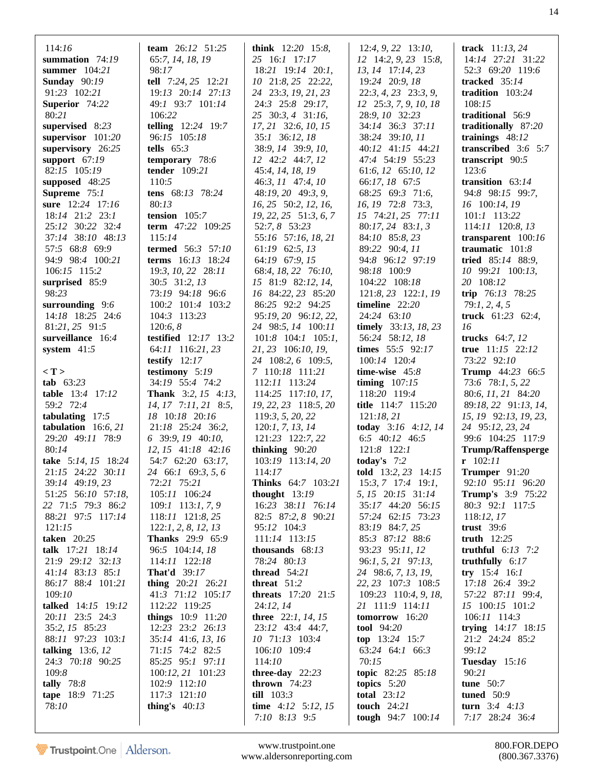114:*16*
**summation** 74:*19*
**summer** 104:*21*
**Sunday** 90:*19* 91:*23* 102:*21*
**Superior** 74:*22* 80:*21*
**supervised** 8:*23*
**supervisor** 101:*20*
**supervisory** 26:*25*
**support** 67:*19* 82:*15* 105:*19*
**supposed** 48:*25*
**Supreme** 75:*1*
**sure** 12:*24* 17:*16* 18:*14* 21:*2* 23:*1* 25:*12* 30:*22* 32:*4* 37:*14* 38:*10* 48:*13* 57:*5* 68:*8* 69:*9* 94:*9* 98:*4* 100:*21* 106:*15* 115:*2*
**surprised** 85:*9* 98:*23*
**surrounding** 9:*6* 14:*18* 18:*25* 24:*6* 81:*21*, *25* 91:*5*
**surveillance** 16:*4*
**system** 41:*5*

**< T >**
**tab** 63:*23*
**table** 13:*4* 17:*12* 59:*2* 72:*4*
**tabulating** 17:*5*
**tabulation** 16:*6*, *21* 29:*20* 49:*11* 78:*9* 80:*14*
**take** 5:*14*, *15* 18:*24* 21:*15* 24:*22* 30:*11* 39:*14* 49:*19*, *23* 51:*25* 56:*10* 57:*18*, *22* 71:*5* 79:*3* 86:*2* 88:*21* 97:*5* 117:*14* 121:*15*
**taken** 20:*25*
**talk** 17:*21* 18:*14* 21:*9* 29:*12* 32:*13* 41:*14* 83:*13* 85:*1* 86:*17* 88:*4* 101:*21* 109:*10*
**talked** 14:*15* 19:*12* 20:*11* 23:*5* 24:*3* 35:*2*, *15* 85:*23* 88:*11* 97:*23* 103:*1*
**talking** 13:*6*, *12* 24:*3* 70:*18* 90:*25* 109:*8*
**tally** 78:*8*
**tape** 18:*9* 71:*25* 78:*10*
**team** 26:*12* 51:*25* 65:*7*, *14*, *18*, *19* 98:*17*
**tell** 7:*24*, *25* 12:*21* 19:*13* 20:*14* 27:*13* 49:*1* 93:*7* 101:*14* 106:*22*
**telling** 12:*24* 19:*7* 96:*15* 105:*18*
**tells** 65:*3*
**temporary** 78:*6*
**tender** 109:*21* 110:*5*
**tens** 68:*13* 78:*24* 80:*13*
**tension** 105:*7*
**term** 47:*22* 109:*25* 115:*14*
**termed** 56:*3* 57:*10*
**terms** 16:*13* 18:*24* 19:*3*, *10*, *22* 28:*11* 30:*5* 31:*2*, *13* 73:*19* 94:*18* 96:*6* 100:*2* 101:*4* 103:*2* 104:*3* 113:*23* 120:*6*, *8*
**testified** 12:*17* 13:*2* 64:*11* 116:*21*, *23*
**testify** 12:*17*
**testimony** 5:*19* 34:*19* 55:*4* 74:*2*
**Thank** 3:*2*, *15* 4:*13*, *14*, *17* 7:*11*, *21* 8:*5*, *18* 10:*18* 20:*16* 21:*18* 25:*24* 36:*2*, *6* 39:*9*, *19* 40:*10*, *12*, *15* 41:*18* 42:*16* 54:*7* 62:*20* 63:*17*, *24* 66:*1* 69:*3*, *5*, *6* 72:*21* 75:*21* 105:*11* 106:*24* 109:*1* 113:*1*, *7*, *9* 118:*11* 121:*8*, *25* 122:*1*, *2*, *8*, *12*, *13*
**Thanks** 29:*9* 65:*9* 96:*5* 104:*14*, *18* 114:*11* 122:*18*
**That'd** 39:*17*
**thing** 20:*21* 26:*21* 41:*3* 71:*12* 105:*17* 112:*22* 119:*25*
**things** 10:*9* 11:*20* 12:*23* 23:*2* 26:*13* 35:*14* 41:*6*, *13*, *16* 71:*15* 74:*2* 82:*5* 85:*25* 95:*1* 97:*11* 100:*12*, *21* 101:*23* 102:*9* 112:*10* 117:*3* 121:*10*
**thing's** 40:*13*
**think** 12:*20* 15:*8*, *25* 16:*1* 17:*17* 18:*21* 19:*14* 20:*1*, *10* 21:*8*, *25* 22:*22*, *24* 23:*3*, *19*, *21*, *23* 24:*3* 25:*8* 29:*17*, *25* 30:*3*, *4* 31:*16*, *17*, *21* 32:*6*, *10*, *15* 35:*1* 36:*12*, *18* 38:*9*, *14* 39:*9*, *10*, *12* 42:*2* 44:*7*, *12* 45:*4*, *14*, *18*, *19* 46:*3*, *11* 47:*4*, *10* 48:*19*, *20* 49:*3*, *9*, *16*, *25* 50:*2*, *12*, *16*, *19*, *22*, *25* 51:*3*, *6*, *7* 52:*7*, *8* 53:*23* 55:*16* 57:*16*, *18*, *21* 61:*19* 62:*5*, *13* 64:*19* 67:*9*, *15* 68:*4*, *18*, *22* 76:*10*, *15* 81:*9* 82:*12*, *14*, *16* 84:*22*, *23* 85:*20* 86:*25* 92:*2* 94:*25* 95:*19*, *20* 96:*12*, *22*, *24* 98:*5*, *14* 100:*11* 101:*8* 104:*1* 105:*1*, *21*, *23* 106:*10*, *19*, *24* 108:*2*, *6* 109:*5*, *7* 110:*18* 111:*21* 112:*11* 113:*24* 114:*25* 117:*10*, *17*, *19*, *22*, *23* 118:*5*, *20* 119:*3*, *5*, *20*, *22* 120:*1*, *7*, *13*, *14* 121:*23* 122:*7*, *22*
**thinking** 90:*20* 103:*19* 113:*14*, *20* 114:*17*
**Thinks** 64:*7* 103:*21*
**thought** 13:*19* 16:*23* 38:*11* 76:*14* 82:*5* 87:*2*, *8* 90:*21* 95:*12* 104:*3* 111:*14* 113:*15*
**thousands** 68:*13* 78:*24* 80:*13*
**thread** 54:*21*
**threat** 51:*2*
**threats** 17:*20* 21:*5* 24:*12*, *14*
**three** 22:*1*, *14*, *15* 23:*12* 43:*4* 44:*7*, *10* 71:*13* 103:*4* 106:*10* 109:*4* 114:*10*
**three-day** 22:*23*
**thrown** 74:*23*
**till** 103:*3*
**time** 4:*12* 5:*12*, *15* 7:*10* 8:*13* 9:*5* 12:*4*, *9*, *22* 13:*10*, *12* 14:*2*, *9*, *23* 15:*8*, *13*, *14* 17:*14*, *23* 19:*24* 20:*9*, *18* 22:*3*, *4*, *23* 23:*3*, *9*, *12* 25:*3*, *7*, *9*, *10*, *18* 28:*9*, *10* 32:*23* 34:*14* 36:*3* 37:*11* 38:*24* 39:*10*, *11* 40:*12* 41:*15* 44:*21* 47:*4* 54:*19* 55:*23* 61:*6*, *12* 65:*10*, *12* 66:*17*, *18* 67:*5* 68:*25* 69:*3* 71:*6*, *16*, *19* 72:*8* 73:*3*, *15* 74:*21*, *25* 77:*11* 80:*17*, *24* 83:*1*, *3* 84:*10* 85:*8*, *23* 89:*22* 90:*4*, *11* 94:*8* 96:*12* 97:*19* 98:*18* 100:*9* 104:*22* 108:*18* 121:*8*, *23* 122:*1*, *19*
**timeline** 22:*20* 24:*24* 63:*10*
**timely** 33:*13*, *18*, *23* 56:*24* 58:*12*, *18*
**times** 55:*5* 92:*17* 100:*14* 120:*4*
**time-wise** 45:*8*
**timing** 107:*15* 118:*20* 119:*4*
**title** 114:*7* 115:*20* 121:*18*, *21*
**today** 3:*16* 4:*12*, *14* 6:*5* 40:*12* 46:*5* 121:*8* 122:*1*
**today's** 7:*2*
**told** 13:*2*, *23* 14:*15* 15:*3*, *7* 17:*4* 19:*1*, *5*, *15* 20:*15* 31:*14* 35:*17* 44:*20* 56:*15* 57:*24* 62:*15* 73:*23* 83:*19* 84:*7*, *25* 85:*3* 87:*12* 88:*6* 93:*23* 95:*11*, *12* 96:*1*, *5*, *21* 97:*13*, *24* 98:*6*, *7*, *13*, *19*, *22*, *23* 107:*3* 108:*5* 109:*23* 110:*4*, *9*, *18*, *21* 111:*9* 114:*11*
**tomorrow** 16:*20*
**tool** 94:*20*
**top** 13:*24* 15:*7* 63:*24* 64:*1* 66:*3* 70:*15*
**topic** 82:*25* 85:*18*
**topics** 5:*20*
**total** 23:*12*
**touch** 24:*21*
**tough** 94:*7* 100:*14*
**track** 11:*13*, *24* 14:*14* 27:*21* 31:*22* 52:*3* 69:*20* 119:*6*
**tracked** 35:*14*
**tradition** 103:*24* 108:*15*
**traditional** 56:*9*
**traditionally** 87:*20*
**trainings** 48:*12*
**transcribed** 3:*6* 5:*7*
**transcript** 90:*5* 123:*6*
**transition** 63:*14* 94:*8* 98:*15* 99:*7*, *16* 100:*14*, *19* 101:*1* 113:*22* 114:*11* 120:*8*, *13*
**transparent** 100:*16*
**traumatic** 101:*8*
**tried** 85:*14* 88:*9*, *10* 99:*21* 100:*13*, *20* 108:*12*
**trip** 76:*13* 78:*25* 79:*1*, *2*, *4*, *5*
**truck** 61:*23* 62:*4*, *16*
**trucks** 64:*7*, *12*
**true** 11:*15* 22:*12* 73:*22* 92:*10*
**Trump** 44:*23* 66:*5* 73:*6* 78:*1*, *5*, *22* 80:*6*, *11*, *21* 84:*20* 89:*18*, *22* 91:*13*, *14*, *15*, *19* 92:*13*, *19*, *23*, *24* 95:*12*, *23*, *24* 99:*6* 104:*25* 117:*9*
**Trump/Raffensperger** 102:*11*
**Trumper** 91:*20* 92:*10* 95:*11* 96:*20*
**Trump's** 3:*9* 75:*22* 80:*3* 92:*1* 117:*5* 118:*12*, *17*
**trust** 39:*6*
**truth** 12:*25*
**truthful** 6:*13* 7:*2*
**truthfully** 6:*17*
**try** 15:*4* 16:*1* 17:*18* 26:*4* 39:*2* 57:*22* 87:*11* 99:*4*, *15* 100:*15* 101:*2* 106:*11* 114:*3*
**trying** 14:*17* 18:*15* 21:*2* 24:*24* 85:*2* 99:*12*
**Tuesday** 15:*16* 90:*21*
**tune** 50:*7*
**tuned** 50:*9*
**turn** 3:*4* 4:*13* 7:*17* 28:*24* 36:*4*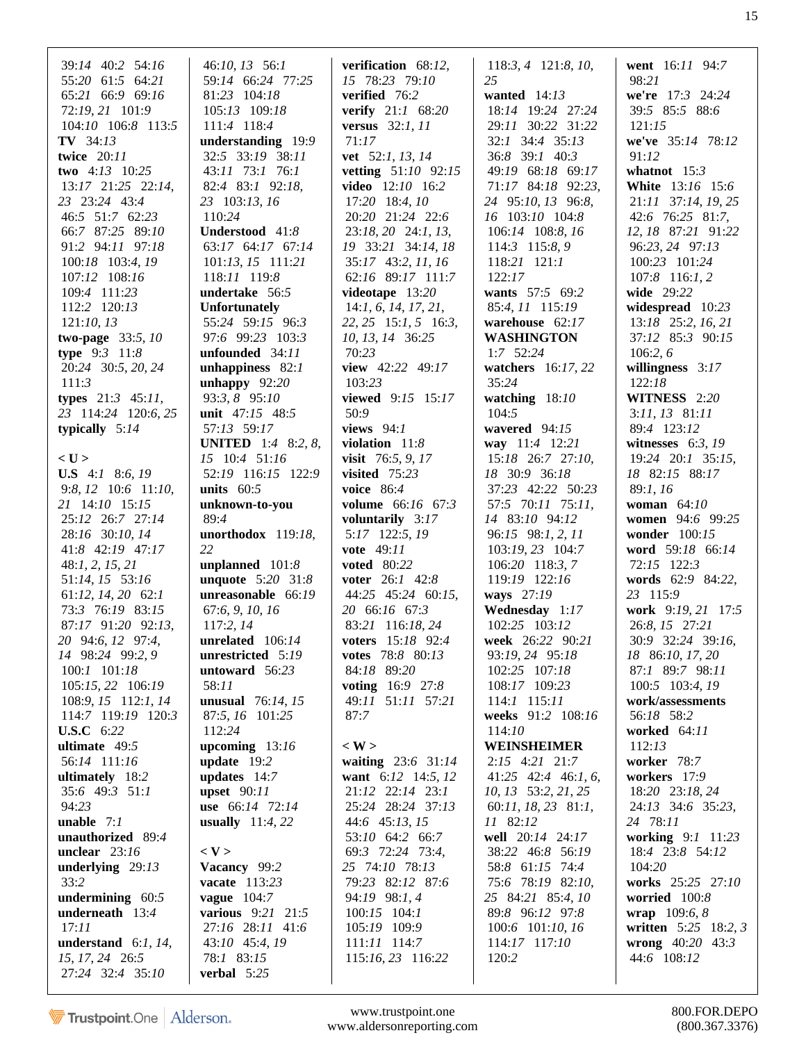39:*14* 40:2 54:*16*
55:*20* 61:5 64:*21*
65:*21* 66:9 69:*16*
72:*19, 21* 101:9
104:*10* 106:8 113:5
**TV** 34:*13*
**twice** 20:*11*
**two** 4:*13* 10:*25*
13:*17* 21:*25* 22:*14,*
*23* 23:*24* 43:4
46:5 51:7 62:*23*
66:7 87:*25* 89:*10*
91:2 94:*11* 97:*18*
100:*18* 103:*4, 19*
107:*12* 108:*16*
109:4 111:*23*
112:2 120:*13*
121:*10, 13*
**two-page** 33:*5, 10*
**type** 9:3 11:*8*
20:*24* 30:*5, 20, 24*
111:3
**types** 21:3 45:*11,*
*23* 114:*24* 120:*6, 25*
**typically** 5:*14*

**< U >**
**U.S** 4:*1* 8:*6, 19*
9:*8, 12* 10:6 11:*10,*
*21* 14:*10* 15:*15*
25:*12* 26:7 27:*14*
28:*16* 30:*10, 14*
41:*8* 42:*19* 47:*17*
48:*1, 2, 15, 21*
51:*14, 15* 53:*16*
61:*12, 14, 20* 62:*1*
73:3 76:*19* 83:*15*
87:*17* 91:*20* 92:*13,*
*20* 94:*6, 12* 97:*4,*
*14* 98:*24* 99:*2, 9*
100:*1* 101:*18*
105:*15, 22* 106:*19*
108:*9, 15* 112:*1, 14*
114:7 119:*19* 120:3
**U.S.C** 6:*22*
**ultimate** 49:5
56:*14* 111:*16*
**ultimately** 18:2
35:6 49:3 51:*1*
94:*23*
**unable** 7:*1*
**unauthorized** 89:4
**unclear** 23:*16*
**underlying** 29:*13*
33:2
**undermining** 60:5
**underneath** 13:4
17:*11*
**understand** 6:*1, 14,*
*15, 17, 24* 26:5
27:*24* 32:4 35:*10*
46:*10, 13* 56:*1*
59:*14* 66:*24* 77:*25*
81:*23* 104:*18*
105:*13* 109:*18*
111:4 118:4
**understanding** 19:9
32:5 33:*19* 38:*11*
43:*11* 73:*1* 76:*1*
82:4 83:*1* 92:*18,*
*23* 103:*13, 16*
110:*24*
**Understood** 41:*8*
63:*17* 64:*17* 67:*14*
101:*13, 15* 111:*21*
118:*11* 119:*8*
**undertake** 56:5
**Unfortunately**
55:*24* 59:*15* 96:3
97:6 99:*23* 103:3
**unfounded** 34:*11*
**unhappiness** 82:*1*
**unhappy** 92:*20*
93:*3, 8* 95:*10*
**unit** 47:*15* 48:5
57:*13* 59:*17*
**UNITED** 1:4 8:*2, 8,*
*15* 10:4 51:*16*
52:*19* 116:*15* 122:9
**units** 60:5
**unknown-to-you**
89:4
**unorthodox** 119:*18,*
*22*
**unplanned** 101:*8*
**unquote** 5:*20* 31:*8*
**unreasonable** 66:*19*
67:*6, 9, 10, 16*
117:*2, 14*
**unrelated** 106:*14*
**unrestricted** 5:*19*
**untoward** 56:*23*
58:*11*
**unusual** 76:*14, 15*
87:*5, 16* 101:*25*
112:*24*
**upcoming** 13:*16*
**update** 19:2
**updates** 14:7
**upset** 90:*11*
**use** 66:*14* 72:*14*
**usually** 11:*4, 22*

**< V >**
**Vacancy** 99:2
**vacate** 113:*23*
**vague** 104:7
**various** 9:*21* 21:5
27:*16* 28:*11* 41:6
43:*10* 45:*4, 19*
78:*1* 83:*15*
**verbal** 5:*25*
**verification** 68:*12,*
*15* 78:*23* 79:*10*
**verified** 76:2
**verify** 21:*1* 68:*20*
**versus** 32:*1, 11*
71:*17*
**vet** 52:*1, 13, 14*
**vetting** 51:*10* 92:*15*
**video** 12:*10* 16:2
17:*20* 18:*4, 10*
20:*20* 21:*24* 22:6
23:*18, 20* 24:*1, 13,*
*19* 33:*21* 34:*14, 18*
35:*17* 43:*2, 11, 16*
62:*16* 89:*17* 111:7
**videotape** 13:*20*
14:*1, 6, 14, 17, 21,*
*22, 25* 15:*1, 5* 16:*3,*
*10, 13, 14* 36:*25*
70:*23*
**view** 42:*22* 49:*17*
103:*23*
**viewed** 9:*15* 15:*17*
50:9
**views** 94:*1*
**violation** 11:*8*
**visit** 76:*5, 9, 17*
**visited** 75:*23*
**voice** 86:4
**volume** 66:*16* 67:3
**voluntarily** 3:*17*
5:*17* 122:*5, 19*
**vote** 49:*11*
**voted** 80:*22*
**voter** 26:*1* 42:*8*
44:*25* 45:*24* 60:*15,*
*20* 66:*16* 67:3
83:*21* 116:*18, 24*
**voters** 15:*18* 92:4
**votes** 78:*8* 80:*13*
84:*18* 89:*20*
**voting** 16:9 27:*8*
49:*11* 51:*11* 57:*21*
87:7

**< W >**
**waiting** 23:6 31:*14*
**want** 6:*12* 14:*5, 12*
21:*12* 22:*14* 23:*1*
25:*24* 28:*24* 37:*13*
44:6 45:*13, 15*
53:*10* 64:2 66:7
69:3 72:*24* 73:*4,*
*25* 74:*10* 78:*13*
79:*23* 82:*12* 87:6
94:*19* 98:*1, 4*
100:*15* 104:*1*
105:*19* 109:9
111:*11* 114:7
115:*16, 23* 116:*22*
118:*3, 4* 121:*8, 10,*
*25*
**wanted** 14:*13*
18:*14* 19:*24* 27:*24*
29:*11* 30:*22* 31:*22*
32:*1* 34:4 35:*13*
36:*8* 39:*1* 40:3
49:*19* 68:*18* 69:*17*
71:*17* 84:*18* 92:*23,*
*24* 95:*10, 13* 96:*8,*
*16* 103:*10* 104:*8*
106:*14* 108:*8, 16*
114:3 115:*8, 9*
118:*21* 121:*1*
122:*17*
**wants** 57:5 69:2
85:*4, 11* 115:*19*
**warehouse** 62:*17*
**WASHINGTON**
1:7 52:*24*
**watchers** 16:*17, 22*
35:*24*
**watching** 18:*10*
104:5
**wavered** 94:*15*
**way** 11:4 12:*21*
15:*18* 26:7 27:*10,*
*18* 30:9 36:*18*
37:*23* 42:*22* 50:*23*
57:5 70:*11* 75:*11,*
*14* 83:*10* 94:*12*
96:*15* 98:*1, 2, 11*
103:*19, 23* 104:7
106:*20* 118:*3, 7*
119:*19* 122:*16*
**ways** 27:*19*
**Wednesday** 1:*17*
102:*25* 103:*12*
**week** 26:*22* 90:*21*
93:*19, 24* 95:*18*
102:*25* 107:*18*
108:*17* 109:*23*
114:*1* 115:*11*
**weeks** 91:2 108:*16*
114:*10*
**WEINSHEIMER**
2:*15* 4:*21* 21:7
41:*25* 42:4 46:*1, 6,*
*10, 13* 53:*2, 21, 25*
60:*11, 18, 23* 81:*1,*
*11* 82:*12*
**well** 20:*14* 24:*17*
38:*22* 46:*8* 56:*19*
58:*8* 61:*15* 74:4
75:6 78:*19* 82:*10,*
*25* 84:*21* 85:*4, 10*
89:*8* 96:*12* 97:*8*
100:6 101:*10, 16*
114:*17* 117:*10*
120:2
**went** 16:*11* 94:7
98:*21*
**we're** 17:3 24:*24*
39:5 85:5 88:6
121:*15*
**we've** 35:*14* 78:*12*
91:*12*
**whatnot** 15:3
**White** 13:*16* 15:6
21:*11* 37:*14, 19, 25*
42:6 76:*25* 81:*7,*
*12, 18* 87:*21* 91:*22*
96:*23, 24* 97:*13*
100:*23* 101:*24*
107:*8* 116:*1, 2*
**wide** 29:*22*
**widespread** 10:*23*
13:*18* 25:*2, 16, 21*
37:*12* 85:3 90:*15*
106:*2, 6*
**willingness** 3:*17*
122:*18*
**WITNESS** 2:*20*
3:*11, 13* 81:*11*
89:4 123:*12*
**witnesses** 6:*3, 19*
19:*24* 20:*1* 35:*15,*
*18* 82:*15* 88:*17*
89:*1, 16*
**woman** 64:*10*
**women** 94:6 99:*25*
**wonder** 100:*15*
**word** 59:*18* 66:*14*
72:*15* 122:3
**words** 62:9 84:*22,*
*23* 115:9
**work** 9:*19, 21* 17:5
26:*8, 15* 27:*21*
30:9 32:*24* 39:*16,*
*18* 86:*10, 17, 20*
87:*1* 89:7 98:*11*
100:5 103:*4, 19*
**work/assessments**
56:*18* 58:2
**worked** 64:*11*
112:*13*
**worker** 78:7
**workers** 17:9
18:*20* 23:*18, 24*
24:*13* 34:6 35:*23,*
*24* 78:*11*
**working** 9:*1* 11:*23*
18:4 23:*8* 54:*12*
104:*20*
**works** 25:*25* 27:*10*
**worried** 100:*8*
**wrap** 109:*6, 8*
**written** 5:*25* 18:*2, 3*
**wrong** 40:*20* 43:3
44:6 108:*12*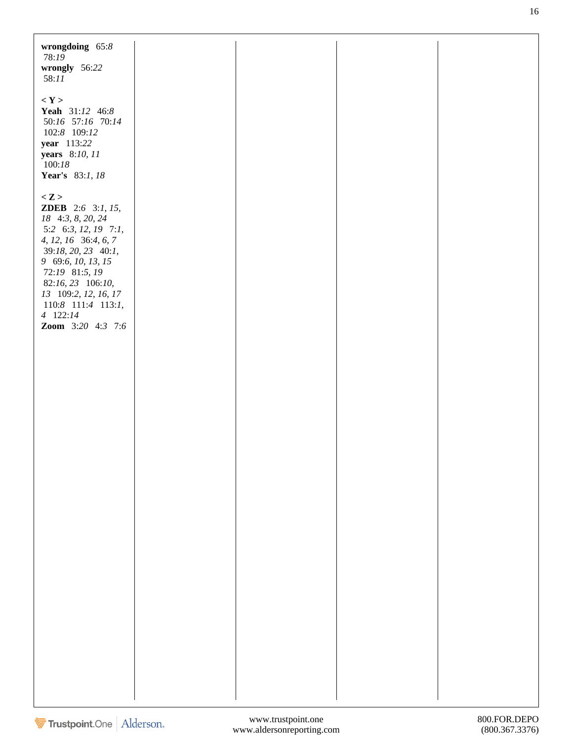**wrongdoing** 65:*8* 78:*19*
**wrongly** 56:*22* 58:*11*

< Y >
**Yeah** 31:*12* 46:*8* 50:*16* 57:*16* 70:*14* 102:*8* 109:*12*
**year** 113:*22*
**years** 8:*10*, *11* 100:*18*
**Year's** 83:*1*, *18*

< Z >
**ZDEB** 2:*6* 3:*1*, *15*, *18* 4:*3*, *8*, *20*, *24* 5:*2* 6:*3*, *12*, *19* 7:*1*, *4*, *12*, *16* 36:*4*, *6*, *7* 39:*18*, *20*, *23* 40:*1*, *9* 69:*6*, *10*, *13*, *15* 72:*19* 81:*5*, *19* 82:*16*, *23* 106:*10*, *13* 109:*2*, *12*, *16*, *17* 110:*8* 111:*4* 113:*1*, *4* 122:*14*
**Zoom** 3:*20* 4:*3* 7:*6*